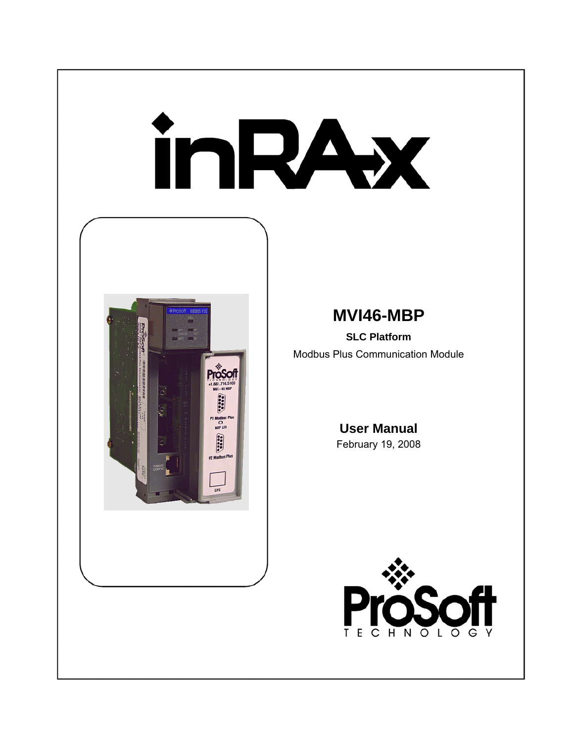# inRAx

# MVI46-MBP

**SLC Platform**

Modbus Plus Communication Module

## User Manual

February 19, 2008

ProSoft
TECHNOLOGY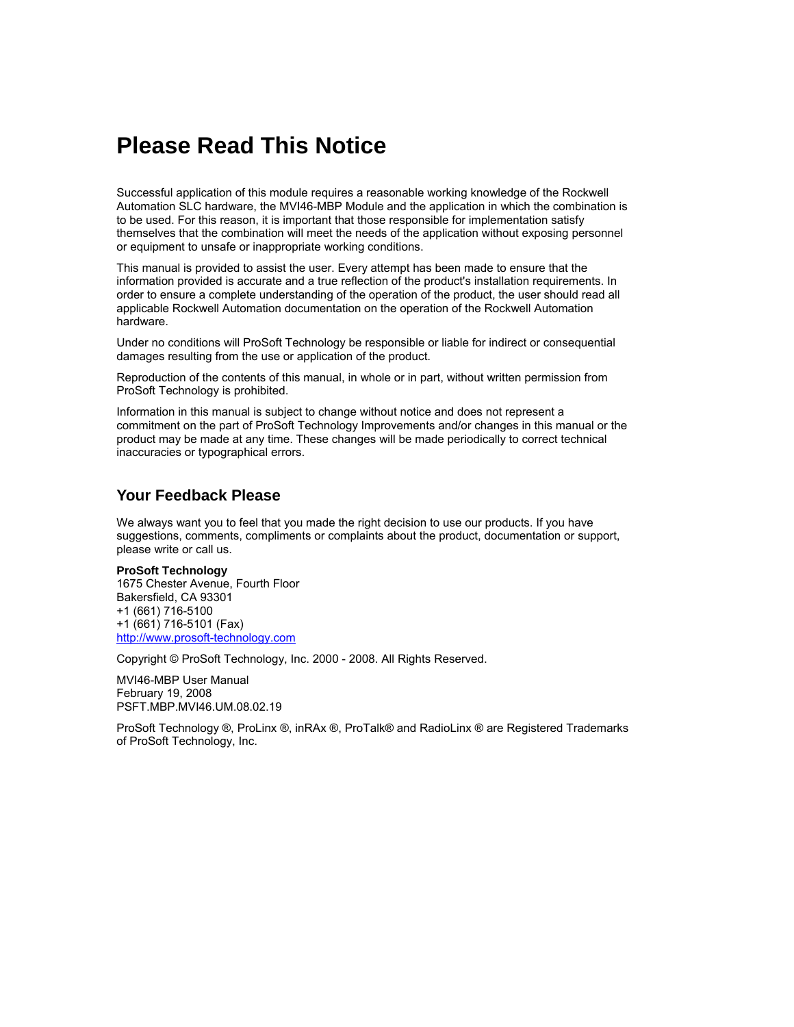# Please Read This Notice

Successful application of this module requires a reasonable working knowledge of the Rockwell Automation SLC hardware, the MVI46-MBP Module and the application in which the combination is to be used. For this reason, it is important that those responsible for implementation satisfy themselves that the combination will meet the needs of the application without exposing personnel or equipment to unsafe or inappropriate working conditions.

This manual is provided to assist the user. Every attempt has been made to ensure that the information provided is accurate and a true reflection of the product's installation requirements. In order to ensure a complete understanding of the operation of the product, the user should read all applicable Rockwell Automation documentation on the operation of the Rockwell Automation hardware.

Under no conditions will ProSoft Technology be responsible or liable for indirect or consequential damages resulting from the use or application of the product.

Reproduction of the contents of this manual, in whole or in part, without written permission from ProSoft Technology is prohibited.

Information in this manual is subject to change without notice and does not represent a commitment on the part of ProSoft Technology Improvements and/or changes in this manual or the product may be made at any time. These changes will be made periodically to correct technical inaccuracies or typographical errors.

## Your Feedback Please

We always want you to feel that you made the right decision to use our products. If you have suggestions, comments, compliments or complaints about the product, documentation or support, please write or call us.

**ProSoft Technology**
1675 Chester Avenue, Fourth Floor
Bakersfield, CA 93301
+1 (661) 716-5100
+1 (661) 716-5101 (Fax)
[http://www.prosoft-technology.com](http://www.prosoft-technology.com)

Copyright © ProSoft Technology, Inc. 2000 - 2008. All Rights Reserved.

MVI46-MBP User Manual
February 19, 2008
PSFT.MBP.MVI46.UM.08.02.19

ProSoft Technology ®, ProLinx ®, inRAx ®, ProTalk® and RadioLinx ® are Registered Trademarks of ProSoft Technology, Inc.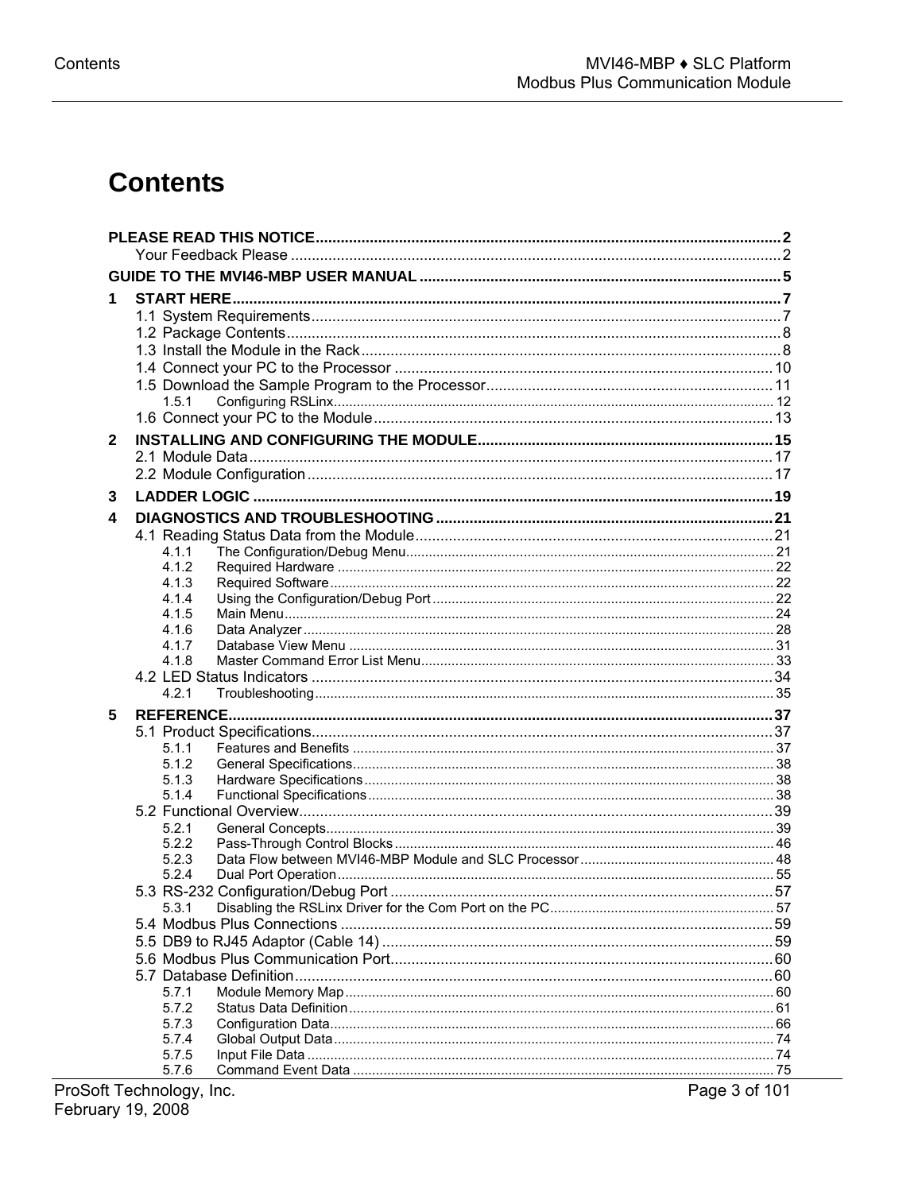# Contents

**PLEASE READ THIS NOTICE** ........ 2
Your Feedback Please ........ 2

**GUIDE TO THE MVI46-MBP USER MANUAL** ........ 5

**1 START HERE** ........ 7
1.1 System Requirements ........ 7
1.2 Package Contents ........ 8
1.3 Install the Module in the Rack ........ 8
1.4 Connect your PC to the Processor ........ 10
1.5 Download the Sample Program to the Processor ........ 11
1.5.1 Configuring RSLinx ........ 12
1.6 Connect your PC to the Module ........ 13

**2 INSTALLING AND CONFIGURING THE MODULE** ........ 15
2.1 Module Data ........ 17
2.2 Module Configuration ........ 17

**3 LADDER LOGIC** ........ 19

**4 DIAGNOSTICS AND TROUBLESHOOTING** ........ 21
4.1 Reading Status Data from the Module ........ 21
4.1.1 The Configuration/Debug Menu ........ 21
4.1.2 Required Hardware ........ 22
4.1.3 Required Software ........ 22
4.1.4 Using the Configuration/Debug Port ........ 22
4.1.5 Main Menu ........ 24
4.1.6 Data Analyzer ........ 28
4.1.7 Database View Menu ........ 31
4.1.8 Master Command Error List Menu ........ 33
4.2 LED Status Indicators ........ 34
4.2.1 Troubleshooting ........ 35

**5 REFERENCE** ........ 37
5.1 Product Specifications ........ 37
5.1.1 Features and Benefits ........ 37
5.1.2 General Specifications ........ 38
5.1.3 Hardware Specifications ........ 38
5.1.4 Functional Specifications ........ 38
5.2 Functional Overview ........ 39
5.2.1 General Concepts ........ 39
5.2.2 Pass-Through Control Blocks ........ 46
5.2.3 Data Flow between MVI46-MBP Module and SLC Processor ........ 48
5.2.4 Dual Port Operation ........ 55
5.3 RS-232 Configuration/Debug Port ........ 57
5.3.1 Disabling the RSLinx Driver for the Com Port on the PC ........ 57
5.4 Modbus Plus Connections ........ 59
5.5 DB9 to RJ45 Adaptor (Cable 14) ........ 59
5.6 Modbus Plus Communication Port ........ 60
5.7 Database Definition ........ 60
5.7.1 Module Memory Map ........ 60
5.7.2 Status Data Definition ........ 61
5.7.3 Configuration Data ........ 66
5.7.4 Global Output Data ........ 74
5.7.5 Input File Data ........ 74
5.7.6 Command Event Data ........ 75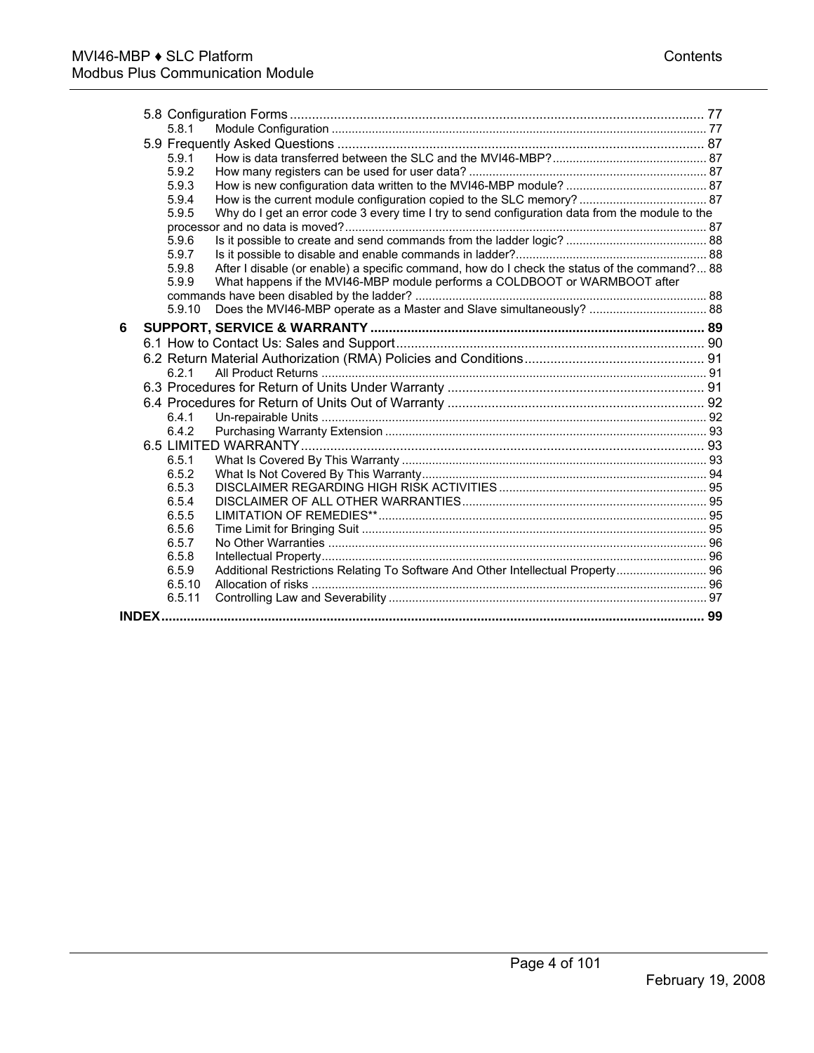5.8 Configuration Forms ........................................................................................................ 77
   5.8.1 Module Configuration ..................................................................................................... 77
5.9 Frequently Asked Questions ............................................................................................. 87
   5.9.1 How is data transferred between the SLC and the MVI46-MBP?............................................ 87
   5.9.2 How many registers can be used for user data? ..................................................................... 87
   5.9.3 How is new configuration data written to the MVI46-MBP module? ......................................... 87
   5.9.4 How is the current module configuration copied to the SLC memory? ..................................... 87
   5.9.5 Why do I get an error code 3 every time I try to send configuration data from the module to the processor and no data is moved?......................................................................................................... 87
   5.9.6 Is it possible to create and send commands from the ladder logic? ......................................... 88
   5.9.7 Is it possible to disable and enable commands in ladder?....................................................... 88
   5.9.8 After I disable (or enable) a specific command, how do I check the status of the command?... 88
   5.9.9 What happens if the MVI46-MBP module performs a COLDBOOT or WARMBOOT after commands have been disabled by the ladder? ..................................................................................... 88
   5.9.10 Does the MVI46-MBP operate as a Master and Slave simultaneously? .................................. 88

**6 SUPPORT, SERVICE & WARRANTY ........................................................................................ 89**

6.1 How to Contact Us: Sales and Support................................................................................ 90
6.2 Return Material Authorization (RMA) Policies and Conditions................................................. 91
   6.2.1 All Product Returns ................................................................................................................ 91
6.3 Procedures for Return of Units Under Warranty ..................................................................... 91
6.4 Procedures for Return of Units Out of Warranty ..................................................................... 92
   6.4.1 Un-repairable Units ................................................................................................................ 92
   6.4.2 Purchasing Warranty Extension .............................................................................................. 93
6.5 LIMITED WARRANTY........................................................................................................... 93
   6.5.1 What Is Covered By This Warranty ......................................................................................... 93
   6.5.2 What Is Not Covered By This Warranty.................................................................................... 94
   6.5.3 DISCLAIMER REGARDING HIGH RISK ACTIVITIES ............................................................. 95
   6.5.4 DISCLAIMER OF ALL OTHER WARRANTIES........................................................................ 95
   6.5.5 LIMITATION OF REMEDIES**................................................................................................. 95
   6.5.6 Time Limit for Bringing Suit ..................................................................................................... 95
   6.5.7 No Other Warranties ............................................................................................................... 96
   6.5.8 Intellectual Property................................................................................................................. 96
   6.5.9 Additional Restrictions Relating To Software And Other Intellectual Property.......................... 96
   6.5.10 Allocation of risks .................................................................................................................... 96
   6.5.11 Controlling Law and Severability ............................................................................................. 97

**INDEX.................................................................................................................................... 99**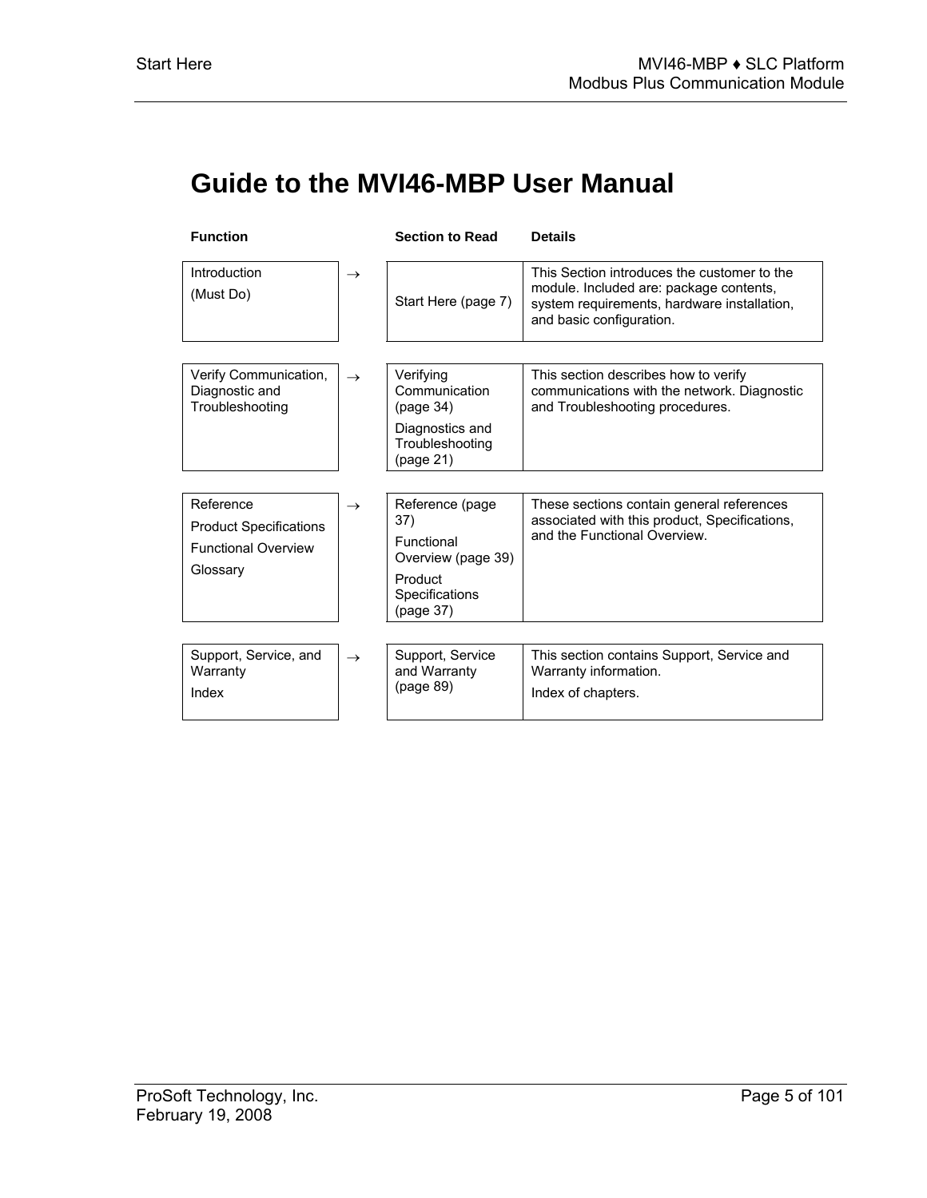# Guide to the MVI46-MBP User Manual

| Function | | Section to Read | Details |
|---|---|---|---|
| Introduction<br>(Must Do) | → | Start Here (page 7) | This Section introduces the customer to the module. Included are: package contents, system requirements, hardware installation, and basic configuration. |
| Verify Communication, Diagnostic and Troubleshooting | → | Verifying Communication (page 34)<br>Diagnostics and Troubleshooting (page 21) | This section describes how to verify communications with the network. Diagnostic and Troubleshooting procedures. |
| Reference<br>Product Specifications<br>Functional Overview<br>Glossary | → | Reference (page 37)<br>Functional Overview (page 39)<br>Product Specifications (page 37) | These sections contain general references associated with this product, Specifications, and the Functional Overview. |
| Support, Service, and Warranty<br>Index | → | Support, Service and Warranty (page 89) | This section contains Support, Service and Warranty information.<br>Index of chapters. |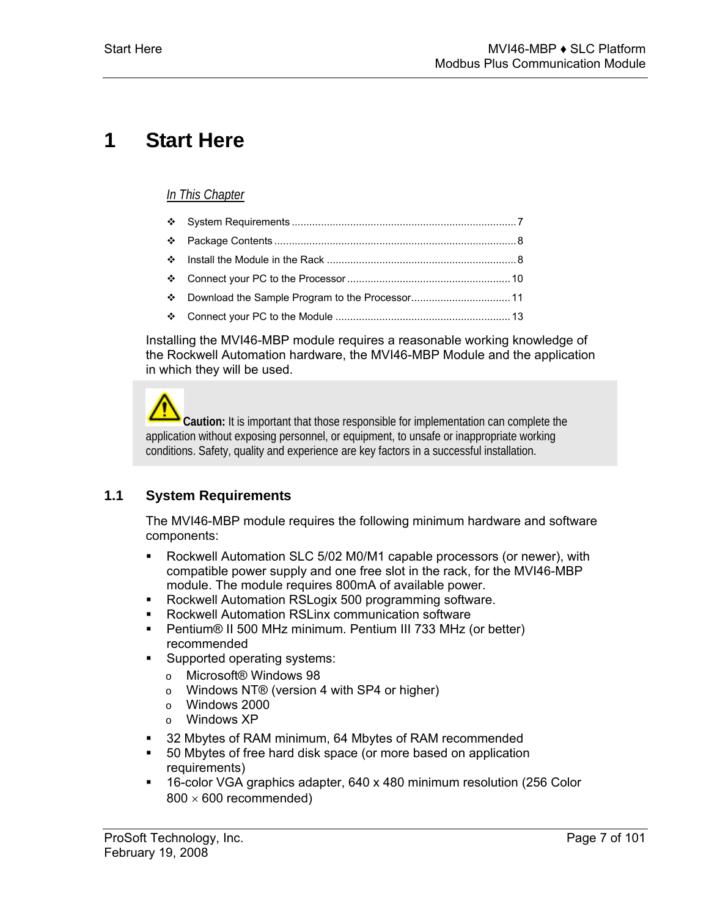# 1 Start Here

*In This Chapter*

- System Requirements ............................................................................7
- Package Contents ..................................................................................8
- Install the Module in the Rack ................................................................8
- Connect your PC to the Processor .......................................................10
- Download the Sample Program to the Processor.................................11
- Connect your PC to the Module ...........................................................13

Installing the MVI46-MBP module requires a reasonable working knowledge of the Rockwell Automation hardware, the MVI46-MBP Module and the application in which they will be used.

**Caution:** It is important that those responsible for implementation can complete the application without exposing personnel, or equipment, to unsafe or inappropriate working conditions. Safety, quality and experience are key factors in a successful installation.

## 1.1 System Requirements

The MVI46-MBP module requires the following minimum hardware and software components:

- Rockwell Automation SLC 5/02 M0/M1 capable processors (or newer), with compatible power supply and one free slot in the rack, for the MVI46-MBP module. The module requires 800mA of available power.
- Rockwell Automation RSLogix 500 programming software.
- Rockwell Automation RSLinx communication software
- Pentium® II 500 MHz minimum. Pentium III 733 MHz (or better) recommended
- Supported operating systems:
  - Microsoft® Windows 98
  - Windows NT® (version 4 with SP4 or higher)
  - Windows 2000
  - Windows XP
- 32 Mbytes of RAM minimum, 64 Mbytes of RAM recommended
- 50 Mbytes of free hard disk space (or more based on application requirements)
- 16-color VGA graphics adapter, 640 x 480 minimum resolution (256 Color 800 × 600 recommended)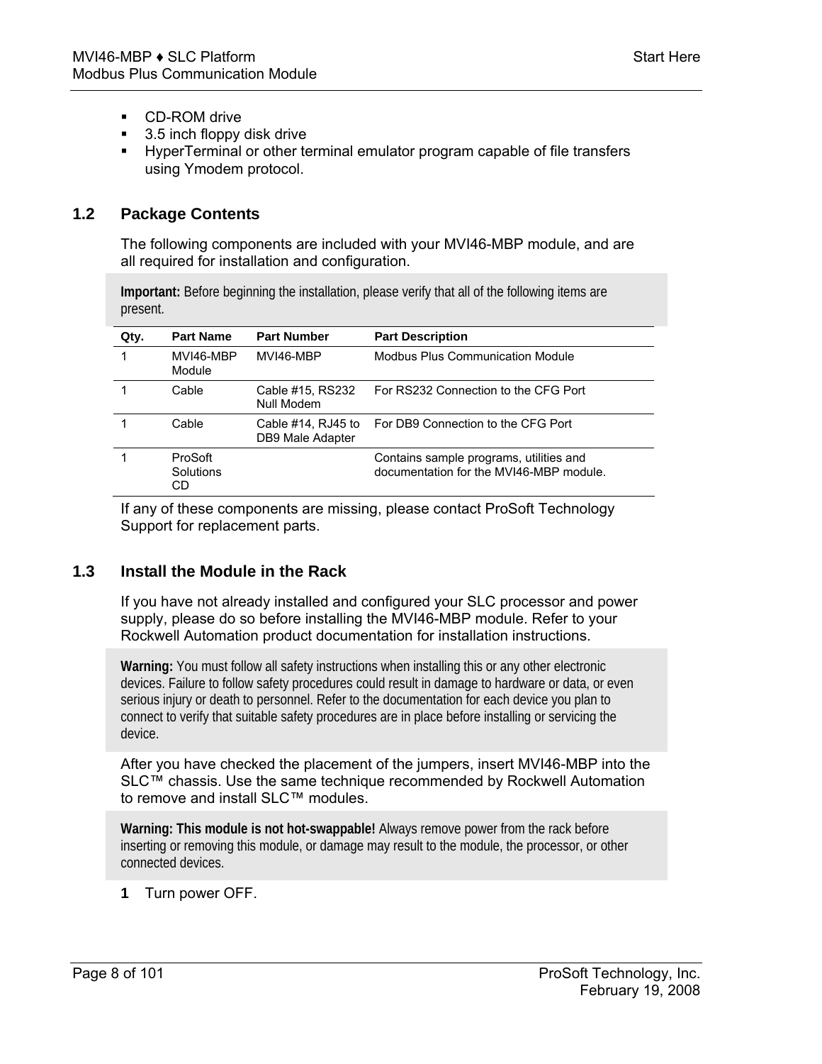- CD-ROM drive
- 3.5 inch floppy disk drive
- HyperTerminal or other terminal emulator program capable of file transfers using Ymodem protocol.

## 1.2 Package Contents

The following components are included with your MVI46-MBP module, and are all required for installation and configuration.

> **Important:** Before beginning the installation, please verify that all of the following items are present.

| Qty. | Part Name | Part Number | Part Description |
|---|---|---|---|
| 1 | MVI46-MBP Module | MVI46-MBP | Modbus Plus Communication Module |
| 1 | Cable | Cable #15, RS232 Null Modem | For RS232 Connection to the CFG Port |
| 1 | Cable | Cable #14, RJ45 to DB9 Male Adapter | For DB9 Connection to the CFG Port |
| 1 | ProSoft Solutions CD | | Contains sample programs, utilities and documentation for the MVI46-MBP module. |

If any of these components are missing, please contact ProSoft Technology Support for replacement parts.

## 1.3 Install the Module in the Rack

If you have not already installed and configured your SLC processor and power supply, please do so before installing the MVI46-MBP module. Refer to your Rockwell Automation product documentation for installation instructions.

> **Warning:** You must follow all safety instructions when installing this or any other electronic devices. Failure to follow safety procedures could result in damage to hardware or data, or even serious injury or death to personnel. Refer to the documentation for each device you plan to connect to verify that suitable safety procedures are in place before installing or servicing the device.

After you have checked the placement of the jumpers, insert MVI46-MBP into the SLC™ chassis. Use the same technique recommended by Rockwell Automation to remove and install SLC™ modules.

> **Warning: This module is not hot-swappable!** Always remove power from the rack before inserting or removing this module, or damage may result to the module, the processor, or other connected devices.

**1** Turn power OFF.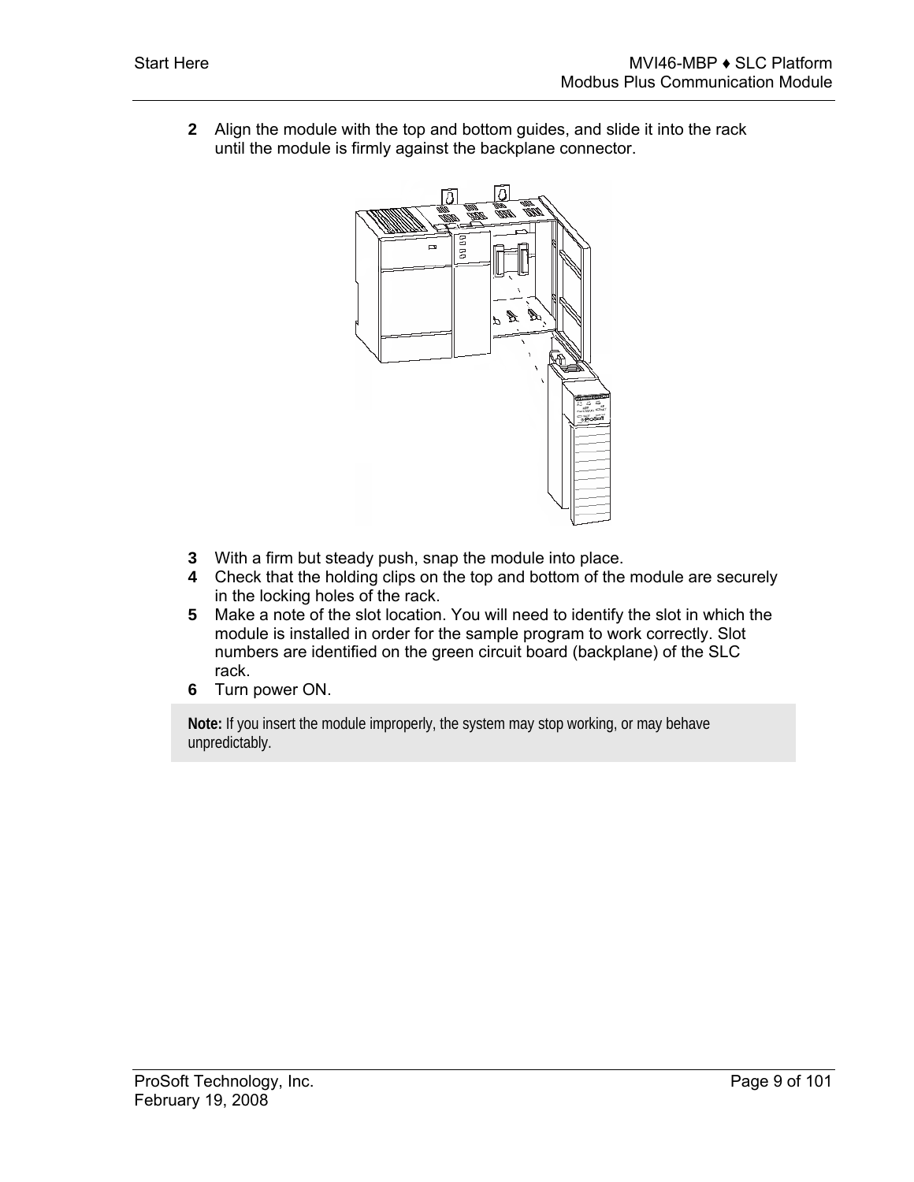2. Align the module with the top and bottom guides, and slide it into the rack until the module is firmly against the backplane connector.

3. With a firm but steady push, snap the module into place.
4. Check that the holding clips on the top and bottom of the module are securely in the locking holes of the rack.
5. Make a note of the slot location. You will need to identify the slot in which the module is installed in order for the sample program to work correctly. Slot numbers are identified on the green circuit board (backplane) of the SLC rack.
6. Turn power ON.

**Note:** If you insert the module improperly, the system may stop working, or may behave unpredictably.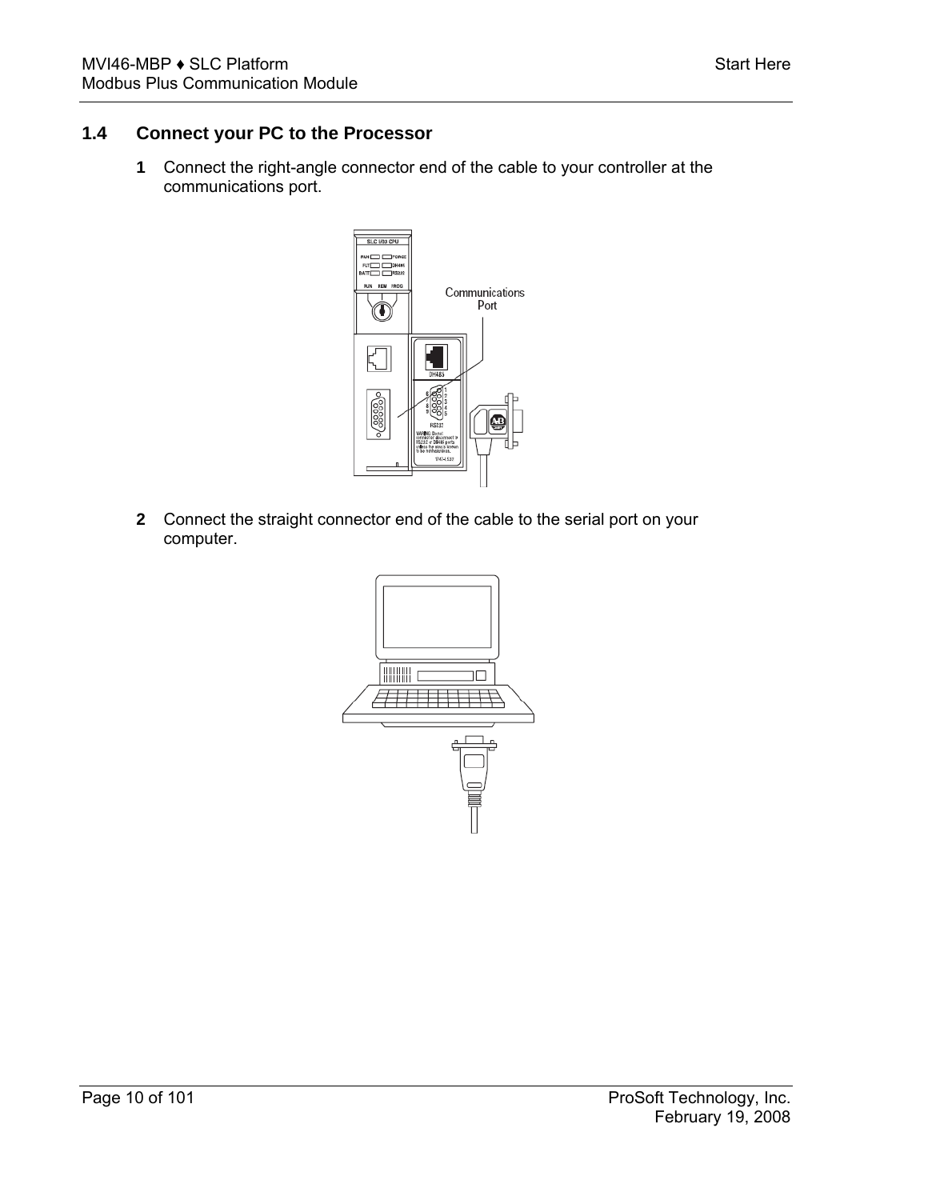## 1.4 Connect your PC to the Processor

1. Connect the right-angle connector end of the cable to your controller at the communications port.

Communications Port

2. Connect the straight connector end of the cable to the serial port on your computer.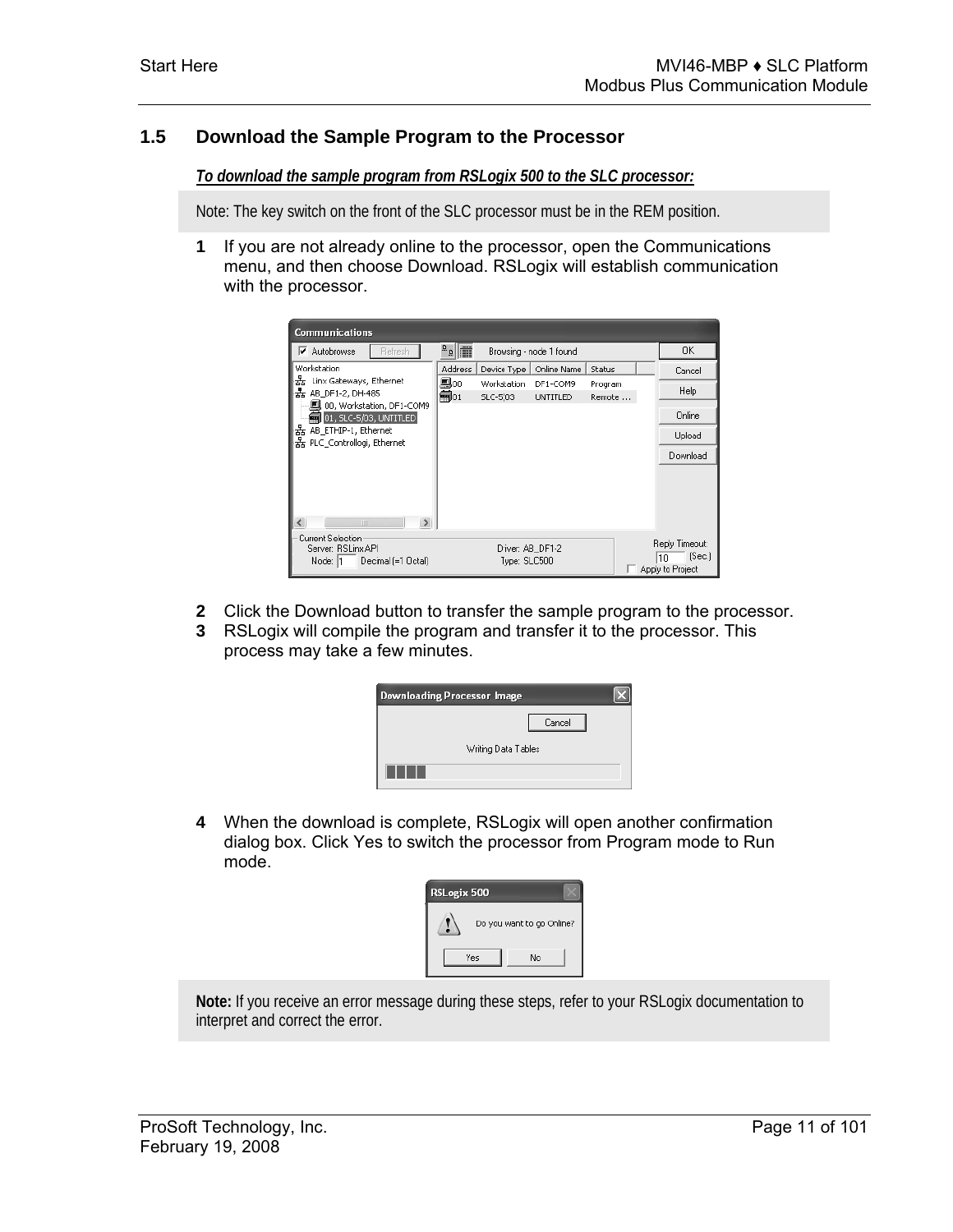## 1.5 Download the Sample Program to the Processor

***To download the sample program from RSLogix 500 to the SLC processor:***

Note: The key switch on the front of the SLC processor must be in the REM position.

1. If you are not already online to the processor, open the Communications menu, and then choose Download. RSLogix will establish communication with the processor.

2. Click the Download button to transfer the sample program to the processor.
3. RSLogix will compile the program and transfer it to the processor. This process may take a few minutes.

4. When the download is complete, RSLogix will open another confirmation dialog box. Click Yes to switch the processor from Program mode to Run mode.

**Note:** If you receive an error message during these steps, refer to your RSLogix documentation to interpret and correct the error.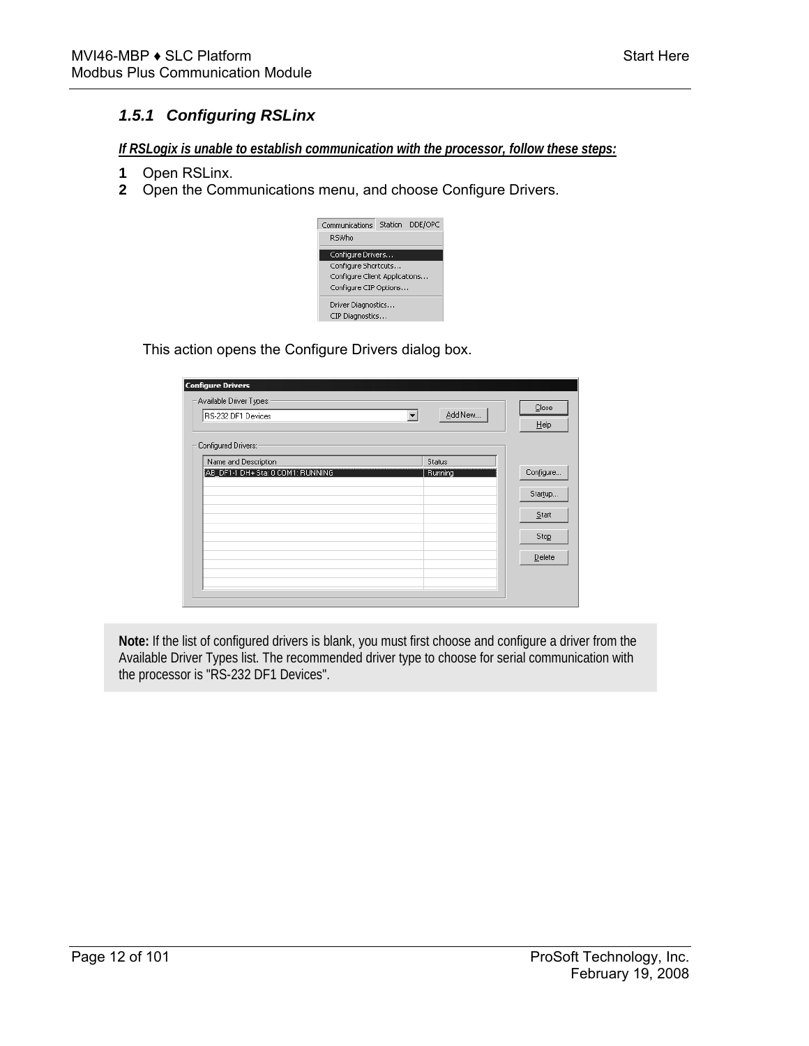### 1.5.1 Configuring RSLinx

***If RSLogix is unable to establish communication with the processor, follow these steps:***

1. Open RSLinx.
2. Open the Communications menu, and choose Configure Drivers.

This action opens the Configure Drivers dialog box.

**Note:** If the list of configured drivers is blank, you must first choose and configure a driver from the Available Driver Types list. The recommended driver type to choose for serial communication with the processor is "RS-232 DF1 Devices".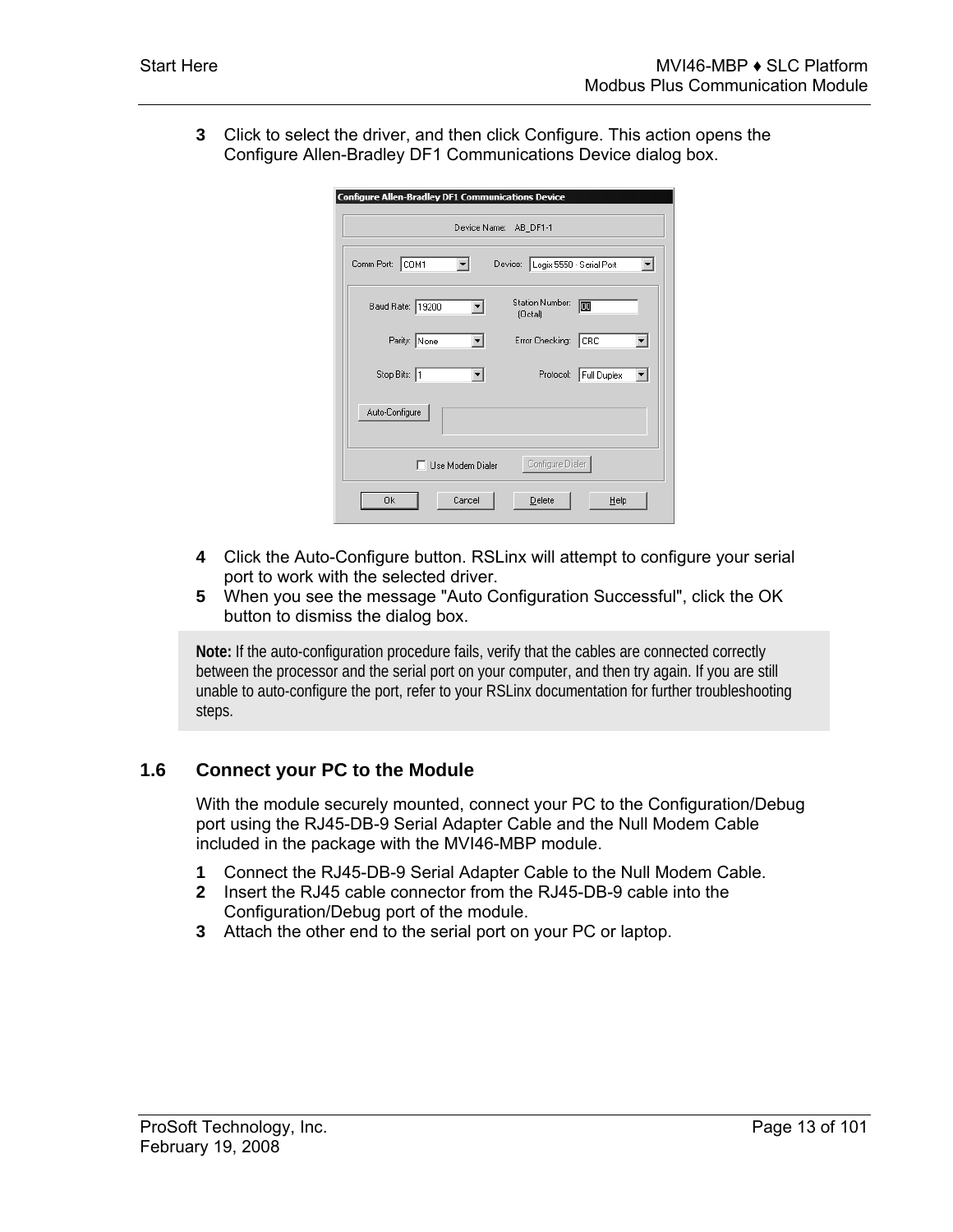3 Click to select the driver, and then click Configure. This action opens the Configure Allen-Bradley DF1 Communications Device dialog box.

4 Click the Auto-Configure button. RSLinx will attempt to configure your serial port to work with the selected driver.
5 When you see the message "Auto Configuration Successful", click the OK button to dismiss the dialog box.

**Note:** If the auto-configuration procedure fails, verify that the cables are connected correctly between the processor and the serial port on your computer, and then try again. If you are still unable to auto-configure the port, refer to your RSLinx documentation for further troubleshooting steps.

## 1.6 Connect your PC to the Module

With the module securely mounted, connect your PC to the Configuration/Debug port using the RJ45-DB-9 Serial Adapter Cable and the Null Modem Cable included in the package with the MVI46-MBP module.

1 Connect the RJ45-DB-9 Serial Adapter Cable to the Null Modem Cable.
2 Insert the RJ45 cable connector from the RJ45-DB-9 cable into the Configuration/Debug port of the module.
3 Attach the other end to the serial port on your PC or laptop.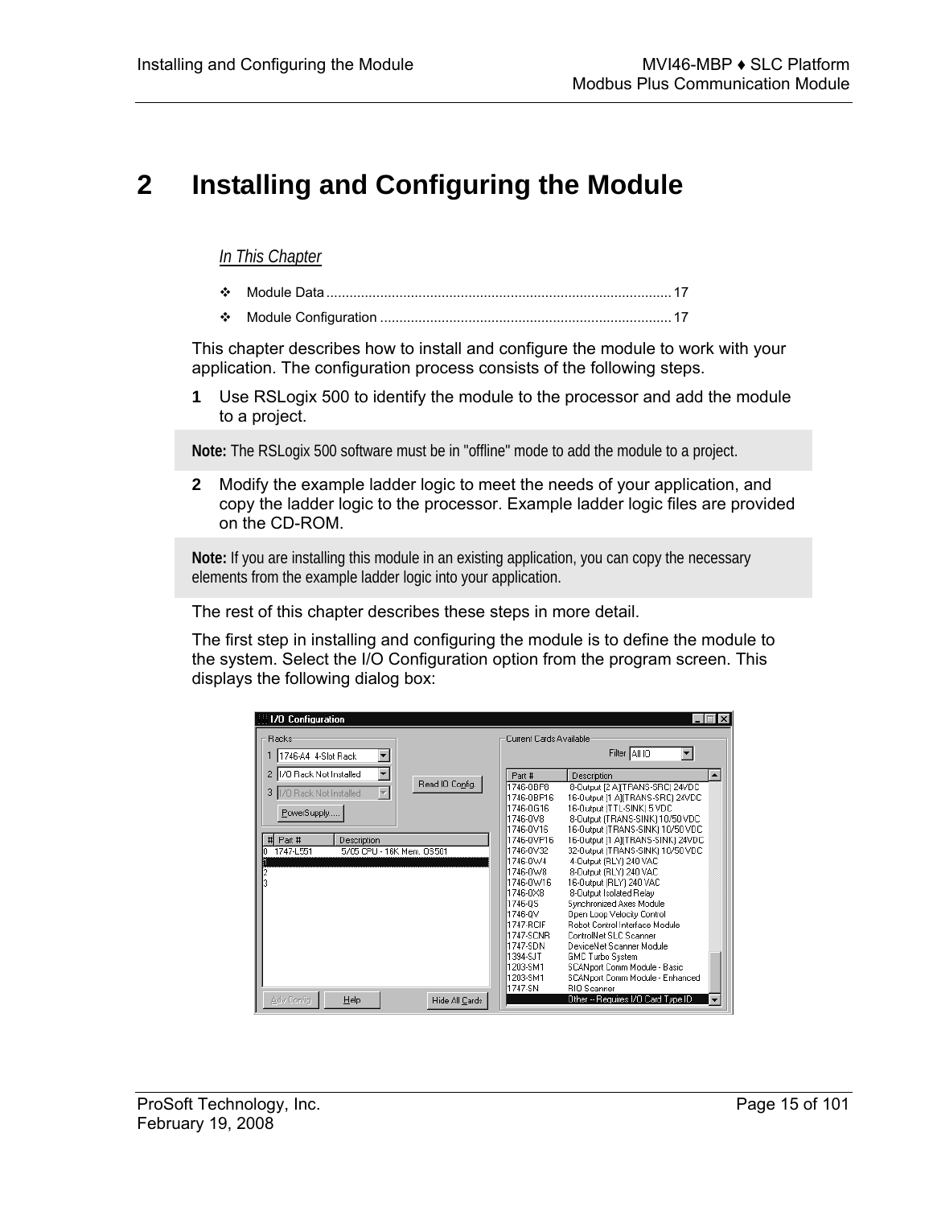# 2 Installing and Configuring the Module

*In This Chapter*

- Module Data ........................................................................................ 17
- Module Configuration ........................................................................... 17

This chapter describes how to install and configure the module to work with your application. The configuration process consists of the following steps.

**1** Use RSLogix 500 to identify the module to the processor and add the module to a project.

**Note:** The RSLogix 500 software must be in "offline" mode to add the module to a project.

**2** Modify the example ladder logic to meet the needs of your application, and copy the ladder logic to the processor. Example ladder logic files are provided on the CD-ROM.

**Note:** If you are installing this module in an existing application, you can copy the necessary elements from the example ladder logic into your application.

The rest of this chapter describes these steps in more detail.

The first step in installing and configuring the module is to define the module to the system. Select the I/O Configuration option from the program screen. This displays the following dialog box: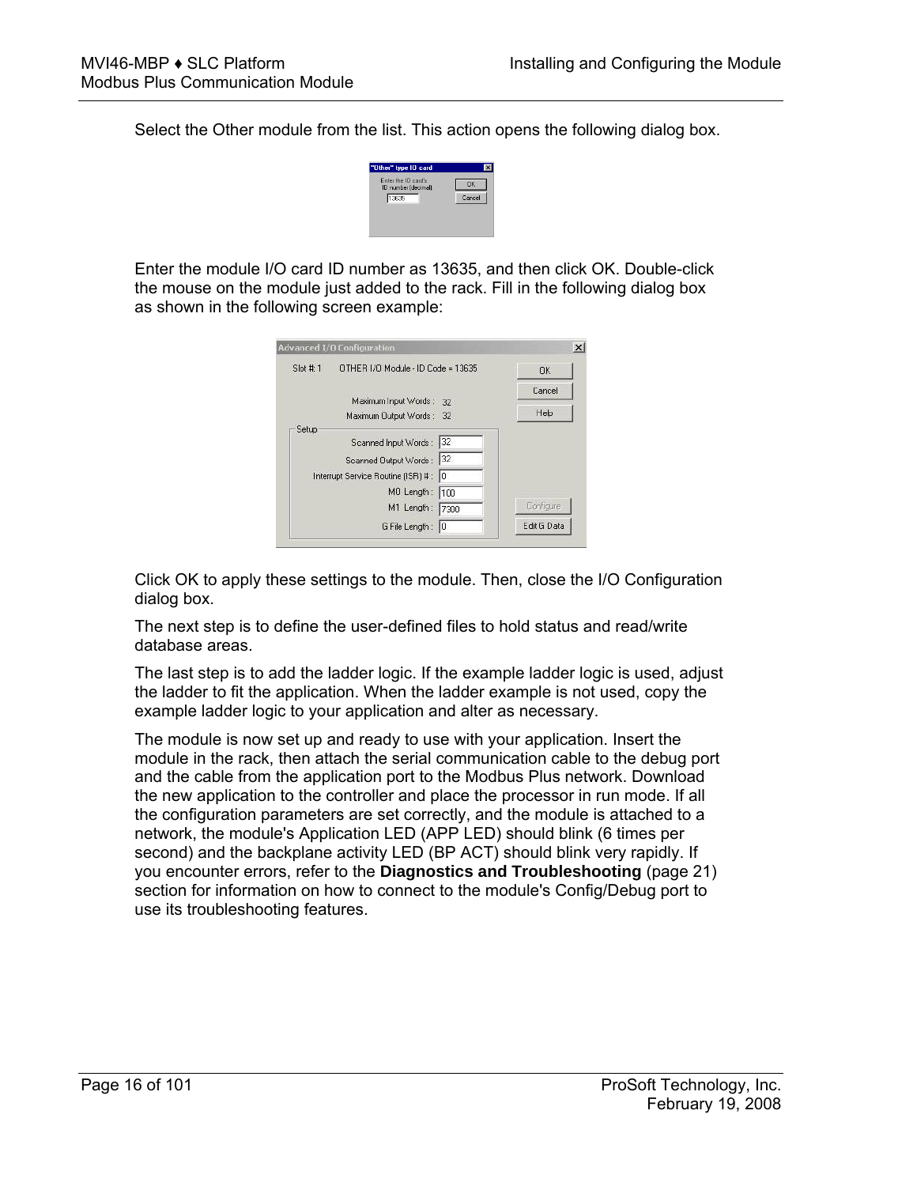Select the Other module from the list. This action opens the following dialog box.

Enter the module I/O card ID number as 13635, and then click OK. Double-click the mouse on the module just added to the rack. Fill in the following dialog box as shown in the following screen example:

Click OK to apply these settings to the module. Then, close the I/O Configuration dialog box.

The next step is to define the user-defined files to hold status and read/write database areas.

The last step is to add the ladder logic. If the example ladder logic is used, adjust the ladder to fit the application. When the ladder example is not used, copy the example ladder logic to your application and alter as necessary.

The module is now set up and ready to use with your application. Insert the module in the rack, then attach the serial communication cable to the debug port and the cable from the application port to the Modbus Plus network. Download the new application to the controller and place the processor in run mode. If all the configuration parameters are set correctly, and the module is attached to a network, the module's Application LED (APP LED) should blink (6 times per second) and the backplane activity LED (BP ACT) should blink very rapidly. If you encounter errors, refer to the **Diagnostics and Troubleshooting** (page 21) section for information on how to connect to the module's Config/Debug port to use its troubleshooting features.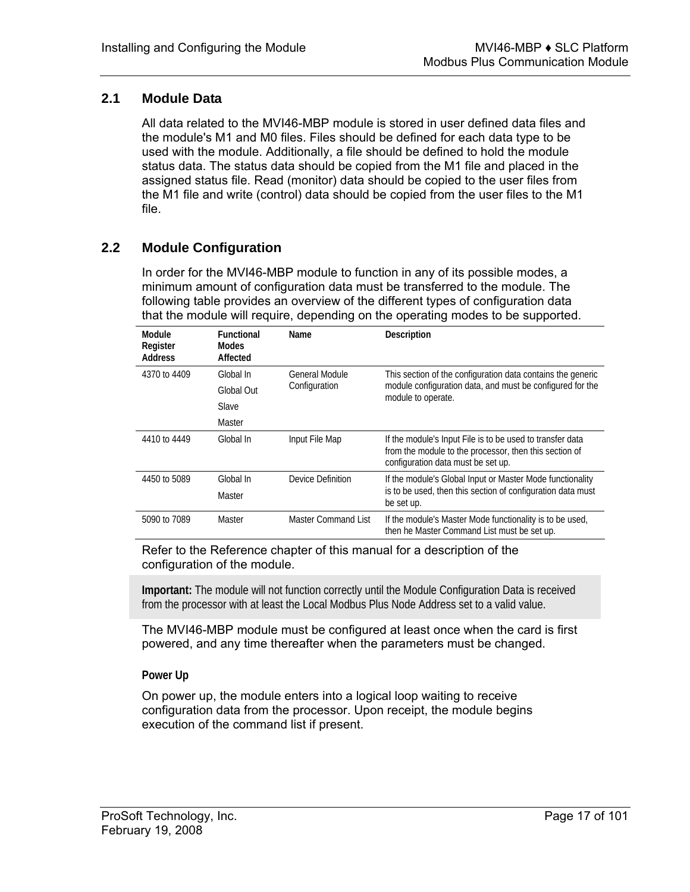## 2.1 Module Data

All data related to the MVI46-MBP module is stored in user defined data files and the module's M1 and M0 files. Files should be defined for each data type to be used with the module. Additionally, a file should be defined to hold the module status data. The status data should be copied from the M1 file and placed in the assigned status file. Read (monitor) data should be copied to the user files from the M1 file and write (control) data should be copied from the user files to the M1 file.

## 2.2 Module Configuration

In order for the MVI46-MBP module to function in any of its possible modes, a minimum amount of configuration data must be transferred to the module. The following table provides an overview of the different types of configuration data that the module will require, depending on the operating modes to be supported.

| Module Register Address | Functional Modes Affected | Name | Description |
|---|---|---|---|
| 4370 to 4409 | Global In<br>Global Out<br>Slave<br>Master | General Module Configuration | This section of the configuration data contains the generic module configuration data, and must be configured for the module to operate. |
| 4410 to 4449 | Global In | Input File Map | If the module's Input File is to be used to transfer data from the module to the processor, then this section of configuration data must be set up. |
| 4450 to 5089 | Global In<br>Master | Device Definition | If the module's Global Input or Master Mode functionality is to be used, then this section of configuration data must be set up. |
| 5090 to 7089 | Master | Master Command List | If the module's Master Mode functionality is to be used, then he Master Command List must be set up. |

Refer to the Reference chapter of this manual for a description of the configuration of the module.

> **Important:** The module will not function correctly until the Module Configuration Data is received from the processor with at least the Local Modbus Plus Node Address set to a valid value.

The MVI46-MBP module must be configured at least once when the card is first powered, and any time thereafter when the parameters must be changed.

**Power Up**

On power up, the module enters into a logical loop waiting to receive configuration data from the processor. Upon receipt, the module begins execution of the command list if present.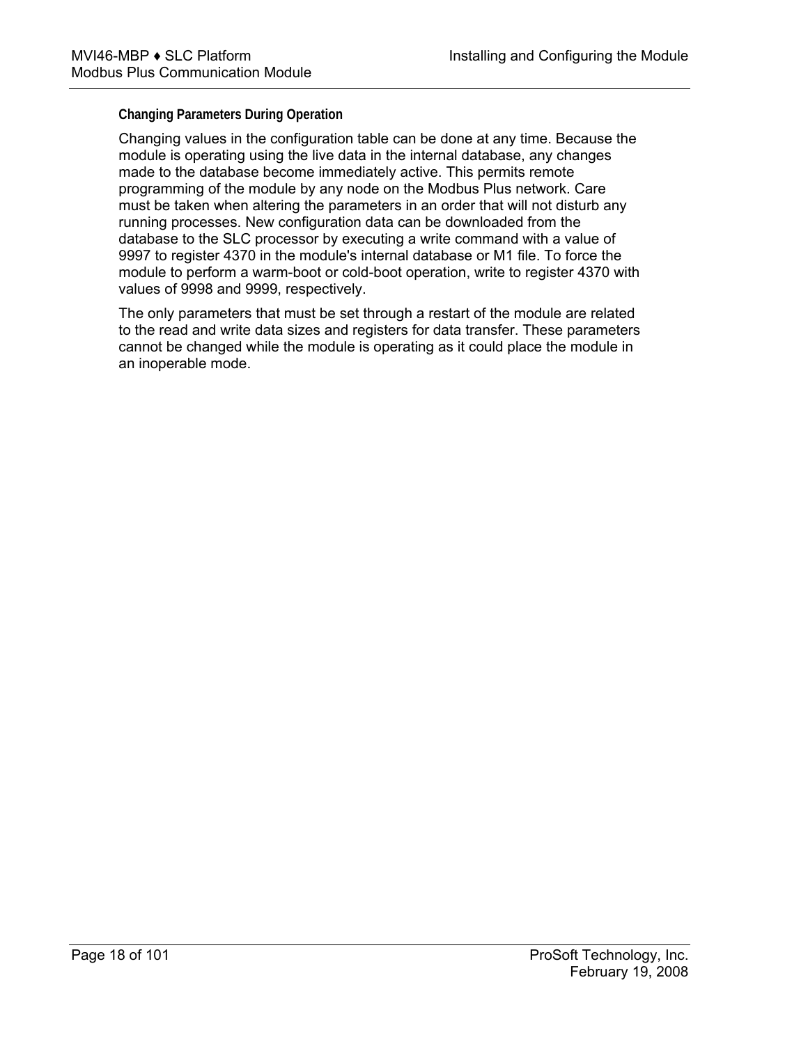#### Changing Parameters During Operation

Changing values in the configuration table can be done at any time. Because the module is operating using the live data in the internal database, any changes made to the database become immediately active. This permits remote programming of the module by any node on the Modbus Plus network. Care must be taken when altering the parameters in an order that will not disturb any running processes. New configuration data can be downloaded from the database to the SLC processor by executing a write command with a value of 9997 to register 4370 in the module's internal database or M1 file. To force the module to perform a warm-boot or cold-boot operation, write to register 4370 with values of 9998 and 9999, respectively.

The only parameters that must be set through a restart of the module are related to the read and write data sizes and registers for data transfer. These parameters cannot be changed while the module is operating as it could place the module in an inoperable mode.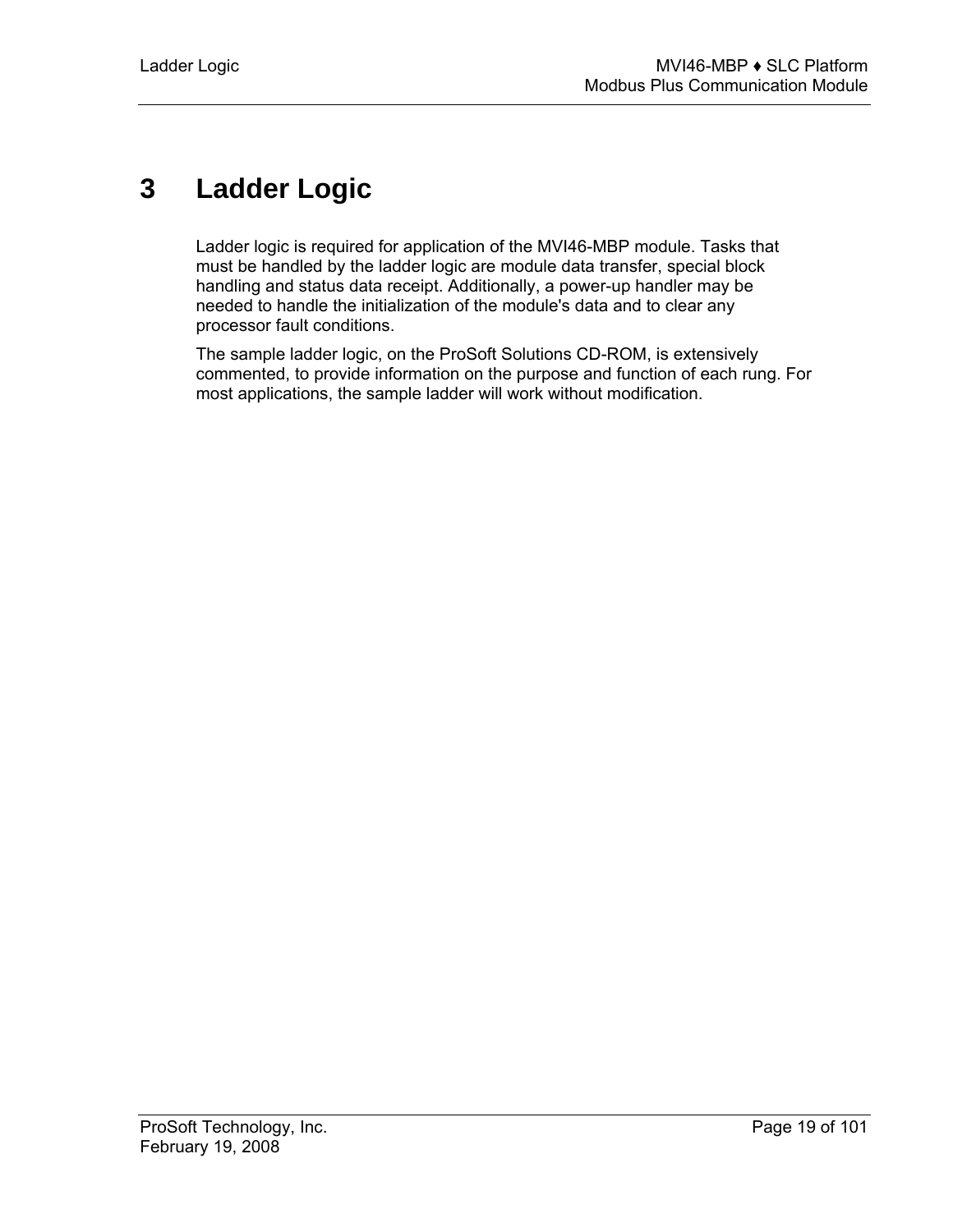# 3 Ladder Logic

Ladder logic is required for application of the MVI46-MBP module. Tasks that must be handled by the ladder logic are module data transfer, special block handling and status data receipt. Additionally, a power-up handler may be needed to handle the initialization of the module's data and to clear any processor fault conditions.

The sample ladder logic, on the ProSoft Solutions CD-ROM, is extensively commented, to provide information on the purpose and function of each rung. For most applications, the sample ladder will work without modification.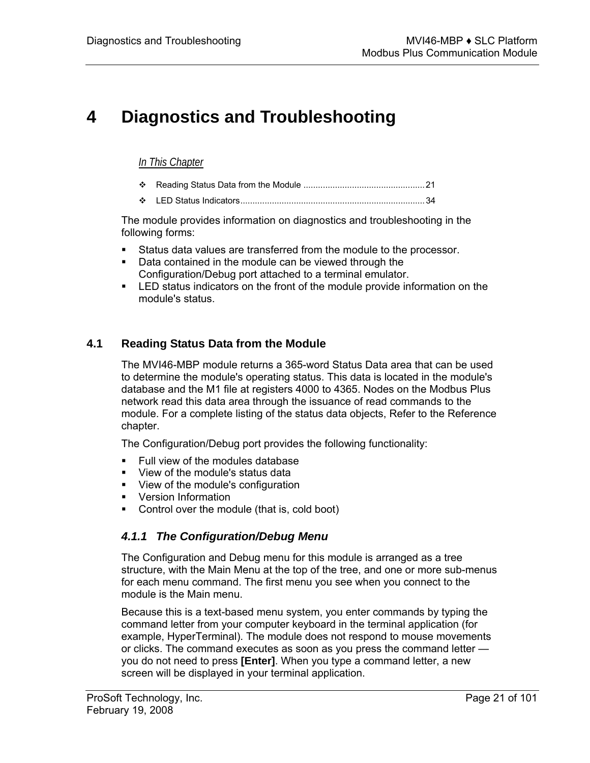# 4 Diagnostics and Troubleshooting

*In This Chapter*

- Reading Status Data from the Module .................................................21
- LED Status Indicators...........................................................................34

The module provides information on diagnostics and troubleshooting in the following forms:

- Status data values are transferred from the module to the processor.
- Data contained in the module can be viewed through the Configuration/Debug port attached to a terminal emulator.
- LED status indicators on the front of the module provide information on the module's status.

## 4.1 Reading Status Data from the Module

The MVI46-MBP module returns a 365-word Status Data area that can be used to determine the module's operating status. This data is located in the module's database and the M1 file at registers 4000 to 4365. Nodes on the Modbus Plus network read this data area through the issuance of read commands to the module. For a complete listing of the status data objects, Refer to the Reference chapter.

The Configuration/Debug port provides the following functionality:

- Full view of the modules database
- View of the module's status data
- View of the module's configuration
- Version Information
- Control over the module (that is, cold boot)

### *4.1.1 The Configuration/Debug Menu*

The Configuration and Debug menu for this module is arranged as a tree structure, with the Main Menu at the top of the tree, and one or more sub-menus for each menu command. The first menu you see when you connect to the module is the Main menu.

Because this is a text-based menu system, you enter commands by typing the command letter from your computer keyboard in the terminal application (for example, HyperTerminal). The module does not respond to mouse movements or clicks. The command executes as soon as you press the command letter — you do not need to press **[Enter]**. When you type a command letter, a new screen will be displayed in your terminal application.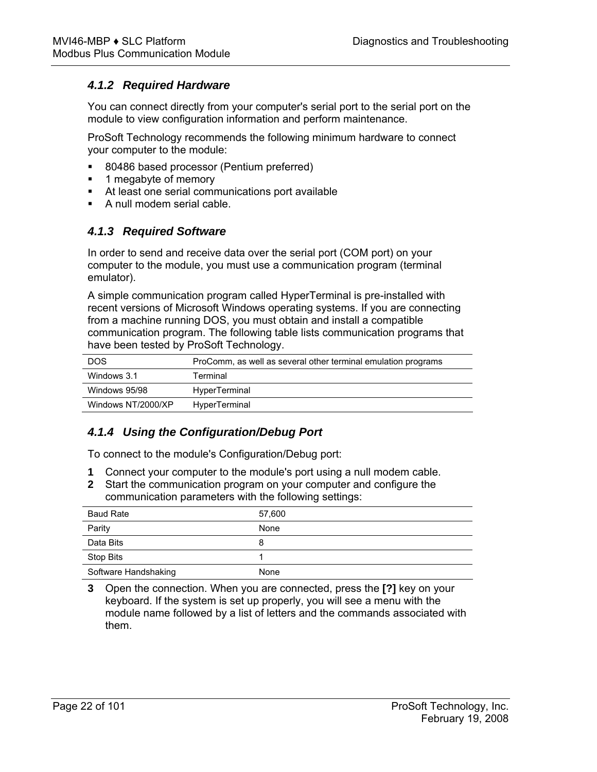### 4.1.2 Required Hardware

You can connect directly from your computer's serial port to the serial port on the module to view configuration information and perform maintenance.

ProSoft Technology recommends the following minimum hardware to connect your computer to the module:

- 80486 based processor (Pentium preferred)
- 1 megabyte of memory
- At least one serial communications port available
- A null modem serial cable.

### 4.1.3 Required Software

In order to send and receive data over the serial port (COM port) on your computer to the module, you must use a communication program (terminal emulator).

A simple communication program called HyperTerminal is pre-installed with recent versions of Microsoft Windows operating systems. If you are connecting from a machine running DOS, you must obtain and install a compatible communication program. The following table lists communication programs that have been tested by ProSoft Technology.

| | |
|---|---|
| DOS | ProComm, as well as several other terminal emulation programs |
| Windows 3.1 | Terminal |
| Windows 95/98 | HyperTerminal |
| Windows NT/2000/XP | HyperTerminal |

### 4.1.4 Using the Configuration/Debug Port

To connect to the module's Configuration/Debug port:

1. Connect your computer to the module's port using a null modem cable.
2. Start the communication program on your computer and configure the communication parameters with the following settings:

| | |
|---|---|
| Baud Rate | 57,600 |
| Parity | None |
| Data Bits | 8 |
| Stop Bits | 1 |
| Software Handshaking | None |

3. Open the connection. When you are connected, press the **[?]** key on your keyboard. If the system is set up properly, you will see a menu with the module name followed by a list of letters and the commands associated with them.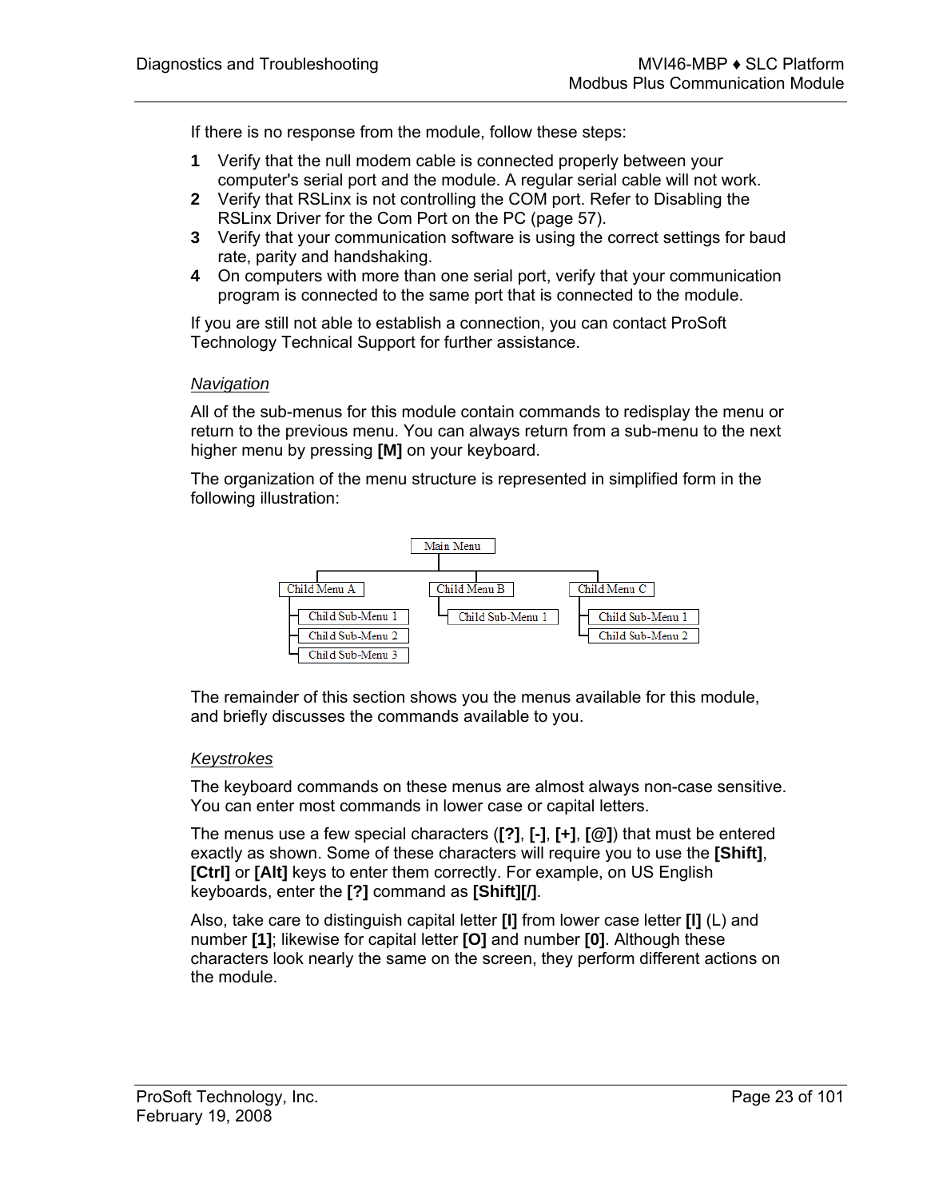If there is no response from the module, follow these steps:

1. Verify that the null modem cable is connected properly between your computer's serial port and the module. A regular serial cable will not work.
2. Verify that RSLinx is not controlling the COM port. Refer to Disabling the RSLinx Driver for the Com Port on the PC (page 57).
3. Verify that your communication software is using the correct settings for baud rate, parity and handshaking.
4. On computers with more than one serial port, verify that your communication program is connected to the same port that is connected to the module.

If you are still not able to establish a connection, you can contact ProSoft Technology Technical Support for further assistance.

*Navigation*

All of the sub-menus for this module contain commands to redisplay the menu or return to the previous menu. You can always return from a sub-menu to the next higher menu by pressing **[M]** on your keyboard.

The organization of the menu structure is represented in simplified form in the following illustration:

Main Menu
Child Menu A
Child Sub-Menu 1
Child Sub-Menu 2
Child Sub-Menu 3
Child Menu B
Child Sub-Menu 1
Child Menu C
Child Sub-Menu 1
Child Sub-Menu 2

The remainder of this section shows you the menus available for this module, and briefly discusses the commands available to you.

*Keystrokes*

The keyboard commands on these menus are almost always non-case sensitive. You can enter most commands in lower case or capital letters.

The menus use a few special characters (**[?]**, **[-]**, **[+]**, **[@]**) that must be entered exactly as shown. Some of these characters will require you to use the **[Shift]**, **[Ctrl]** or **[Alt]** keys to enter them correctly. For example, on US English keyboards, enter the **[?]** command as **[Shift][/]**.

Also, take care to distinguish capital letter **[I]** from lower case letter **[l]** (L) and number **[1]**; likewise for capital letter **[O]** and number **[0]**. Although these characters look nearly the same on the screen, they perform different actions on the module.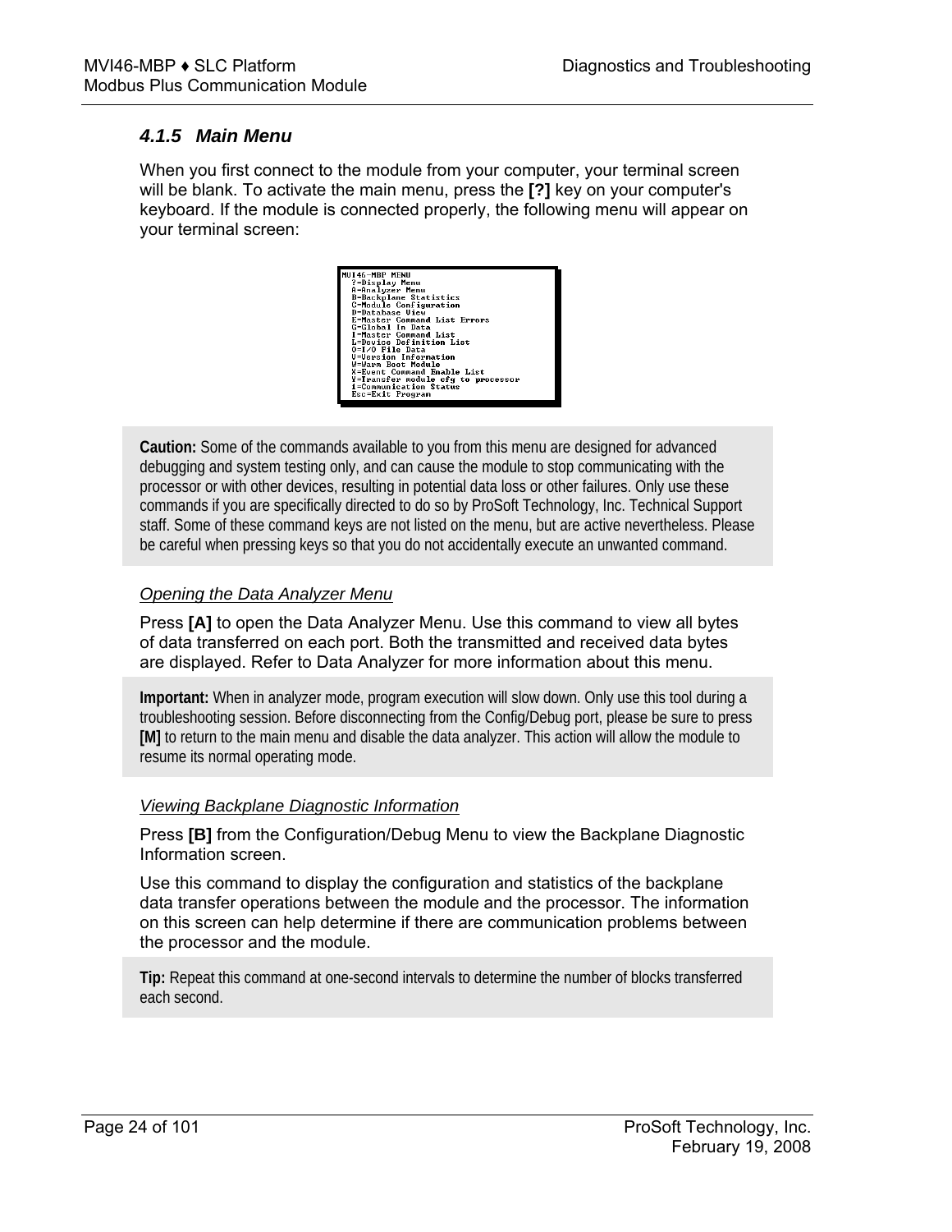### 4.1.5 Main Menu

When you first connect to the module from your computer, your terminal screen will be blank. To activate the main menu, press the **[?]** key on your computer's keyboard. If the module is connected properly, the following menu will appear on your terminal screen:

```
MVI46-MBP MENU
 ?=Display Menu
 A=Analyzer Menu
 B=Backplane Statistics
 C=Module Configuration
 D=Database View
 E=Master Command List Errors
 G=Global In Data
 I=Master Command List
 L=Device Definition List
 O=I/O File Data
 V=Version Information
 W=Warm Boot Module
 X=Event Command Enable List
 Y=Transfer module cfg to processor
 1=Communication Status
 Esc=Exit Program
```

**Caution:** Some of the commands available to you from this menu are designed for advanced debugging and system testing only, and can cause the module to stop communicating with the processor or with other devices, resulting in potential data loss or other failures. Only use these commands if you are specifically directed to do so by ProSoft Technology, Inc. Technical Support staff. Some of these command keys are not listed on the menu, but are active nevertheless. Please be careful when pressing keys so that you do not accidentally execute an unwanted command.

*Opening the Data Analyzer Menu*

Press **[A]** to open the Data Analyzer Menu. Use this command to view all bytes of data transferred on each port. Both the transmitted and received data bytes are displayed. Refer to Data Analyzer for more information about this menu.

**Important:** When in analyzer mode, program execution will slow down. Only use this tool during a troubleshooting session. Before disconnecting from the Config/Debug port, please be sure to press **[M]** to return to the main menu and disable the data analyzer. This action will allow the module to resume its normal operating mode.

*Viewing Backplane Diagnostic Information*

Press **[B]** from the Configuration/Debug Menu to view the Backplane Diagnostic Information screen.

Use this command to display the configuration and statistics of the backplane data transfer operations between the module and the processor. The information on this screen can help determine if there are communication problems between the processor and the module.

**Tip:** Repeat this command at one-second intervals to determine the number of blocks transferred each second.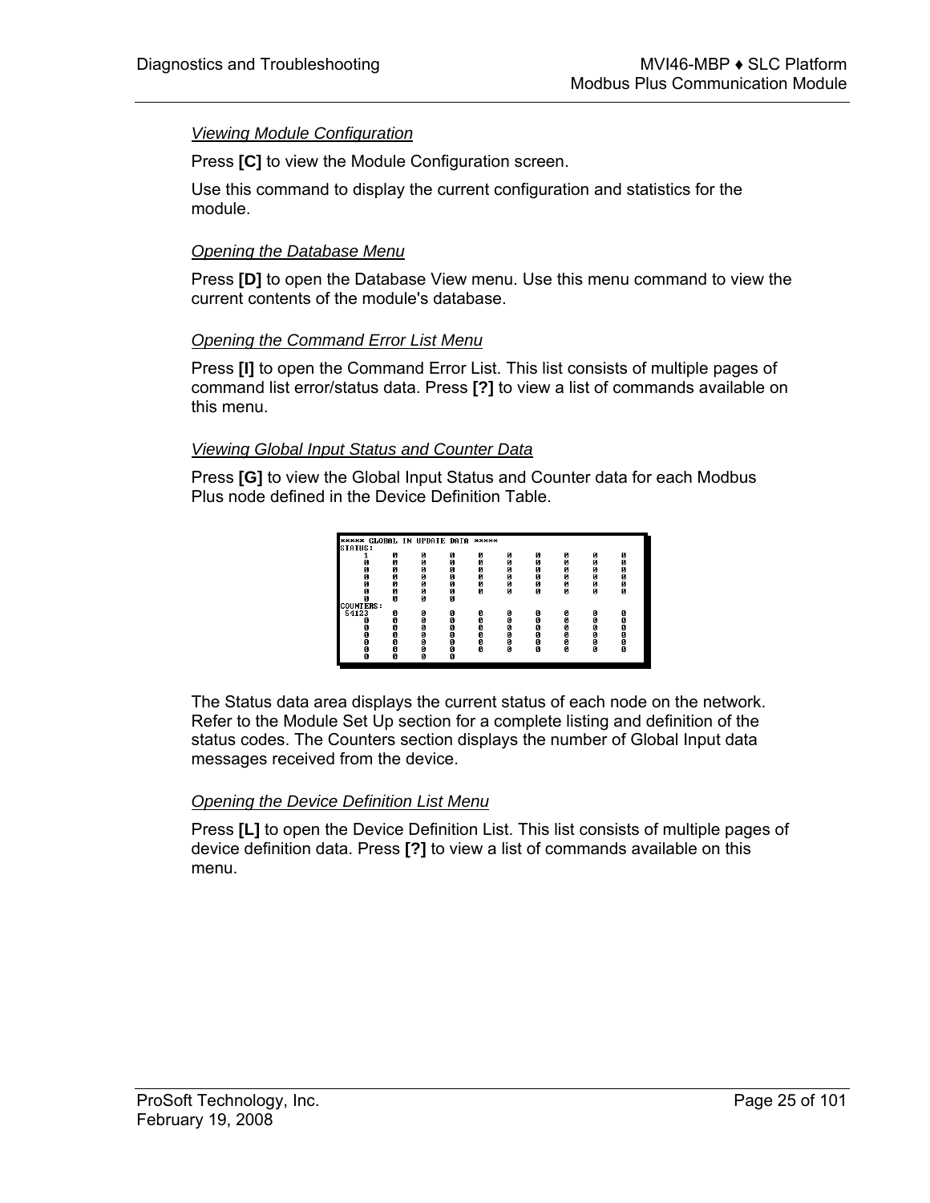### Viewing Module Configuration

Press **[C]** to view the Module Configuration screen.

Use this command to display the current configuration and statistics for the module.

### Opening the Database Menu

Press **[D]** to open the Database View menu. Use this menu command to view the current contents of the module's database.

### Opening the Command Error List Menu

Press **[I]** to open the Command Error List. This list consists of multiple pages of command list error/status data. Press **[?]** to view a list of commands available on this menu.

### Viewing Global Input Status and Counter Data

Press **[G]** to view the Global Input Status and Counter data for each Modbus Plus node defined in the Device Definition Table.

```
***** GLOBAL IN UPDATE DATA *****
STATUS:
     1    0    0    0    0    0    0    0    0    0
     0    0    0    0    0    0    0    0    0    0
     0    0    0    0    0    0    0    0    0    0
     0    0    0    0    0    0    0    0    0    0
     0    0    0    0    0    0    0    0    0    0
     0    0    0    0    0    0    0    0    0    0
     0    0    0    0
COUNTERS:
 54123    0    0    0    0    0    0    0    0    0
     0    0    0    0    0    0    0    0    0    0
     0    0    0    0    0    0    0    0    0    0
     0    0    0    0    0    0    0    0    0    0
     0    0    0    0    0    0    0    0    0    0
     0    0    0    0    0    0    0    0    0    0
     0    0    0    0
```

The Status data area displays the current status of each node on the network. Refer to the Module Set Up section for a complete listing and definition of the status codes. The Counters section displays the number of Global Input data messages received from the device.

### Opening the Device Definition List Menu

Press **[L]** to open the Device Definition List. This list consists of multiple pages of device definition data. Press **[?]** to view a list of commands available on this menu.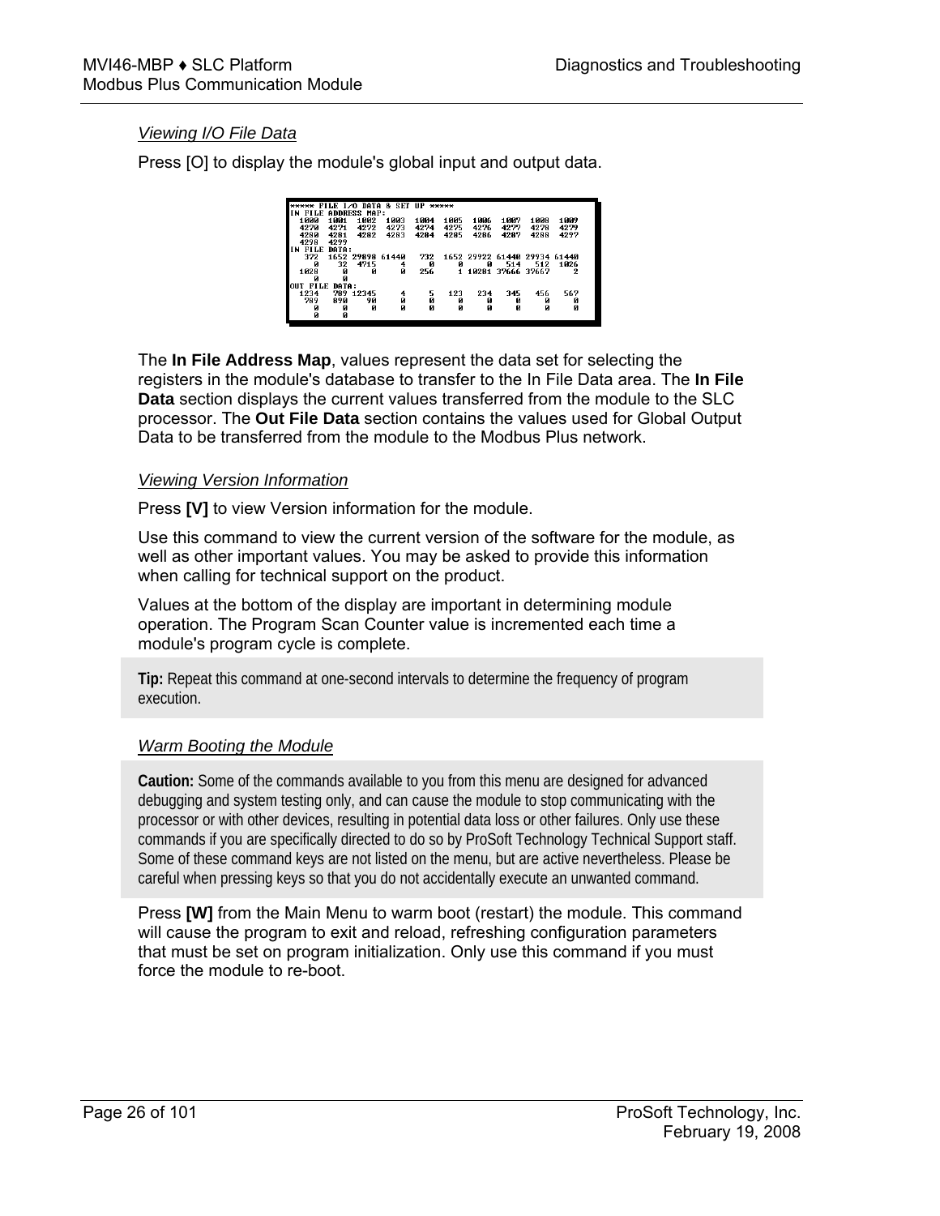### Viewing I/O File Data

Press [O] to display the module's global input and output data.

```
***** FILE I/O DATA & SET UP *****
IN FILE ADDRESS MAP:
  1000   1001   1002   1003   1004   1005   1006   1007   1008   1009
  4270   4271   4272   4273   4274   4275   4276   4277   4278   4279
  4280   4281   4282   4283   4284   4285   4286   4287   4288   4297
  4298   4299
IN FILE DATA:
   372   1652  29898  61440    732   1652  29922  61440  29934  61440
     0     32   4715      4      0      0      0    514    512   1026
  1028      0      0      0    256      1  10281  37666  37667      2
     0      0
OUT FILE DATA:
  1234    789  12345      4      5    123    234    345    456    567
   789    890     90      0      0      0      0      0      0      0
     0      0      0      0      0      0      0      0      0      0
     0      0
```

The **In File Address Map**, values represent the data set for selecting the registers in the module's database to transfer to the In File Data area. The **In File Data** section displays the current values transferred from the module to the SLC processor. The **Out File Data** section contains the values used for Global Output Data to be transferred from the module to the Modbus Plus network.

### Viewing Version Information

Press **[V]** to view Version information for the module.

Use this command to view the current version of the software for the module, as well as other important values. You may be asked to provide this information when calling for technical support on the product.

Values at the bottom of the display are important in determining module operation. The Program Scan Counter value is incremented each time a module's program cycle is complete.

**Tip:** Repeat this command at one-second intervals to determine the frequency of program execution.

### Warm Booting the Module

**Caution:** Some of the commands available to you from this menu are designed for advanced debugging and system testing only, and can cause the module to stop communicating with the processor or with other devices, resulting in potential data loss or other failures. Only use these commands if you are specifically directed to do so by ProSoft Technology Technical Support staff. Some of these command keys are not listed on the menu, but are active nevertheless. Please be careful when pressing keys so that you do not accidentally execute an unwanted command.

Press **[W]** from the Main Menu to warm boot (restart) the module. This command will cause the program to exit and reload, refreshing configuration parameters that must be set on program initialization. Only use this command if you must force the module to re-boot.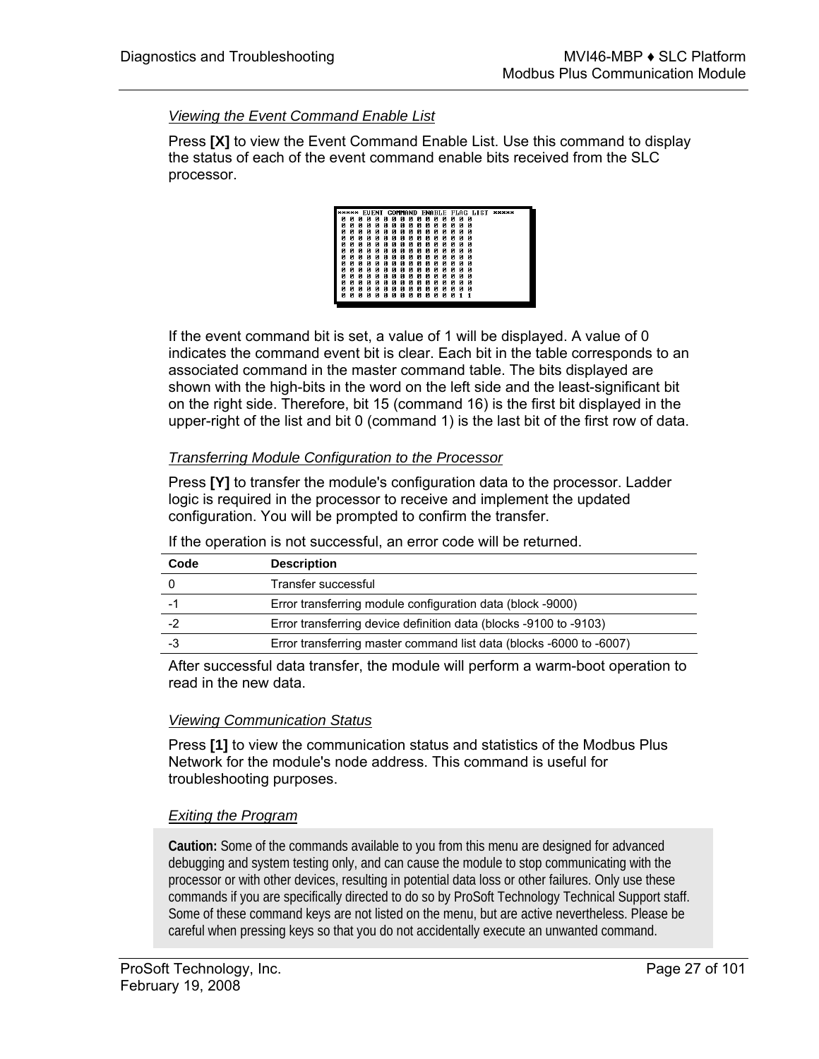### *Viewing the Event Command Enable List*

Press **[X]** to view the Event Command Enable List. Use this command to display the status of each of the event command enable bits received from the SLC processor.

```
***** EVENT COMMAND ENABLE FLAG LIST *****
0 0 0 0 0 0 0 0 0 0 0 0 0 0 0 0
0 0 0 0 0 0 0 0 0 0 0 0 0 0 0 0
0 0 0 0 0 0 0 0 0 0 0 0 0 0 0 0
0 0 0 0 0 0 0 0 0 0 0 0 0 0 0 0
0 0 0 0 0 0 0 0 0 0 0 0 0 0 0 0
0 0 0 0 0 0 0 0 0 0 0 0 0 0 0 0
0 0 0 0 0 0 0 0 0 0 0 0 0 0 0 0
0 0 0 0 0 0 0 0 0 0 0 0 0 0 0 0
0 0 0 0 0 0 0 0 0 0 0 0 0 0 0 0
0 0 0 0 0 0 0 0 0 0 0 0 0 0 0 0
0 0 0 0 0 0 0 0 0 0 0 0 0 0 0 0
0 0 0 0 0 0 0 0 0 0 0 0 0 0 0 0
0 0 0 0 0 0 0 0 0 0 0 0 0 0 0 0
0 0 0 0 0 0 0 0 0 0 0 0 0 0 1 1
```

If the event command bit is set, a value of 1 will be displayed. A value of 0 indicates the command event bit is clear. Each bit in the table corresponds to an associated command in the master command table. The bits displayed are shown with the high-bits in the word on the left side and the least-significant bit on the right side. Therefore, bit 15 (command 16) is the first bit displayed in the upper-right of the list and bit 0 (command 1) is the last bit of the first row of data.

### *Transferring Module Configuration to the Processor*

Press **[Y]** to transfer the module's configuration data to the processor. Ladder logic is required in the processor to receive and implement the updated configuration. You will be prompted to confirm the transfer.

If the operation is not successful, an error code will be returned.

| Code | Description |
|---|---|
| 0 | Transfer successful |
| -1 | Error transferring module configuration data (block -9000) |
| -2 | Error transferring device definition data (blocks -9100 to -9103) |
| -3 | Error transferring master command list data (blocks -6000 to -6007) |

After successful data transfer, the module will perform a warm-boot operation to read in the new data.

### *Viewing Communication Status*

Press **[1]** to view the communication status and statistics of the Modbus Plus Network for the module's node address. This command is useful for troubleshooting purposes.

### *Exiting the Program*

**Caution:** Some of the commands available to you from this menu are designed for advanced debugging and system testing only, and can cause the module to stop communicating with the processor or with other devices, resulting in potential data loss or other failures. Only use these commands if you are specifically directed to do so by ProSoft Technology Technical Support staff. Some of these command keys are not listed on the menu, but are active nevertheless. Please be careful when pressing keys so that you do not accidentally execute an unwanted command.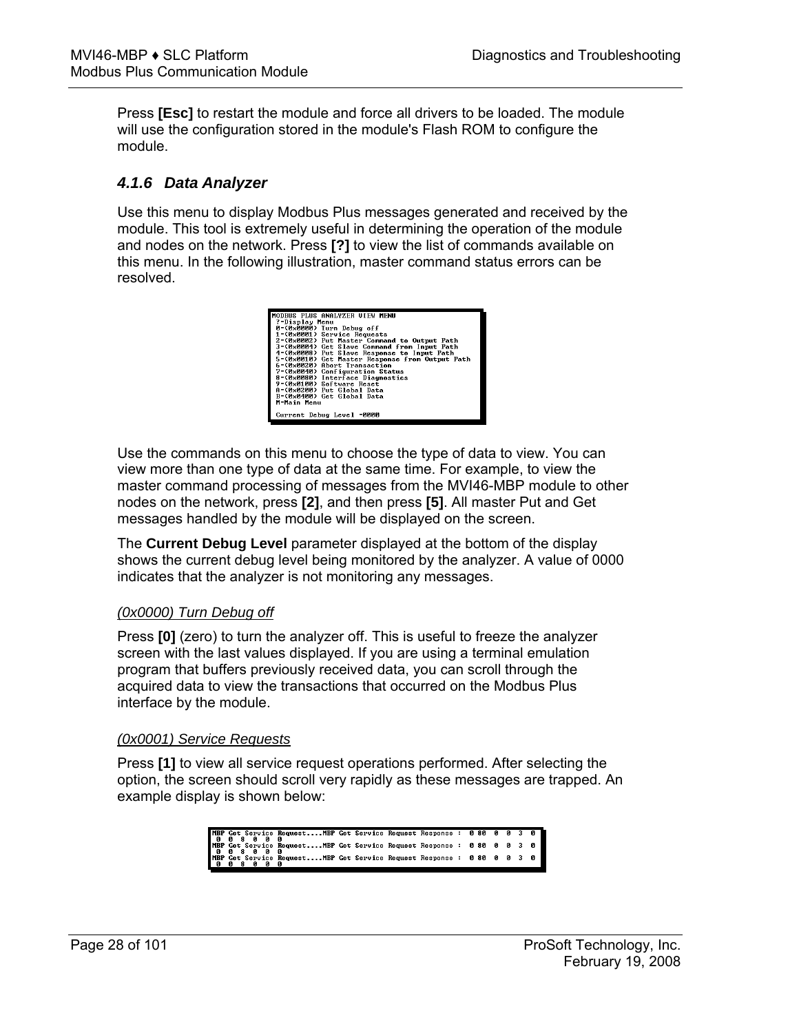Press **[Esc]** to restart the module and force all drivers to be loaded. The module will use the configuration stored in the module's Flash ROM to configure the module.

### *4.1.6 Data Analyzer*

Use this menu to display Modbus Plus messages generated and received by the module. This tool is extremely useful in determining the operation of the module and nodes on the network. Press **[?]** to view the list of commands available on this menu. In the following illustration, master command status errors can be resolved.

```
MODBUS PLUS ANALYZER VIEW MENU
 ?=Display Menu
 0=(0x0000) Turn Debug off
 1=(0x0001) Service Requests
 2=(0x0002) Put Master Command to Output Path
 3=(0x0004) Get Slave Command from Input Path
 4=(0x0008) Put Slave Response to Input Path
 5=(0x0010) Get Master Response from Output Path
 6=(0x0020) Abort Transaction
 7=(0x0040) Configuration Status
 8=(0x0080) Interface Diagnostics
 9=(0x0100) Software Reset
 A=(0x0200) Put Global Data
 B=(0x0400) Get Global Data
 M=Main Menu

 Current Debug Level =0000
```

Use the commands on this menu to choose the type of data to view. You can view more than one type of data at the same time. For example, to view the master command processing of messages from the MVI46-MBP module to other nodes on the network, press **[2]**, and then press **[5]**. All master Put and Get messages handled by the module will be displayed on the screen.

The **Current Debug Level** parameter displayed at the bottom of the display shows the current debug level being monitored by the analyzer. A value of 0000 indicates that the analyzer is not monitoring any messages.

*(0x0000) Turn Debug off*

Press **[0]** (zero) to turn the analyzer off. This is useful to freeze the analyzer screen with the last values displayed. If you are using a terminal emulation program that buffers previously received data, you can scroll through the acquired data to view the transactions that occurred on the Modbus Plus interface by the module.

*(0x0001) Service Requests*

Press **[1]** to view all service request operations performed. After selecting the option, the screen should scroll very rapidly as these messages are trapped. An example display is shown below:

```
MBP Get Service Request....MBP Get Service Request Response :  0 80  0  0  3  0
 0  0  8  0  0  0
MBP Get Service Request....MBP Get Service Request Response :  0 80  0  0  3  0
 0  0  8  0  0  0
MBP Get Service Request....MBP Get Service Request Response :  0 80  0  0  3  0
 0  0  8  0  0  0
```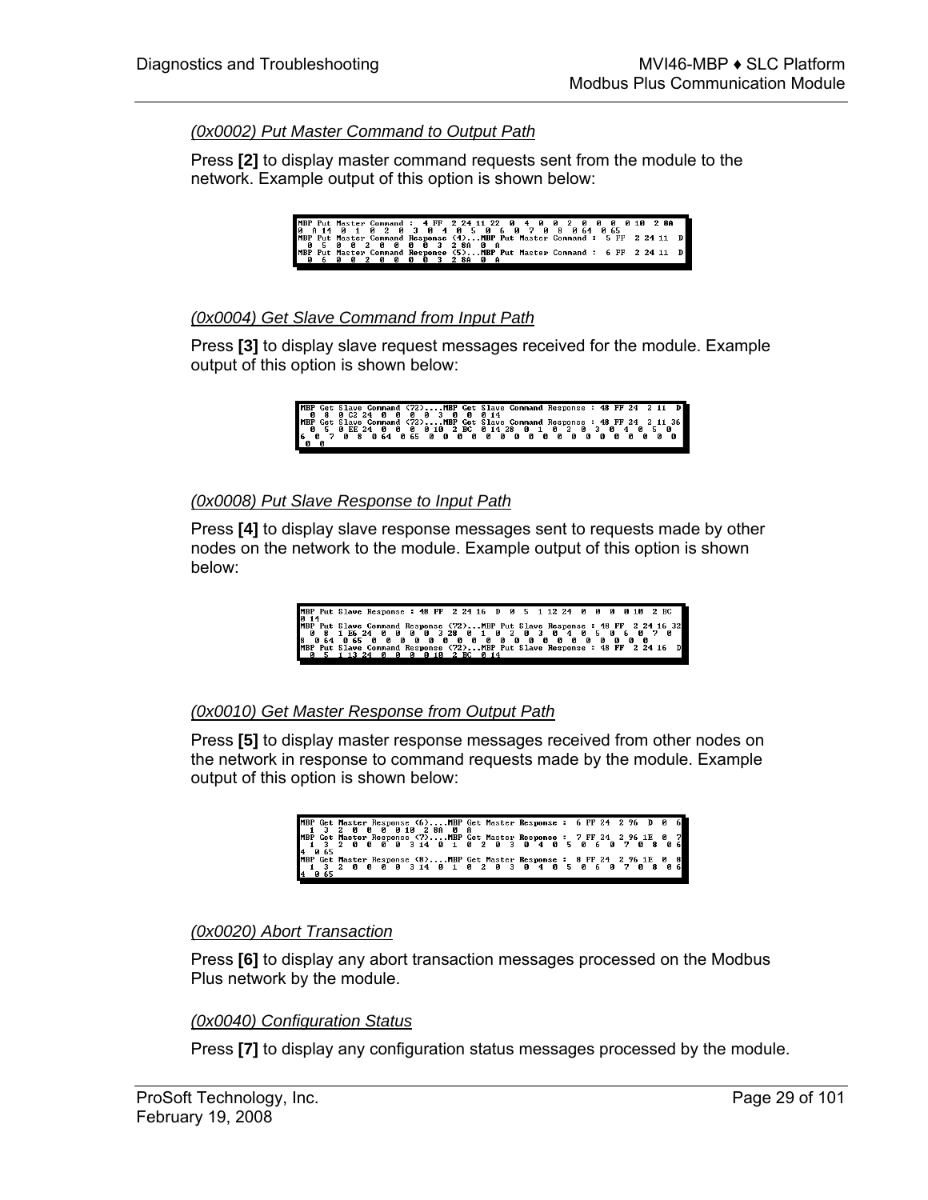### (0x0002) Put Master Command to Output Path

Press **[2]** to display master command requests sent from the module to the network. Example output of this option is shown below:

```
MBP Put Master Command :  4 FF  2 24 11 22  0  4  0  0  2  0  0  0  0 10  2 8A
0  A 14  0  1  0  2  0  3  0  4  0  5  0  6  0  7  0  8  0 64  0 65
MBP Put Master Command Response (4)...MBP Put Master Command :  5 FF  2 24 11  D
  0  5  0  0  2  0  0  0  0  3  2 8A  0  A
MBP Put Master Command Response (5)...MBP Put Master Command :  6 FF  2 24 11  D
  0  6  0  0  2  0  0  0  0  3  2 8A  0  A
```

### (0x0004) Get Slave Command from Input Path

Press **[3]** to display slave request messages received for the module. Example output of this option is shown below:

```
MBP Get Slave Command (72)....MBP Get Slave Command Response : 48 FF 24  2 11  D
  0  8  0 C2 24  0  0  0  0  3  0  0  0 14
MBP Get Slave Command (72)....MBP Get Slave Command Response : 48 FF 24  2 11 36
  0  5  0 EE 24  0  0  0  0 10  2 BC  0 14 28  0  1  0  2  0  3  0  4  0  5  0
6  0  7  0  8  0 64  0 65  0  0  0  0  0  0  0  0  0  0  0  0  0  0  0  0  0  0
 0  0
```

### (0x0008) Put Slave Response to Input Path

Press **[4]** to display slave response messages sent to requests made by other nodes on the network to the module. Example output of this option is shown below:

```
MBP Put Slave Response : 48 FF  2 24 16  D  0  5  1 12 24  0  0  0  0 10  2 BC
0 14
MBP Put Slave Command Response (72)...MBP Put Slave Response : 48 FF  2 24 16 32
  0  8  1 E6 24  0  0  0  0  3 28  0  1  0  2  0  3  0  4  0  5  0  6  0  7  0
8  0 64  0 65  0  0  0  0  0  0  0  0  0  0  0  0  0  0  0  0  0  0  0  0  0
MBP Put Slave Command Response (72)...MBP Put Slave Response : 48 FF  2 24 16  D
  0  5  1 13 24  0  0  0  0 10  2 BC  0 14
```

### (0x0010) Get Master Response from Output Path

Press **[5]** to display master response messages received from other nodes on the network in response to command requests made by the module. Example output of this option is shown below:

```
MBP Get Master Response (6)....MBP Get Master Response :  6 FF 24  2 96  D  0  6
  1  3  2  0  0  0  0 10  2 8A  0  A
MBP Get Master Response (7)....MBP Get Master Response :  7 FF 24  2 96 1E  0  7
  1  3  2  0  0  0  0  3 14  0  1  0  2  0  3  0  4  0  5  0  6  0  7  0  8  0 6
4  0 65
MBP Get Master Response (8)....MBP Get Master Response :  8 FF 24  2 96 1E  0  8
  1  3  2  0  0  0  0  3 14  0  1  0  2  0  3  0  4  0  5  0  6  0  7  0  8  0 6
4  0 65
```

### (0x0020) Abort Transaction

Press **[6]** to display any abort transaction messages processed on the Modbus Plus network by the module.

### (0x0040) Configuration Status

Press **[7]** to display any configuration status messages processed by the module.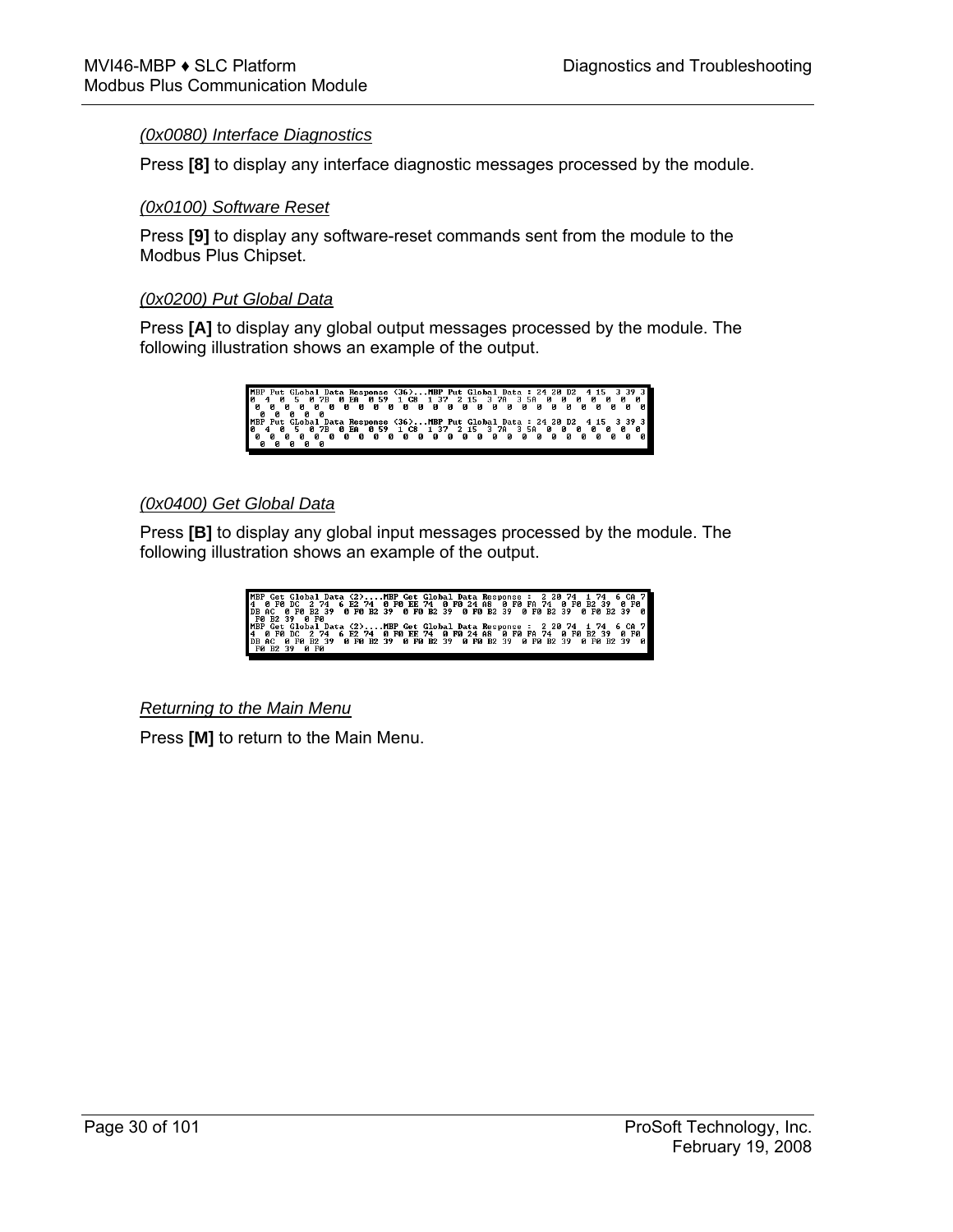#### *(0x0080) Interface Diagnostics*

Press **[8]** to display any interface diagnostic messages processed by the module.

#### *(0x0100) Software Reset*

Press **[9]** to display any software-reset commands sent from the module to the Modbus Plus Chipset.

#### *(0x0200) Put Global Data*

Press **[A]** to display any global output messages processed by the module. The following illustration shows an example of the output.

```
MBP Put GLobal Data Response (36)...MBP Put Global Data : 24 20 D2  4 15  3 39 3
0  4  0  5  0 7B  0 EA  0 59  1 C8  1 37  2 15  3 7A  3 5A  0  0  0  0  0  0  0
 0  0  0  0  0  0  0  0  0  0  0  0  0  0  0  0  0  0  0  0  0  0  0  0  0  0  0
  0  0  0  0  0
MBP Put GLobal Data Response (36)...MBP Put Global Data : 24 20 D2  4 15  3 39 3
0  4  0  5  0 7B  0 EA  0 59  1 C8  1 37  2 15  3 7A  3 5A  0  0  0  0  0  0  0
 0  0  0  0  0  0  0  0  0  0  0  0  0  0  0  0  0  0  0  0  0  0  0  0  0  0  0
  0  0  0  0  0
```

#### *(0x0400) Get Global Data*

Press **[B]** to display any global input messages processed by the module. The following illustration shows an example of the output.

```
MBP Get Global Data (2)....MBP Get Global Data Response :  2 20 74  1 74  6 CA 7
4  0 F0 DC  2 74  6 E2 74  0 F0 EE 74  0 F0 24 A8  0 F0 FA 74  0 F0 B2 39  0 F0
DB AC  0 F0 B2 39  0 F0 B2 39  0 F0 B2 39  0 F0 B2 39  0 F0 B2 39  0 F0 B2 39  0
 F0 B2 39  0 F0
MBP Get Global Data (2)....MBP Get Global Data Response :  2 20 74  1 74  6 CA 7
4  0 F0 DC  2 74  6 E2 74  0 F0 EE 74  0 F0 24 A8  0 F0 FA 74  0 F0 B2 39  0 F0
DB AC  0 F0 B2 39  0 F0 B2 39  0 F0 B2 39  0 F0 B2 39  0 F0 B2 39  0 F0 B2 39  0
 F0 B2 39  0 F0
```

#### *Returning to the Main Menu*

Press **[M]** to return to the Main Menu.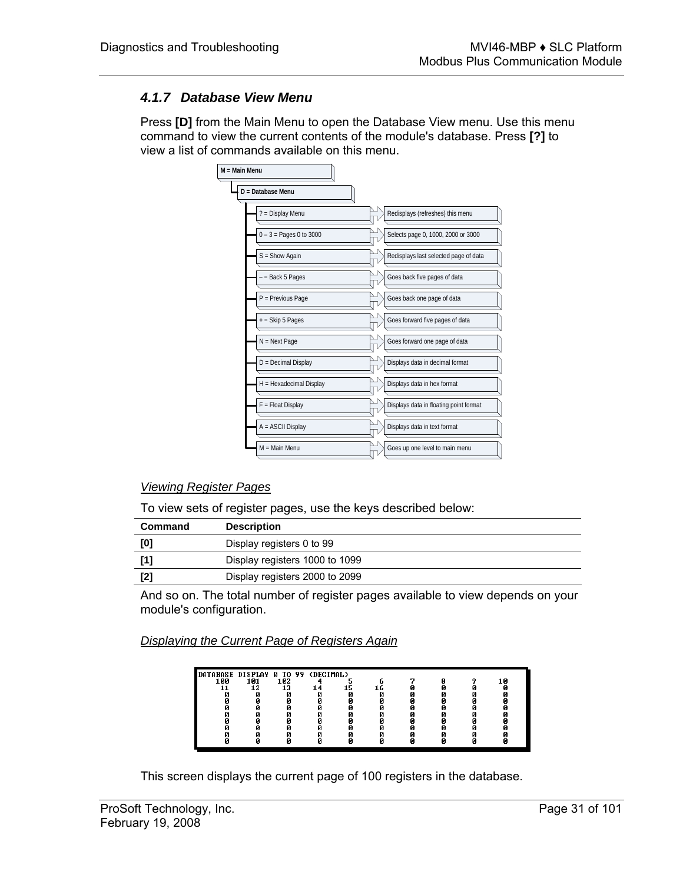### 4.1.7 Database View Menu

Press **[D]** from the Main Menu to open the Database View menu. Use this menu command to view the current contents of the module's database. Press **[?]** to view a list of commands available on this menu.

M = Main Menu
D = Database Menu
? = Display Menu — Redisplays (refreshes) this menu
0 – 3 = Pages 0 to 3000 — Selects page 0, 1000, 2000 or 3000
S = Show Again — Redisplays last selected page of data
– = Back 5 Pages — Goes back five pages of data
P = Previous Page — Goes back one page of data
+ = Skip 5 Pages — Goes forward five pages of data
N = Next Page — Goes forward one page of data
D = Decimal Display — Displays data in decimal format
H = Hexadecimal Display — Displays data in hex format
F = Float Display — Displays data in floating point format
A = ASCII Display — Displays data in text format
M = Main Menu — Goes up one level to main menu

*Viewing Register Pages*

To view sets of register pages, use the keys described below:

| Command | Description |
|---|---|
| **[0]** | Display registers 0 to 99 |
| **[1]** | Display registers 1000 to 1099 |
| **[2]** | Display registers 2000 to 2099 |

And so on. The total number of register pages available to view depends on your module's configuration.

*Displaying the Current Page of Registers Again*

```
DATABASE DISPLAY 0 TO 99 (DECIMAL)
  100   101   102     4     5     6     7     8     9    10
   11    12    13    14    15    16     0     0     0     0
    0     0     0     0     0     0     0     0     0     0
    0     0     0     0     0     0     0     0     0     0
    0     0     0     0     0     0     0     0     0     0
    0     0     0     0     0     0     0     0     0     0
    0     0     0     0     0     0     0     0     0     0
    0     0     0     0     0     0     0     0     0     0
    0     0     0     0     0     0     0     0     0     0
    0     0     0     0     0     0     0     0     0     0
```

This screen displays the current page of 100 registers in the database.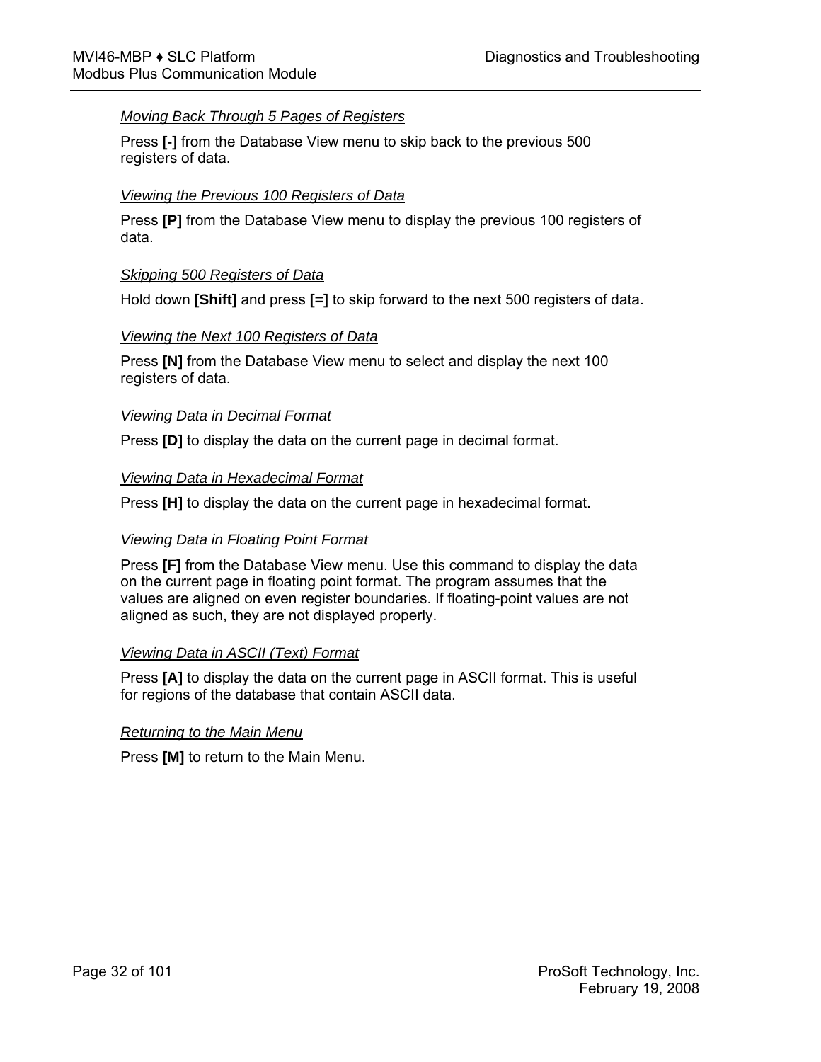*Moving Back Through 5 Pages of Registers*

Press **[-]** from the Database View menu to skip back to the previous 500 registers of data.

*Viewing the Previous 100 Registers of Data*

Press **[P]** from the Database View menu to display the previous 100 registers of data.

*Skipping 500 Registers of Data*

Hold down **[Shift]** and press **[=]** to skip forward to the next 500 registers of data.

*Viewing the Next 100 Registers of Data*

Press **[N]** from the Database View menu to select and display the next 100 registers of data.

*Viewing Data in Decimal Format*

Press **[D]** to display the data on the current page in decimal format.

*Viewing Data in Hexadecimal Format*

Press **[H]** to display the data on the current page in hexadecimal format.

*Viewing Data in Floating Point Format*

Press **[F]** from the Database View menu. Use this command to display the data on the current page in floating point format. The program assumes that the values are aligned on even register boundaries. If floating-point values are not aligned as such, they are not displayed properly.

*Viewing Data in ASCII (Text) Format*

Press **[A]** to display the data on the current page in ASCII format. This is useful for regions of the database that contain ASCII data.

*Returning to the Main Menu*

Press **[M]** to return to the Main Menu.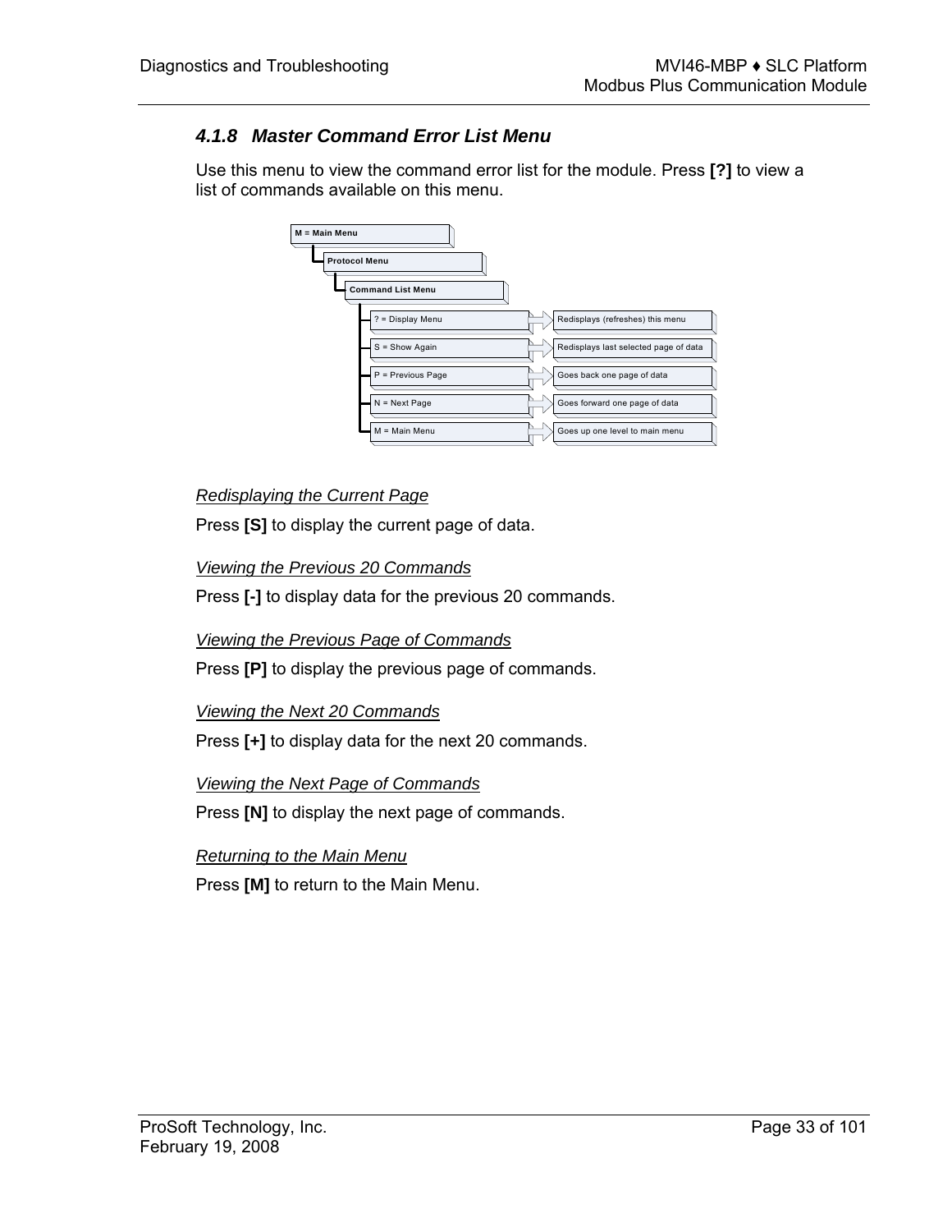### 4.1.8 Master Command Error List Menu

Use this menu to view the command error list for the module. Press **[?]** to view a list of commands available on this menu.

M = Main Menu
Protocol Menu
Command List Menu
? = Display Menu
Redisplays (refreshes) this menu
S = Show Again
Redisplays last selected page of data
P = Previous Page
Goes back one page of data
N = Next Page
Goes forward one page of data
M = Main Menu
Goes up one level to main menu

*Redisplaying the Current Page*

Press **[S]** to display the current page of data.

*Viewing the Previous 20 Commands*

Press **[-]** to display data for the previous 20 commands.

*Viewing the Previous Page of Commands*

Press **[P]** to display the previous page of commands.

*Viewing the Next 20 Commands*

Press **[+]** to display data for the next 20 commands.

*Viewing the Next Page of Commands*

Press **[N]** to display the next page of commands.

*Returning to the Main Menu*

Press **[M]** to return to the Main Menu.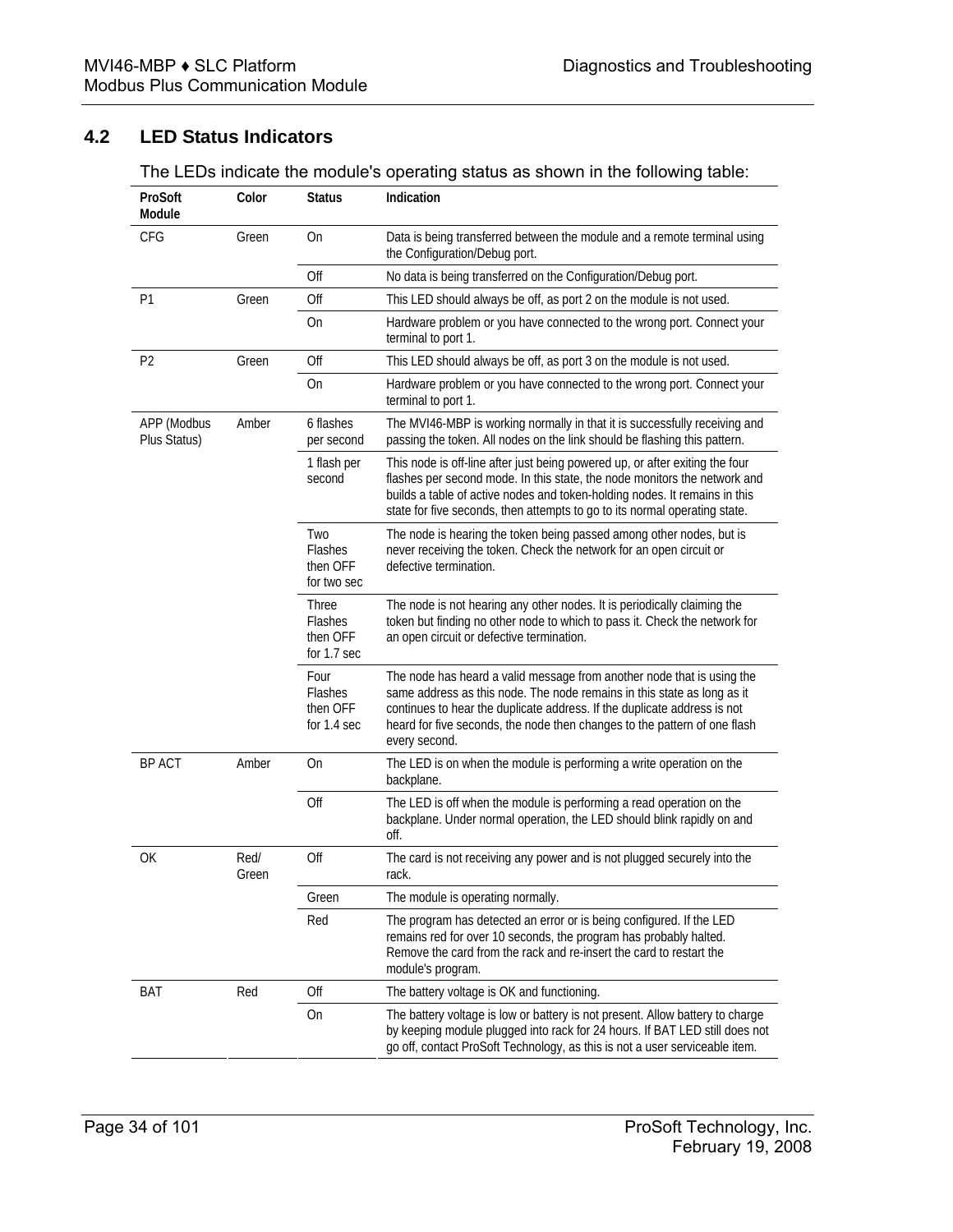## 4.2 LED Status Indicators

The LEDs indicate the module's operating status as shown in the following table:

| ProSoft Module | Color | Status | Indication |
|---|---|---|---|
| CFG | Green | On | Data is being transferred between the module and a remote terminal using the Configuration/Debug port. |
| | | Off | No data is being transferred on the Configuration/Debug port. |
| P1 | Green | Off | This LED should always be off, as port 2 on the module is not used. |
| | | On | Hardware problem or you have connected to the wrong port. Connect your terminal to port 1. |
| P2 | Green | Off | This LED should always be off, as port 3 on the module is not used. |
| | | On | Hardware problem or you have connected to the wrong port. Connect your terminal to port 1. |
| APP (Modbus Plus Status) | Amber | 6 flashes per second | The MVI46-MBP is working normally in that it is successfully receiving and passing the token. All nodes on the link should be flashing this pattern. |
| | | 1 flash per second | This node is off-line after just being powered up, or after exiting the four flashes per second mode. In this state, the node monitors the network and builds a table of active nodes and token-holding nodes. It remains in this state for five seconds, then attempts to go to its normal operating state. |
| | | Two Flashes then OFF for two sec | The node is hearing the token being passed among other nodes, but is never receiving the token. Check the network for an open circuit or defective termination. |
| | | Three Flashes then OFF for 1.7 sec | The node is not hearing any other nodes. It is periodically claiming the token but finding no other node to which to pass it. Check the network for an open circuit or defective termination. |
| | | Four Flashes then OFF for 1.4 sec | The node has heard a valid message from another node that is using the same address as this node. The node remains in this state as long as it continues to hear the duplicate address. If the duplicate address is not heard for five seconds, the node then changes to the pattern of one flash every second. |
| BP ACT | Amber | On | The LED is on when the module is performing a write operation on the backplane. |
| | | Off | The LED is off when the module is performing a read operation on the backplane. Under normal operation, the LED should blink rapidly on and off. |
| OK | Red/ Green | Off | The card is not receiving any power and is not plugged securely into the rack. |
| | | Green | The module is operating normally. |
| | | Red | The program has detected an error or is being configured. If the LED remains red for over 10 seconds, the program has probably halted. Remove the card from the rack and re-insert the card to restart the module's program. |
| BAT | Red | Off | The battery voltage is OK and functioning. |
| | | On | The battery voltage is low or battery is not present. Allow battery to charge by keeping module plugged into rack for 24 hours. If BAT LED still does not go off, contact ProSoft Technology, as this is not a user serviceable item. |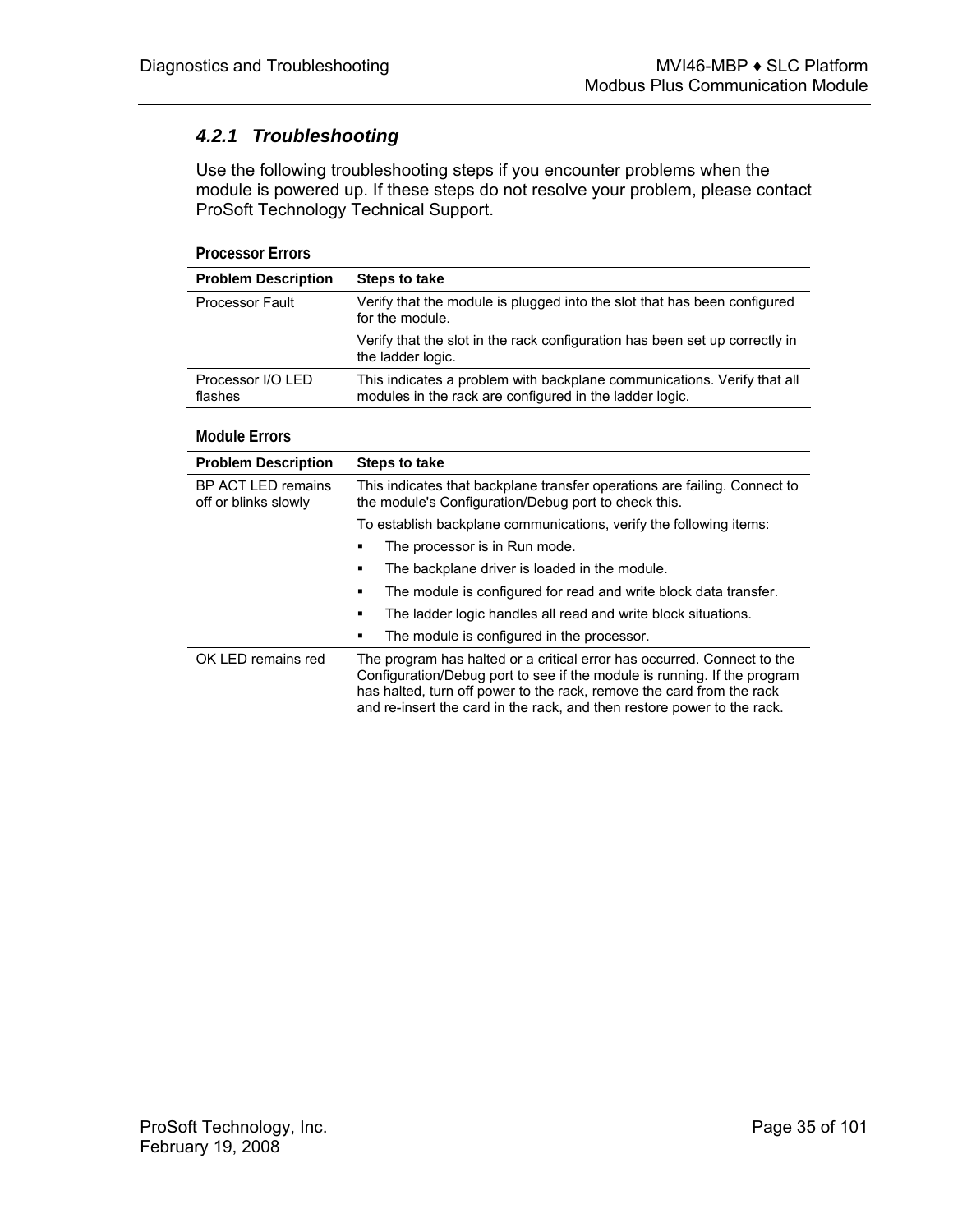### 4.2.1 Troubleshooting

Use the following troubleshooting steps if you encounter problems when the module is powered up. If these steps do not resolve your problem, please contact ProSoft Technology Technical Support.

**Processor Errors**

| Problem Description | Steps to take |
|---|---|
| Processor Fault | Verify that the module is plugged into the slot that has been configured for the module.<br>Verify that the slot in the rack configuration has been set up correctly in the ladder logic. |
| Processor I/O LED flashes | This indicates a problem with backplane communications. Verify that all modules in the rack are configured in the ladder logic. |

**Module Errors**

| Problem Description | Steps to take |
|---|---|
| BP ACT LED remains off or blinks slowly | This indicates that backplane transfer operations are failing. Connect to the module's Configuration/Debug port to check this.<br>To establish backplane communications, verify the following items:<br>▪ The processor is in Run mode.<br>▪ The backplane driver is loaded in the module.<br>▪ The module is configured for read and write block data transfer.<br>▪ The ladder logic handles all read and write block situations.<br>▪ The module is configured in the processor. |
| OK LED remains red | The program has halted or a critical error has occurred. Connect to the Configuration/Debug port to see if the module is running. If the program has halted, turn off power to the rack, remove the card from the rack and re-insert the card in the rack, and then restore power to the rack. |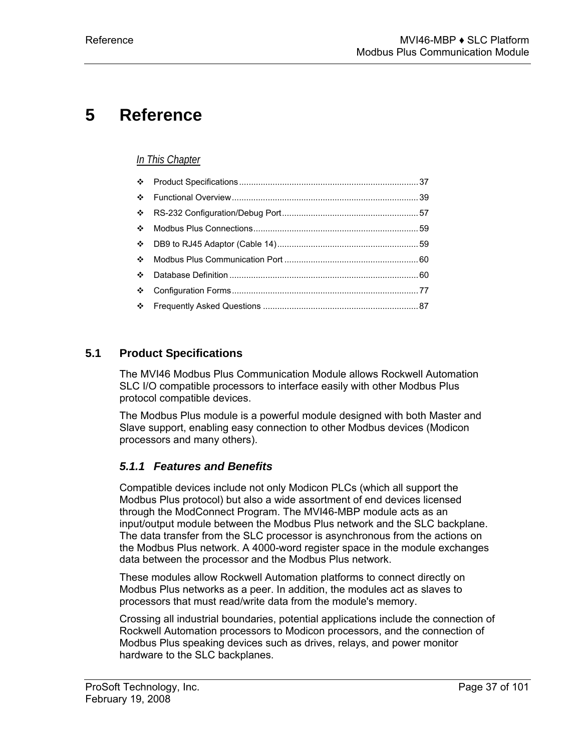# 5 Reference

*In This Chapter*

- Product Specifications .......... 37
- Functional Overview .......... 39
- RS-232 Configuration/Debug Port .......... 57
- Modbus Plus Connections .......... 59
- DB9 to RJ45 Adaptor (Cable 14) .......... 59
- Modbus Plus Communication Port .......... 60
- Database Definition .......... 60
- Configuration Forms .......... 77
- Frequently Asked Questions .......... 87

## 5.1 Product Specifications

The MVI46 Modbus Plus Communication Module allows Rockwell Automation SLC I/O compatible processors to interface easily with other Modbus Plus protocol compatible devices.

The Modbus Plus module is a powerful module designed with both Master and Slave support, enabling easy connection to other Modbus devices (Modicon processors and many others).

### *5.1.1 Features and Benefits*

Compatible devices include not only Modicon PLCs (which all support the Modbus Plus protocol) but also a wide assortment of end devices licensed through the ModConnect Program. The MVI46-MBP module acts as an input/output module between the Modbus Plus network and the SLC backplane. The data transfer from the SLC processor is asynchronous from the actions on the Modbus Plus network. A 4000-word register space in the module exchanges data between the processor and the Modbus Plus network.

These modules allow Rockwell Automation platforms to connect directly on Modbus Plus networks as a peer. In addition, the modules act as slaves to processors that must read/write data from the module's memory.

Crossing all industrial boundaries, potential applications include the connection of Rockwell Automation processors to Modicon processors, and the connection of Modbus Plus speaking devices such as drives, relays, and power monitor hardware to the SLC backplanes.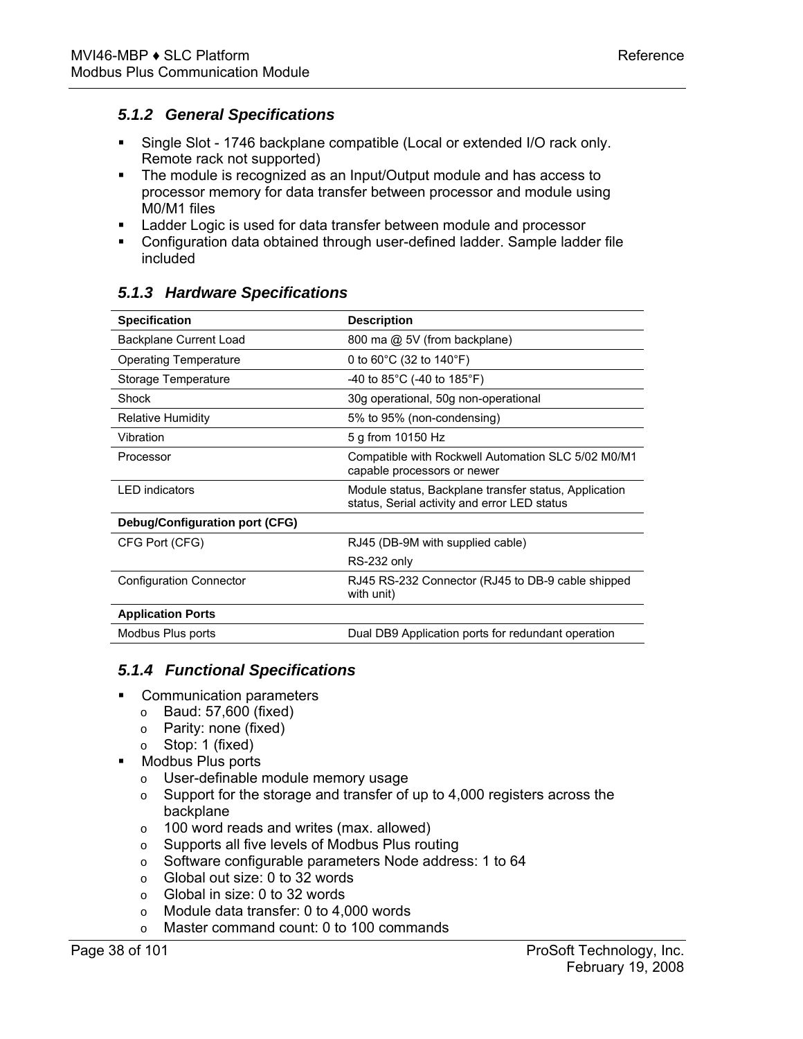### 5.1.2 General Specifications

- Single Slot - 1746 backplane compatible (Local or extended I/O rack only. Remote rack not supported)
- The module is recognized as an Input/Output module and has access to processor memory for data transfer between processor and module using M0/M1 files
- Ladder Logic is used for data transfer between module and processor
- Configuration data obtained through user-defined ladder. Sample ladder file included

### 5.1.3 Hardware Specifications

| Specification | Description |
|---|---|
| Backplane Current Load | 800 ma @ 5V (from backplane) |
| Operating Temperature | 0 to 60°C (32 to 140°F) |
| Storage Temperature | -40 to 85°C (-40 to 185°F) |
| Shock | 30g operational, 50g non-operational |
| Relative Humidity | 5% to 95% (non-condensing) |
| Vibration | 5 g from 10150 Hz |
| Processor | Compatible with Rockwell Automation SLC 5/02 M0/M1 capable processors or newer |
| LED indicators | Module status, Backplane transfer status, Application status, Serial activity and error LED status |
| **Debug/Configuration port (CFG)** | |
| CFG Port (CFG) | RJ45 (DB-9M with supplied cable)<br>RS-232 only |
| Configuration Connector | RJ45 RS-232 Connector (RJ45 to DB-9 cable shipped with unit) |
| **Application Ports** | |
| Modbus Plus ports | Dual DB9 Application ports for redundant operation |

### 5.1.4 Functional Specifications

- Communication parameters
  - Baud: 57,600 (fixed)
  - Parity: none (fixed)
  - Stop: 1 (fixed)
- Modbus Plus ports
  - User-definable module memory usage
  - Support for the storage and transfer of up to 4,000 registers across the backplane
  - 100 word reads and writes (max. allowed)
  - Supports all five levels of Modbus Plus routing
  - Software configurable parameters Node address: 1 to 64
  - Global out size: 0 to 32 words
  - Global in size: 0 to 32 words
  - Module data transfer: 0 to 4,000 words
  - Master command count: 0 to 100 commands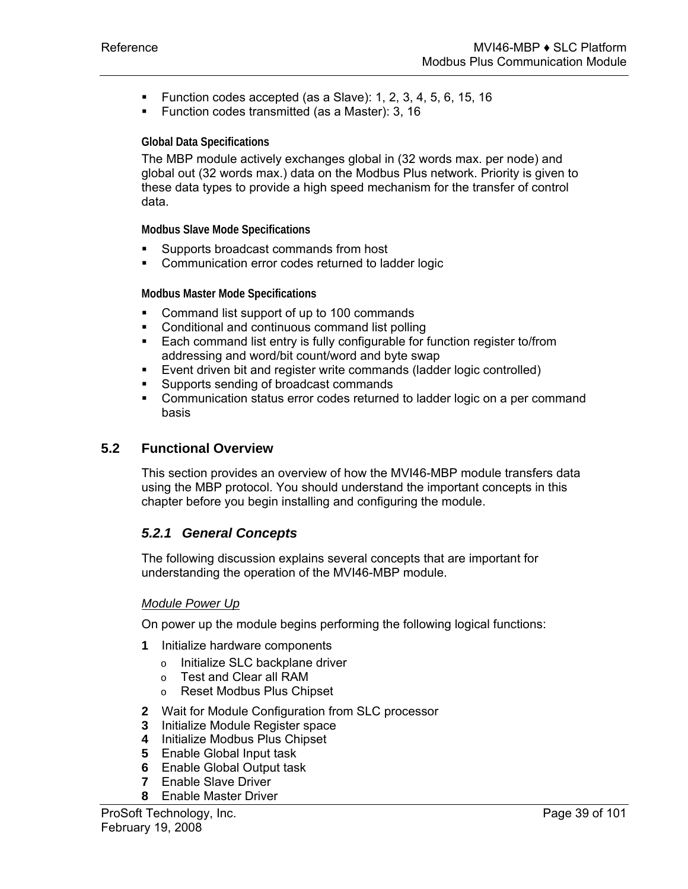- Function codes accepted (as a Slave): 1, 2, 3, 4, 5, 6, 15, 16
- Function codes transmitted (as a Master): 3, 16

**Global Data Specifications**

The MBP module actively exchanges global in (32 words max. per node) and global out (32 words max.) data on the Modbus Plus network. Priority is given to these data types to provide a high speed mechanism for the transfer of control data.

**Modbus Slave Mode Specifications**

- Supports broadcast commands from host
- Communication error codes returned to ladder logic

**Modbus Master Mode Specifications**

- Command list support of up to 100 commands
- Conditional and continuous command list polling
- Each command list entry is fully configurable for function register to/from addressing and word/bit count/word and byte swap
- Event driven bit and register write commands (ladder logic controlled)
- Supports sending of broadcast commands
- Communication status error codes returned to ladder logic on a per command basis

## 5.2 Functional Overview

This section provides an overview of how the MVI46-MBP module transfers data using the MBP protocol. You should understand the important concepts in this chapter before you begin installing and configuring the module.

### *5.2.1 General Concepts*

The following discussion explains several concepts that are important for understanding the operation of the MVI46-MBP module.

*Module Power Up*

On power up the module begins performing the following logical functions:

1. Initialize hardware components
   - Initialize SLC backplane driver
   - Test and Clear all RAM
   - Reset Modbus Plus Chipset
2. Wait for Module Configuration from SLC processor
3. Initialize Module Register space
4. Initialize Modbus Plus Chipset
5. Enable Global Input task
6. Enable Global Output task
7. Enable Slave Driver
8. Enable Master Driver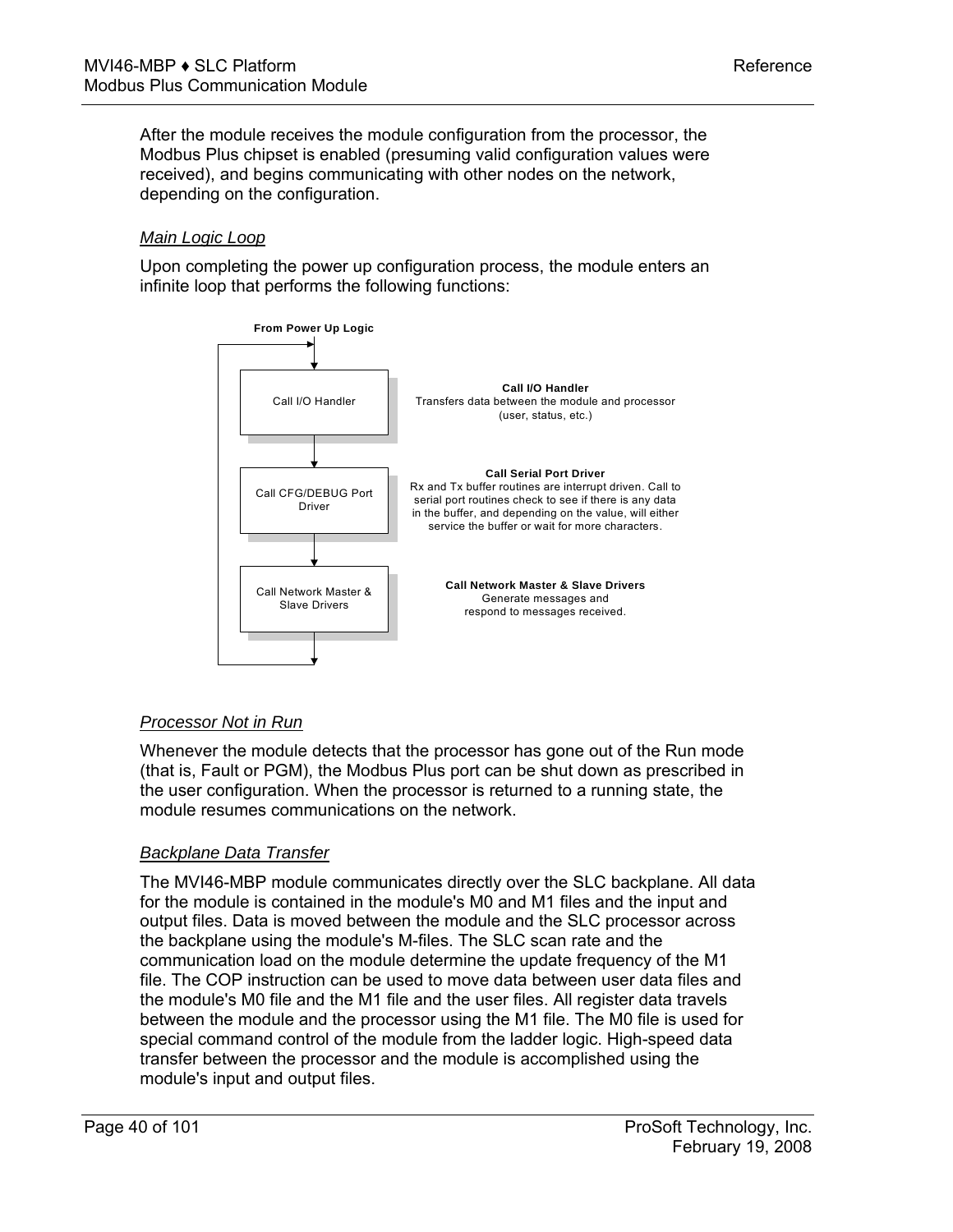After the module receives the module configuration from the processor, the Modbus Plus chipset is enabled (presuming valid configuration values were received), and begins communicating with other nodes on the network, depending on the configuration.

### *Main Logic Loop*

Upon completing the power up configuration process, the module enters an infinite loop that performs the following functions:

From Power Up Logic

Call I/O Handler

Call CFG/DEBUG Port Driver

Call Network Master & Slave Drivers

**Call I/O Handler**
Transfers data between the module and processor (user, status, etc.)

**Call Serial Port Driver**
Rx and Tx buffer routines are interrupt driven. Call to serial port routines check to see if there is any data in the buffer, and depending on the value, will either service the buffer or wait for more characters.

**Call Network Master & Slave Drivers**
Generate messages and respond to messages received.

### *Processor Not in Run*

Whenever the module detects that the processor has gone out of the Run mode (that is, Fault or PGM), the Modbus Plus port can be shut down as prescribed in the user configuration. When the processor is returned to a running state, the module resumes communications on the network.

### *Backplane Data Transfer*

The MVI46-MBP module communicates directly over the SLC backplane. All data for the module is contained in the module's M0 and M1 files and the input and output files. Data is moved between the module and the SLC processor across the backplane using the module's M-files. The SLC scan rate and the communication load on the module determine the update frequency of the M1 file. The COP instruction can be used to move data between user data files and the module's M0 file and the M1 file and the user files. All register data travels between the module and the processor using the M1 file. The M0 file is used for special command control of the module from the ladder logic. High-speed data transfer between the processor and the module is accomplished using the module's input and output files.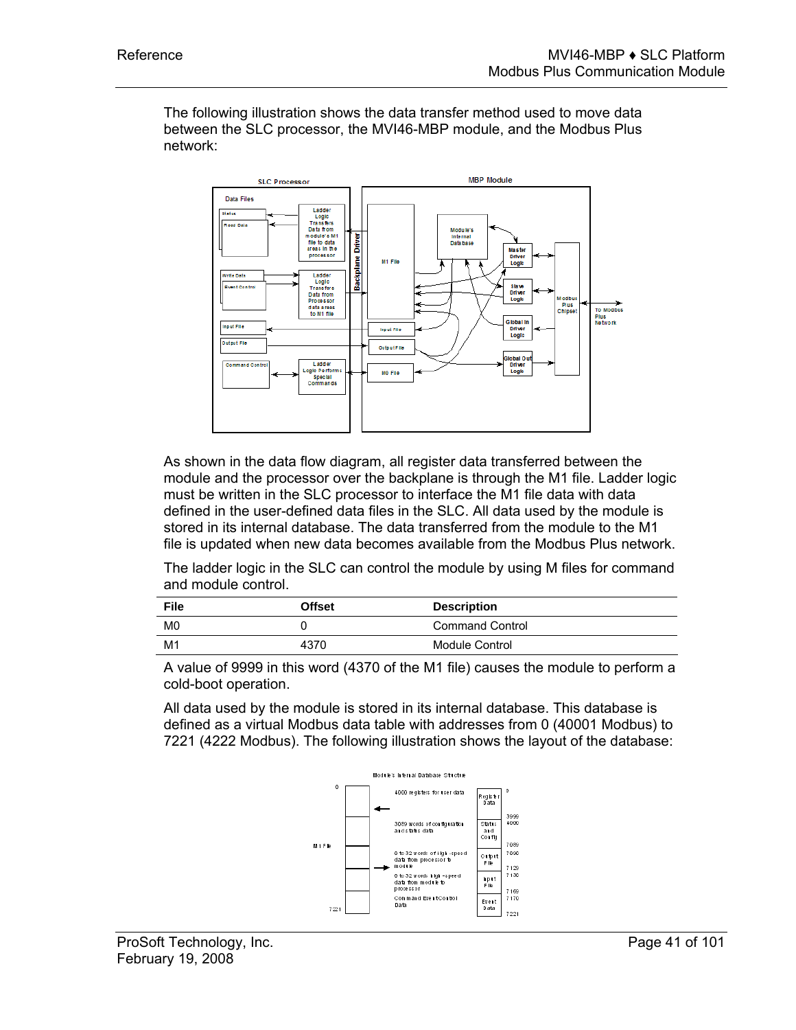The following illustration shows the data transfer method used to move data between the SLC processor, the MVI46-MBP module, and the Modbus Plus network:

SLC Processor

MBP Module

Data Files

Status

Read Data

Ladder Logic Transfers Data from module's M1 file to data areas in the processor

Write Data

Event Control

Ladder Logic Transfers Data from Processor data areas to M1 file

Input File

Output File

Command Control

Ladder Logic Performs Special Commands

Backplane Driver

M1 File

Input File

Output File

M0 File

Module's Internal Database

Master Driver Logic

Slave Driver Logic

Global In Driver Logic

Global Out Driver Logic

Modbus Plus Chipset

To Modbus Plus Network

As shown in the data flow diagram, all register data transferred between the module and the processor over the backplane is through the M1 file. Ladder logic must be written in the SLC processor to interface the M1 file data with data defined in the user-defined data files in the SLC. All data used by the module is stored in its internal database. The data transferred from the module to the M1 file is updated when new data becomes available from the Modbus Plus network.

The ladder logic in the SLC can control the module by using M files for command and module control.

| File | Offset | Description |
|---|---|---|
| M0 | 0 | Command Control |
| M1 | 4370 | Module Control |

A value of 9999 in this word (4370 of the M1 file) causes the module to perform a cold-boot operation.

All data used by the module is stored in its internal database. This database is defined as a virtual Modbus data table with addresses from 0 (40001 Modbus) to 7221 (4222 Modbus). The following illustration shows the layout of the database:

Module's Internal Database Structure

0

M1 File

7221

4000 registers for user data

3069 words of configuration and status data

0 to 32 words of high-speed data from processor to module

0 to 32 words high-speed data from module to processor

Command Event Control Data

Register Data

Status and Config

Output File

Input File

Event Data

0

3999

4000

7069

7090

7129

7130

7169

7170

7221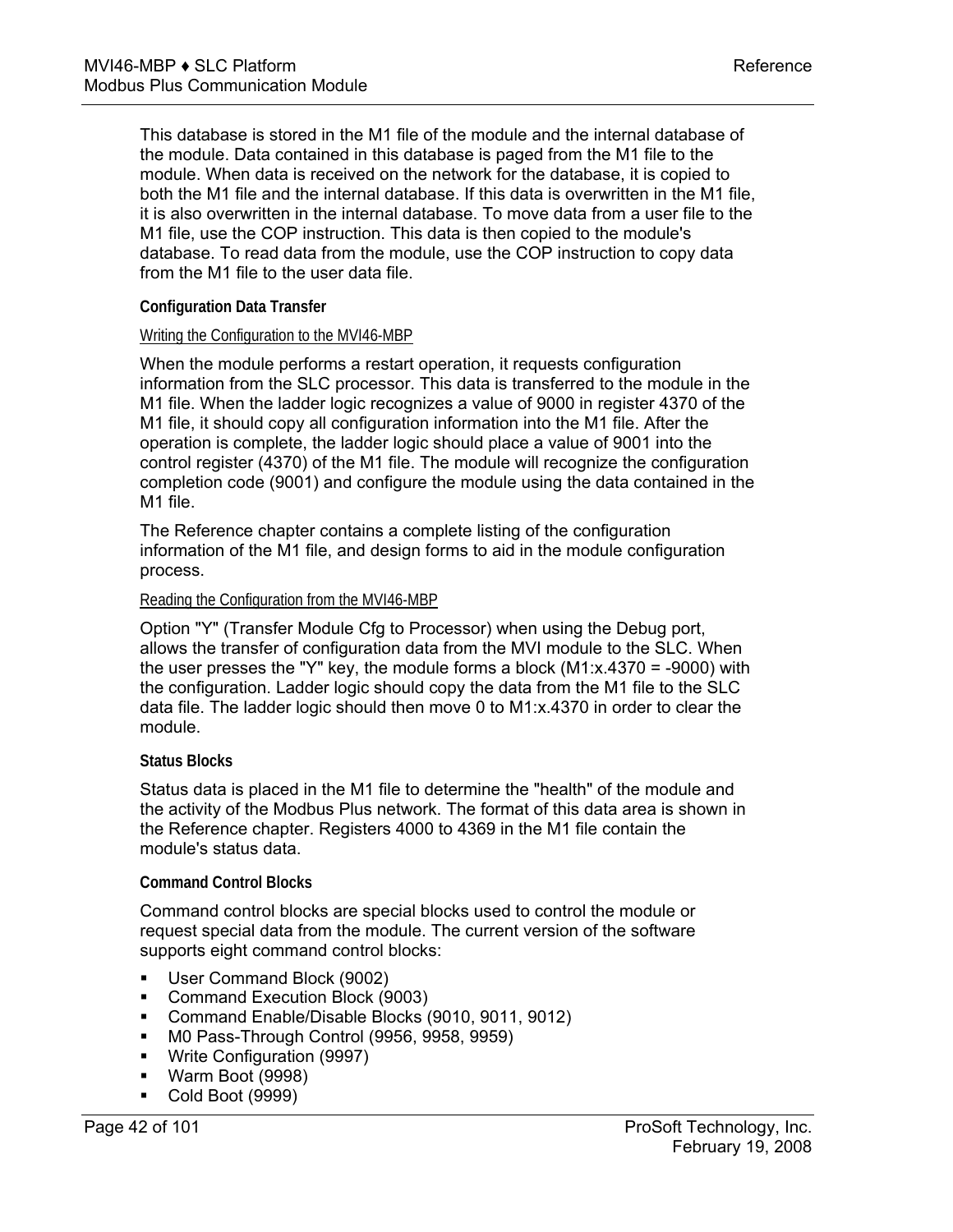This database is stored in the M1 file of the module and the internal database of the module. Data contained in this database is paged from the M1 file to the module. When data is received on the network for the database, it is copied to both the M1 file and the internal database. If this data is overwritten in the M1 file, it is also overwritten in the internal database. To move data from a user file to the M1 file, use the COP instruction. This data is then copied to the module's database. To read data from the module, use the COP instruction to copy data from the M1 file to the user data file.

### Configuration Data Transfer

#### Writing the Configuration to the MVI46-MBP

When the module performs a restart operation, it requests configuration information from the SLC processor. This data is transferred to the module in the M1 file. When the ladder logic recognizes a value of 9000 in register 4370 of the M1 file, it should copy all configuration information into the M1 file. After the operation is complete, the ladder logic should place a value of 9001 into the control register (4370) of the M1 file. The module will recognize the configuration completion code (9001) and configure the module using the data contained in the M1 file.

The Reference chapter contains a complete listing of the configuration information of the M1 file, and design forms to aid in the module configuration process.

#### Reading the Configuration from the MVI46-MBP

Option "Y" (Transfer Module Cfg to Processor) when using the Debug port, allows the transfer of configuration data from the MVI module to the SLC. When the user presses the "Y" key, the module forms a block (M1:x.4370 = -9000) with the configuration. Ladder logic should copy the data from the M1 file to the SLC data file. The ladder logic should then move 0 to M1:x.4370 in order to clear the module.

### Status Blocks

Status data is placed in the M1 file to determine the "health" of the module and the activity of the Modbus Plus network. The format of this data area is shown in the Reference chapter. Registers 4000 to 4369 in the M1 file contain the module's status data.

### Command Control Blocks

Command control blocks are special blocks used to control the module or request special data from the module. The current version of the software supports eight command control blocks:

- User Command Block (9002)
- Command Execution Block (9003)
- Command Enable/Disable Blocks (9010, 9011, 9012)
- M0 Pass-Through Control (9956, 9958, 9959)
- Write Configuration (9997)
- Warm Boot (9998)
- Cold Boot (9999)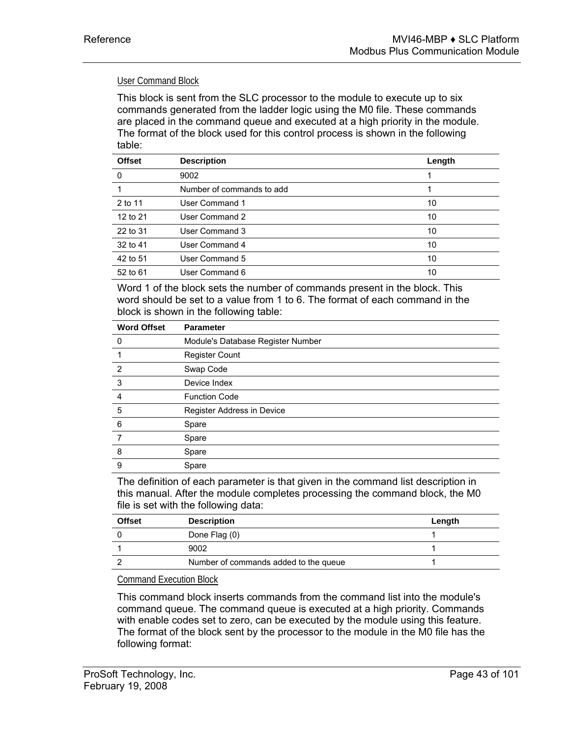#### User Command Block

This block is sent from the SLC processor to the module to execute up to six commands generated from the ladder logic using the M0 file. These commands are placed in the command queue and executed at a high priority in the module. The format of the block used for this control process is shown in the following table:

| Offset | Description | Length |
|---|---|---|
| 0 | 9002 | 1 |
| 1 | Number of commands to add | 1 |
| 2 to 11 | User Command 1 | 10 |
| 12 to 21 | User Command 2 | 10 |
| 22 to 31 | User Command 3 | 10 |
| 32 to 41 | User Command 4 | 10 |
| 42 to 51 | User Command 5 | 10 |
| 52 to 61 | User Command 6 | 10 |

Word 1 of the block sets the number of commands present in the block. This word should be set to a value from 1 to 6. The format of each command in the block is shown in the following table:

| Word Offset | Parameter |
|---|---|
| 0 | Module's Database Register Number |
| 1 | Register Count |
| 2 | Swap Code |
| 3 | Device Index |
| 4 | Function Code |
| 5 | Register Address in Device |
| 6 | Spare |
| 7 | Spare |
| 8 | Spare |
| 9 | Spare |

The definition of each parameter is that given in the command list description in this manual. After the module completes processing the command block, the M0 file is set with the following data:

| Offset | Description | Length |
|---|---|---|
| 0 | Done Flag (0) | 1 |
| 1 | 9002 | 1 |
| 2 | Number of commands added to the queue | 1 |

#### Command Execution Block

This command block inserts commands from the command list into the module's command queue. The command queue is executed at a high priority. Commands with enable codes set to zero, can be executed by the module using this feature. The format of the block sent by the processor to the module in the M0 file has the following format: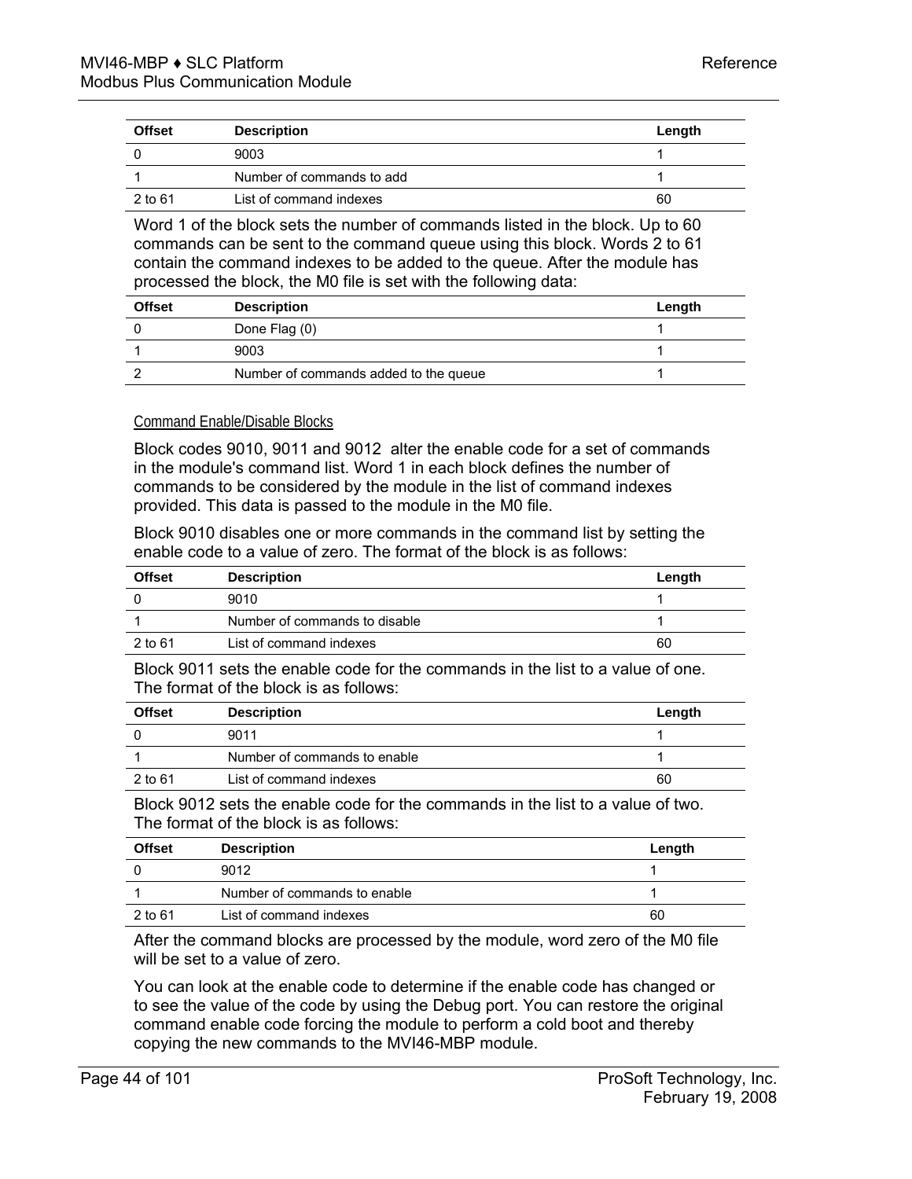| Offset | Description | Length |
|---|---|---|
| 0 | 9003 | 1 |
| 1 | Number of commands to add | 1 |
| 2 to 61 | List of command indexes | 60 |

Word 1 of the block sets the number of commands listed in the block. Up to 60 commands can be sent to the command queue using this block. Words 2 to 61 contain the command indexes to be added to the queue. After the module has processed the block, the M0 file is set with the following data:

| Offset | Description | Length |
|---|---|---|
| 0 | Done Flag (0) | 1 |
| 1 | 9003 | 1 |
| 2 | Number of commands added to the queue | 1 |

#### Command Enable/Disable Blocks

Block codes 9010, 9011 and 9012 alter the enable code for a set of commands in the module's command list. Word 1 in each block defines the number of commands to be considered by the module in the list of command indexes provided. This data is passed to the module in the M0 file.

Block 9010 disables one or more commands in the command list by setting the enable code to a value of zero. The format of the block is as follows:

| Offset | Description | Length |
|---|---|---|
| 0 | 9010 | 1 |
| 1 | Number of commands to disable | 1 |
| 2 to 61 | List of command indexes | 60 |

Block 9011 sets the enable code for the commands in the list to a value of one. The format of the block is as follows:

| Offset | Description | Length |
|---|---|---|
| 0 | 9011 | 1 |
| 1 | Number of commands to enable | 1 |
| 2 to 61 | List of command indexes | 60 |

Block 9012 sets the enable code for the commands in the list to a value of two. The format of the block is as follows:

| Offset | Description | Length |
|---|---|---|
| 0 | 9012 | 1 |
| 1 | Number of commands to enable | 1 |
| 2 to 61 | List of command indexes | 60 |

After the command blocks are processed by the module, word zero of the M0 file will be set to a value of zero.

You can look at the enable code to determine if the enable code has changed or to see the value of the code by using the Debug port. You can restore the original command enable code forcing the module to perform a cold boot and thereby copying the new commands to the MVI46-MBP module.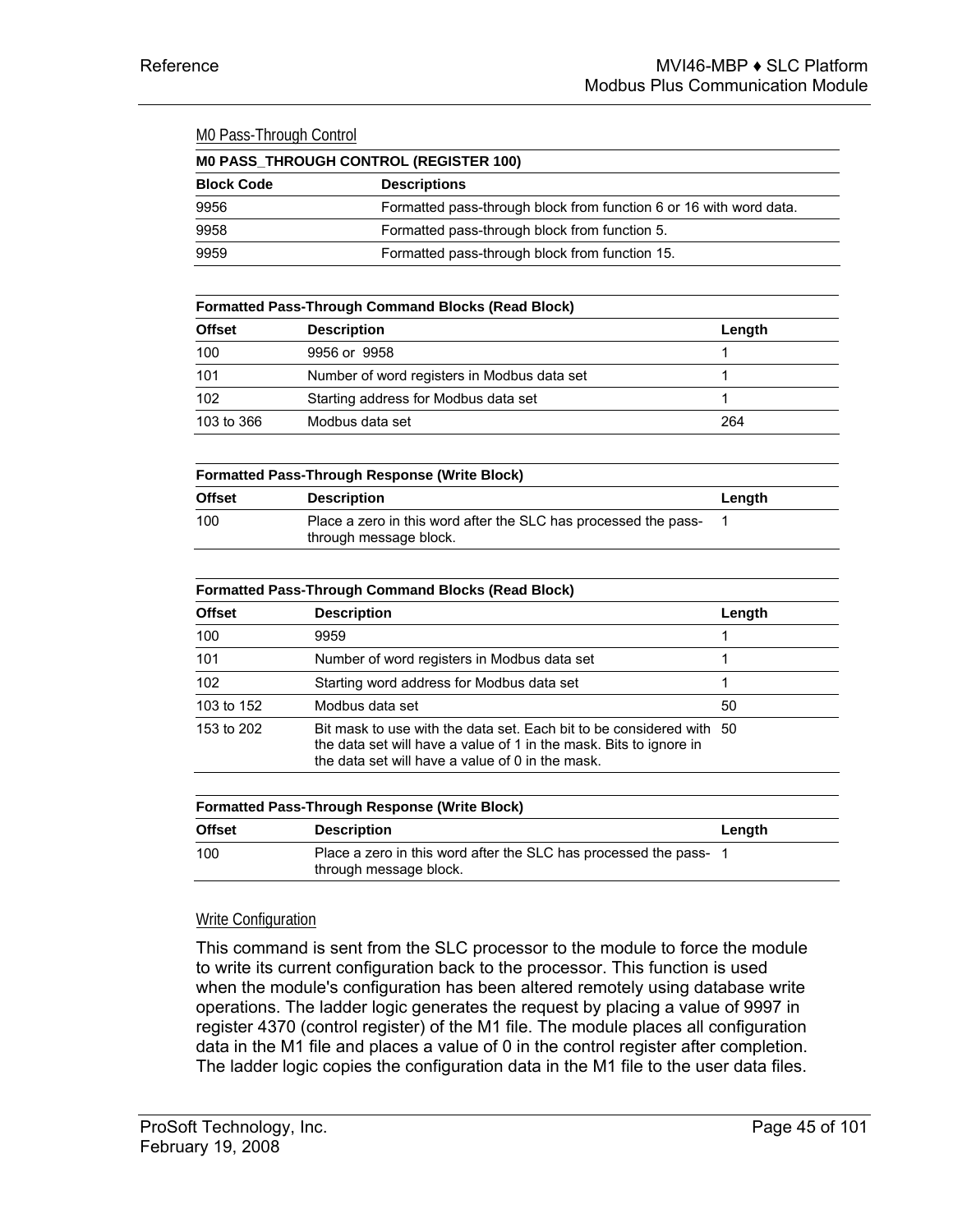#### M0 Pass-Through Control

| M0 PASS_THROUGH CONTROL (REGISTER 100) | |
|---|---|
| **Block Code** | **Descriptions** |
| 9956 | Formatted pass-through block from function 6 or 16 with word data. |
| 9958 | Formatted pass-through block from function 5. |
| 9959 | Formatted pass-through block from function 15. |

| Formatted Pass-Through Command Blocks (Read Block) | | |
|---|---|---|
| **Offset** | **Description** | **Length** |
| 100 | 9956 or 9958 | 1 |
| 101 | Number of word registers in Modbus data set | 1 |
| 102 | Starting address for Modbus data set | 1 |
| 103 to 366 | Modbus data set | 264 |

| Formatted Pass-Through Response (Write Block) | | |
|---|---|---|
| **Offset** | **Description** | **Length** |
| 100 | Place a zero in this word after the SLC has processed the pass-through message block. | 1 |

| Formatted Pass-Through Command Blocks (Read Block) | | |
|---|---|---|
| **Offset** | **Description** | **Length** |
| 100 | 9959 | 1 |
| 101 | Number of word registers in Modbus data set | 1 |
| 102 | Starting word address for Modbus data set | 1 |
| 103 to 152 | Modbus data set | 50 |
| 153 to 202 | Bit mask to use with the data set. Each bit to be considered with the data set will have a value of 1 in the mask. Bits to ignore in the data set will have a value of 0 in the mask. | 50 |

| Formatted Pass-Through Response (Write Block) | | |
|---|---|---|
| **Offset** | **Description** | **Length** |
| 100 | Place a zero in this word after the SLC has processed the pass-through message block. | 1 |

#### Write Configuration

This command is sent from the SLC processor to the module to force the module to write its current configuration back to the processor. This function is used when the module's configuration has been altered remotely using database write operations. The ladder logic generates the request by placing a value of 9997 in register 4370 (control register) of the M1 file. The module places all configuration data in the M1 file and places a value of 0 in the control register after completion. The ladder logic copies the configuration data in the M1 file to the user data files.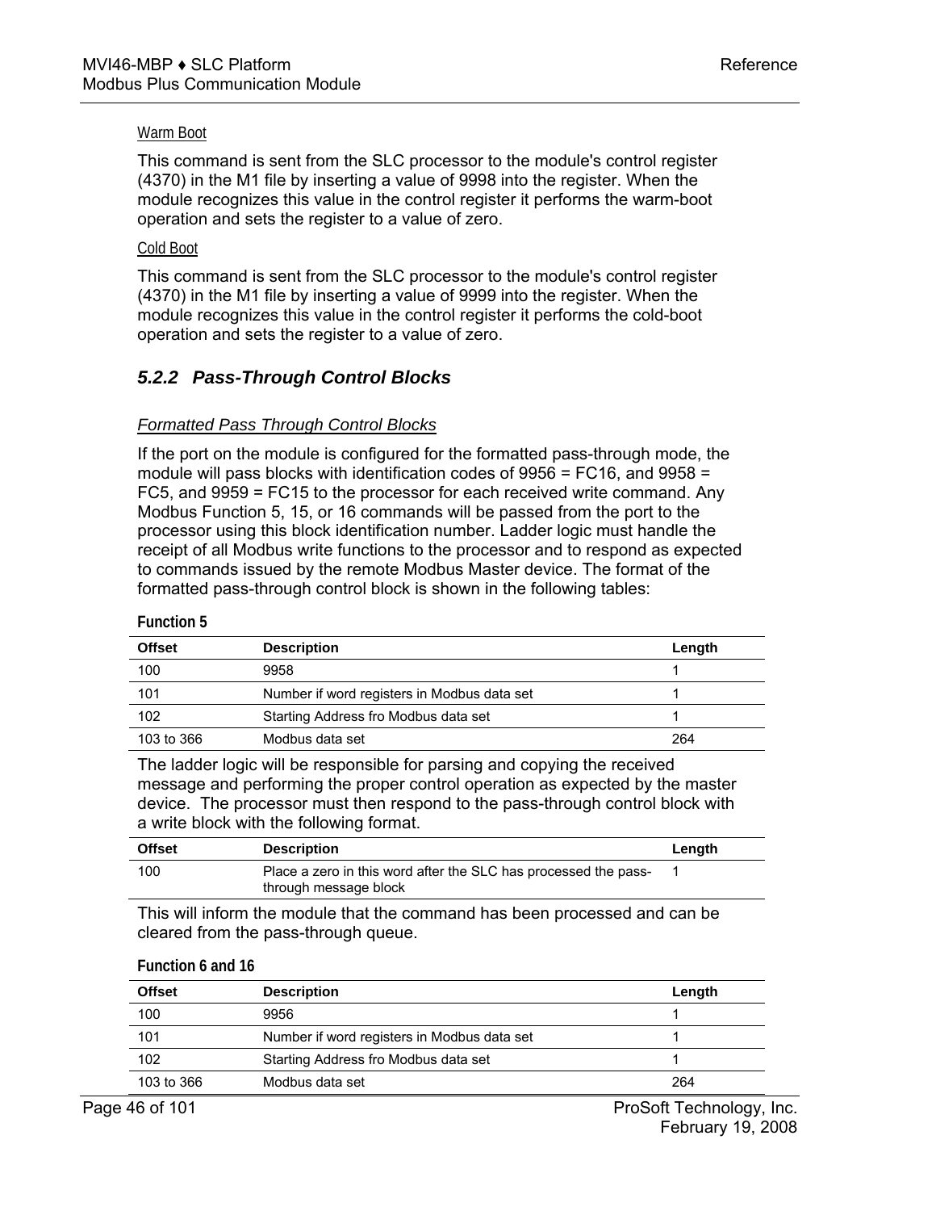Warm Boot

This command is sent from the SLC processor to the module's control register (4370) in the M1 file by inserting a value of 9998 into the register. When the module recognizes this value in the control register it performs the warm-boot operation and sets the register to a value of zero.

Cold Boot

This command is sent from the SLC processor to the module's control register (4370) in the M1 file by inserting a value of 9999 into the register. When the module recognizes this value in the control register it performs the cold-boot operation and sets the register to a value of zero.

### *5.2.2 Pass-Through Control Blocks*

*Formatted Pass Through Control Blocks*

If the port on the module is configured for the formatted pass-through mode, the module will pass blocks with identification codes of 9956 = FC16, and 9958 = FC5, and 9959 = FC15 to the processor for each received write command. Any Modbus Function 5, 15, or 16 commands will be passed from the port to the processor using this block identification number. Ladder logic must handle the receipt of all Modbus write functions to the processor and to respond as expected to commands issued by the remote Modbus Master device. The format of the formatted pass-through control block is shown in the following tables:

**Function 5**

| Offset | Description | Length |
|---|---|---|
| 100 | 9958 | 1 |
| 101 | Number if word registers in Modbus data set | 1 |
| 102 | Starting Address fro Modbus data set | 1 |
| 103 to 366 | Modbus data set | 264 |

The ladder logic will be responsible for parsing and copying the received message and performing the proper control operation as expected by the master device. The processor must then respond to the pass-through control block with a write block with the following format.

| Offset | Description | Length |
|---|---|---|
| 100 | Place a zero in this word after the SLC has processed the pass-through message block | 1 |

This will inform the module that the command has been processed and can be cleared from the pass-through queue.

**Function 6 and 16**

| Offset | Description | Length |
|---|---|---|
| 100 | 9956 | 1 |
| 101 | Number if word registers in Modbus data set | 1 |
| 102 | Starting Address fro Modbus data set | 1 |
| 103 to 366 | Modbus data set | 264 |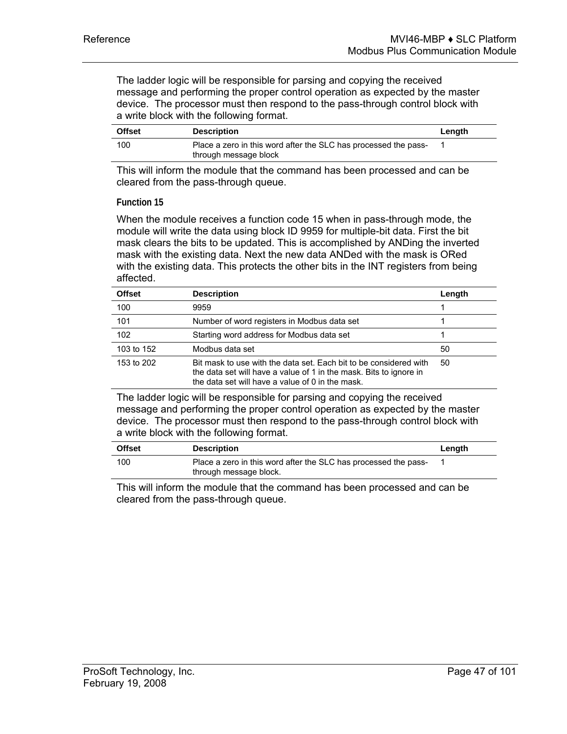The ladder logic will be responsible for parsing and copying the received message and performing the proper control operation as expected by the master device. The processor must then respond to the pass-through control block with a write block with the following format.

| Offset | Description | Length |
|---|---|---|
| 100 | Place a zero in this word after the SLC has processed the pass-through message block | 1 |

This will inform the module that the command has been processed and can be cleared from the pass-through queue.

#### Function 15

When the module receives a function code 15 when in pass-through mode, the module will write the data using block ID 9959 for multiple-bit data. First the bit mask clears the bits to be updated. This is accomplished by ANDing the inverted mask with the existing data. Next the new data ANDed with the mask is ORed with the existing data. This protects the other bits in the INT registers from being affected.

| Offset | Description | Length |
|---|---|---|
| 100 | 9959 | 1 |
| 101 | Number of word registers in Modbus data set | 1 |
| 102 | Starting word address for Modbus data set | 1 |
| 103 to 152 | Modbus data set | 50 |
| 153 to 202 | Bit mask to use with the data set. Each bit to be considered with the data set will have a value of 1 in the mask. Bits to ignore in the data set will have a value of 0 in the mask. | 50 |

The ladder logic will be responsible for parsing and copying the received message and performing the proper control operation as expected by the master device. The processor must then respond to the pass-through control block with a write block with the following format.

| Offset | Description | Length |
|---|---|---|
| 100 | Place a zero in this word after the SLC has processed the pass-through message block. | 1 |

This will inform the module that the command has been processed and can be cleared from the pass-through queue.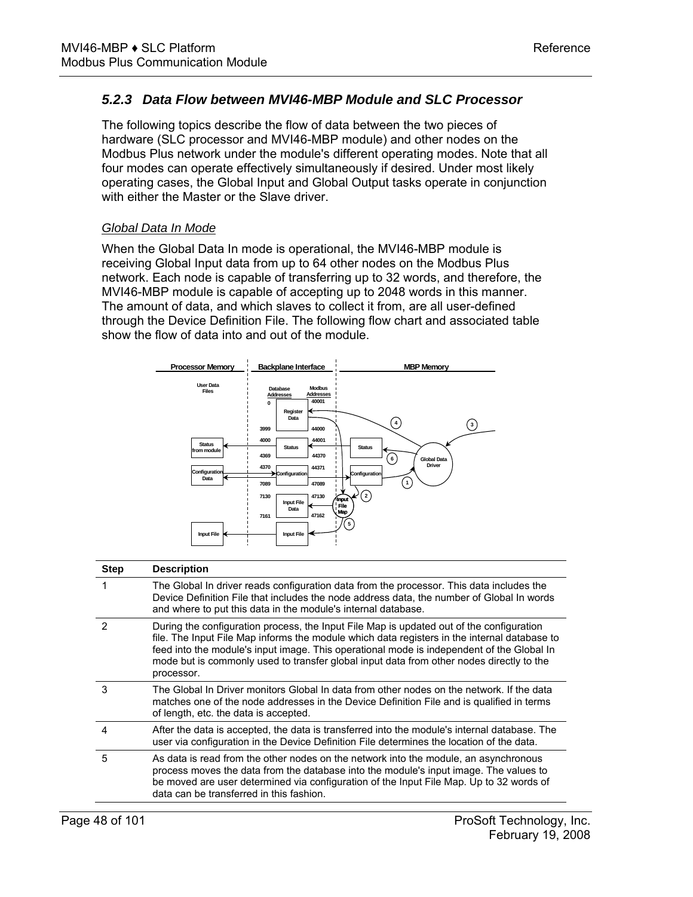### 5.2.3 Data Flow between MVI46-MBP Module and SLC Processor

The following topics describe the flow of data between the two pieces of hardware (SLC processor and MVI46-MBP module) and other nodes on the Modbus Plus network under the module's different operating modes. Note that all four modes can operate effectively simultaneously if desired. Under most likely operating cases, the Global Input and Global Output tasks operate in conjunction with either the Master or the Slave driver.

*Global Data In Mode*

When the Global Data In mode is operational, the MVI46-MBP module is receiving Global Input data from up to 64 other nodes on the Modbus Plus network. Each node is capable of transferring up to 32 words, and therefore, the MVI46-MBP module is capable of accepting up to 2048 words in this manner. The amount of data, and which slaves to collect it from, are all user-defined through the Device Definition File. The following flow chart and associated table show the flow of data into and out of the module.

Processor Memory
Backplane Interface
MBP Memory
User Data Files
Database Addresses
Modbus Addresses
0
40001
Register Data
3999
44000
4000
44001
Status from module
Status
Status
4369
44370
4370
44371
Configuration Data
Configuration
Configuration
7089
47089
7130
47130
Input File Data
Input File Map
7161
47162
Input File
Input File
Global Data Driver
1
2
3
4
5
6

| Step | Description |
|---|---|
| 1 | The Global In driver reads configuration data from the processor. This data includes the Device Definition File that includes the node address data, the number of Global In words and where to put this data in the module's internal database. |
| 2 | During the configuration process, the Input File Map is updated out of the configuration file. The Input File Map informs the module which data registers in the internal database to feed into the module's input image. This operational mode is independent of the Global In mode but is commonly used to transfer global input data from other nodes directly to the processor. |
| 3 | The Global In Driver monitors Global In data from other nodes on the network. If the data matches one of the node addresses in the Device Definition File and is qualified in terms of length, etc. the data is accepted. |
| 4 | After the data is accepted, the data is transferred into the module's internal database. The user via configuration in the Device Definition File determines the location of the data. |
| 5 | As data is read from the other nodes on the network into the module, an asynchronous process moves the data from the database into the module's input image. The values to be moved are user determined via configuration of the Input File Map. Up to 32 words of data can be transferred in this fashion. |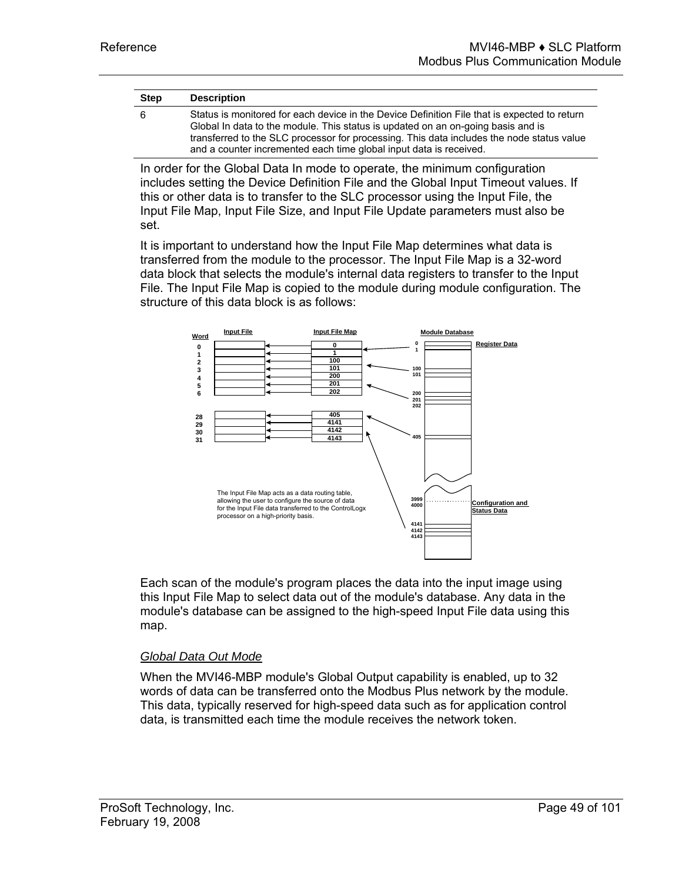| Step | Description |
| --- | --- |
| 6 | Status is monitored for each device in the Device Definition File that is expected to return Global In data to the module. This status is updated on an on-going basis and is transferred to the SLC processor for processing. This data includes the node status value and a counter incremented each time global input data is received. |

In order for the Global Data In mode to operate, the minimum configuration includes setting the Device Definition File and the Global Input Timeout values. If this or other data is to transfer to the SLC processor using the Input File, the Input File Map, Input File Size, and Input File Update parameters must also be set.

It is important to understand how the Input File Map determines what data is transferred from the module to the processor. The Input File Map is a 32-word data block that selects the module's internal data registers to transfer to the Input File. The Input File Map is copied to the module during module configuration. The structure of this data block is as follows:

Word
Input File
Input File Map
Module Database
0 1 2 3 4 5 6
0 1 100 101 200 201 202
28 29 30 31
405 4141 4142 4143
0 1
Register Data
100 101
200 201 202
405
3999 4000
Configuration and Status Data
4141 4142 4143

The Input File Map acts as a data routing table, allowing the user to configure the source of data for the Input File data transferred to the ControlLogx processor on a high-priority basis.

Each scan of the module's program places the data into the input image using this Input File Map to select data out of the module's database. Any data in the module's database can be assigned to the high-speed Input File data using this map.

### *Global Data Out Mode*

When the MVI46-MBP module's Global Output capability is enabled, up to 32 words of data can be transferred onto the Modbus Plus network by the module. This data, typically reserved for high-speed data such as for application control data, is transmitted each time the module receives the network token.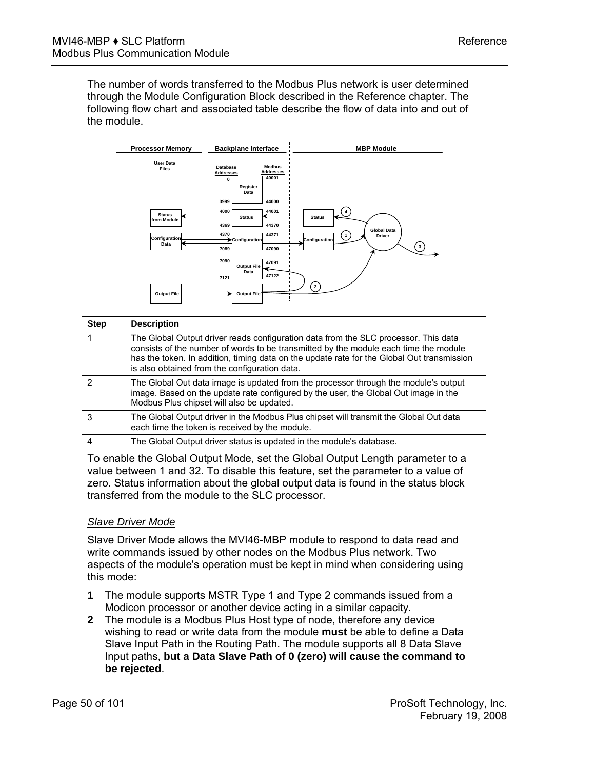The number of words transferred to the Modbus Plus network is user determined through the Module Configuration Block described in the Reference chapter. The following flow chart and associated table describe the flow of data into and out of the module.

Processor Memory
Backplane Interface
MBP Module
User Data Files
Database Addresses
Modbus Addresses
0
40001
Register Data
3999
44000
4000
44001
Status from Module
Status
Status
4369
44370
4370
44371
Configuration Data
Configuration
Configuration
Global Data Driver
7089
47090
7090
47091
Output File Data
7121
47122
Output File
Output File
1
2
3
4

| Step | Description |
|---|---|
| 1 | The Global Output driver reads configuration data from the SLC processor. This data consists of the number of words to be transmitted by the module each time the module has the token. In addition, timing data on the update rate for the Global Out transmission is also obtained from the configuration data. |
| 2 | The Global Out data image is updated from the processor through the module's output image. Based on the update rate configured by the user, the Global Out image in the Modbus Plus chipset will also be updated. |
| 3 | The Global Output driver in the Modbus Plus chipset will transmit the Global Out data each time the token is received by the module. |
| 4 | The Global Output driver status is updated in the module's database. |

To enable the Global Output Mode, set the Global Output Length parameter to a value between 1 and 32. To disable this feature, set the parameter to a value of zero. Status information about the global output data is found in the status block transferred from the module to the SLC processor.

### *Slave Driver Mode*

Slave Driver Mode allows the MVI46-MBP module to respond to data read and write commands issued by other nodes on the Modbus Plus network. Two aspects of the module's operation must be kept in mind when considering using this mode:

1. The module supports MSTR Type 1 and Type 2 commands issued from a Modicon processor or another device acting in a similar capacity.
2. The module is a Modbus Plus Host type of node, therefore any device wishing to read or write data from the module **must** be able to define a Data Slave Input Path in the Routing Path. The module supports all 8 Data Slave Input paths, **but a Data Slave Path of 0 (zero) will cause the command to be rejected**.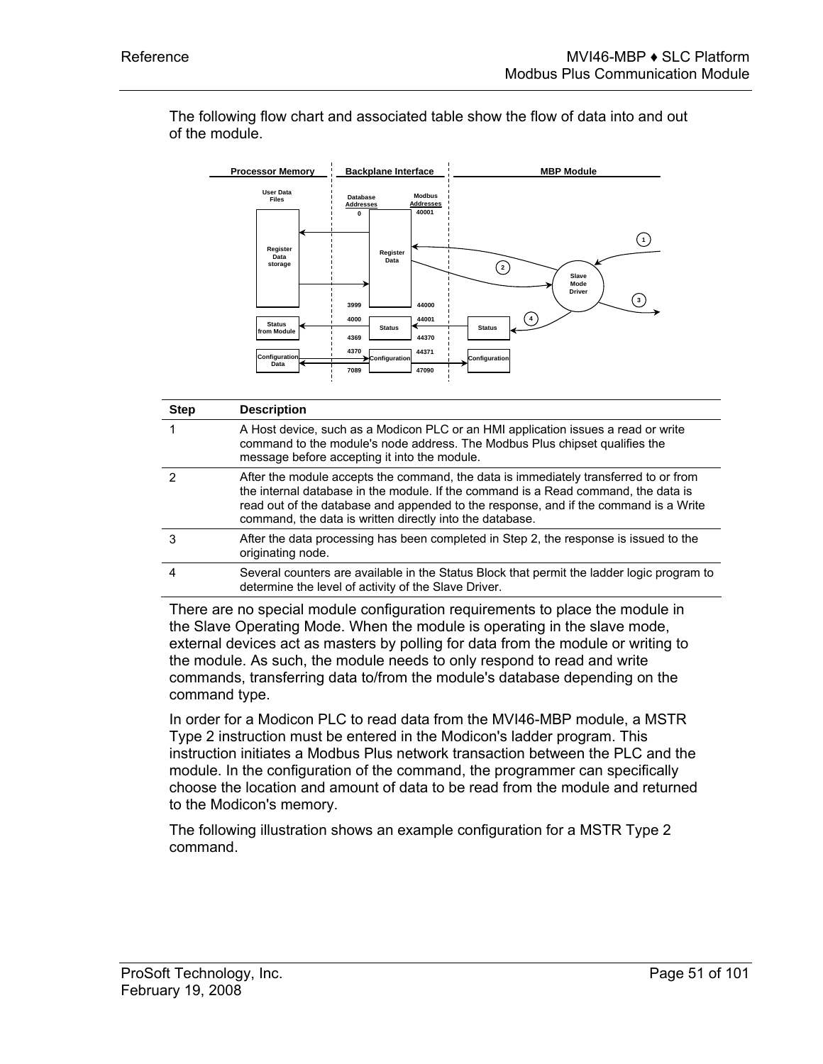The following flow chart and associated table show the flow of data into and out of the module.

Processor Memory
Backplane Interface
MBP Module

User Data Files
Database Addresses
Modbus Addresses

0
40001

Register Data storage
Register Data
Slave Mode Driver

1
2
3
4

3999
44000
4000
44001
Status from Module
Status
Status
4369
44370
4370
44371
Configuration Data
Configuration
Configuration
7089
47090

| Step | Description |
|---|---|
| 1 | A Host device, such as a Modicon PLC or an HMI application issues a read or write command to the module's node address. The Modbus Plus chipset qualifies the message before accepting it into the module. |
| 2 | After the module accepts the command, the data is immediately transferred to or from the internal database in the module. If the command is a Read command, the data is read out of the database and appended to the response, and if the command is a Write command, the data is written directly into the database. |
| 3 | After the data processing has been completed in Step 2, the response is issued to the originating node. |
| 4 | Several counters are available in the Status Block that permit the ladder logic program to determine the level of activity of the Slave Driver. |

There are no special module configuration requirements to place the module in the Slave Operating Mode. When the module is operating in the slave mode, external devices act as masters by polling for data from the module or writing to the module. As such, the module needs to only respond to read and write commands, transferring data to/from the module's database depending on the command type.

In order for a Modicon PLC to read data from the MVI46-MBP module, a MSTR Type 2 instruction must be entered in the Modicon's ladder program. This instruction initiates a Modbus Plus network transaction between the PLC and the module. In the configuration of the command, the programmer can specifically choose the location and amount of data to be read from the module and returned to the Modicon's memory.

The following illustration shows an example configuration for a MSTR Type 2 command.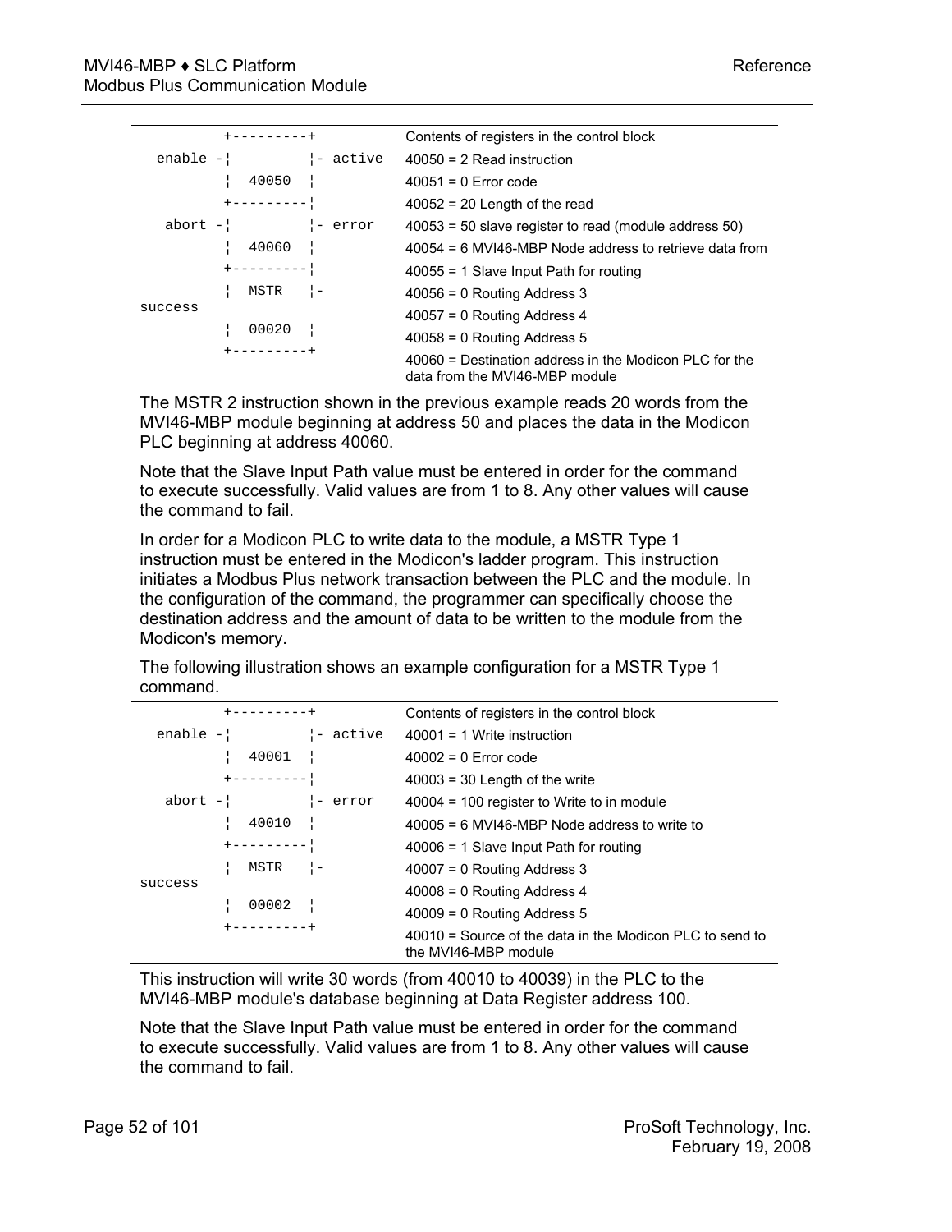```
         +---------+
  enable -¦         ¦- active
         ¦  40050  ¦
         +---------¦
   abort -¦         ¦- error
         ¦  40060  ¦
         +---------¦
         ¦  MSTR   ¦-
success
         ¦  00020  ¦
         +---------+
```

Contents of registers in the control block

40050 = 2 Read instruction
40051 = 0 Error code
40052 = 20 Length of the read
40053 = 50 slave register to read (module address 50)
40054 = 6 MVI46-MBP Node address to retrieve data from
40055 = 1 Slave Input Path for routing
40056 = 0 Routing Address 3
40057 = 0 Routing Address 4
40058 = 0 Routing Address 5
40060 = Destination address in the Modicon PLC for the data from the MVI46-MBP module

The MSTR 2 instruction shown in the previous example reads 20 words from the MVI46-MBP module beginning at address 50 and places the data in the Modicon PLC beginning at address 40060.

Note that the Slave Input Path value must be entered in order for the command to execute successfully. Valid values are from 1 to 8. Any other values will cause the command to fail.

In order for a Modicon PLC to write data to the module, a MSTR Type 1 instruction must be entered in the Modicon's ladder program. This instruction initiates a Modbus Plus network transaction between the PLC and the module. In the configuration of the command, the programmer can specifically choose the destination address and the amount of data to be written to the module from the Modicon's memory.

The following illustration shows an example configuration for a MSTR Type 1 command.

```
         +---------+
  enable -¦         ¦- active
         ¦  40001  ¦
         +---------¦
   abort -¦         ¦- error
         ¦  40010  ¦
         +---------¦
         ¦  MSTR   ¦-
success
         ¦  00002  ¦
         +---------+
```

Contents of registers in the control block

40001 = 1 Write instruction
40002 = 0 Error code
40003 = 30 Length of the write
40004 = 100 register to Write to in module
40005 = 6 MVI46-MBP Node address to write to
40006 = 1 Slave Input Path for routing
40007 = 0 Routing Address 3
40008 = 0 Routing Address 4
40009 = 0 Routing Address 5
40010 = Source of the data in the Modicon PLC to send to the MVI46-MBP module

This instruction will write 30 words (from 40010 to 40039) in the PLC to the MVI46-MBP module's database beginning at Data Register address 100.

Note that the Slave Input Path value must be entered in order for the command to execute successfully. Valid values are from 1 to 8. Any other values will cause the command to fail.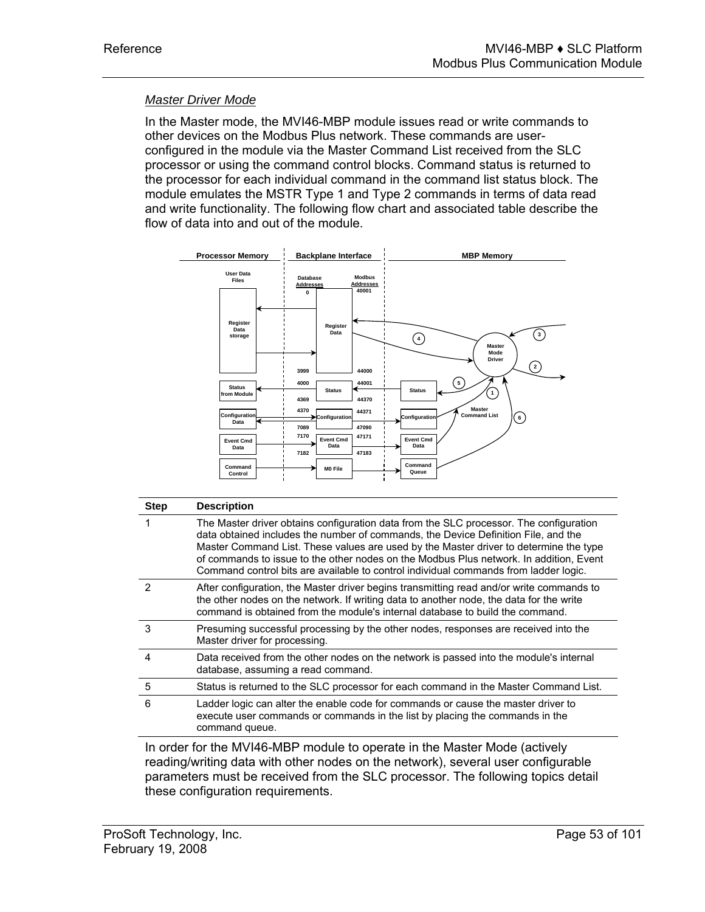*Master Driver Mode*

In the Master mode, the MVI46-MBP module issues read or write commands to other devices on the Modbus Plus network. These commands are user-configured in the module via the Master Command List received from the SLC processor or using the command control blocks. Command status is returned to the processor for each individual command in the command list status block. The module emulates the MSTR Type 1 and Type 2 commands in terms of data read and write functionality. The following flow chart and associated table describe the flow of data into and out of the module.

Processor Memory
Backplane Interface
MBP Memory
User Data Files
Database Addresses
Modbus Addresses
0
40001
Register Data storage
Register Data
3999
44000
4000
44001
Status from Module
Status
Status
4369
44370
4370
44371
Configuration Data
Configuration
Configuration
7089
47090
7170
47171
Event Cmd Data
Event Cmd Data
Event Cmd Data
7182
47183
Command Control
M0 File
Command Queue
Master Mode Driver
Master Command List
1
2
3
4
5
6

| Step | Description |
|---|---|
| 1 | The Master driver obtains configuration data from the SLC processor. The configuration data obtained includes the number of commands, the Device Definition File, and the Master Command List. These values are used by the Master driver to determine the type of commands to issue to the other nodes on the Modbus Plus network. In addition, Event Command control bits are available to control individual commands from ladder logic. |
| 2 | After configuration, the Master driver begins transmitting read and/or write commands to the other nodes on the network. If writing data to another node, the data for the write command is obtained from the module's internal database to build the command. |
| 3 | Presuming successful processing by the other nodes, responses are received into the Master driver for processing. |
| 4 | Data received from the other nodes on the network is passed into the module's internal database, assuming a read command. |
| 5 | Status is returned to the SLC processor for each command in the Master Command List. |
| 6 | Ladder logic can alter the enable code for commands or cause the master driver to execute user commands or commands in the list by placing the commands in the command queue. |

In order for the MVI46-MBP module to operate in the Master Mode (actively reading/writing data with other nodes on the network), several user configurable parameters must be received from the SLC processor. The following topics detail these configuration requirements.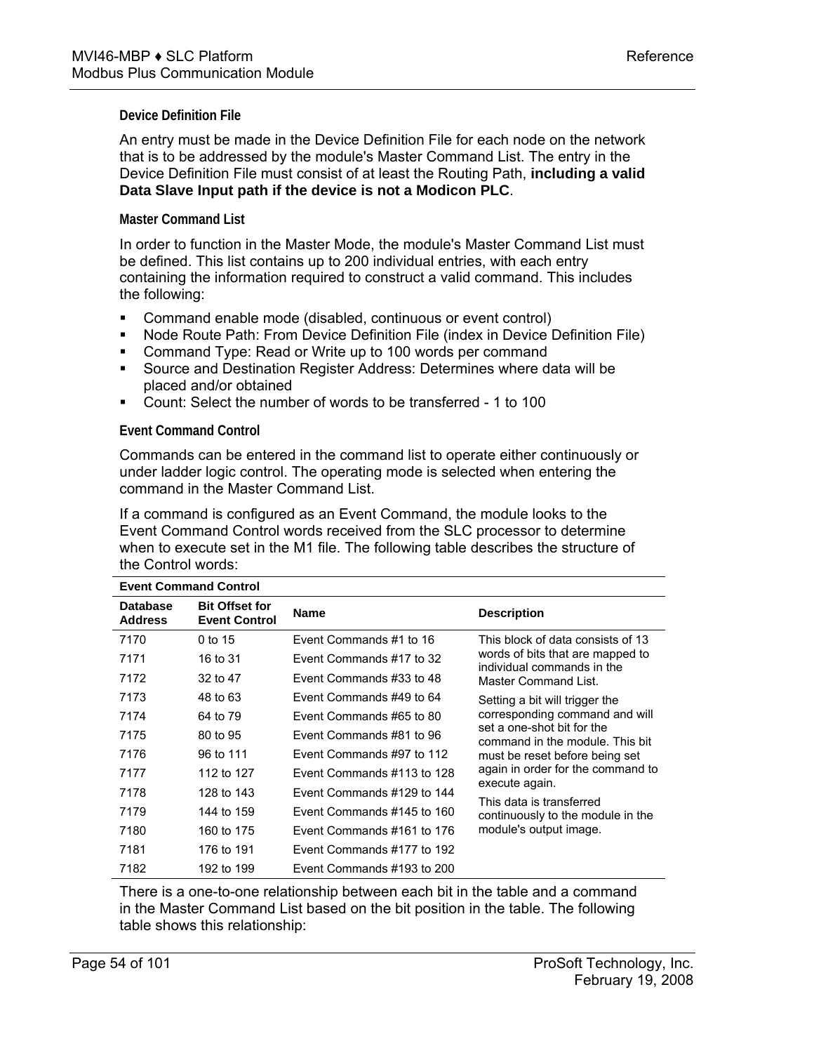### Device Definition File

An entry must be made in the Device Definition File for each node on the network that is to be addressed by the module's Master Command List. The entry in the Device Definition File must consist of at least the Routing Path, **including a valid Data Slave Input path if the device is not a Modicon PLC**.

### Master Command List

In order to function in the Master Mode, the module's Master Command List must be defined. This list contains up to 200 individual entries, with each entry containing the information required to construct a valid command. This includes the following:

- Command enable mode (disabled, continuous or event control)
- Node Route Path: From Device Definition File (index in Device Definition File)
- Command Type: Read or Write up to 100 words per command
- Source and Destination Register Address: Determines where data will be placed and/or obtained
- Count: Select the number of words to be transferred - 1 to 100

### Event Command Control

Commands can be entered in the command list to operate either continuously or under ladder logic control. The operating mode is selected when entering the command in the Master Command List.

If a command is configured as an Event Command, the module looks to the Event Command Control words received from the SLC processor to determine when to execute set in the M1 file. The following table describes the structure of the Control words:

**Event Command Control**

| Database Address | Bit Offset for Event Control | Name | Description |
|---|---|---|---|
| 7170 | 0 to 15 | Event Commands #1 to 16 | This block of data consists of 13 words of bits that are mapped to individual commands in the Master Command List. Setting a bit will trigger the corresponding command and will set a one-shot bit for the command in the module. This bit must be reset before being set again in order for the command to execute again. This data is transferred continuously to the module in the module's output image. |
| 7171 | 16 to 31 | Event Commands #17 to 32 | |
| 7172 | 32 to 47 | Event Commands #33 to 48 | |
| 7173 | 48 to 63 | Event Commands #49 to 64 | |
| 7174 | 64 to 79 | Event Commands #65 to 80 | |
| 7175 | 80 to 95 | Event Commands #81 to 96 | |
| 7176 | 96 to 111 | Event Commands #97 to 112 | |
| 7177 | 112 to 127 | Event Commands #113 to 128 | |
| 7178 | 128 to 143 | Event Commands #129 to 144 | |
| 7179 | 144 to 159 | Event Commands #145 to 160 | |
| 7180 | 160 to 175 | Event Commands #161 to 176 | |
| 7181 | 176 to 191 | Event Commands #177 to 192 | |
| 7182 | 192 to 199 | Event Commands #193 to 200 | |

There is a one-to-one relationship between each bit in the table and a command in the Master Command List based on the bit position in the table. The following table shows this relationship: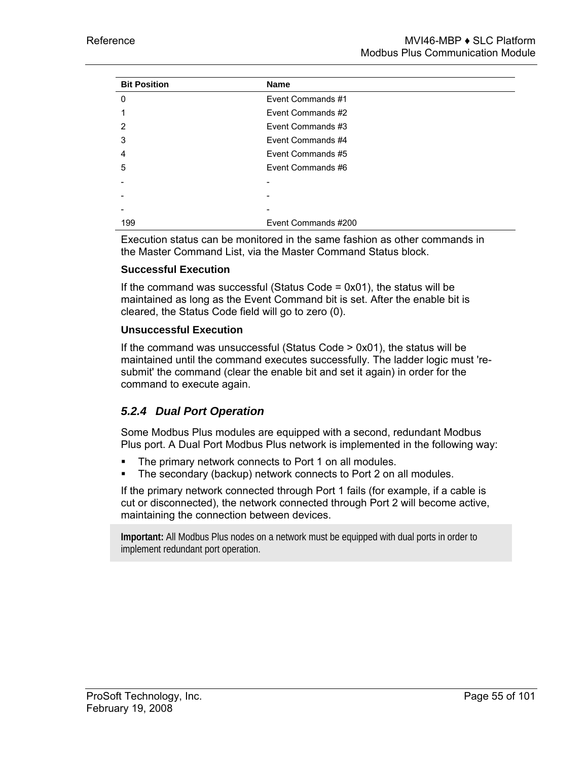| Bit Position | Name |
|---|---|
| 0 | Event Commands #1 |
| 1 | Event Commands #2 |
| 2 | Event Commands #3 |
| 3 | Event Commands #4 |
| 4 | Event Commands #5 |
| 5 | Event Commands #6 |
| - | - |
| - | - |
| - | - |
| 199 | Event Commands #200 |

Execution status can be monitored in the same fashion as other commands in the Master Command List, via the Master Command Status block.

**Successful Execution**

If the command was successful (Status Code = 0x01), the status will be maintained as long as the Event Command bit is set. After the enable bit is cleared, the Status Code field will go to zero (0).

**Unsuccessful Execution**

If the command was unsuccessful (Status Code > 0x01), the status will be maintained until the command executes successfully. The ladder logic must 're-submit' the command (clear the enable bit and set it again) in order for the command to execute again.

### *5.2.4 Dual Port Operation*

Some Modbus Plus modules are equipped with a second, redundant Modbus Plus port. A Dual Port Modbus Plus network is implemented in the following way:

- The primary network connects to Port 1 on all modules.
- The secondary (backup) network connects to Port 2 on all modules.

If the primary network connected through Port 1 fails (for example, if a cable is cut or disconnected), the network connected through Port 2 will become active, maintaining the connection between devices.

**Important:** All Modbus Plus nodes on a network must be equipped with dual ports in order to implement redundant port operation.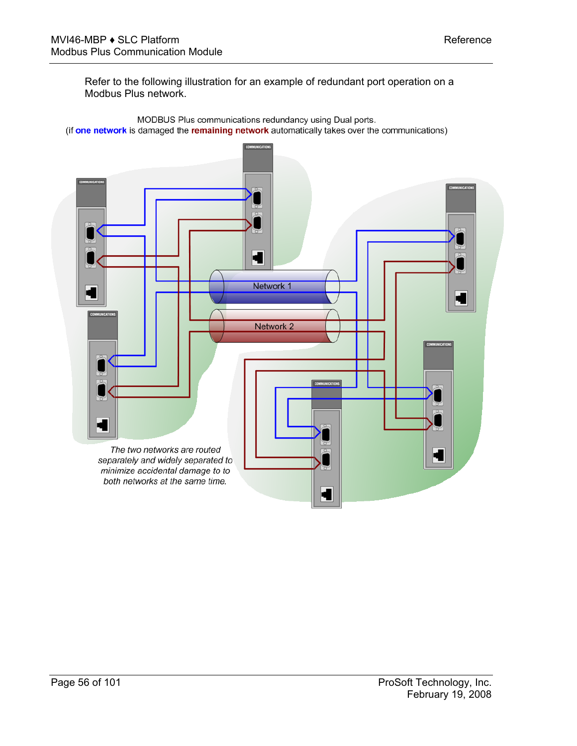Refer to the following illustration for an example of redundant port operation on a Modbus Plus network.

MODBUS Plus communications redundancy using Dual ports.
(if **one network** is damaged the **remaining network** automatically takes over the communications)

COMMUNICATIONS

Network 1

Network 2

*The two networks are routed separately and widely separated to minimize accidental damage to to both networks at the same time.*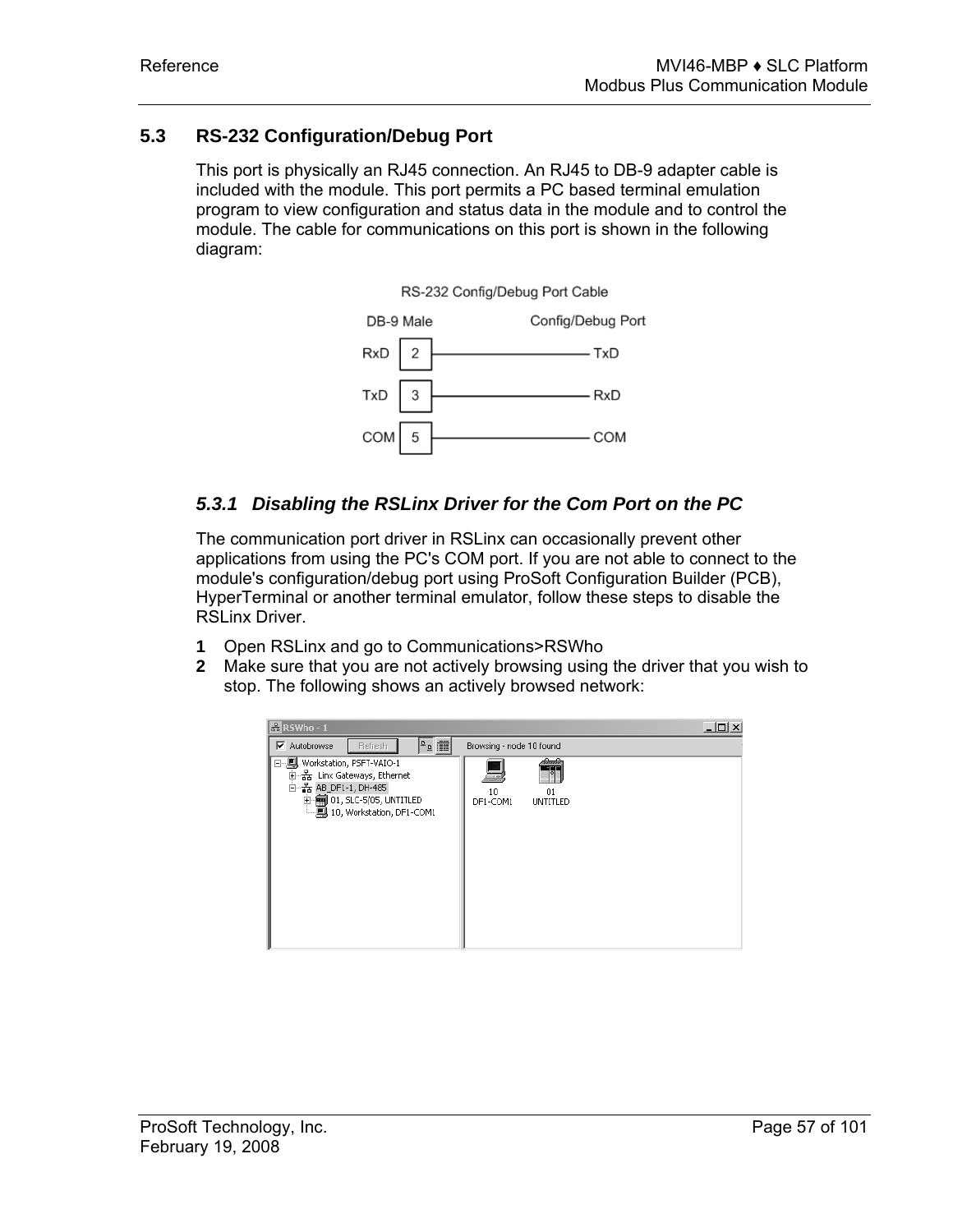## 5.3 RS-232 Configuration/Debug Port

This port is physically an RJ45 connection. An RJ45 to DB-9 adapter cable is included with the module. This port permits a PC based terminal emulation program to view configuration and status data in the module and to control the module. The cable for communications on this port is shown in the following diagram:

RS-232 Config/Debug Port Cable

DB-9 Male

Config/Debug Port

RxD 2 TxD

TxD 3 RxD

COM 5 COM

### *5.3.1 Disabling the RSLinx Driver for the Com Port on the PC*

The communication port driver in RSLinx can occasionally prevent other applications from using the PC's COM port. If you are not able to connect to the module's configuration/debug port using ProSoft Configuration Builder (PCB), HyperTerminal or another terminal emulator, follow these steps to disable the RSLinx Driver.

**1** Open RSLinx and go to Communications>RSWho

**2** Make sure that you are not actively browsing using the driver that you wish to stop. The following shows an actively browsed network:

RSWho - 1

Autobrowse Refresh Browsing - node 10 found

Workstation, PSFT-VAIO-1

Linx Gateways, Ethernet

AB_DF1-1, DH-485

01, SLC-5/05, UNTITLED

10, Workstation, DF1-COM1

10 DF1-COM1

01 UNTITLED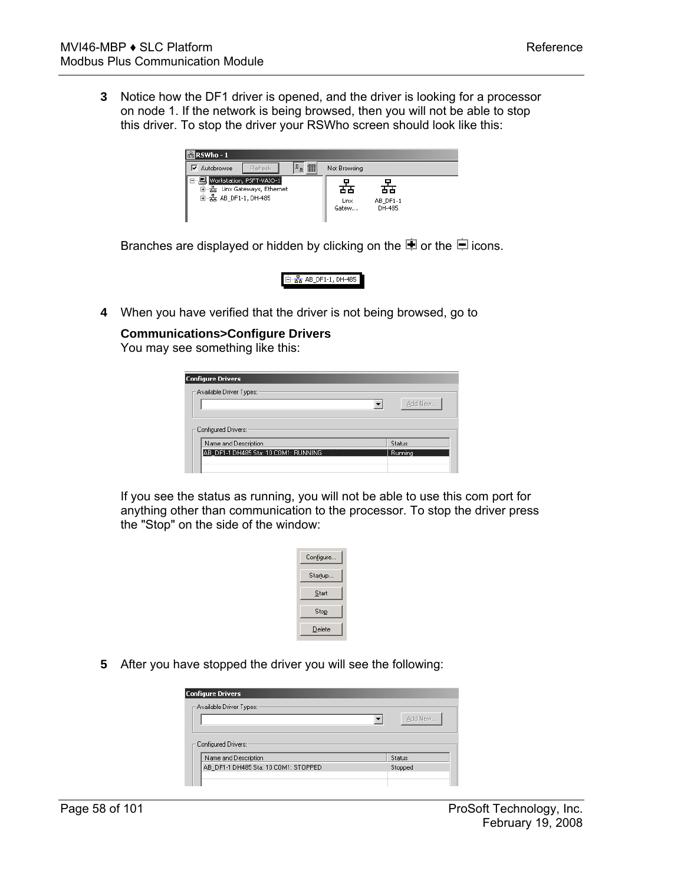3 Notice how the DF1 driver is opened, and the driver is looking for a processor on node 1. If the network is being browsed, then you will not be able to stop this driver. To stop the driver your RSWho screen should look like this:

Branches are displayed or hidden by clicking on the ⊞ or the ⊟ icons.

4 When you have verified that the driver is not being browsed, go to

**Communications>Configure Drivers**
You may see something like this:

If you see the status as running, you will not be able to use this com port for anything other than communication to the processor. To stop the driver press the "Stop" on the side of the window:

5 After you have stopped the driver you will see the following: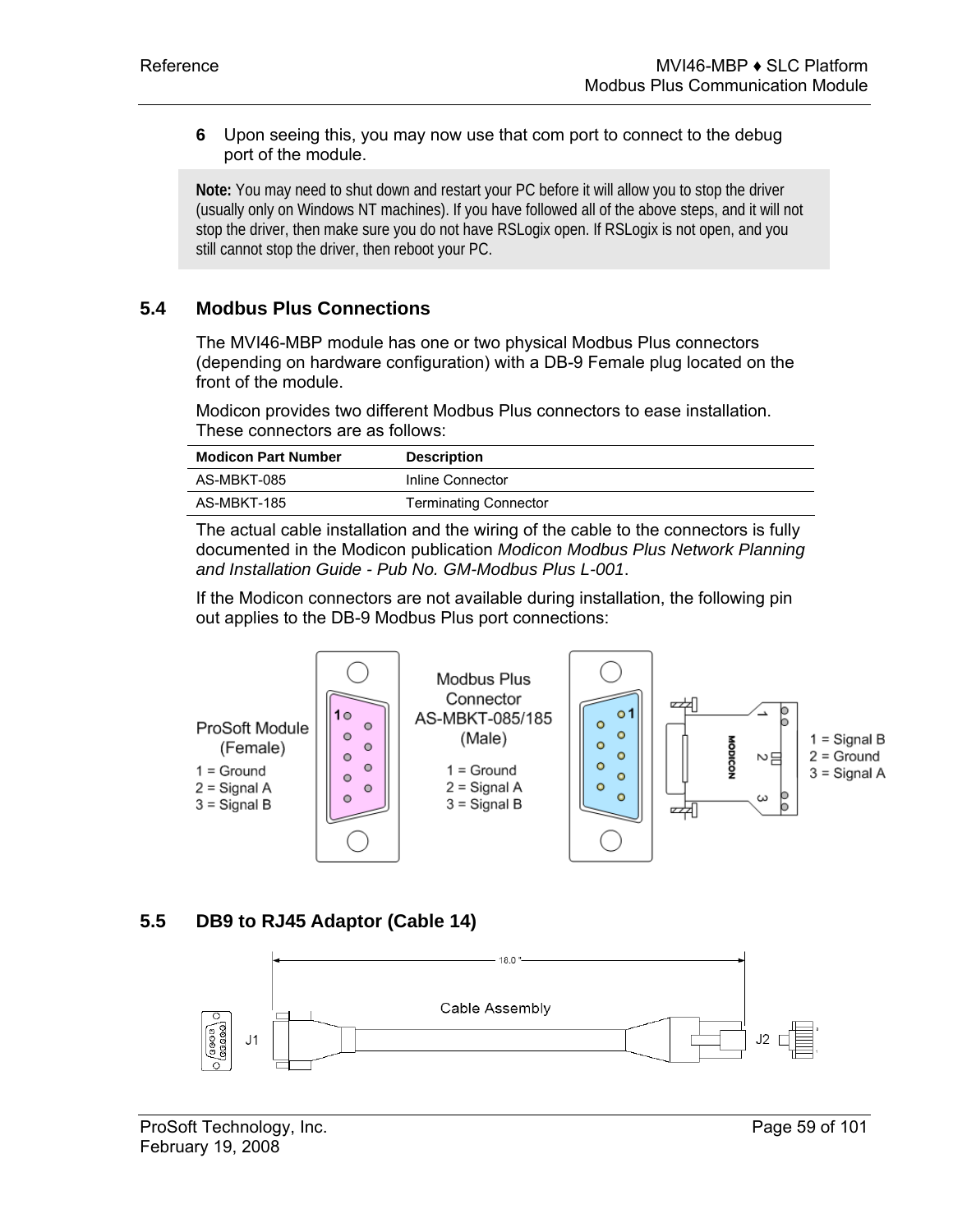6 Upon seeing this, you may now use that com port to connect to the debug port of the module.

**Note:** You may need to shut down and restart your PC before it will allow you to stop the driver (usually only on Windows NT machines). If you have followed all of the above steps, and it will not stop the driver, then make sure you do not have RSLogix open. If RSLogix is not open, and you still cannot stop the driver, then reboot your PC.

## 5.4 Modbus Plus Connections

The MVI46-MBP module has one or two physical Modbus Plus connectors (depending on hardware configuration) with a DB-9 Female plug located on the front of the module.

Modicon provides two different Modbus Plus connectors to ease installation. These connectors are as follows:

| Modicon Part Number | Description |
|---|---|
| AS-MBKT-085 | Inline Connector |
| AS-MBKT-185 | Terminating Connector |

The actual cable installation and the wiring of the cable to the connectors is fully documented in the Modicon publication *Modicon Modbus Plus Network Planning and Installation Guide - Pub No. GM-Modbus Plus L-001*.

If the Modicon connectors are not available during installation, the following pin out applies to the DB-9 Modbus Plus port connections:

ProSoft Module (Female)
1 = Ground
2 = Signal A
3 = Signal B

Modbus Plus Connector AS-MBKT-085/185 (Male)
1 = Ground
2 = Signal A
3 = Signal B

MODICON
1 = Signal B
2 = Ground
3 = Signal A

## 5.5 DB9 to RJ45 Adaptor (Cable 14)

18.0 "
Cable Assembly
J1
J2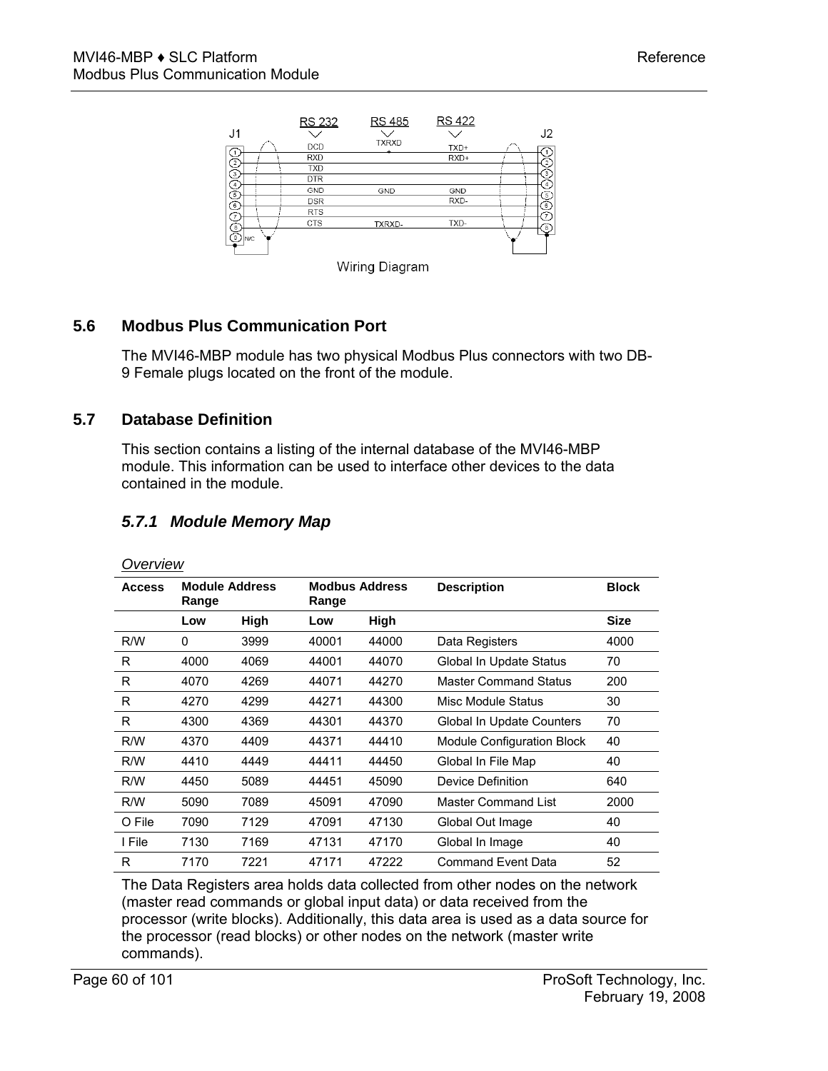J1

RS 232 RS 485 RS 422

J2

DCD TXRXD TXD+
RXD RXD+
TXD
DTR
GND GND GND
DSR RXD-
RTS
CTS TXRXD- TXD-

N/C

Wiring Diagram

## 5.6 Modbus Plus Communication Port

The MVI46-MBP module has two physical Modbus Plus connectors with two DB-9 Female plugs located on the front of the module.

## 5.7 Database Definition

This section contains a listing of the internal database of the MVI46-MBP module. This information can be used to interface other devices to the data contained in the module.

### *5.7.1 Module Memory Map*

*Overview*

| Access | Module Address Range | | Modbus Address Range | | Description | Block |
|---|---|---|---|---|---|---|
| | **Low** | **High** | **Low** | **High** | | **Size** |
| R/W | 0 | 3999 | 40001 | 44000 | Data Registers | 4000 |
| R | 4000 | 4069 | 44001 | 44070 | Global In Update Status | 70 |
| R | 4070 | 4269 | 44071 | 44270 | Master Command Status | 200 |
| R | 4270 | 4299 | 44271 | 44300 | Misc Module Status | 30 |
| R | 4300 | 4369 | 44301 | 44370 | Global In Update Counters | 70 |
| R/W | 4370 | 4409 | 44371 | 44410 | Module Configuration Block | 40 |
| R/W | 4410 | 4449 | 44411 | 44450 | Global In File Map | 40 |
| R/W | 4450 | 5089 | 44451 | 45090 | Device Definition | 640 |
| R/W | 5090 | 7089 | 45091 | 47090 | Master Command List | 2000 |
| O File | 7090 | 7129 | 47091 | 47130 | Global Out Image | 40 |
| I File | 7130 | 7169 | 47131 | 47170 | Global In Image | 40 |
| R | 7170 | 7221 | 47171 | 47222 | Command Event Data | 52 |

The Data Registers area holds data collected from other nodes on the network (master read commands or global input data) or data received from the processor (write blocks). Additionally, this data area is used as a data source for the processor (read blocks) or other nodes on the network (master write commands).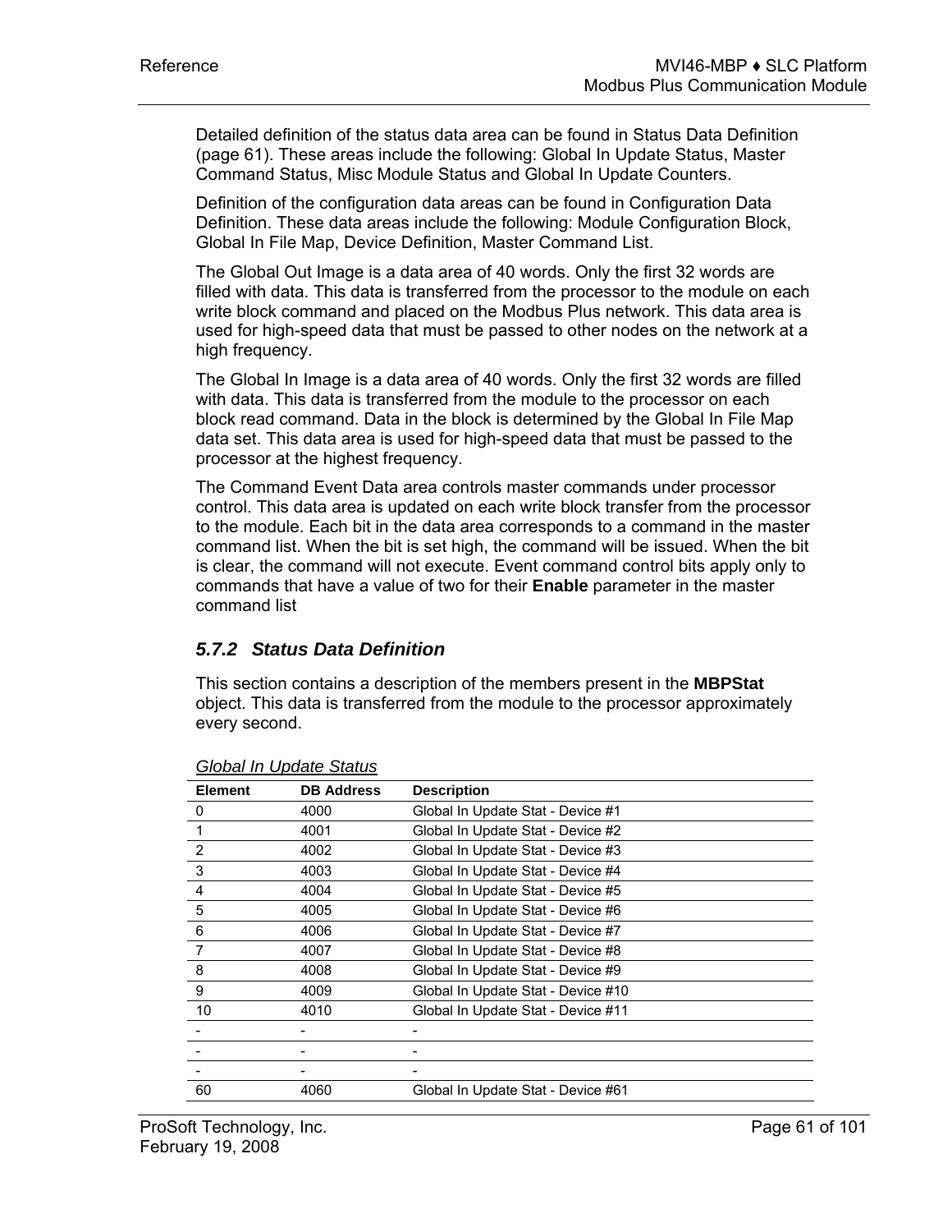Detailed definition of the status data area can be found in Status Data Definition (page 61). These areas include the following: Global In Update Status, Master Command Status, Misc Module Status and Global In Update Counters.

Definition of the configuration data areas can be found in Configuration Data Definition. These data areas include the following: Module Configuration Block, Global In File Map, Device Definition, Master Command List.

The Global Out Image is a data area of 40 words. Only the first 32 words are filled with data. This data is transferred from the processor to the module on each write block command and placed on the Modbus Plus network. This data area is used for high-speed data that must be passed to other nodes on the network at a high frequency.

The Global In Image is a data area of 40 words. Only the first 32 words are filled with data. This data is transferred from the module to the processor on each block read command. Data in the block is determined by the Global In File Map data set. This data area is used for high-speed data that must be passed to the processor at the highest frequency.

The Command Event Data area controls master commands under processor control. This data area is updated on each write block transfer from the processor to the module. Each bit in the data area corresponds to a command in the master command list. When the bit is set high, the command will be issued. When the bit is clear, the command will not execute. Event command control bits apply only to commands that have a value of two for their **Enable** parameter in the master command list

### *5.7.2 Status Data Definition*

This section contains a description of the members present in the **MBPStat** object. This data is transferred from the module to the processor approximately every second.

*Global In Update Status*

| Element | DB Address | Description |
|---|---|---|
| 0 | 4000 | Global In Update Stat - Device #1 |
| 1 | 4001 | Global In Update Stat - Device #2 |
| 2 | 4002 | Global In Update Stat - Device #3 |
| 3 | 4003 | Global In Update Stat - Device #4 |
| 4 | 4004 | Global In Update Stat - Device #5 |
| 5 | 4005 | Global In Update Stat - Device #6 |
| 6 | 4006 | Global In Update Stat - Device #7 |
| 7 | 4007 | Global In Update Stat - Device #8 |
| 8 | 4008 | Global In Update Stat - Device #9 |
| 9 | 4009 | Global In Update Stat - Device #10 |
| 10 | 4010 | Global In Update Stat - Device #11 |
| - | - | - |
| - | - | - |
| - | - | - |
| 60 | 4060 | Global In Update Stat - Device #61 |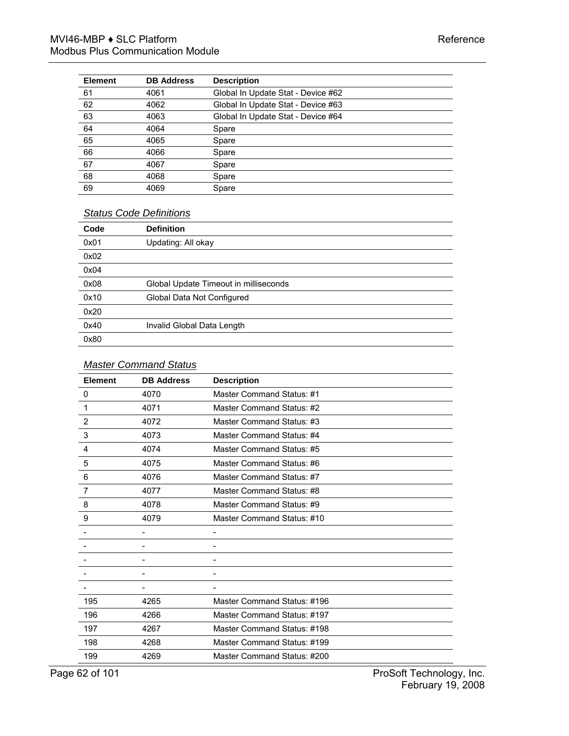| Element | DB Address | Description |
|---|---|---|
| 61 | 4061 | Global In Update Stat - Device #62 |
| 62 | 4062 | Global In Update Stat - Device #63 |
| 63 | 4063 | Global In Update Stat - Device #64 |
| 64 | 4064 | Spare |
| 65 | 4065 | Spare |
| 66 | 4066 | Spare |
| 67 | 4067 | Spare |
| 68 | 4068 | Spare |
| 69 | 4069 | Spare |

### *Status Code Definitions*

| Code | Definition |
|---|---|
| 0x01 | Updating: All okay |
| 0x02 | |
| 0x04 | |
| 0x08 | Global Update Timeout in milliseconds |
| 0x10 | Global Data Not Configured |
| 0x20 | |
| 0x40 | Invalid Global Data Length |
| 0x80 | |

### *Master Command Status*

| Element | DB Address | Description |
|---|---|---|
| 0 | 4070 | Master Command Status: #1 |
| 1 | 4071 | Master Command Status: #2 |
| 2 | 4072 | Master Command Status: #3 |
| 3 | 4073 | Master Command Status: #4 |
| 4 | 4074 | Master Command Status: #5 |
| 5 | 4075 | Master Command Status: #6 |
| 6 | 4076 | Master Command Status: #7 |
| 7 | 4077 | Master Command Status: #8 |
| 8 | 4078 | Master Command Status: #9 |
| 9 | 4079 | Master Command Status: #10 |
| - | - | - |
| - | - | - |
| - | - | - |
| - | - | - |
| - | - | - |
| 195 | 4265 | Master Command Status: #196 |
| 196 | 4266 | Master Command Status: #197 |
| 197 | 4267 | Master Command Status: #198 |
| 198 | 4268 | Master Command Status: #199 |
| 199 | 4269 | Master Command Status: #200 |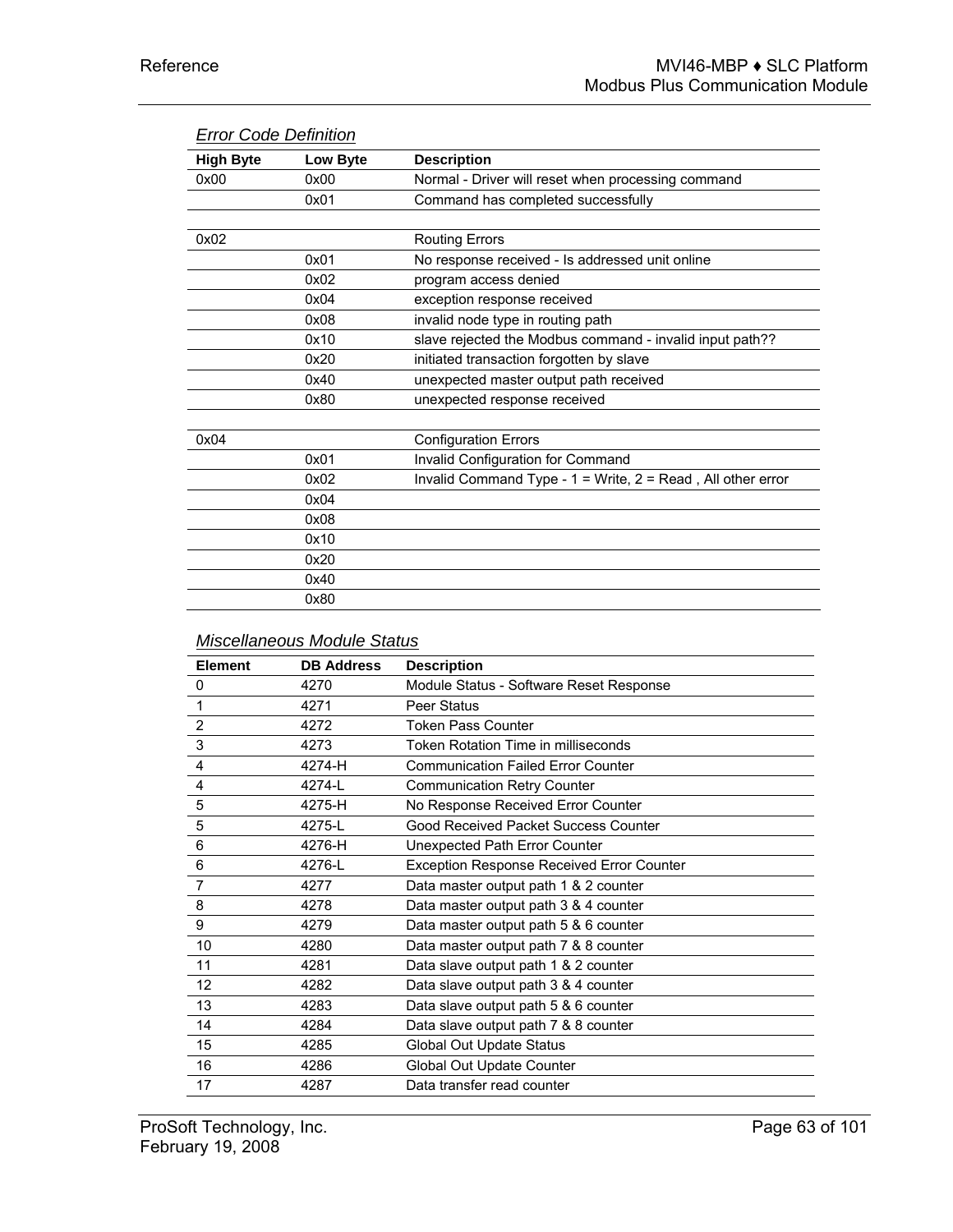### *Error Code Definition*

| High Byte | Low Byte | Description |
|---|---|---|
| 0x00 | 0x00 | Normal - Driver will reset when processing command |
| | 0x01 | Command has completed successfully |
| | | |
| 0x02 | | Routing Errors |
| | 0x01 | No response received - Is addressed unit online |
| | 0x02 | program access denied |
| | 0x04 | exception response received |
| | 0x08 | invalid node type in routing path |
| | 0x10 | slave rejected the Modbus command - invalid input path?? |
| | 0x20 | initiated transaction forgotten by slave |
| | 0x40 | unexpected master output path received |
| | 0x80 | unexpected response received |
| | | |
| 0x04 | | Configuration Errors |
| | 0x01 | Invalid Configuration for Command |
| | 0x02 | Invalid Command Type - 1 = Write, 2 = Read , All other error |
| | 0x04 | |
| | 0x08 | |
| | 0x10 | |
| | 0x20 | |
| | 0x40 | |
| | 0x80 | |

### *Miscellaneous Module Status*

| Element | DB Address | Description |
|---|---|---|
| 0 | 4270 | Module Status - Software Reset Response |
| 1 | 4271 | Peer Status |
| 2 | 4272 | Token Pass Counter |
| 3 | 4273 | Token Rotation Time in milliseconds |
| 4 | 4274-H | Communication Failed Error Counter |
| 4 | 4274-L | Communication Retry Counter |
| 5 | 4275-H | No Response Received Error Counter |
| 5 | 4275-L | Good Received Packet Success Counter |
| 6 | 4276-H | Unexpected Path Error Counter |
| 6 | 4276-L | Exception Response Received Error Counter |
| 7 | 4277 | Data master output path 1 & 2 counter |
| 8 | 4278 | Data master output path 3 & 4 counter |
| 9 | 4279 | Data master output path 5 & 6 counter |
| 10 | 4280 | Data master output path 7 & 8 counter |
| 11 | 4281 | Data slave output path 1 & 2 counter |
| 12 | 4282 | Data slave output path 3 & 4 counter |
| 13 | 4283 | Data slave output path 5 & 6 counter |
| 14 | 4284 | Data slave output path 7 & 8 counter |
| 15 | 4285 | Global Out Update Status |
| 16 | 4286 | Global Out Update Counter |
| 17 | 4287 | Data transfer read counter |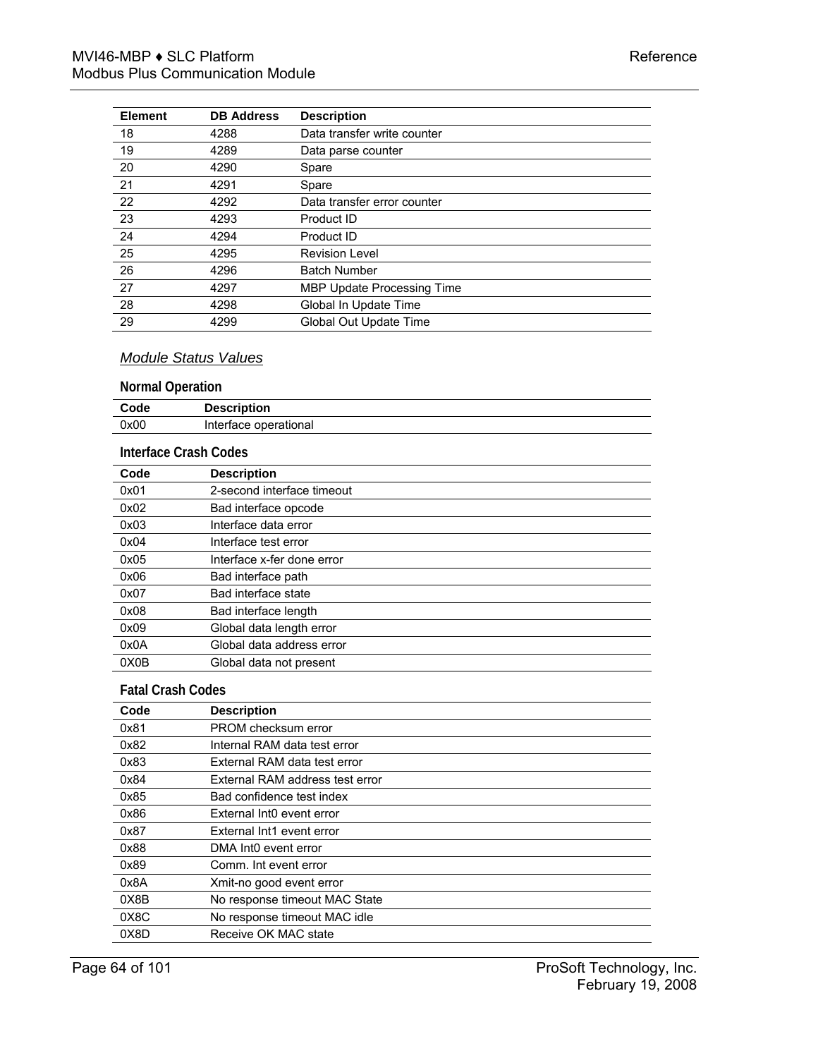| Element | DB Address | Description |
|---|---|---|
| 18 | 4288 | Data transfer write counter |
| 19 | 4289 | Data parse counter |
| 20 | 4290 | Spare |
| 21 | 4291 | Spare |
| 22 | 4292 | Data transfer error counter |
| 23 | 4293 | Product ID |
| 24 | 4294 | Product ID |
| 25 | 4295 | Revision Level |
| 26 | 4296 | Batch Number |
| 27 | 4297 | MBP Update Processing Time |
| 28 | 4298 | Global In Update Time |
| 29 | 4299 | Global Out Update Time |

## *Module Status Values*

### Normal Operation

| Code | Description |
|---|---|
| 0x00 | Interface operational |

### Interface Crash Codes

| Code | Description |
|---|---|
| 0x01 | 2-second interface timeout |
| 0x02 | Bad interface opcode |
| 0x03 | Interface data error |
| 0x04 | Interface test error |
| 0x05 | Interface x-fer done error |
| 0x06 | Bad interface path |
| 0x07 | Bad interface state |
| 0x08 | Bad interface length |
| 0x09 | Global data length error |
| 0x0A | Global data address error |
| 0X0B | Global data not present |

### Fatal Crash Codes

| Code | Description |
|---|---|
| 0x81 | PROM checksum error |
| 0x82 | Internal RAM data test error |
| 0x83 | External RAM data test error |
| 0x84 | External RAM address test error |
| 0x85 | Bad confidence test index |
| 0x86 | External Int0 event error |
| 0x87 | External Int1 event error |
| 0x88 | DMA Int0 event error |
| 0x89 | Comm. Int event error |
| 0x8A | Xmit-no good event error |
| 0X8B | No response timeout MAC State |
| 0X8C | No response timeout MAC idle |
| 0X8D | Receive OK MAC state |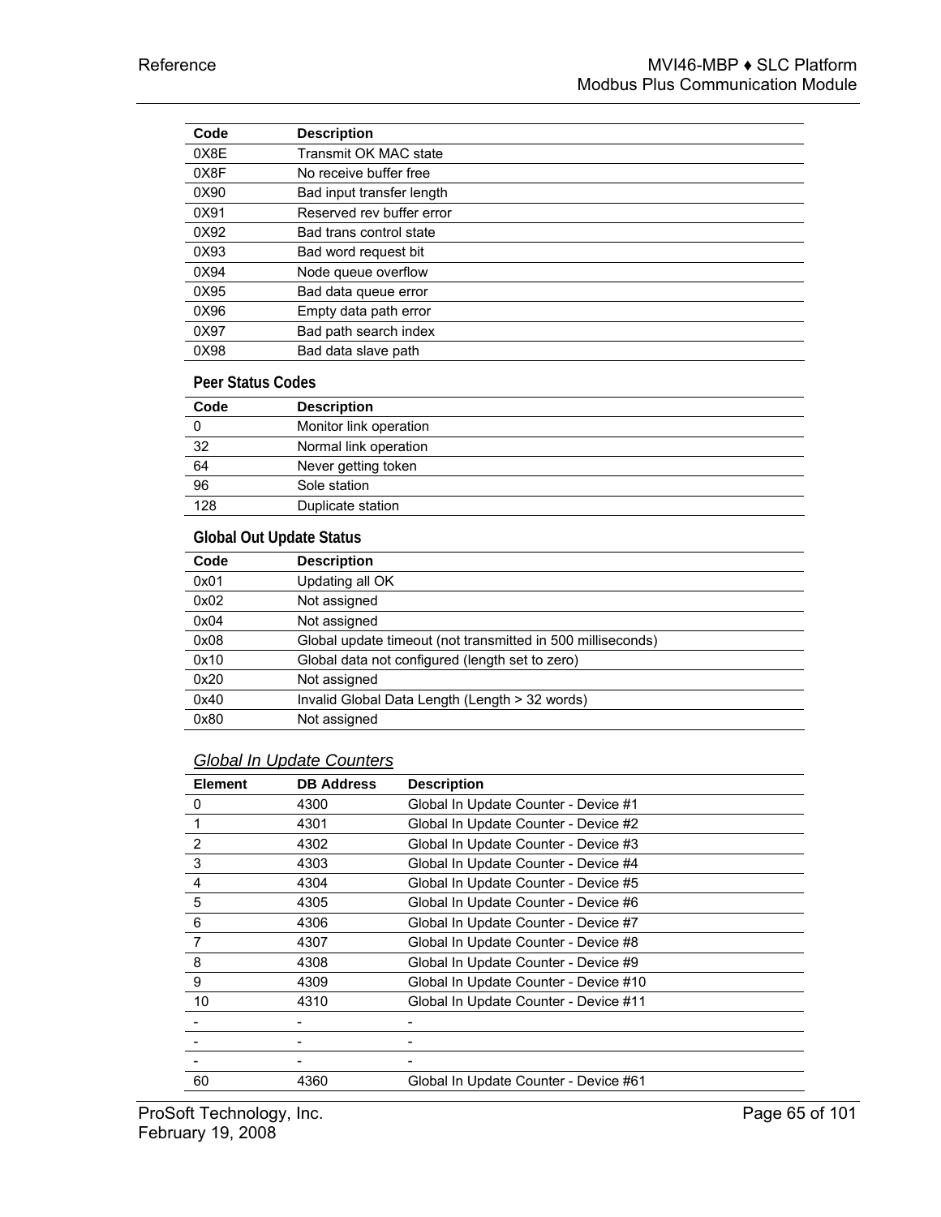| Code | Description |
|---|---|
| 0X8E | Transmit OK MAC state |
| 0X8F | No receive buffer free |
| 0X90 | Bad input transfer length |
| 0X91 | Reserved rev buffer error |
| 0X92 | Bad trans control state |
| 0X93 | Bad word request bit |
| 0X94 | Node queue overflow |
| 0X95 | Bad data queue error |
| 0X96 | Empty data path error |
| 0X97 | Bad path search index |
| 0X98 | Bad data slave path |

### Peer Status Codes

| Code | Description |
|---|---|
| 0 | Monitor link operation |
| 32 | Normal link operation |
| 64 | Never getting token |
| 96 | Sole station |
| 128 | Duplicate station |

### Global Out Update Status

| Code | Description |
|---|---|
| 0x01 | Updating all OK |
| 0x02 | Not assigned |
| 0x04 | Not assigned |
| 0x08 | Global update timeout (not transmitted in 500 milliseconds) |
| 0x10 | Global data not configured (length set to zero) |
| 0x20 | Not assigned |
| 0x40 | Invalid Global Data Length (Length > 32 words) |
| 0x80 | Not assigned |

### *Global In Update Counters*

| Element | DB Address | Description |
|---|---|---|
| 0 | 4300 | Global In Update Counter - Device #1 |
| 1 | 4301 | Global In Update Counter - Device #2 |
| 2 | 4302 | Global In Update Counter - Device #3 |
| 3 | 4303 | Global In Update Counter - Device #4 |
| 4 | 4304 | Global In Update Counter - Device #5 |
| 5 | 4305 | Global In Update Counter - Device #6 |
| 6 | 4306 | Global In Update Counter - Device #7 |
| 7 | 4307 | Global In Update Counter - Device #8 |
| 8 | 4308 | Global In Update Counter - Device #9 |
| 9 | 4309 | Global In Update Counter - Device #10 |
| 10 | 4310 | Global In Update Counter - Device #11 |
| - | - | - |
| - | - | - |
| - | - | - |
| 60 | 4360 | Global In Update Counter - Device #61 |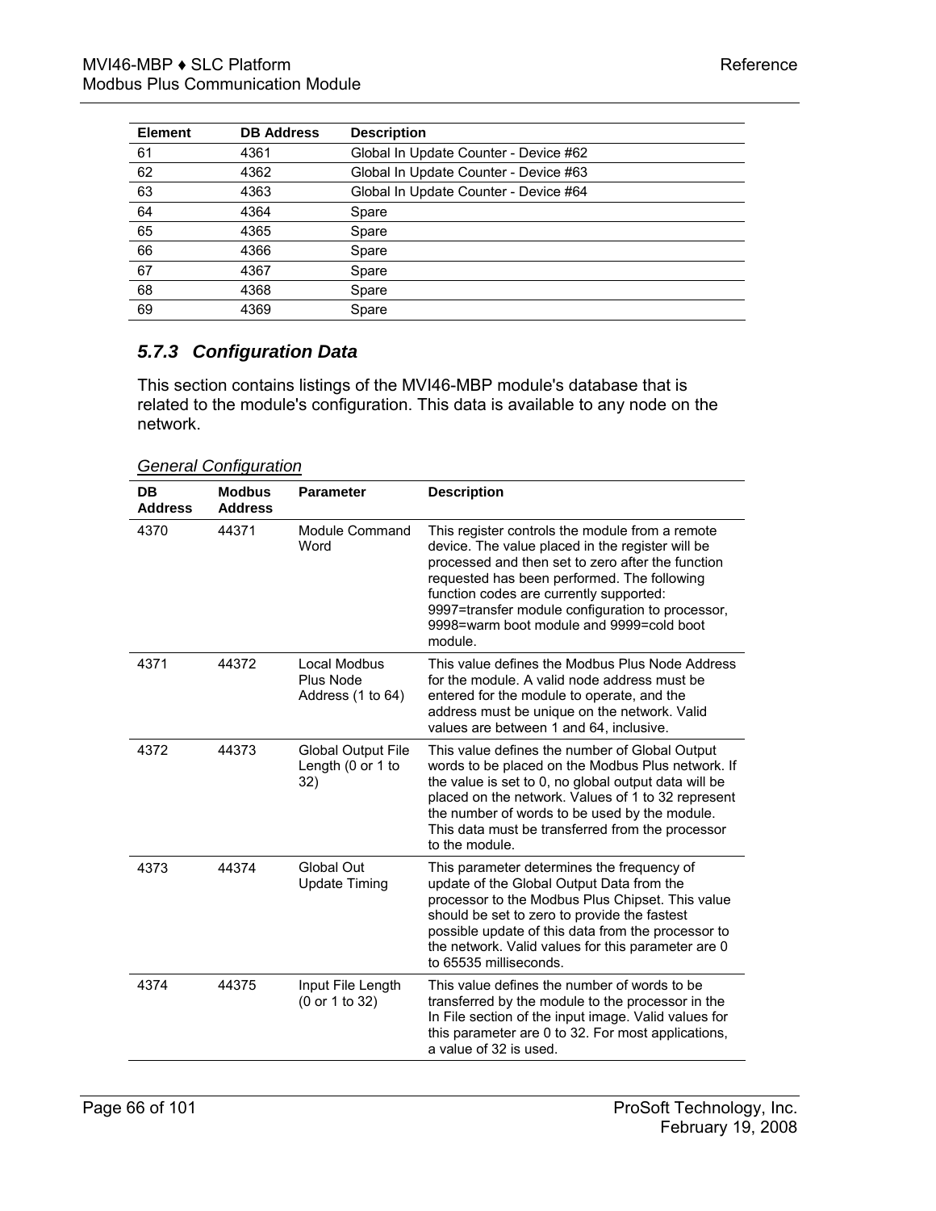| Element | DB Address | Description |
|---|---|---|
| 61 | 4361 | Global In Update Counter - Device #62 |
| 62 | 4362 | Global In Update Counter - Device #63 |
| 63 | 4363 | Global In Update Counter - Device #64 |
| 64 | 4364 | Spare |
| 65 | 4365 | Spare |
| 66 | 4366 | Spare |
| 67 | 4367 | Spare |
| 68 | 4368 | Spare |
| 69 | 4369 | Spare |

### *5.7.3 Configuration Data*

This section contains listings of the MVI46-MBP module's database that is related to the module's configuration. This data is available to any node on the network.

*General Configuration*

| DB Address | Modbus Address | Parameter | Description |
|---|---|---|---|
| 4370 | 44371 | Module Command Word | This register controls the module from a remote device. The value placed in the register will be processed and then set to zero after the function requested has been performed. The following function codes are currently supported: 9997=transfer module configuration to processor, 9998=warm boot module and 9999=cold boot module. |
| 4371 | 44372 | Local Modbus Plus Node Address (1 to 64) | This value defines the Modbus Plus Node Address for the module. A valid node address must be entered for the module to operate, and the address must be unique on the network. Valid values are between 1 and 64, inclusive. |
| 4372 | 44373 | Global Output File Length (0 or 1 to 32) | This value defines the number of Global Output words to be placed on the Modbus Plus network. If the value is set to 0, no global output data will be placed on the network. Values of 1 to 32 represent the number of words to be used by the module. This data must be transferred from the processor to the module. |
| 4373 | 44374 | Global Out Update Timing | This parameter determines the frequency of update of the Global Output Data from the processor to the Modbus Plus Chipset. This value should be set to zero to provide the fastest possible update of this data from the processor to the network. Valid values for this parameter are 0 to 65535 milliseconds. |
| 4374 | 44375 | Input File Length (0 or 1 to 32) | This value defines the number of words to be transferred by the module to the processor in the In File section of the input image. Valid values for this parameter are 0 to 32. For most applications, a value of 32 is used. |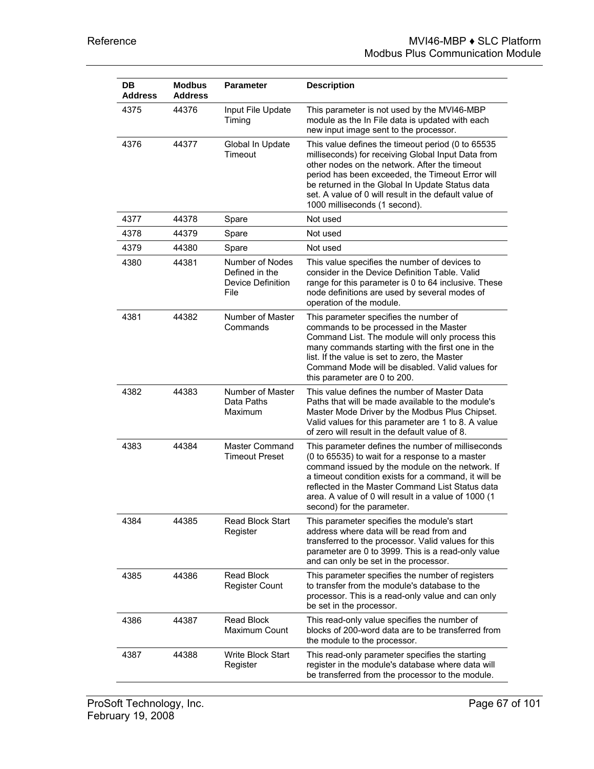| DB Address | Modbus Address | Parameter | Description |
|---|---|---|---|
| 4375 | 44376 | Input File Update Timing | This parameter is not used by the MVI46-MBP module as the In File data is updated with each new input image sent to the processor. |
| 4376 | 44377 | Global In Update Timeout | This value defines the timeout period (0 to 65535 milliseconds) for receiving Global Input Data from other nodes on the network. After the timeout period has been exceeded, the Timeout Error will be returned in the Global In Update Status data set. A value of 0 will result in the default value of 1000 milliseconds (1 second). |
| 4377 | 44378 | Spare | Not used |
| 4378 | 44379 | Spare | Not used |
| 4379 | 44380 | Spare | Not used |
| 4380 | 44381 | Number of Nodes Defined in the Device Definition File | This value specifies the number of devices to consider in the Device Definition Table. Valid range for this parameter is 0 to 64 inclusive. These node definitions are used by several modes of operation of the module. |
| 4381 | 44382 | Number of Master Commands | This parameter specifies the number of commands to be processed in the Master Command List. The module will only process this many commands starting with the first one in the list. If the value is set to zero, the Master Command Mode will be disabled. Valid values for this parameter are 0 to 200. |
| 4382 | 44383 | Number of Master Data Paths Maximum | This value defines the number of Master Data Paths that will be made available to the module's Master Mode Driver by the Modbus Plus Chipset. Valid values for this parameter are 1 to 8. A value of zero will result in the default value of 8. |
| 4383 | 44384 | Master Command Timeout Preset | This parameter defines the number of milliseconds (0 to 65535) to wait for a response to a master command issued by the module on the network. If a timeout condition exists for a command, it will be reflected in the Master Command List Status data area. A value of 0 will result in a value of 1000 (1 second) for the parameter. |
| 4384 | 44385 | Read Block Start Register | This parameter specifies the module's start address where data will be read from and transferred to the processor. Valid values for this parameter are 0 to 3999. This is a read-only value and can only be set in the processor. |
| 4385 | 44386 | Read Block Register Count | This parameter specifies the number of registers to transfer from the module's database to the processor. This is a read-only value and can only be set in the processor. |
| 4386 | 44387 | Read Block Maximum Count | This read-only value specifies the number of blocks of 200-word data are to be transferred from the module to the processor. |
| 4387 | 44388 | Write Block Start Register | This read-only parameter specifies the starting register in the module's database where data will be transferred from the processor to the module. |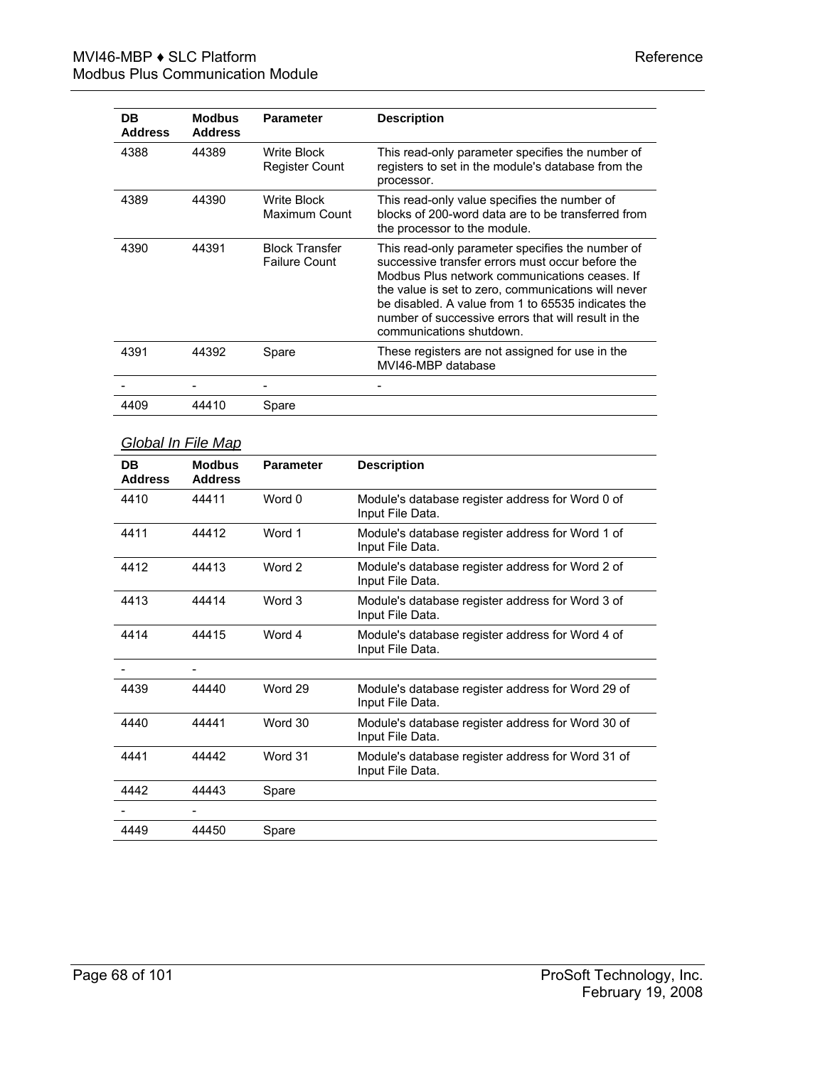| DB Address | Modbus Address | Parameter | Description |
|---|---|---|---|
| 4388 | 44389 | Write Block Register Count | This read-only parameter specifies the number of registers to set in the module's database from the processor. |
| 4389 | 44390 | Write Block Maximum Count | This read-only value specifies the number of blocks of 200-word data are to be transferred from the processor to the module. |
| 4390 | 44391 | Block Transfer Failure Count | This read-only parameter specifies the number of successive transfer errors must occur before the Modbus Plus network communications ceases. If the value is set to zero, communications will never be disabled. A value from 1 to 65535 indicates the number of successive errors that will result in the communications shutdown. |
| 4391 | 44392 | Spare | These registers are not assigned for use in the MVI46-MBP database |
| - | - | - | - |
| 4409 | 44410 | Spare | |

### *Global In File Map*

| DB Address | Modbus Address | Parameter | Description |
|---|---|---|---|
| 4410 | 44411 | Word 0 | Module's database register address for Word 0 of Input File Data. |
| 4411 | 44412 | Word 1 | Module's database register address for Word 1 of Input File Data. |
| 4412 | 44413 | Word 2 | Module's database register address for Word 2 of Input File Data. |
| 4413 | 44414 | Word 3 | Module's database register address for Word 3 of Input File Data. |
| 4414 | 44415 | Word 4 | Module's database register address for Word 4 of Input File Data. |
| - | - | | |
| 4439 | 44440 | Word 29 | Module's database register address for Word 29 of Input File Data. |
| 4440 | 44441 | Word 30 | Module's database register address for Word 30 of Input File Data. |
| 4441 | 44442 | Word 31 | Module's database register address for Word 31 of Input File Data. |
| 4442 | 44443 | Spare | |
| - | - | | |
| 4449 | 44450 | Spare | |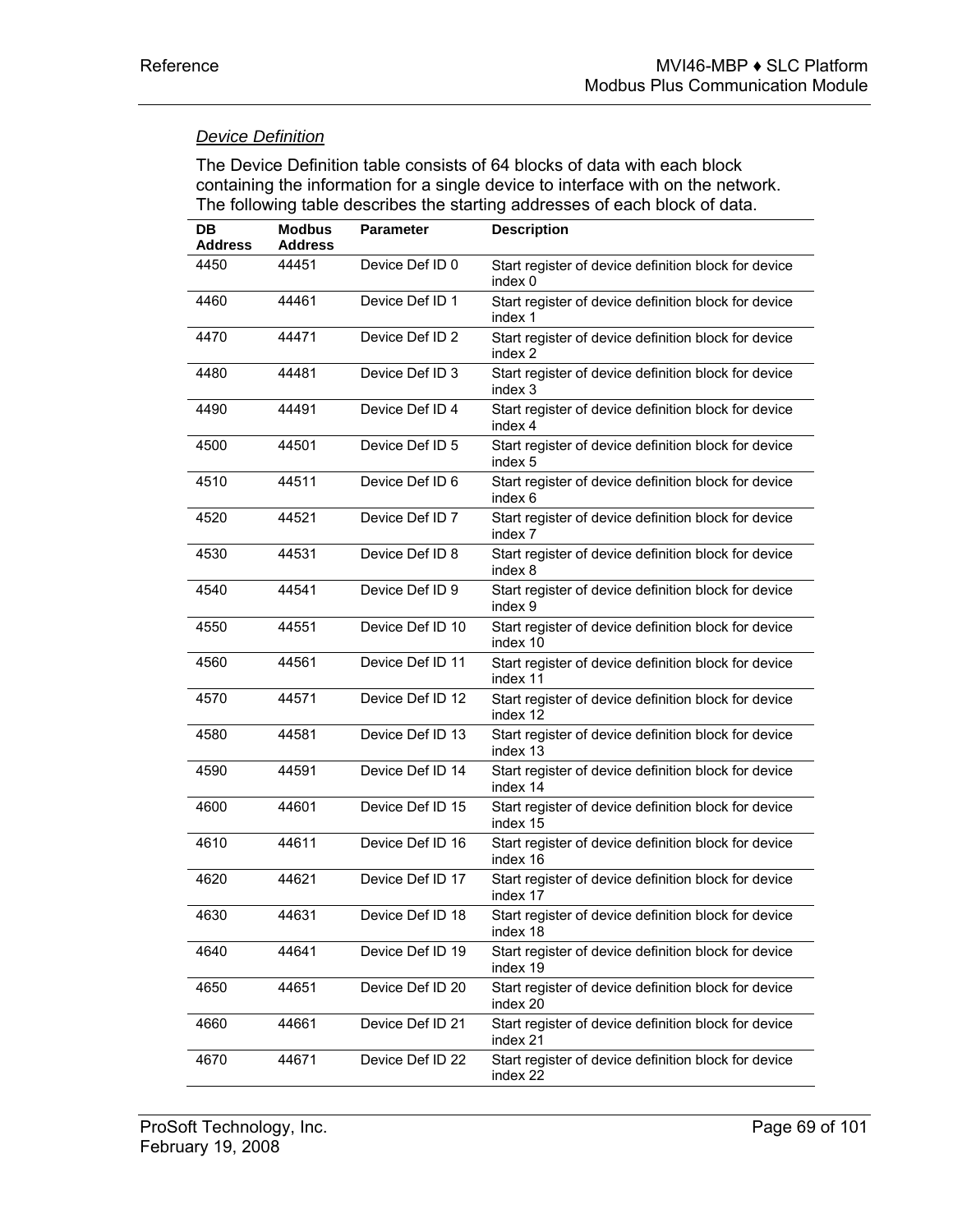### *Device Definition*

The Device Definition table consists of 64 blocks of data with each block containing the information for a single device to interface with on the network. The following table describes the starting addresses of each block of data.

| DB Address | Modbus Address | Parameter | Description |
|---|---|---|---|
| 4450 | 44451 | Device Def ID 0 | Start register of device definition block for device index 0 |
| 4460 | 44461 | Device Def ID 1 | Start register of device definition block for device index 1 |
| 4470 | 44471 | Device Def ID 2 | Start register of device definition block for device index 2 |
| 4480 | 44481 | Device Def ID 3 | Start register of device definition block for device index 3 |
| 4490 | 44491 | Device Def ID 4 | Start register of device definition block for device index 4 |
| 4500 | 44501 | Device Def ID 5 | Start register of device definition block for device index 5 |
| 4510 | 44511 | Device Def ID 6 | Start register of device definition block for device index 6 |
| 4520 | 44521 | Device Def ID 7 | Start register of device definition block for device index 7 |
| 4530 | 44531 | Device Def ID 8 | Start register of device definition block for device index 8 |
| 4540 | 44541 | Device Def ID 9 | Start register of device definition block for device index 9 |
| 4550 | 44551 | Device Def ID 10 | Start register of device definition block for device index 10 |
| 4560 | 44561 | Device Def ID 11 | Start register of device definition block for device index 11 |
| 4570 | 44571 | Device Def ID 12 | Start register of device definition block for device index 12 |
| 4580 | 44581 | Device Def ID 13 | Start register of device definition block for device index 13 |
| 4590 | 44591 | Device Def ID 14 | Start register of device definition block for device index 14 |
| 4600 | 44601 | Device Def ID 15 | Start register of device definition block for device index 15 |
| 4610 | 44611 | Device Def ID 16 | Start register of device definition block for device index 16 |
| 4620 | 44621 | Device Def ID 17 | Start register of device definition block for device index 17 |
| 4630 | 44631 | Device Def ID 18 | Start register of device definition block for device index 18 |
| 4640 | 44641 | Device Def ID 19 | Start register of device definition block for device index 19 |
| 4650 | 44651 | Device Def ID 20 | Start register of device definition block for device index 20 |
| 4660 | 44661 | Device Def ID 21 | Start register of device definition block for device index 21 |
| 4670 | 44671 | Device Def ID 22 | Start register of device definition block for device index 22 |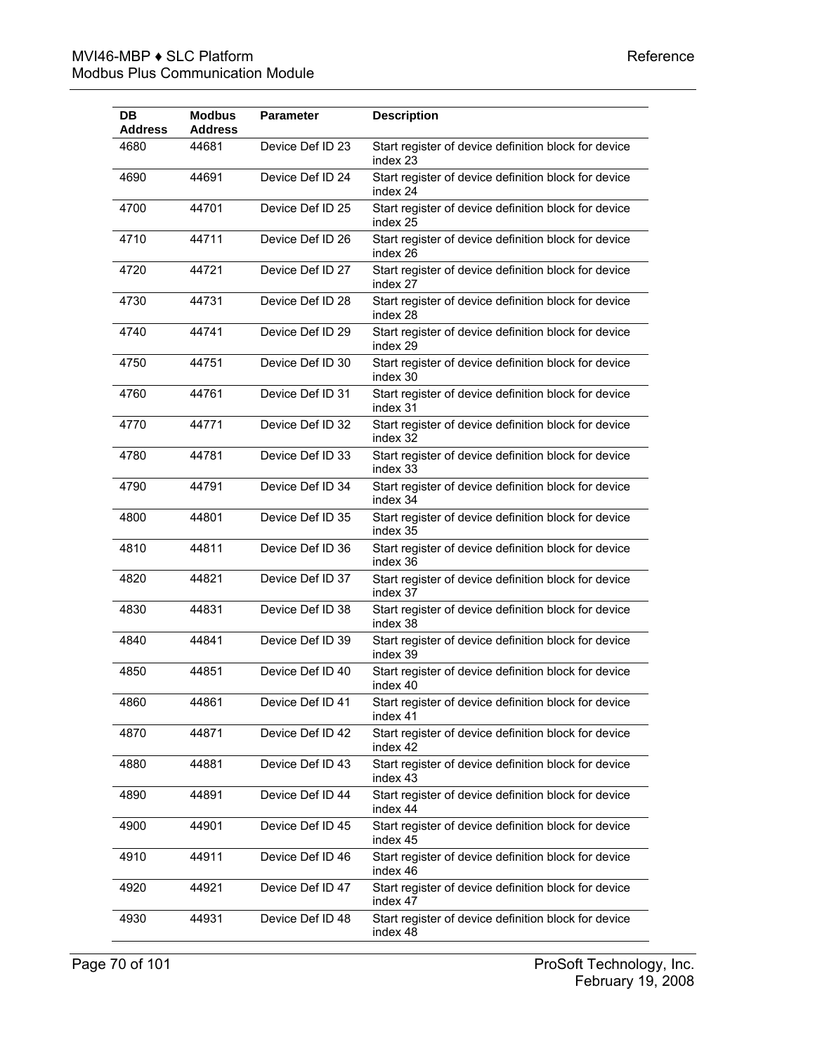| DB Address | Modbus Address | Parameter | Description |
|---|---|---|---|
| 4680 | 44681 | Device Def ID 23 | Start register of device definition block for device index 23 |
| 4690 | 44691 | Device Def ID 24 | Start register of device definition block for device index 24 |
| 4700 | 44701 | Device Def ID 25 | Start register of device definition block for device index 25 |
| 4710 | 44711 | Device Def ID 26 | Start register of device definition block for device index 26 |
| 4720 | 44721 | Device Def ID 27 | Start register of device definition block for device index 27 |
| 4730 | 44731 | Device Def ID 28 | Start register of device definition block for device index 28 |
| 4740 | 44741 | Device Def ID 29 | Start register of device definition block for device index 29 |
| 4750 | 44751 | Device Def ID 30 | Start register of device definition block for device index 30 |
| 4760 | 44761 | Device Def ID 31 | Start register of device definition block for device index 31 |
| 4770 | 44771 | Device Def ID 32 | Start register of device definition block for device index 32 |
| 4780 | 44781 | Device Def ID 33 | Start register of device definition block for device index 33 |
| 4790 | 44791 | Device Def ID 34 | Start register of device definition block for device index 34 |
| 4800 | 44801 | Device Def ID 35 | Start register of device definition block for device index 35 |
| 4810 | 44811 | Device Def ID 36 | Start register of device definition block for device index 36 |
| 4820 | 44821 | Device Def ID 37 | Start register of device definition block for device index 37 |
| 4830 | 44831 | Device Def ID 38 | Start register of device definition block for device index 38 |
| 4840 | 44841 | Device Def ID 39 | Start register of device definition block for device index 39 |
| 4850 | 44851 | Device Def ID 40 | Start register of device definition block for device index 40 |
| 4860 | 44861 | Device Def ID 41 | Start register of device definition block for device index 41 |
| 4870 | 44871 | Device Def ID 42 | Start register of device definition block for device index 42 |
| 4880 | 44881 | Device Def ID 43 | Start register of device definition block for device index 43 |
| 4890 | 44891 | Device Def ID 44 | Start register of device definition block for device index 44 |
| 4900 | 44901 | Device Def ID 45 | Start register of device definition block for device index 45 |
| 4910 | 44911 | Device Def ID 46 | Start register of device definition block for device index 46 |
| 4920 | 44921 | Device Def ID 47 | Start register of device definition block for device index 47 |
| 4930 | 44931 | Device Def ID 48 | Start register of device definition block for device index 48 |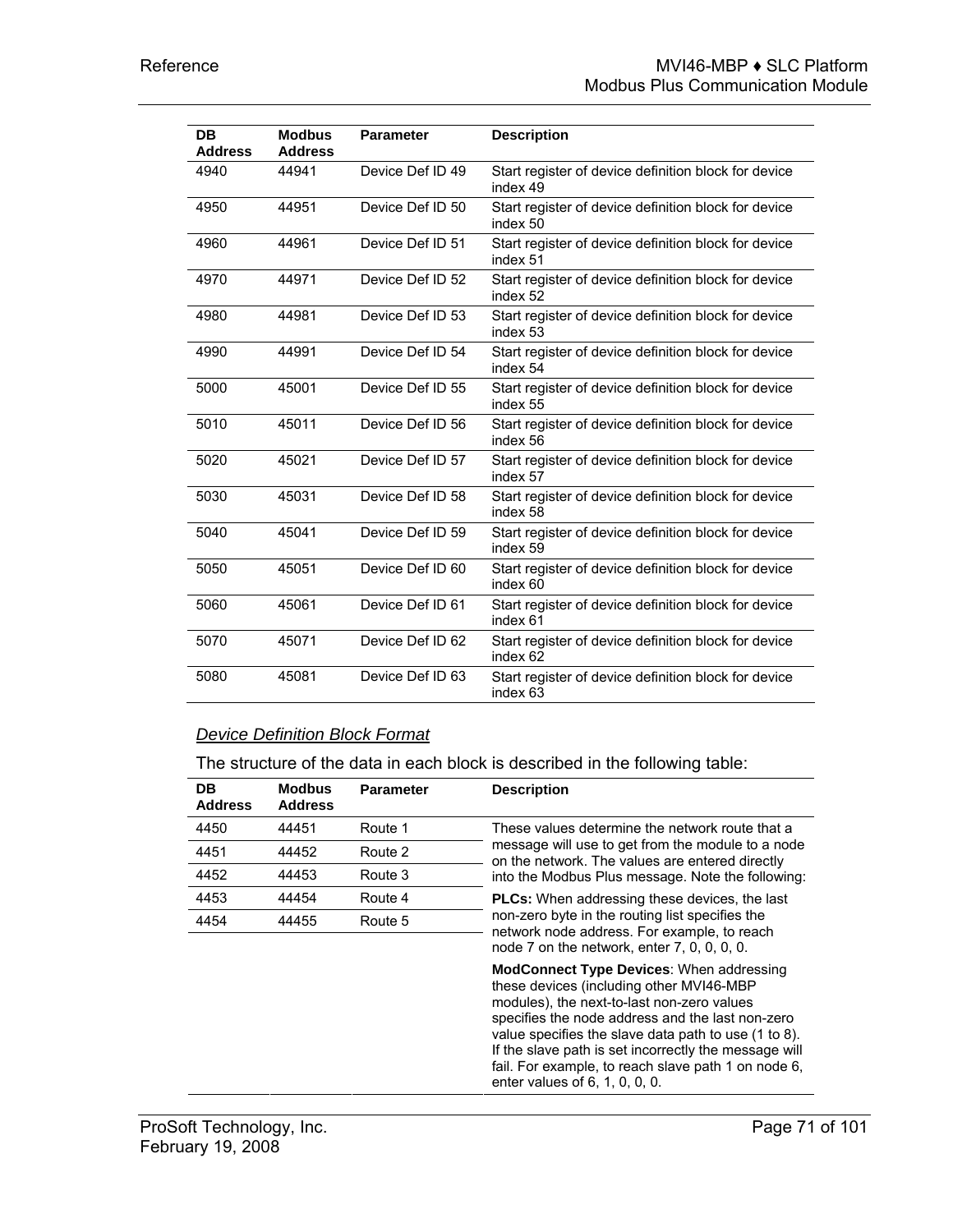| DB Address | Modbus Address | Parameter | Description |
|---|---|---|---|
| 4940 | 44941 | Device Def ID 49 | Start register of device definition block for device index 49 |
| 4950 | 44951 | Device Def ID 50 | Start register of device definition block for device index 50 |
| 4960 | 44961 | Device Def ID 51 | Start register of device definition block for device index 51 |
| 4970 | 44971 | Device Def ID 52 | Start register of device definition block for device index 52 |
| 4980 | 44981 | Device Def ID 53 | Start register of device definition block for device index 53 |
| 4990 | 44991 | Device Def ID 54 | Start register of device definition block for device index 54 |
| 5000 | 45001 | Device Def ID 55 | Start register of device definition block for device index 55 |
| 5010 | 45011 | Device Def ID 56 | Start register of device definition block for device index 56 |
| 5020 | 45021 | Device Def ID 57 | Start register of device definition block for device index 57 |
| 5030 | 45031 | Device Def ID 58 | Start register of device definition block for device index 58 |
| 5040 | 45041 | Device Def ID 59 | Start register of device definition block for device index 59 |
| 5050 | 45051 | Device Def ID 60 | Start register of device definition block for device index 60 |
| 5060 | 45061 | Device Def ID 61 | Start register of device definition block for device index 61 |
| 5070 | 45071 | Device Def ID 62 | Start register of device definition block for device index 62 |
| 5080 | 45081 | Device Def ID 63 | Start register of device definition block for device index 63 |

### *Device Definition Block Format*

The structure of the data in each block is described in the following table:

| DB Address | Modbus Address | Parameter | Description |
|---|---|---|---|
| 4450 | 44451 | Route 1 | These values determine the network route that a message will use to get from the module to a node on the network. The values are entered directly into the Modbus Plus message. Note the following: **PLCs:** When addressing these devices, the last non-zero byte in the routing list specifies the network node address. For example, to reach node 7 on the network, enter 7, 0, 0, 0, 0. **ModConnect Type Devices**: When addressing these devices (including other MVI46-MBP modules), the next-to-last non-zero values specifies the node address and the last non-zero value specifies the slave data path to use (1 to 8). If the slave path is set incorrectly the message will fail. For example, to reach slave path 1 on node 6, enter values of 6, 1, 0, 0, 0. |
| 4451 | 44452 | Route 2 | |
| 4452 | 44453 | Route 3 | |
| 4453 | 44454 | Route 4 | |
| 4454 | 44455 | Route 5 | |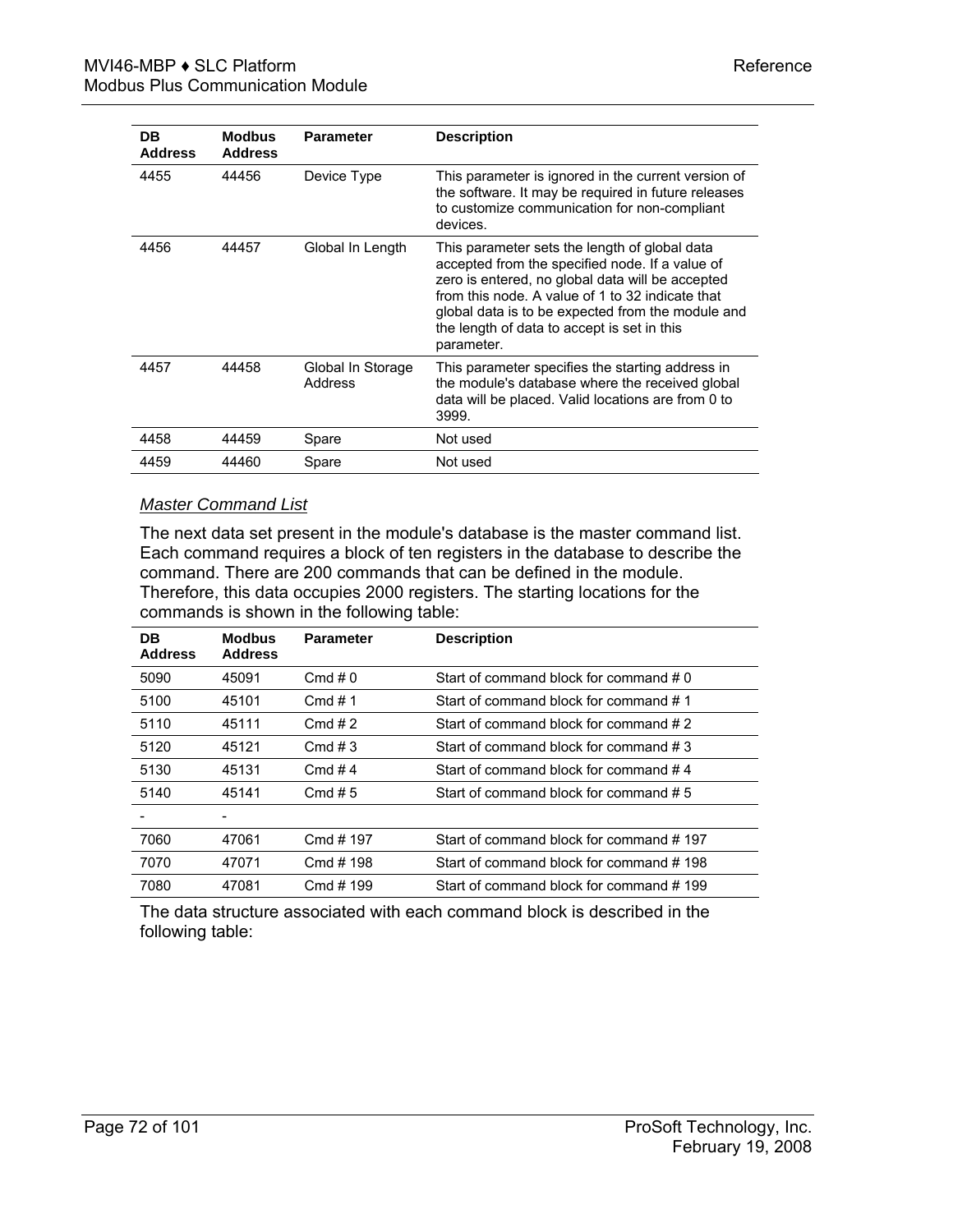| DB Address | Modbus Address | Parameter | Description |
|---|---|---|---|
| 4455 | 44456 | Device Type | This parameter is ignored in the current version of the software. It may be required in future releases to customize communication for non-compliant devices. |
| 4456 | 44457 | Global In Length | This parameter sets the length of global data accepted from the specified node. If a value of zero is entered, no global data will be accepted from this node. A value of 1 to 32 indicate that global data is to be expected from the module and the length of data to accept is set in this parameter. |
| 4457 | 44458 | Global In Storage Address | This parameter specifies the starting address in the module's database where the received global data will be placed. Valid locations are from 0 to 3999. |
| 4458 | 44459 | Spare | Not used |
| 4459 | 44460 | Spare | Not used |

*Master Command List*

The next data set present in the module's database is the master command list. Each command requires a block of ten registers in the database to describe the command. There are 200 commands that can be defined in the module. Therefore, this data occupies 2000 registers. The starting locations for the commands is shown in the following table:

| DB Address | Modbus Address | Parameter | Description |
|---|---|---|---|
| 5090 | 45091 | Cmd # 0 | Start of command block for command # 0 |
| 5100 | 45101 | Cmd # 1 | Start of command block for command # 1 |
| 5110 | 45111 | Cmd # 2 | Start of command block for command # 2 |
| 5120 | 45121 | Cmd # 3 | Start of command block for command # 3 |
| 5130 | 45131 | Cmd # 4 | Start of command block for command # 4 |
| 5140 | 45141 | Cmd # 5 | Start of command block for command # 5 |
| - | - | | |
| 7060 | 47061 | Cmd # 197 | Start of command block for command # 197 |
| 7070 | 47071 | Cmd # 198 | Start of command block for command # 198 |
| 7080 | 47081 | Cmd # 199 | Start of command block for command # 199 |

The data structure associated with each command block is described in the following table: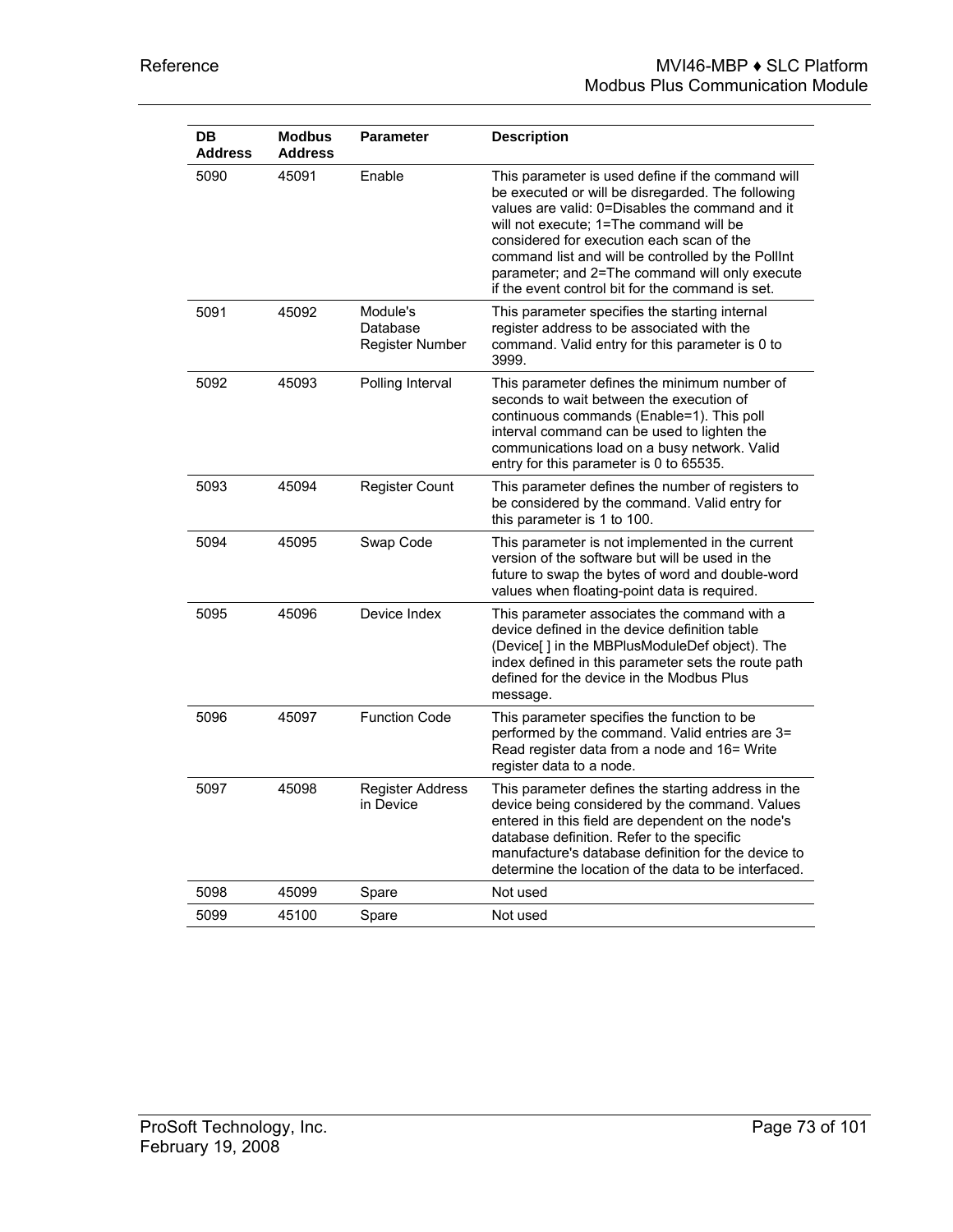| DB Address | Modbus Address | Parameter | Description |
|---|---|---|---|
| 5090 | 45091 | Enable | This parameter is used define if the command will be executed or will be disregarded. The following values are valid: 0=Disables the command and it will not execute; 1=The command will be considered for execution each scan of the command list and will be controlled by the PollInt parameter; and 2=The command will only execute if the event control bit for the command is set. |
| 5091 | 45092 | Module's Database Register Number | This parameter specifies the starting internal register address to be associated with the command. Valid entry for this parameter is 0 to 3999. |
| 5092 | 45093 | Polling Interval | This parameter defines the minimum number of seconds to wait between the execution of continuous commands (Enable=1). This poll interval command can be used to lighten the communications load on a busy network. Valid entry for this parameter is 0 to 65535. |
| 5093 | 45094 | Register Count | This parameter defines the number of registers to be considered by the command. Valid entry for this parameter is 1 to 100. |
| 5094 | 45095 | Swap Code | This parameter is not implemented in the current version of the software but will be used in the future to swap the bytes of word and double-word values when floating-point data is required. |
| 5095 | 45096 | Device Index | This parameter associates the command with a device defined in the device definition table (Device[ ] in the MBPlusModuleDef object). The index defined in this parameter sets the route path defined for the device in the Modbus Plus message. |
| 5096 | 45097 | Function Code | This parameter specifies the function to be performed by the command. Valid entries are 3= Read register data from a node and 16= Write register data to a node. |
| 5097 | 45098 | Register Address in Device | This parameter defines the starting address in the device being considered by the command. Values entered in this field are dependent on the node's database definition. Refer to the specific manufacture's database definition for the device to determine the location of the data to be interfaced. |
| 5098 | 45099 | Spare | Not used |
| 5099 | 45100 | Spare | Not used |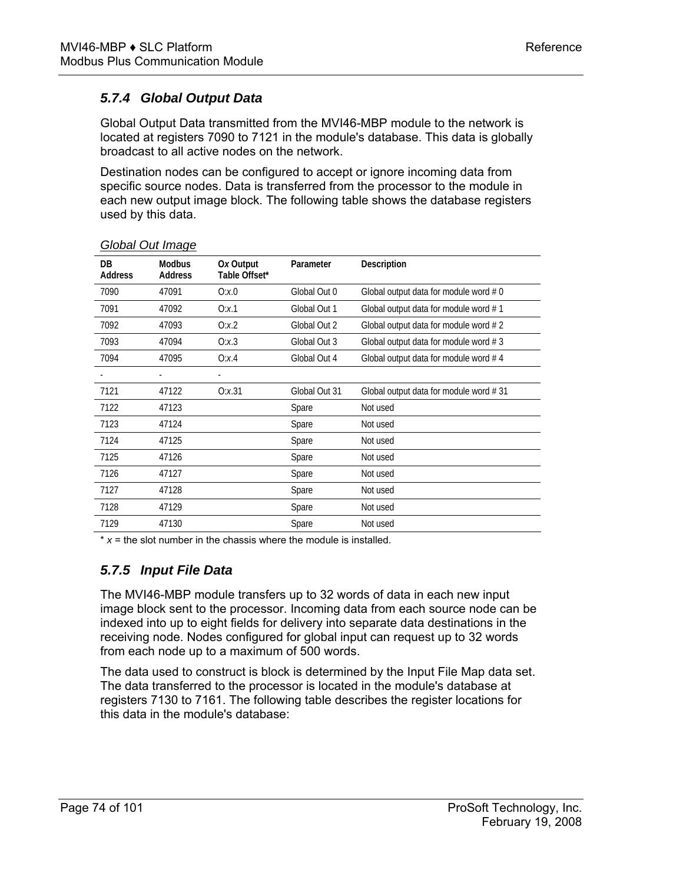### 5.7.4 Global Output Data

Global Output Data transmitted from the MVI46-MBP module to the network is located at registers 7090 to 7121 in the module's database. This data is globally broadcast to all active nodes on the network.

Destination nodes can be configured to accept or ignore incoming data from specific source nodes. Data is transferred from the processor to the module in each new output image block. The following table shows the database registers used by this data.

*Global Out Image*

| DB Address | Modbus Address | O*x* Output Table Offset* | Parameter | Description |
|---|---|---|---|---|
| 7090 | 47091 | O:*x*.0 | Global Out 0 | Global output data for module word # 0 |
| 7091 | 47092 | O:*x*.1 | Global Out 1 | Global output data for module word # 1 |
| 7092 | 47093 | O:*x*.2 | Global Out 2 | Global output data for module word # 2 |
| 7093 | 47094 | O:*x*.3 | Global Out 3 | Global output data for module word # 3 |
| 7094 | 47095 | O:*x*.4 | Global Out 4 | Global output data for module word # 4 |
| - | - | - | | |
| 7121 | 47122 | O:*x*.31 | Global Out 31 | Global output data for module word # 31 |
| 7122 | 47123 | | Spare | Not used |
| 7123 | 47124 | | Spare | Not used |
| 7124 | 47125 | | Spare | Not used |
| 7125 | 47126 | | Spare | Not used |
| 7126 | 47127 | | Spare | Not used |
| 7127 | 47128 | | Spare | Not used |
| 7128 | 47129 | | Spare | Not used |
| 7129 | 47130 | | Spare | Not used |

\* *x* = the slot number in the chassis where the module is installed.

### 5.7.5 Input File Data

The MVI46-MBP module transfers up to 32 words of data in each new input image block sent to the processor. Incoming data from each source node can be indexed into up to eight fields for delivery into separate data destinations in the receiving node. Nodes configured for global input can request up to 32 words from each node up to a maximum of 500 words.

The data used to construct is block is determined by the Input File Map data set. The data transferred to the processor is located in the module's database at registers 7130 to 7161. The following table describes the register locations for this data in the module's database: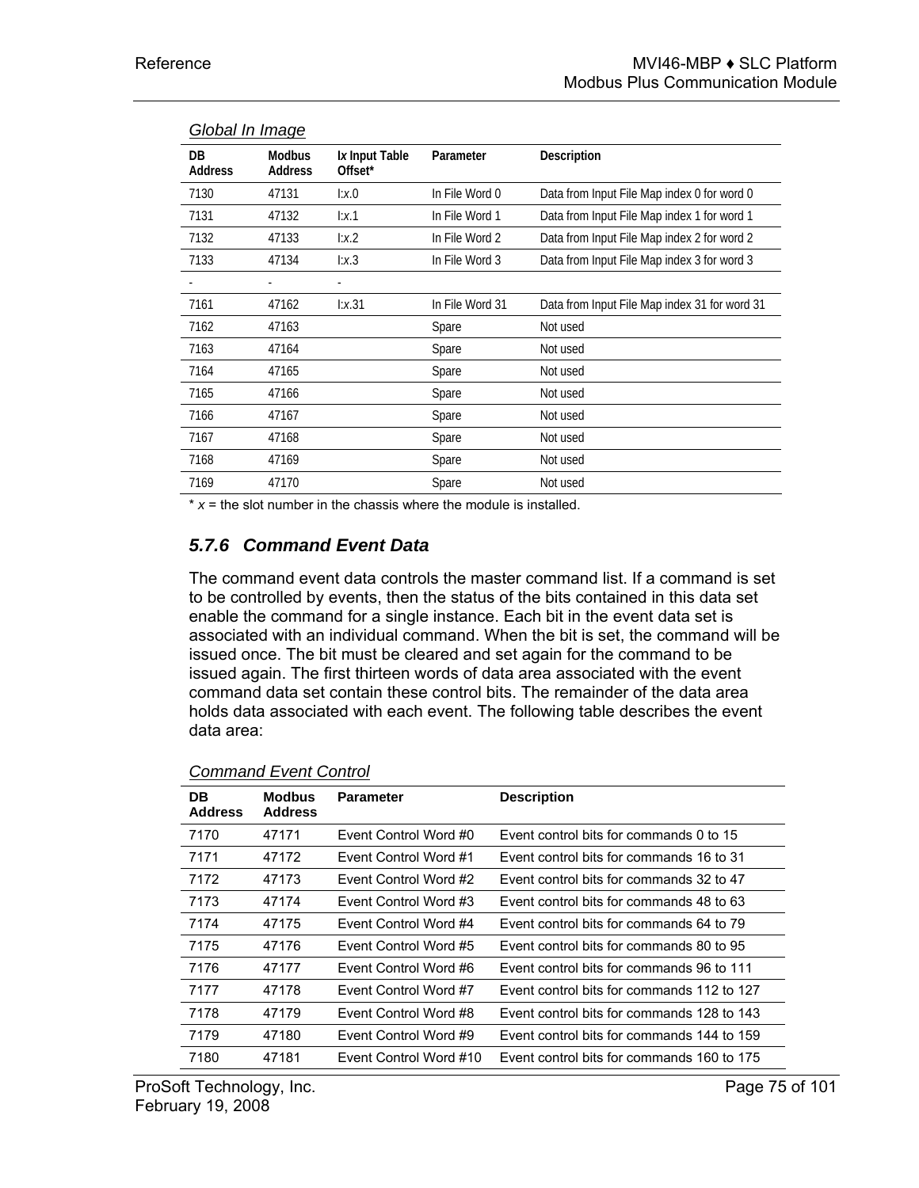*Global In Image*

| DB Address | Modbus Address | Ix Input Table Offset* | Parameter | Description |
|---|---|---|---|---|
| 7130 | 47131 | I:x.0 | In File Word 0 | Data from Input File Map index 0 for word 0 |
| 7131 | 47132 | I:x.1 | In File Word 1 | Data from Input File Map index 1 for word 1 |
| 7132 | 47133 | I:x.2 | In File Word 2 | Data from Input File Map index 2 for word 2 |
| 7133 | 47134 | I:x.3 | In File Word 3 | Data from Input File Map index 3 for word 3 |
| - | - | - | | |
| 7161 | 47162 | I:x.31 | In File Word 31 | Data from Input File Map index 31 for word 31 |
| 7162 | 47163 | | Spare | Not used |
| 7163 | 47164 | | Spare | Not used |
| 7164 | 47165 | | Spare | Not used |
| 7165 | 47166 | | Spare | Not used |
| 7166 | 47167 | | Spare | Not used |
| 7167 | 47168 | | Spare | Not used |
| 7168 | 47169 | | Spare | Not used |
| 7169 | 47170 | | Spare | Not used |

\* *x* = the slot number in the chassis where the module is installed.

### 5.7.6 Command Event Data

The command event data controls the master command list. If a command is set to be controlled by events, then the status of the bits contained in this data set enable the command for a single instance. Each bit in the event data set is associated with an individual command. When the bit is set, the command will be issued once. The bit must be cleared and set again for the command to be issued again. The first thirteen words of data area associated with the event command data set contain these control bits. The remainder of the data area holds data associated with each event. The following table describes the event data area:

*Command Event Control*

| DB Address | Modbus Address | Parameter | Description |
|---|---|---|---|
| 7170 | 47171 | Event Control Word #0 | Event control bits for commands 0 to 15 |
| 7171 | 47172 | Event Control Word #1 | Event control bits for commands 16 to 31 |
| 7172 | 47173 | Event Control Word #2 | Event control bits for commands 32 to 47 |
| 7173 | 47174 | Event Control Word #3 | Event control bits for commands 48 to 63 |
| 7174 | 47175 | Event Control Word #4 | Event control bits for commands 64 to 79 |
| 7175 | 47176 | Event Control Word #5 | Event control bits for commands 80 to 95 |
| 7176 | 47177 | Event Control Word #6 | Event control bits for commands 96 to 111 |
| 7177 | 47178 | Event Control Word #7 | Event control bits for commands 112 to 127 |
| 7178 | 47179 | Event Control Word #8 | Event control bits for commands 128 to 143 |
| 7179 | 47180 | Event Control Word #9 | Event control bits for commands 144 to 159 |
| 7180 | 47181 | Event Control Word #10 | Event control bits for commands 160 to 175 |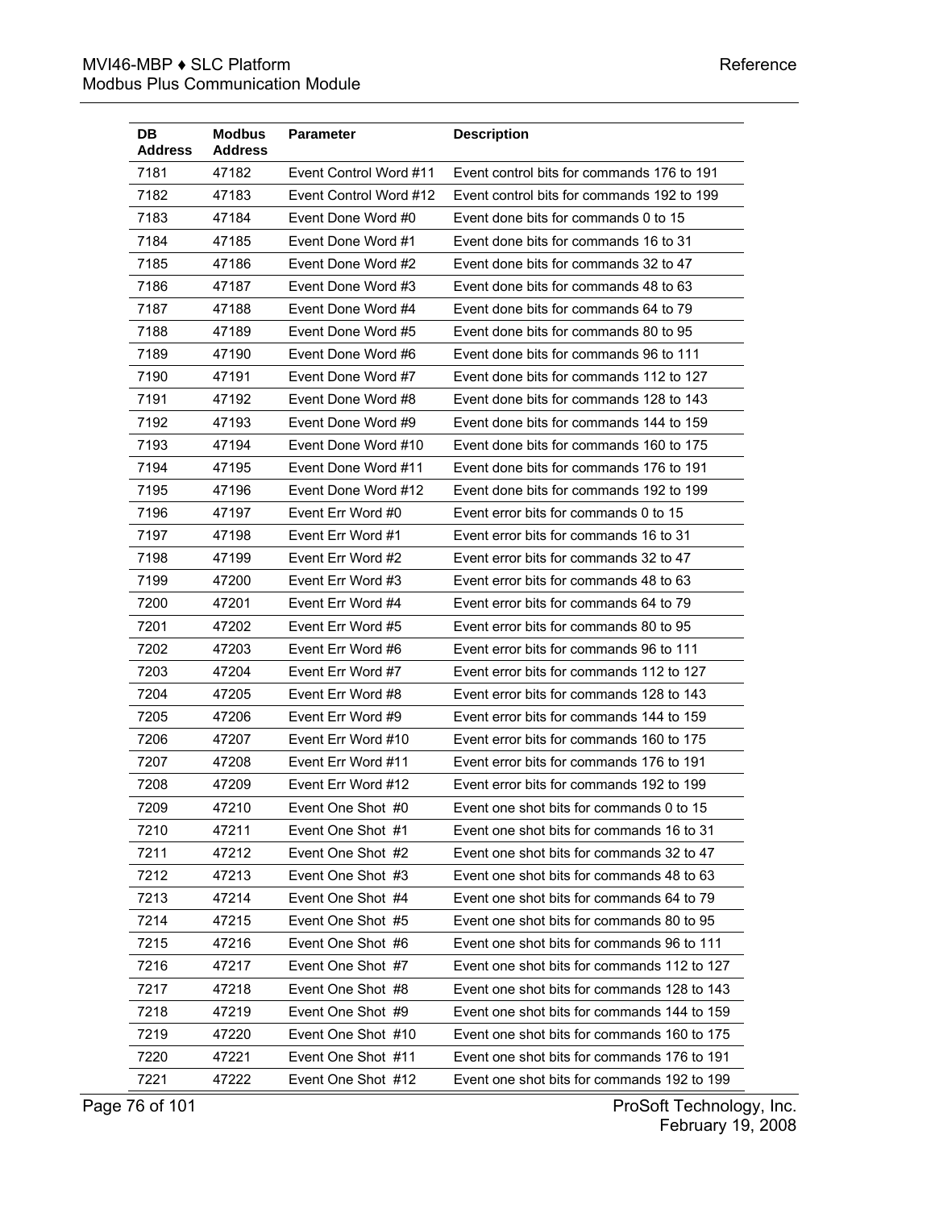| DB Address | Modbus Address | Parameter | Description |
|---|---|---|---|
| 7181 | 47182 | Event Control Word #11 | Event control bits for commands 176 to 191 |
| 7182 | 47183 | Event Control Word #12 | Event control bits for commands 192 to 199 |
| 7183 | 47184 | Event Done Word #0 | Event done bits for commands 0 to 15 |
| 7184 | 47185 | Event Done Word #1 | Event done bits for commands 16 to 31 |
| 7185 | 47186 | Event Done Word #2 | Event done bits for commands 32 to 47 |
| 7186 | 47187 | Event Done Word #3 | Event done bits for commands 48 to 63 |
| 7187 | 47188 | Event Done Word #4 | Event done bits for commands 64 to 79 |
| 7188 | 47189 | Event Done Word #5 | Event done bits for commands 80 to 95 |
| 7189 | 47190 | Event Done Word #6 | Event done bits for commands 96 to 111 |
| 7190 | 47191 | Event Done Word #7 | Event done bits for commands 112 to 127 |
| 7191 | 47192 | Event Done Word #8 | Event done bits for commands 128 to 143 |
| 7192 | 47193 | Event Done Word #9 | Event done bits for commands 144 to 159 |
| 7193 | 47194 | Event Done Word #10 | Event done bits for commands 160 to 175 |
| 7194 | 47195 | Event Done Word #11 | Event done bits for commands 176 to 191 |
| 7195 | 47196 | Event Done Word #12 | Event done bits for commands 192 to 199 |
| 7196 | 47197 | Event Err Word #0 | Event error bits for commands 0 to 15 |
| 7197 | 47198 | Event Err Word #1 | Event error bits for commands 16 to 31 |
| 7198 | 47199 | Event Err Word #2 | Event error bits for commands 32 to 47 |
| 7199 | 47200 | Event Err Word #3 | Event error bits for commands 48 to 63 |
| 7200 | 47201 | Event Err Word #4 | Event error bits for commands 64 to 79 |
| 7201 | 47202 | Event Err Word #5 | Event error bits for commands 80 to 95 |
| 7202 | 47203 | Event Err Word #6 | Event error bits for commands 96 to 111 |
| 7203 | 47204 | Event Err Word #7 | Event error bits for commands 112 to 127 |
| 7204 | 47205 | Event Err Word #8 | Event error bits for commands 128 to 143 |
| 7205 | 47206 | Event Err Word #9 | Event error bits for commands 144 to 159 |
| 7206 | 47207 | Event Err Word #10 | Event error bits for commands 160 to 175 |
| 7207 | 47208 | Event Err Word #11 | Event error bits for commands 176 to 191 |
| 7208 | 47209 | Event Err Word #12 | Event error bits for commands 192 to 199 |
| 7209 | 47210 | Event One Shot #0 | Event one shot bits for commands 0 to 15 |
| 7210 | 47211 | Event One Shot #1 | Event one shot bits for commands 16 to 31 |
| 7211 | 47212 | Event One Shot #2 | Event one shot bits for commands 32 to 47 |
| 7212 | 47213 | Event One Shot #3 | Event one shot bits for commands 48 to 63 |
| 7213 | 47214 | Event One Shot #4 | Event one shot bits for commands 64 to 79 |
| 7214 | 47215 | Event One Shot #5 | Event one shot bits for commands 80 to 95 |
| 7215 | 47216 | Event One Shot #6 | Event one shot bits for commands 96 to 111 |
| 7216 | 47217 | Event One Shot #7 | Event one shot bits for commands 112 to 127 |
| 7217 | 47218 | Event One Shot #8 | Event one shot bits for commands 128 to 143 |
| 7218 | 47219 | Event One Shot #9 | Event one shot bits for commands 144 to 159 |
| 7219 | 47220 | Event One Shot #10 | Event one shot bits for commands 160 to 175 |
| 7220 | 47221 | Event One Shot #11 | Event one shot bits for commands 176 to 191 |
| 7221 | 47222 | Event One Shot #12 | Event one shot bits for commands 192 to 199 |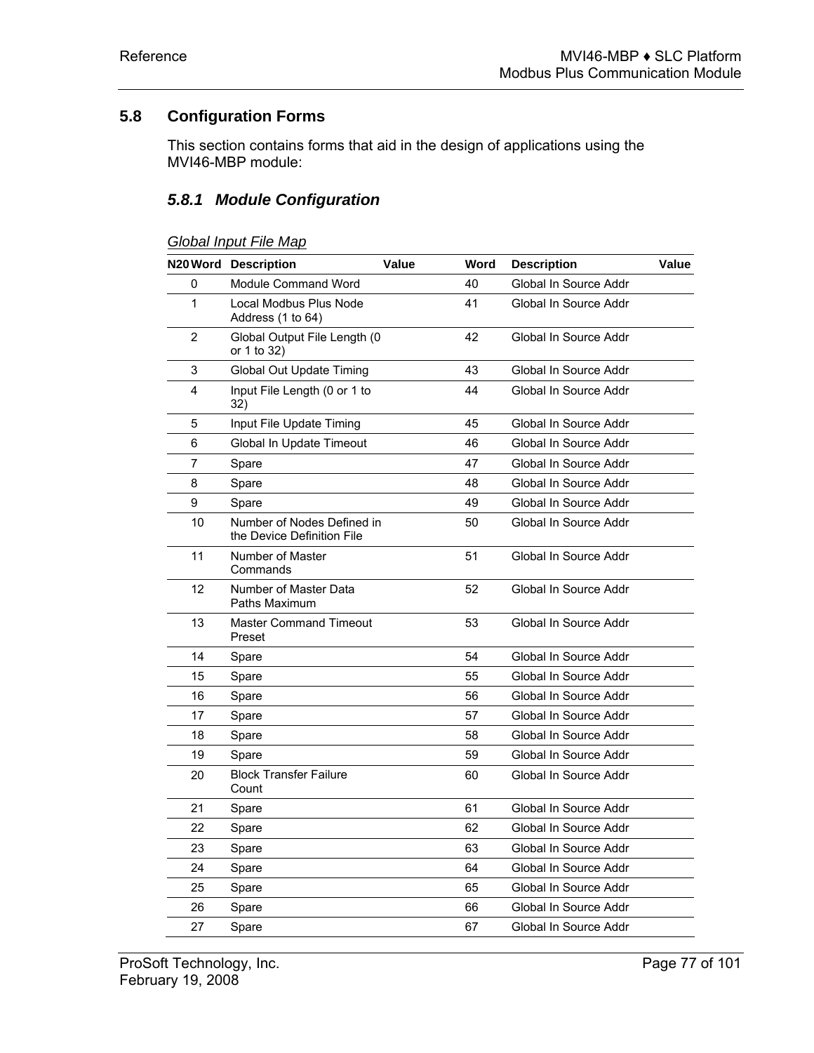## 5.8 Configuration Forms

This section contains forms that aid in the design of applications using the MVI46-MBP module:

### *5.8.1 Module Configuration*

*Global Input File Map*

| N20 Word | Description | Value | Word | Description | Value |
|---|---|---|---|---|---|
| 0 | Module Command Word | | 40 | Global In Source Addr | |
| 1 | Local Modbus Plus Node Address (1 to 64) | | 41 | Global In Source Addr | |
| 2 | Global Output File Length (0 or 1 to 32) | | 42 | Global In Source Addr | |
| 3 | Global Out Update Timing | | 43 | Global In Source Addr | |
| 4 | Input File Length (0 or 1 to 32) | | 44 | Global In Source Addr | |
| 5 | Input File Update Timing | | 45 | Global In Source Addr | |
| 6 | Global In Update Timeout | | 46 | Global In Source Addr | |
| 7 | Spare | | 47 | Global In Source Addr | |
| 8 | Spare | | 48 | Global In Source Addr | |
| 9 | Spare | | 49 | Global In Source Addr | |
| 10 | Number of Nodes Defined in the Device Definition File | | 50 | Global In Source Addr | |
| 11 | Number of Master Commands | | 51 | Global In Source Addr | |
| 12 | Number of Master Data Paths Maximum | | 52 | Global In Source Addr | |
| 13 | Master Command Timeout Preset | | 53 | Global In Source Addr | |
| 14 | Spare | | 54 | Global In Source Addr | |
| 15 | Spare | | 55 | Global In Source Addr | |
| 16 | Spare | | 56 | Global In Source Addr | |
| 17 | Spare | | 57 | Global In Source Addr | |
| 18 | Spare | | 58 | Global In Source Addr | |
| 19 | Spare | | 59 | Global In Source Addr | |
| 20 | Block Transfer Failure Count | | 60 | Global In Source Addr | |
| 21 | Spare | | 61 | Global In Source Addr | |
| 22 | Spare | | 62 | Global In Source Addr | |
| 23 | Spare | | 63 | Global In Source Addr | |
| 24 | Spare | | 64 | Global In Source Addr | |
| 25 | Spare | | 65 | Global In Source Addr | |
| 26 | Spare | | 66 | Global In Source Addr | |
| 27 | Spare | | 67 | Global In Source Addr | |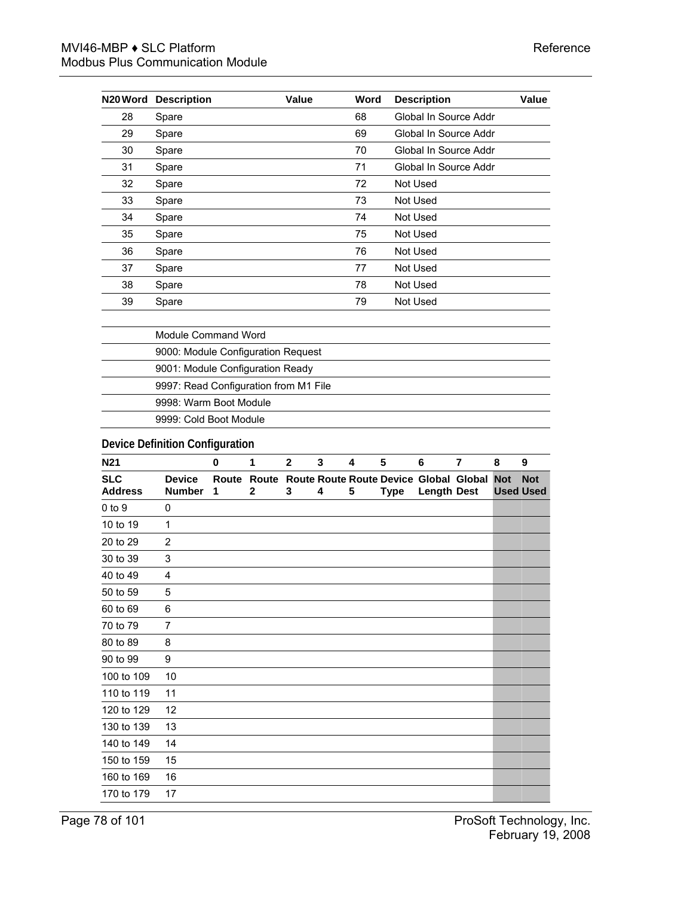| N20 Word | Description | Value | Word | Description | Value |
|---|---|---|---|---|---|
| 28 | Spare | | 68 | Global In Source Addr | |
| 29 | Spare | | 69 | Global In Source Addr | |
| 30 | Spare | | 70 | Global In Source Addr | |
| 31 | Spare | | 71 | Global In Source Addr | |
| 32 | Spare | | 72 | Not Used | |
| 33 | Spare | | 73 | Not Used | |
| 34 | Spare | | 74 | Not Used | |
| 35 | Spare | | 75 | Not Used | |
| 36 | Spare | | 76 | Not Used | |
| 37 | Spare | | 77 | Not Used | |
| 38 | Spare | | 78 | Not Used | |
| 39 | Spare | | 79 | Not Used | |

| | |
|---|---|
| | Module Command Word |
| | 9000: Module Configuration Request |
| | 9001: Module Configuration Ready |
| | 9997: Read Configuration from M1 File |
| | 9998: Warm Boot Module |
| | 9999: Cold Boot Module |

### Device Definition Configuration

| N21 | | 0 | 1 | 2 | 3 | 4 | 5 | 6 | 7 | 8 | 9 |
|---|---|---|---|---|---|---|---|---|---|---|---|
| **SLC Address** | **Device Number** | **Route 1** | **Route 2** | **Route 3** | **Route 4** | **Route 5** | **Device Type** | **Global Length** | **Global Dest** | **Not Used** | **Not Used** |
| 0 to 9 | 0 | | | | | | | | | | |
| 10 to 19 | 1 | | | | | | | | | | |
| 20 to 29 | 2 | | | | | | | | | | |
| 30 to 39 | 3 | | | | | | | | | | |
| 40 to 49 | 4 | | | | | | | | | | |
| 50 to 59 | 5 | | | | | | | | | | |
| 60 to 69 | 6 | | | | | | | | | | |
| 70 to 79 | 7 | | | | | | | | | | |
| 80 to 89 | 8 | | | | | | | | | | |
| 90 to 99 | 9 | | | | | | | | | | |
| 100 to 109 | 10 | | | | | | | | | | |
| 110 to 119 | 11 | | | | | | | | | | |
| 120 to 129 | 12 | | | | | | | | | | |
| 130 to 139 | 13 | | | | | | | | | | |
| 140 to 149 | 14 | | | | | | | | | | |
| 150 to 159 | 15 | | | | | | | | | | |
| 160 to 169 | 16 | | | | | | | | | | |
| 170 to 179 | 17 | | | | | | | | | | |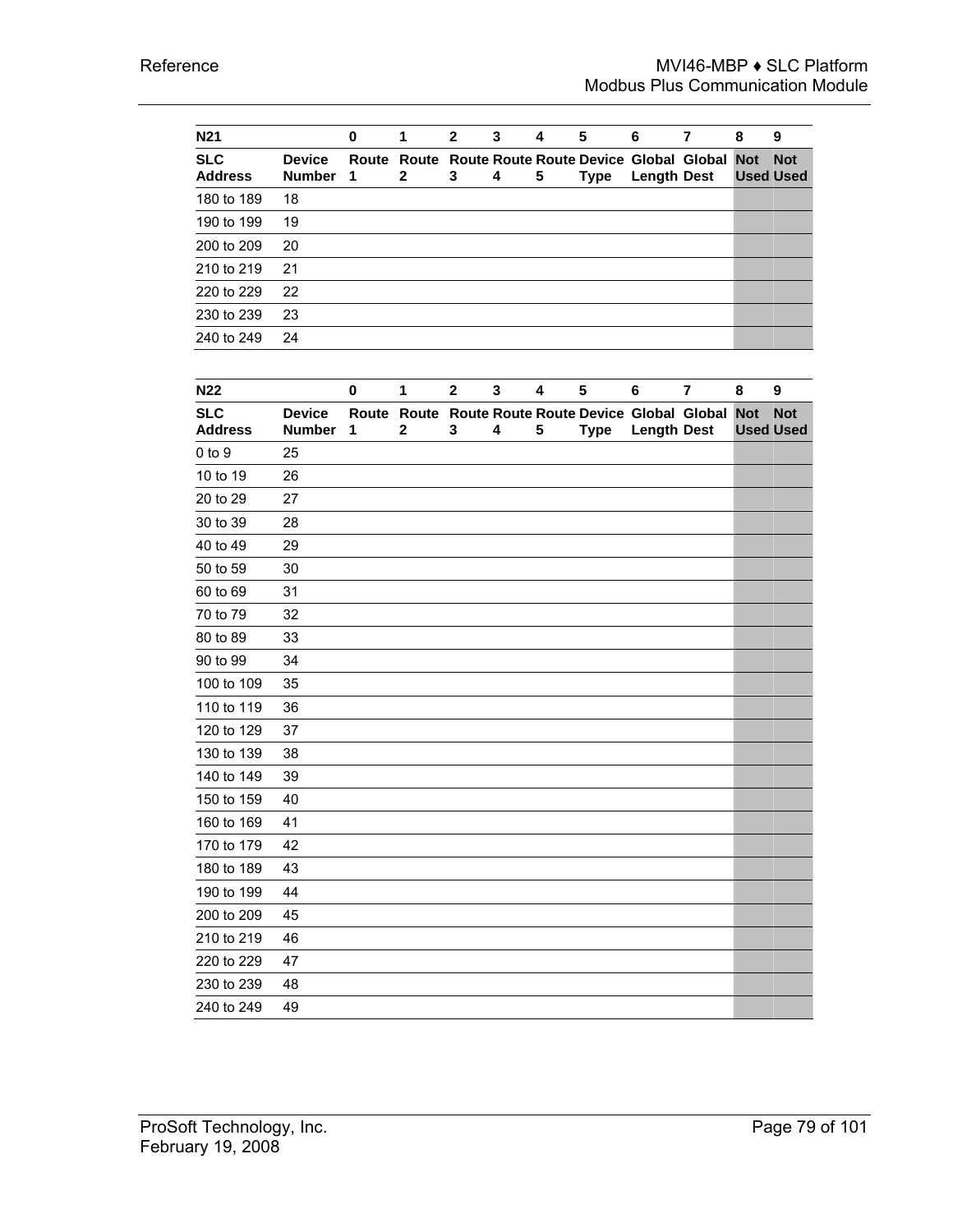| N21 | | 0 | 1 | 2 | 3 | 4 | 5 | 6 | 7 | 8 | 9 |
|---|---|---|---|---|---|---|---|---|---|---|---|
| **SLC Address** | **Device Number** | **Route 1** | **Route 2** | **Route 3** | **Route 4** | **Route 5** | **Device Type** | **Global Length** | **Global Dest** | **Not Used** | **Not Used** |
| 180 to 189 | 18 | | | | | | | | | | |
| 190 to 199 | 19 | | | | | | | | | | |
| 200 to 209 | 20 | | | | | | | | | | |
| 210 to 219 | 21 | | | | | | | | | | |
| 220 to 229 | 22 | | | | | | | | | | |
| 230 to 239 | 23 | | | | | | | | | | |
| 240 to 249 | 24 | | | | | | | | | | |

| N22 | | 0 | 1 | 2 | 3 | 4 | 5 | 6 | 7 | 8 | 9 |
|---|---|---|---|---|---|---|---|---|---|---|---|
| **SLC Address** | **Device Number** | **Route 1** | **Route 2** | **Route 3** | **Route 4** | **Route 5** | **Device Type** | **Global Length** | **Global Dest** | **Not Used** | **Not Used** |
| 0 to 9 | 25 | | | | | | | | | | |
| 10 to 19 | 26 | | | | | | | | | | |
| 20 to 29 | 27 | | | | | | | | | | |
| 30 to 39 | 28 | | | | | | | | | | |
| 40 to 49 | 29 | | | | | | | | | | |
| 50 to 59 | 30 | | | | | | | | | | |
| 60 to 69 | 31 | | | | | | | | | | |
| 70 to 79 | 32 | | | | | | | | | | |
| 80 to 89 | 33 | | | | | | | | | | |
| 90 to 99 | 34 | | | | | | | | | | |
| 100 to 109 | 35 | | | | | | | | | | |
| 110 to 119 | 36 | | | | | | | | | | |
| 120 to 129 | 37 | | | | | | | | | | |
| 130 to 139 | 38 | | | | | | | | | | |
| 140 to 149 | 39 | | | | | | | | | | |
| 150 to 159 | 40 | | | | | | | | | | |
| 160 to 169 | 41 | | | | | | | | | | |
| 170 to 179 | 42 | | | | | | | | | | |
| 180 to 189 | 43 | | | | | | | | | | |
| 190 to 199 | 44 | | | | | | | | | | |
| 200 to 209 | 45 | | | | | | | | | | |
| 210 to 219 | 46 | | | | | | | | | | |
| 220 to 229 | 47 | | | | | | | | | | |
| 230 to 239 | 48 | | | | | | | | | | |
| 240 to 249 | 49 | | | | | | | | | | |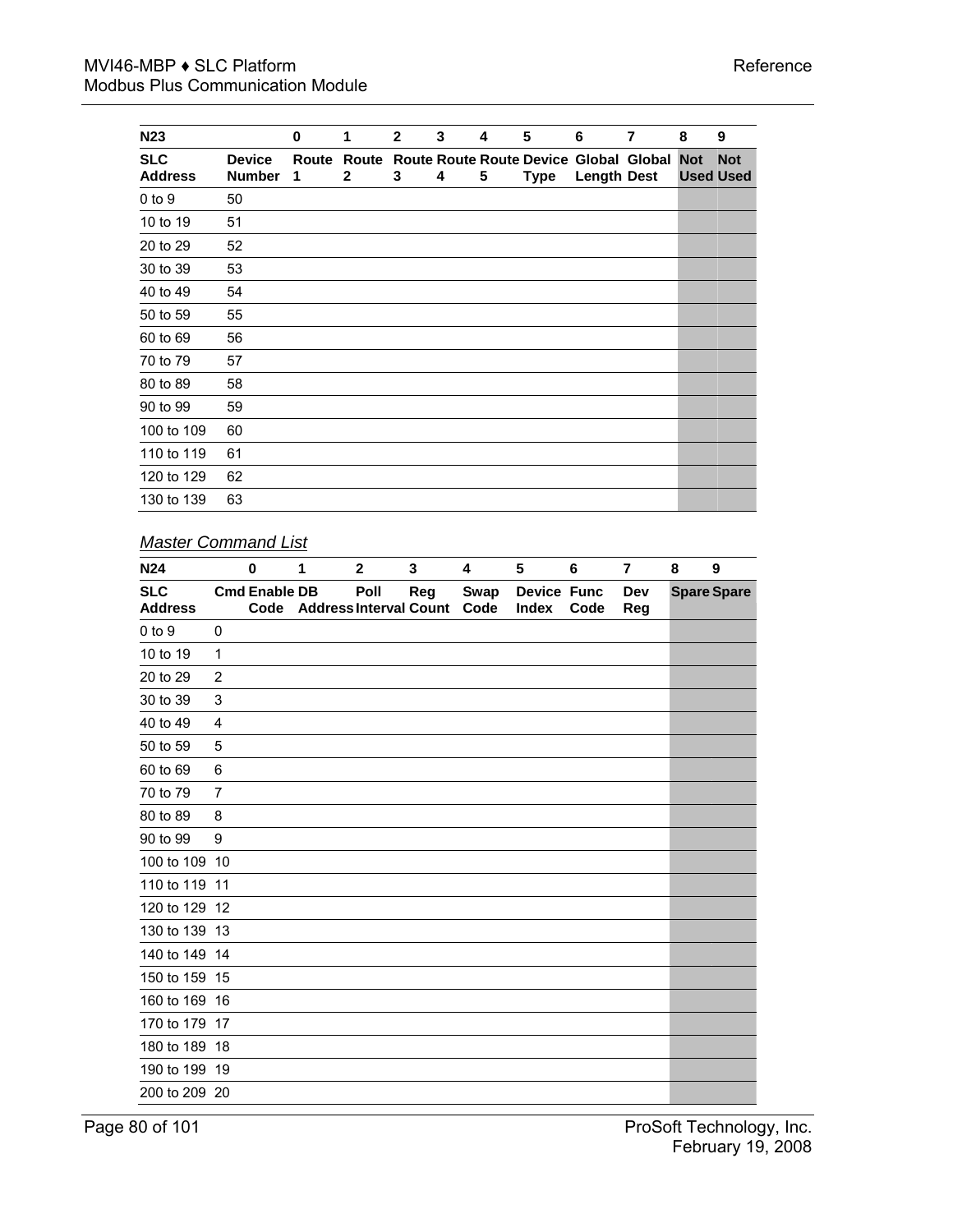| N23 | | 0 | 1 | 2 | 3 | 4 | 5 | 6 | 7 | 8 | 9 |
|---|---|---|---|---|---|---|---|---|---|---|---|
| **SLC Address** | **Device Number** | **Route 1** | **Route 2** | **Route 3** | **Route 4** | **Route 5** | **Device Type** | **Global Length** | **Global Dest** | **Not Used** | **Not Used** |
| 0 to 9 | 50 | | | | | | | | | | |
| 10 to 19 | 51 | | | | | | | | | | |
| 20 to 29 | 52 | | | | | | | | | | |
| 30 to 39 | 53 | | | | | | | | | | |
| 40 to 49 | 54 | | | | | | | | | | |
| 50 to 59 | 55 | | | | | | | | | | |
| 60 to 69 | 56 | | | | | | | | | | |
| 70 to 79 | 57 | | | | | | | | | | |
| 80 to 89 | 58 | | | | | | | | | | |
| 90 to 99 | 59 | | | | | | | | | | |
| 100 to 109 | 60 | | | | | | | | | | |
| 110 to 119 | 61 | | | | | | | | | | |
| 120 to 129 | 62 | | | | | | | | | | |
| 130 to 139 | 63 | | | | | | | | | | |

*Master Command List*

| N24 | | 0 | 1 | 2 | 3 | 4 | 5 | 6 | 7 | 8 | 9 |
|---|---|---|---|---|---|---|---|---|---|---|---|
| **SLC Address** | **Cmd** | **Enable Code** | **DB Address** | **Poll Interval** | **Reg Count** | **Swap Code** | **Device Index** | **Func Code** | **Dev Reg** | **Spare** | **Spare** |
| 0 to 9 | 0 | | | | | | | | | | |
| 10 to 19 | 1 | | | | | | | | | | |
| 20 to 29 | 2 | | | | | | | | | | |
| 30 to 39 | 3 | | | | | | | | | | |
| 40 to 49 | 4 | | | | | | | | | | |
| 50 to 59 | 5 | | | | | | | | | | |
| 60 to 69 | 6 | | | | | | | | | | |
| 70 to 79 | 7 | | | | | | | | | | |
| 80 to 89 | 8 | | | | | | | | | | |
| 90 to 99 | 9 | | | | | | | | | | |
| 100 to 109 | 10 | | | | | | | | | | |
| 110 to 119 | 11 | | | | | | | | | | |
| 120 to 129 | 12 | | | | | | | | | | |
| 130 to 139 | 13 | | | | | | | | | | |
| 140 to 149 | 14 | | | | | | | | | | |
| 150 to 159 | 15 | | | | | | | | | | |
| 160 to 169 | 16 | | | | | | | | | | |
| 170 to 179 | 17 | | | | | | | | | | |
| 180 to 189 | 18 | | | | | | | | | | |
| 190 to 199 | 19 | | | | | | | | | | |
| 200 to 209 | 20 | | | | | | | | | | |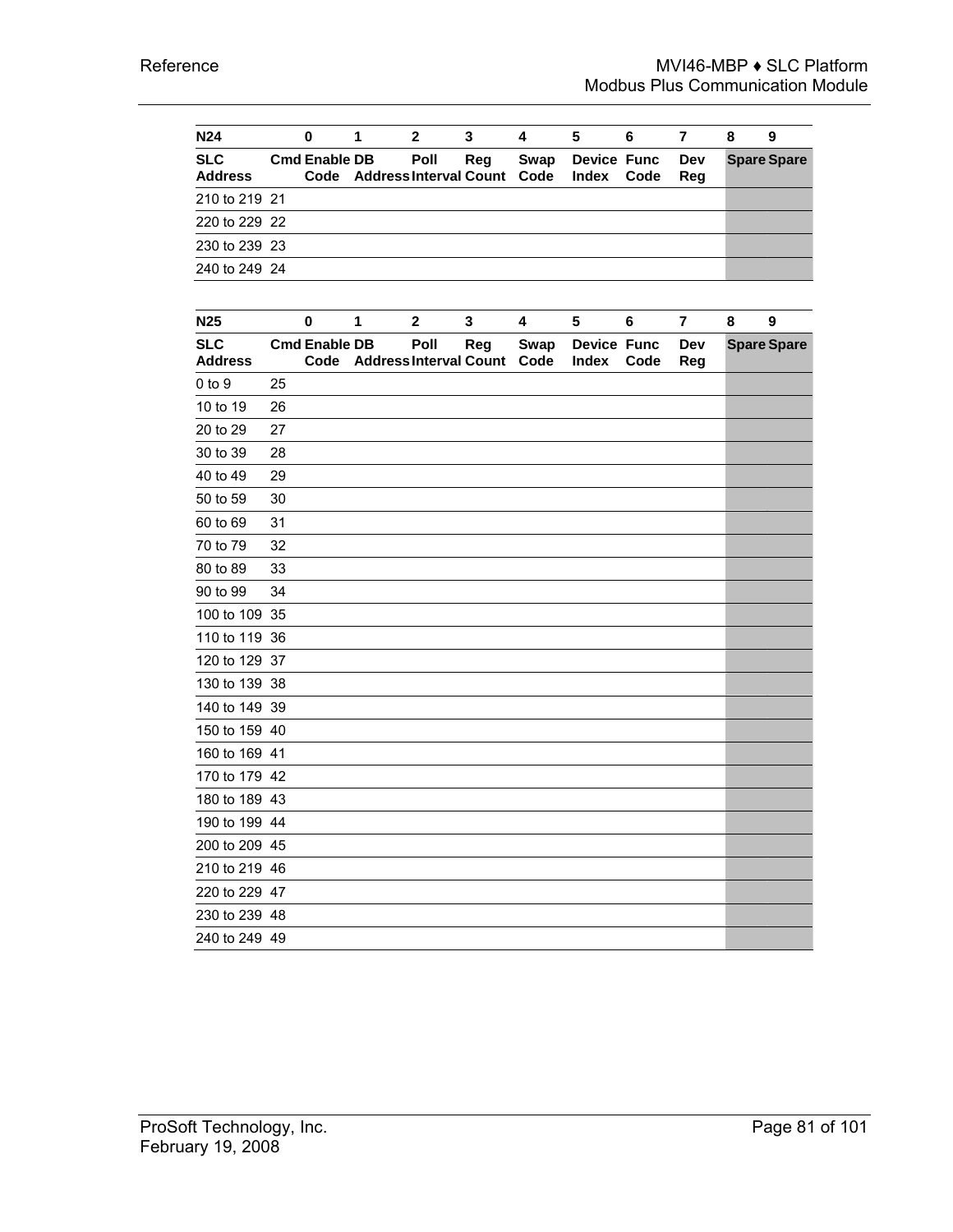| N24 | | 0 | 1 | 2 | 3 | 4 | 5 | 6 | 7 | 8 | 9 |
|---|---|---|---|---|---|---|---|---|---|---|---|
| **SLC Address** | **Cmd** | **Enable Code** | **DB Address** | **Poll Interval** | **Reg Count** | **Swap Code** | **Device Index** | **Func Code** | **Dev Reg** | **Spare** | **Spare** |
| 210 to 219 | 21 | | | | | | | | | | |
| 220 to 229 | 22 | | | | | | | | | | |
| 230 to 239 | 23 | | | | | | | | | | |
| 240 to 249 | 24 | | | | | | | | | | |

| N25 | | 0 | 1 | 2 | 3 | 4 | 5 | 6 | 7 | 8 | 9 |
|---|---|---|---|---|---|---|---|---|---|---|---|
| **SLC Address** | **Cmd** | **Enable Code** | **DB Address** | **Poll Interval** | **Reg Count** | **Swap Code** | **Device Index** | **Func Code** | **Dev Reg** | **Spare** | **Spare** |
| 0 to 9 | 25 | | | | | | | | | | |
| 10 to 19 | 26 | | | | | | | | | | |
| 20 to 29 | 27 | | | | | | | | | | |
| 30 to 39 | 28 | | | | | | | | | | |
| 40 to 49 | 29 | | | | | | | | | | |
| 50 to 59 | 30 | | | | | | | | | | |
| 60 to 69 | 31 | | | | | | | | | | |
| 70 to 79 | 32 | | | | | | | | | | |
| 80 to 89 | 33 | | | | | | | | | | |
| 90 to 99 | 34 | | | | | | | | | | |
| 100 to 109 | 35 | | | | | | | | | | |
| 110 to 119 | 36 | | | | | | | | | | |
| 120 to 129 | 37 | | | | | | | | | | |
| 130 to 139 | 38 | | | | | | | | | | |
| 140 to 149 | 39 | | | | | | | | | | |
| 150 to 159 | 40 | | | | | | | | | | |
| 160 to 169 | 41 | | | | | | | | | | |
| 170 to 179 | 42 | | | | | | | | | | |
| 180 to 189 | 43 | | | | | | | | | | |
| 190 to 199 | 44 | | | | | | | | | | |
| 200 to 209 | 45 | | | | | | | | | | |
| 210 to 219 | 46 | | | | | | | | | | |
| 220 to 229 | 47 | | | | | | | | | | |
| 230 to 239 | 48 | | | | | | | | | | |
| 240 to 249 | 49 | | | | | | | | | | |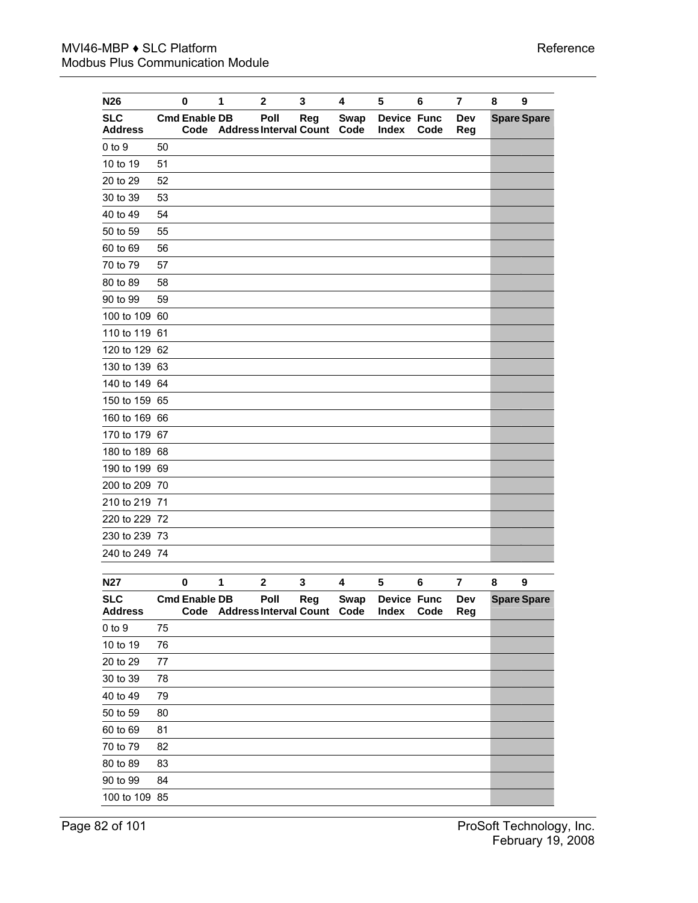| N26 | | 0 | 1 | 2 | 3 | 4 | 5 | 6 | 7 | 8 | 9 |
|---|---|---|---|---|---|---|---|---|---|---|---|
| **SLC Address** | **Cmd** | **Enable Code** | **DB Address** | **Poll Interval** | **Reg Count** | **Swap Code** | **Device Index** | **Func Code** | **Dev Reg** | **Spare** | **Spare** |
| 0 to 9 | 50 | | | | | | | | | | |
| 10 to 19 | 51 | | | | | | | | | | |
| 20 to 29 | 52 | | | | | | | | | | |
| 30 to 39 | 53 | | | | | | | | | | |
| 40 to 49 | 54 | | | | | | | | | | |
| 50 to 59 | 55 | | | | | | | | | | |
| 60 to 69 | 56 | | | | | | | | | | |
| 70 to 79 | 57 | | | | | | | | | | |
| 80 to 89 | 58 | | | | | | | | | | |
| 90 to 99 | 59 | | | | | | | | | | |
| 100 to 109 | 60 | | | | | | | | | | |
| 110 to 119 | 61 | | | | | | | | | | |
| 120 to 129 | 62 | | | | | | | | | | |
| 130 to 139 | 63 | | | | | | | | | | |
| 140 to 149 | 64 | | | | | | | | | | |
| 150 to 159 | 65 | | | | | | | | | | |
| 160 to 169 | 66 | | | | | | | | | | |
| 170 to 179 | 67 | | | | | | | | | | |
| 180 to 189 | 68 | | | | | | | | | | |
| 190 to 199 | 69 | | | | | | | | | | |
| 200 to 209 | 70 | | | | | | | | | | |
| 210 to 219 | 71 | | | | | | | | | | |
| 220 to 229 | 72 | | | | | | | | | | |
| 230 to 239 | 73 | | | | | | | | | | |
| 240 to 249 | 74 | | | | | | | | | | |

| N27 | | 0 | 1 | 2 | 3 | 4 | 5 | 6 | 7 | 8 | 9 |
|---|---|---|---|---|---|---|---|---|---|---|---|
| **SLC Address** | **Cmd** | **Enable Code** | **DB Address** | **Poll Interval** | **Reg Count** | **Swap Code** | **Device Index** | **Func Code** | **Dev Reg** | **Spare** | **Spare** |
| 0 to 9 | 75 | | | | | | | | | | |
| 10 to 19 | 76 | | | | | | | | | | |
| 20 to 29 | 77 | | | | | | | | | | |
| 30 to 39 | 78 | | | | | | | | | | |
| 40 to 49 | 79 | | | | | | | | | | |
| 50 to 59 | 80 | | | | | | | | | | |
| 60 to 69 | 81 | | | | | | | | | | |
| 70 to 79 | 82 | | | | | | | | | | |
| 80 to 89 | 83 | | | | | | | | | | |
| 90 to 99 | 84 | | | | | | | | | | |
| 100 to 109 | 85 | | | | | | | | | | |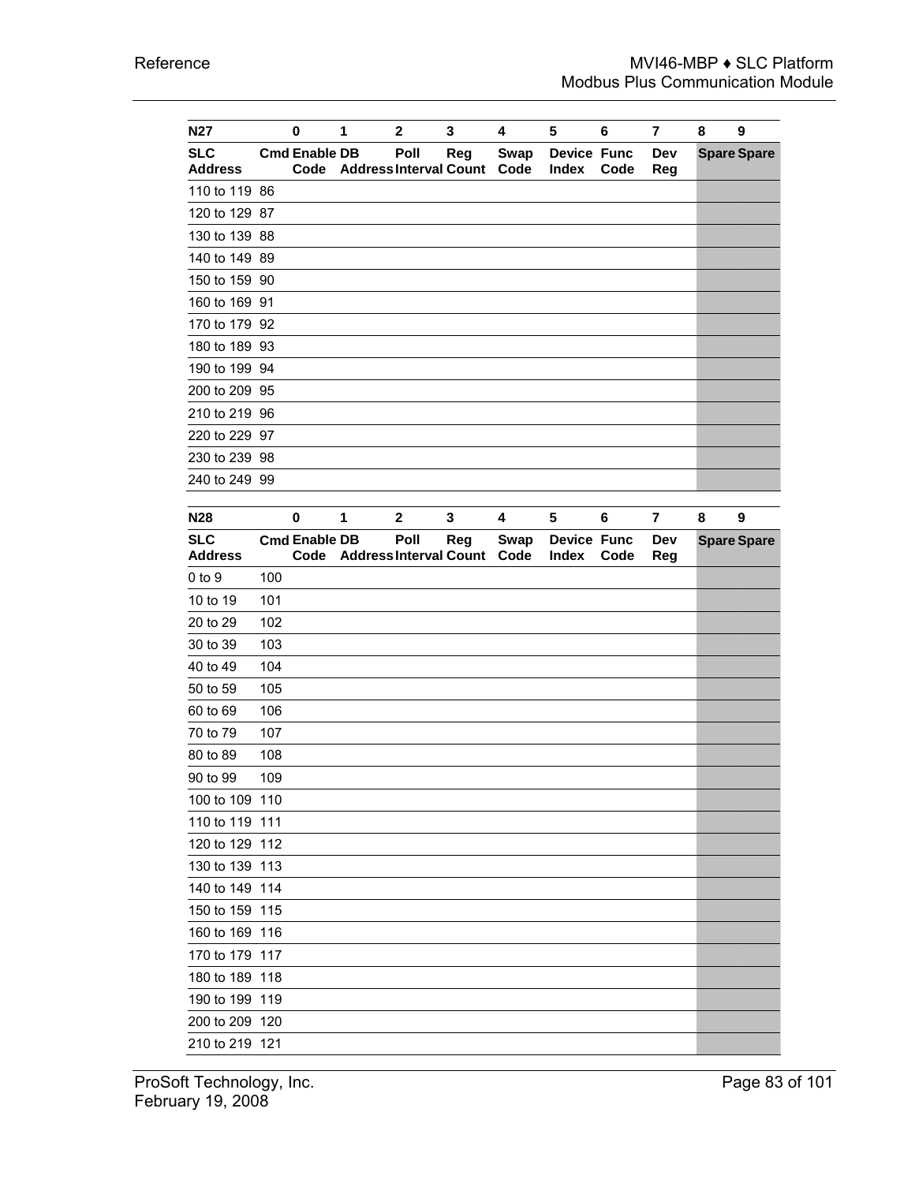| N27 | 0 | 1 | 2 | 3 | 4 | 5 | 6 | 7 | 8 | 9 |
|---|---|---|---|---|---|---|---|---|---|---|
| **SLC Address** | **Cmd** | **Enable Code** | **DB Address** | **Poll Interval** | **Reg Count** | **Swap Code** | **Device Index** | **Func Code** | **Dev Reg** | **Spare** | **Spare** |
| 110 to 119 | 86 | | | | | | | | | | |
| 120 to 129 | 87 | | | | | | | | | | |
| 130 to 139 | 88 | | | | | | | | | | |
| 140 to 149 | 89 | | | | | | | | | | |
| 150 to 159 | 90 | | | | | | | | | | |
| 160 to 169 | 91 | | | | | | | | | | |
| 170 to 179 | 92 | | | | | | | | | | |
| 180 to 189 | 93 | | | | | | | | | | |
| 190 to 199 | 94 | | | | | | | | | | |
| 200 to 209 | 95 | | | | | | | | | | |
| 210 to 219 | 96 | | | | | | | | | | |
| 220 to 229 | 97 | | | | | | | | | | |
| 230 to 239 | 98 | | | | | | | | | | |
| 240 to 249 | 99 | | | | | | | | | | |

| N28 | | 0 | 1 | 2 | 3 | 4 | 5 | 6 | 7 | 8 | 9 |
|---|---|---|---|---|---|---|---|---|---|---|---|
| **SLC Address** | **Cmd** | **Enable Code** | **DB Address** | **Poll Interval** | **Reg Count** | **Swap Code** | **Device Index** | **Func Code** | **Dev Reg** | **Spare** | **Spare** |
| 0 to 9 | 100 | | | | | | | | | | |
| 10 to 19 | 101 | | | | | | | | | | |
| 20 to 29 | 102 | | | | | | | | | | |
| 30 to 39 | 103 | | | | | | | | | | |
| 40 to 49 | 104 | | | | | | | | | | |
| 50 to 59 | 105 | | | | | | | | | | |
| 60 to 69 | 106 | | | | | | | | | | |
| 70 to 79 | 107 | | | | | | | | | | |
| 80 to 89 | 108 | | | | | | | | | | |
| 90 to 99 | 109 | | | | | | | | | | |
| 100 to 109 | 110 | | | | | | | | | | |
| 110 to 119 | 111 | | | | | | | | | | |
| 120 to 129 | 112 | | | | | | | | | | |
| 130 to 139 | 113 | | | | | | | | | | |
| 140 to 149 | 114 | | | | | | | | | | |
| 150 to 159 | 115 | | | | | | | | | | |
| 160 to 169 | 116 | | | | | | | | | | |
| 170 to 179 | 117 | | | | | | | | | | |
| 180 to 189 | 118 | | | | | | | | | | |
| 190 to 199 | 119 | | | | | | | | | | |
| 200 to 209 | 120 | | | | | | | | | | |
| 210 to 219 | 121 | | | | | | | | | | |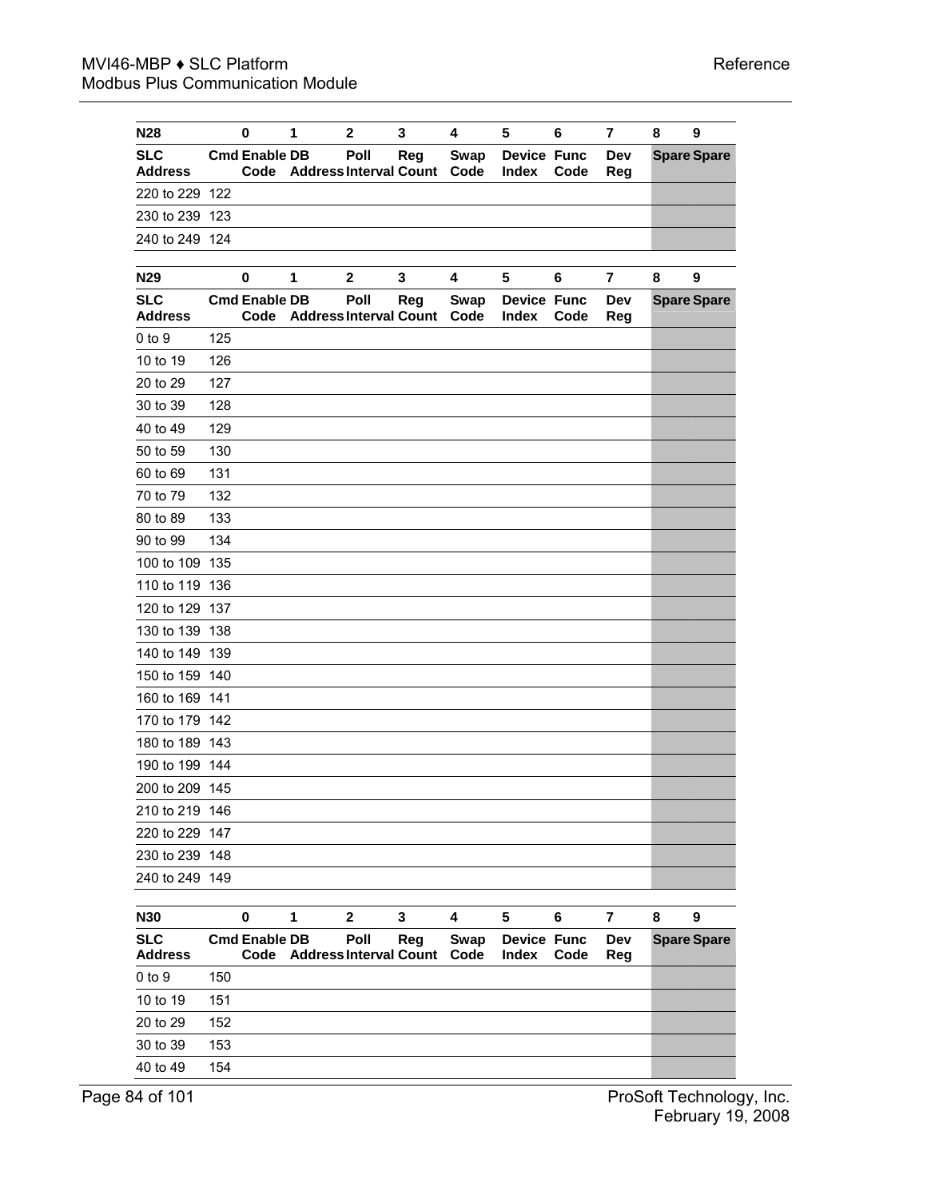| N28 | | 0 | 1 | 2 | 3 | 4 | 5 | 6 | 7 | 8 | 9 |
|---|---|---|---|---|---|---|---|---|---|---|---|
| **SLC Address** | **Cmd** | **Enable Code** | **DB Address** | **Poll Interval** | **Reg Count** | **Swap Code** | **Device Index** | **Func Code** | **Dev Reg** | **Spare** | **Spare** |
| 220 to 229 | 122 | | | | | | | | | | |
| 230 to 239 | 123 | | | | | | | | | | |
| 240 to 249 | 124 | | | | | | | | | | |

| N29 | | 0 | 1 | 2 | 3 | 4 | 5 | 6 | 7 | 8 | 9 |
|---|---|---|---|---|---|---|---|---|---|---|---|
| **SLC Address** | **Cmd** | **Enable Code** | **DB Address** | **Poll Interval** | **Reg Count** | **Swap Code** | **Device Index** | **Func Code** | **Dev Reg** | **Spare** | **Spare** |
| 0 to 9 | 125 | | | | | | | | | | |
| 10 to 19 | 126 | | | | | | | | | | |
| 20 to 29 | 127 | | | | | | | | | | |
| 30 to 39 | 128 | | | | | | | | | | |
| 40 to 49 | 129 | | | | | | | | | | |
| 50 to 59 | 130 | | | | | | | | | | |
| 60 to 69 | 131 | | | | | | | | | | |
| 70 to 79 | 132 | | | | | | | | | | |
| 80 to 89 | 133 | | | | | | | | | | |
| 90 to 99 | 134 | | | | | | | | | | |
| 100 to 109 | 135 | | | | | | | | | | |
| 110 to 119 | 136 | | | | | | | | | | |
| 120 to 129 | 137 | | | | | | | | | | |
| 130 to 139 | 138 | | | | | | | | | | |
| 140 to 149 | 139 | | | | | | | | | | |
| 150 to 159 | 140 | | | | | | | | | | |
| 160 to 169 | 141 | | | | | | | | | | |
| 170 to 179 | 142 | | | | | | | | | | |
| 180 to 189 | 143 | | | | | | | | | | |
| 190 to 199 | 144 | | | | | | | | | | |
| 200 to 209 | 145 | | | | | | | | | | |
| 210 to 219 | 146 | | | | | | | | | | |
| 220 to 229 | 147 | | | | | | | | | | |
| 230 to 239 | 148 | | | | | | | | | | |
| 240 to 249 | 149 | | | | | | | | | | |

| N30 | | 0 | 1 | 2 | 3 | 4 | 5 | 6 | 7 | 8 | 9 |
|---|---|---|---|---|---|---|---|---|---|---|---|
| **SLC Address** | **Cmd** | **Enable Code** | **DB Address** | **Poll Interval** | **Reg Count** | **Swap Code** | **Device Index** | **Func Code** | **Dev Reg** | **Spare** | **Spare** |
| 0 to 9 | 150 | | | | | | | | | | |
| 10 to 19 | 151 | | | | | | | | | | |
| 20 to 29 | 152 | | | | | | | | | | |
| 30 to 39 | 153 | | | | | | | | | | |
| 40 to 49 | 154 | | | | | | | | | | |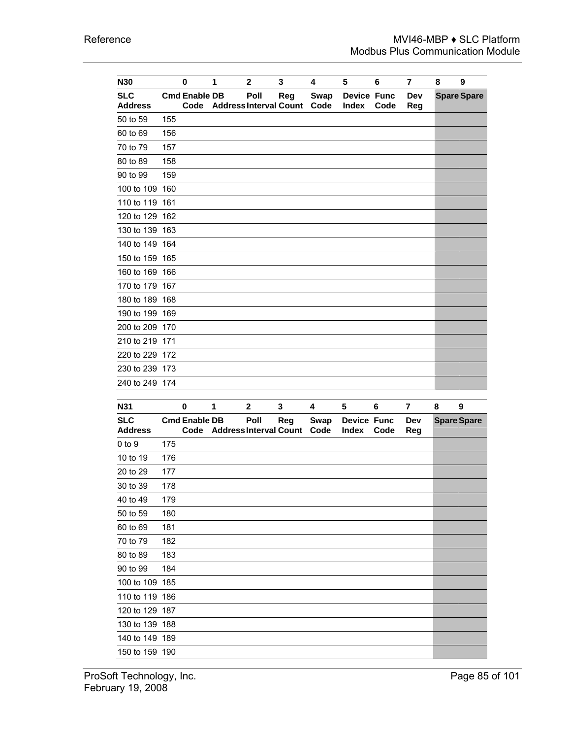| N30 | | 0 | 1 | 2 | 3 | 4 | 5 | 6 | 7 | 8 | 9 |
|---|---|---|---|---|---|---|---|---|---|---|---|
| **SLC Address** | **Cmd** | **Enable Code** | **DB Address** | **Poll Interval** | **Reg Count** | **Swap Code** | **Device Index** | **Func Code** | **Dev Reg** | **Spare** | **Spare** |
| 50 to 59 | 155 | | | | | | | | | | |
| 60 to 69 | 156 | | | | | | | | | | |
| 70 to 79 | 157 | | | | | | | | | | |
| 80 to 89 | 158 | | | | | | | | | | |
| 90 to 99 | 159 | | | | | | | | | | |
| 100 to 109 | 160 | | | | | | | | | | |
| 110 to 119 | 161 | | | | | | | | | | |
| 120 to 129 | 162 | | | | | | | | | | |
| 130 to 139 | 163 | | | | | | | | | | |
| 140 to 149 | 164 | | | | | | | | | | |
| 150 to 159 | 165 | | | | | | | | | | |
| 160 to 169 | 166 | | | | | | | | | | |
| 170 to 179 | 167 | | | | | | | | | | |
| 180 to 189 | 168 | | | | | | | | | | |
| 190 to 199 | 169 | | | | | | | | | | |
| 200 to 209 | 170 | | | | | | | | | | |
| 210 to 219 | 171 | | | | | | | | | | |
| 220 to 229 | 172 | | | | | | | | | | |
| 230 to 239 | 173 | | | | | | | | | | |
| 240 to 249 | 174 | | | | | | | | | | |

| N31 | | 0 | 1 | 2 | 3 | 4 | 5 | 6 | 7 | 8 | 9 |
|---|---|---|---|---|---|---|---|---|---|---|---|
| **SLC Address** | **Cmd** | **Enable Code** | **DB Address** | **Poll Interval** | **Reg Count** | **Swap Code** | **Device Index** | **Func Code** | **Dev Reg** | **Spare** | **Spare** |
| 0 to 9 | 175 | | | | | | | | | | |
| 10 to 19 | 176 | | | | | | | | | | |
| 20 to 29 | 177 | | | | | | | | | | |
| 30 to 39 | 178 | | | | | | | | | | |
| 40 to 49 | 179 | | | | | | | | | | |
| 50 to 59 | 180 | | | | | | | | | | |
| 60 to 69 | 181 | | | | | | | | | | |
| 70 to 79 | 182 | | | | | | | | | | |
| 80 to 89 | 183 | | | | | | | | | | |
| 90 to 99 | 184 | | | | | | | | | | |
| 100 to 109 | 185 | | | | | | | | | | |
| 110 to 119 | 186 | | | | | | | | | | |
| 120 to 129 | 187 | | | | | | | | | | |
| 130 to 139 | 188 | | | | | | | | | | |
| 140 to 149 | 189 | | | | | | | | | | |
| 150 to 159 | 190 | | | | | | | | | | |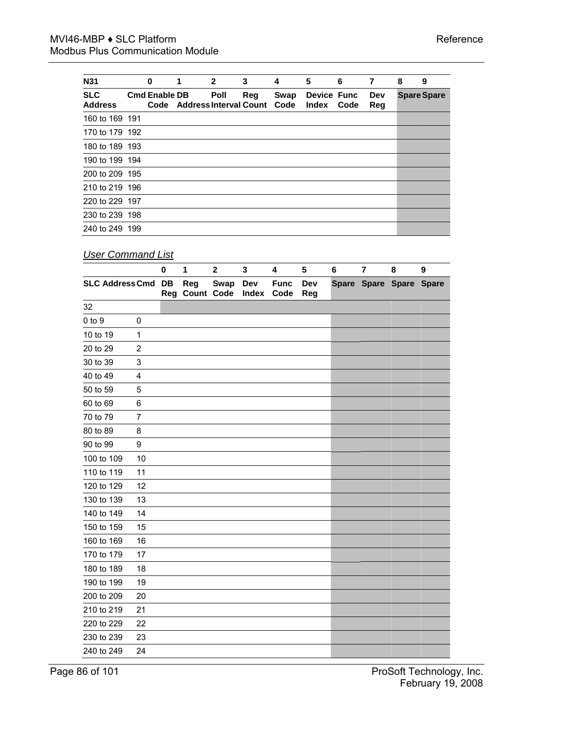| N31 | 0 | 1 | 2 | 3 | 4 | 5 | 6 | 7 | 8 | 9 |
|---|---|---|---|---|---|---|---|---|---|---|
| **SLC Address** | **Cmd** | **Enable Code** | **DB Address** | **Poll Interval** | **Reg Count** | **Swap Code** | **Device Index** | **Func Code** | **Dev Reg** | **Spare** | **Spare** |
| 160 to 169 | 191 | | | | | | | | | | |
| 170 to 179 | 192 | | | | | | | | | | |
| 180 to 189 | 193 | | | | | | | | | | |
| 190 to 199 | 194 | | | | | | | | | | |
| 200 to 209 | 195 | | | | | | | | | | |
| 210 to 219 | 196 | | | | | | | | | | |
| 220 to 229 | 197 | | | | | | | | | | |
| 230 to 239 | 198 | | | | | | | | | | |
| 240 to 249 | 199 | | | | | | | | | | |

*User Command List*

| | | 0 | 1 | 2 | 3 | 4 | 5 | 6 | 7 | 8 | 9 |
|---|---|---|---|---|---|---|---|---|---|---|---|
| **SLC Address** | **Cmd** | **DB Reg** | **Reg Count** | **Swap Code** | **Dev Index** | **Func Code** | **Dev Reg** | **Spare** | **Spare** | **Spare** | **Spare** |
| 32 | | | | | | | | | | | |
| 0 to 9 | 0 | | | | | | | | | | |
| 10 to 19 | 1 | | | | | | | | | | |
| 20 to 29 | 2 | | | | | | | | | | |
| 30 to 39 | 3 | | | | | | | | | | |
| 40 to 49 | 4 | | | | | | | | | | |
| 50 to 59 | 5 | | | | | | | | | | |
| 60 to 69 | 6 | | | | | | | | | | |
| 70 to 79 | 7 | | | | | | | | | | |
| 80 to 89 | 8 | | | | | | | | | | |
| 90 to 99 | 9 | | | | | | | | | | |
| 100 to 109 | 10 | | | | | | | | | | |
| 110 to 119 | 11 | | | | | | | | | | |
| 120 to 129 | 12 | | | | | | | | | | |
| 130 to 139 | 13 | | | | | | | | | | |
| 140 to 149 | 14 | | | | | | | | | | |
| 150 to 159 | 15 | | | | | | | | | | |
| 160 to 169 | 16 | | | | | | | | | | |
| 170 to 179 | 17 | | | | | | | | | | |
| 180 to 189 | 18 | | | | | | | | | | |
| 190 to 199 | 19 | | | | | | | | | | |
| 200 to 209 | 20 | | | | | | | | | | |
| 210 to 219 | 21 | | | | | | | | | | |
| 220 to 229 | 22 | | | | | | | | | | |
| 230 to 239 | 23 | | | | | | | | | | |
| 240 to 249 | 24 | | | | | | | | | | |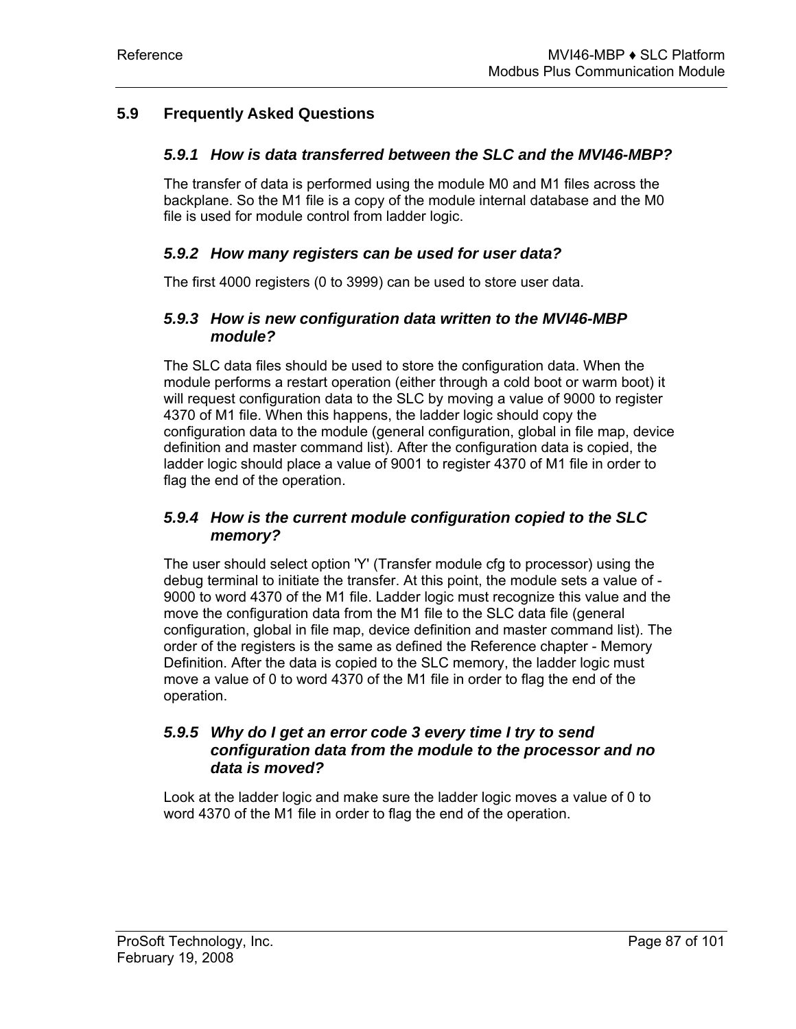## 5.9 Frequently Asked Questions

### 5.9.1 How is data transferred between the SLC and the MVI46-MBP?

The transfer of data is performed using the module M0 and M1 files across the backplane. So the M1 file is a copy of the module internal database and the M0 file is used for module control from ladder logic.

### 5.9.2 How many registers can be used for user data?

The first 4000 registers (0 to 3999) can be used to store user data.

### 5.9.3 How is new configuration data written to the MVI46-MBP module?

The SLC data files should be used to store the configuration data. When the module performs a restart operation (either through a cold boot or warm boot) it will request configuration data to the SLC by moving a value of 9000 to register 4370 of M1 file. When this happens, the ladder logic should copy the configuration data to the module (general configuration, global in file map, device definition and master command list). After the configuration data is copied, the ladder logic should place a value of 9001 to register 4370 of M1 file in order to flag the end of the operation.

### 5.9.4 How is the current module configuration copied to the SLC memory?

The user should select option 'Y' (Transfer module cfg to processor) using the debug terminal to initiate the transfer. At this point, the module sets a value of -9000 to word 4370 of the M1 file. Ladder logic must recognize this value and the move the configuration data from the M1 file to the SLC data file (general configuration, global in file map, device definition and master command list). The order of the registers is the same as defined the Reference chapter - Memory Definition. After the data is copied to the SLC memory, the ladder logic must move a value of 0 to word 4370 of the M1 file in order to flag the end of the operation.

### 5.9.5 Why do I get an error code 3 every time I try to send configuration data from the module to the processor and no data is moved?

Look at the ladder logic and make sure the ladder logic moves a value of 0 to word 4370 of the M1 file in order to flag the end of the operation.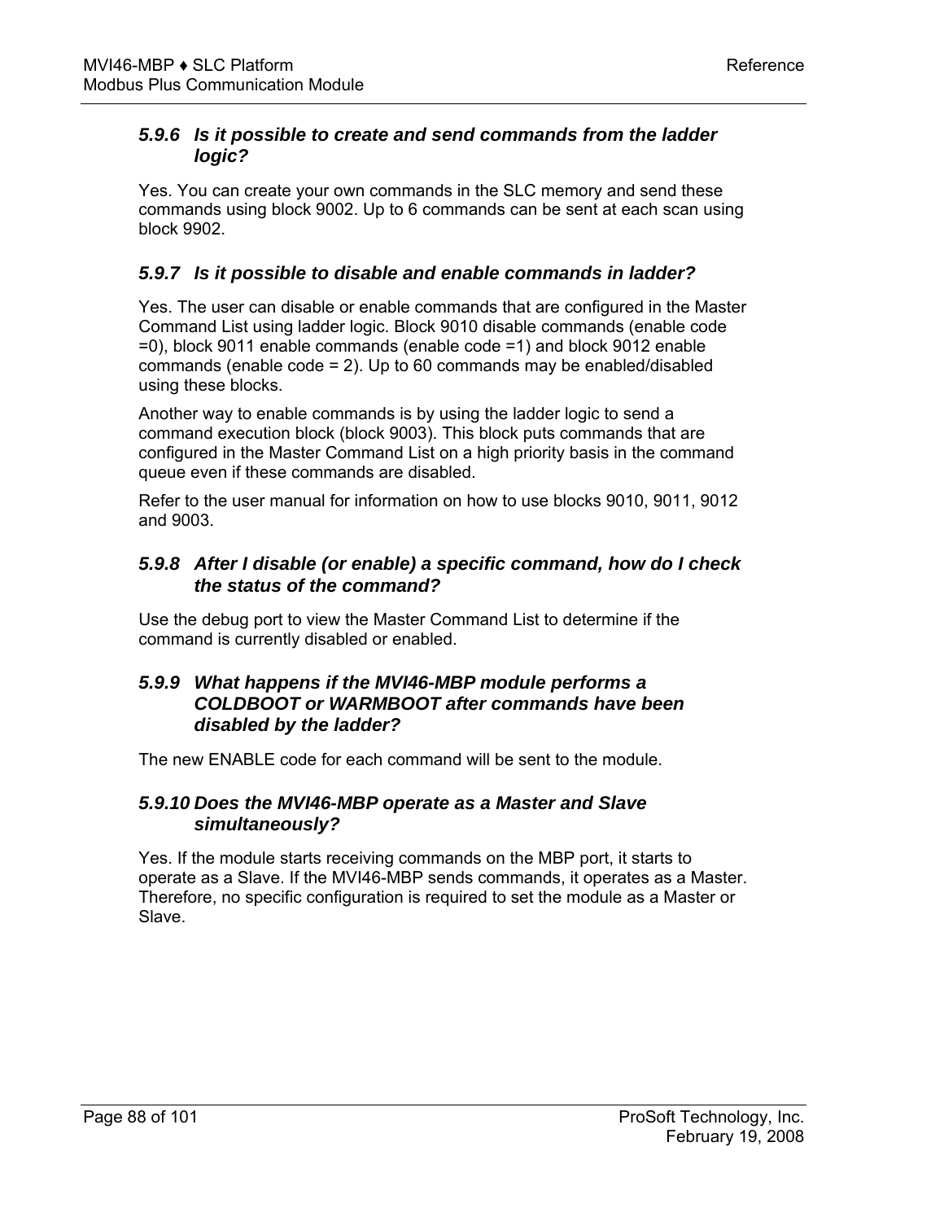### 5.9.6 Is it possible to create and send commands from the ladder logic?

Yes. You can create your own commands in the SLC memory and send these commands using block 9002. Up to 6 commands can be sent at each scan using block 9902.

### 5.9.7 Is it possible to disable and enable commands in ladder?

Yes. The user can disable or enable commands that are configured in the Master Command List using ladder logic. Block 9010 disable commands (enable code =0), block 9011 enable commands (enable code =1) and block 9012 enable commands (enable code = 2). Up to 60 commands may be enabled/disabled using these blocks.

Another way to enable commands is by using the ladder logic to send a command execution block (block 9003). This block puts commands that are configured in the Master Command List on a high priority basis in the command queue even if these commands are disabled.

Refer to the user manual for information on how to use blocks 9010, 9011, 9012 and 9003.

### 5.9.8 After I disable (or enable) a specific command, how do I check the status of the command?

Use the debug port to view the Master Command List to determine if the command is currently disabled or enabled.

### 5.9.9 What happens if the MVI46-MBP module performs a COLDBOOT or WARMBOOT after commands have been disabled by the ladder?

The new ENABLE code for each command will be sent to the module.

### 5.9.10 Does the MVI46-MBP operate as a Master and Slave simultaneously?

Yes. If the module starts receiving commands on the MBP port, it starts to operate as a Slave. If the MVI46-MBP sends commands, it operates as a Master. Therefore, no specific configuration is required to set the module as a Master or Slave.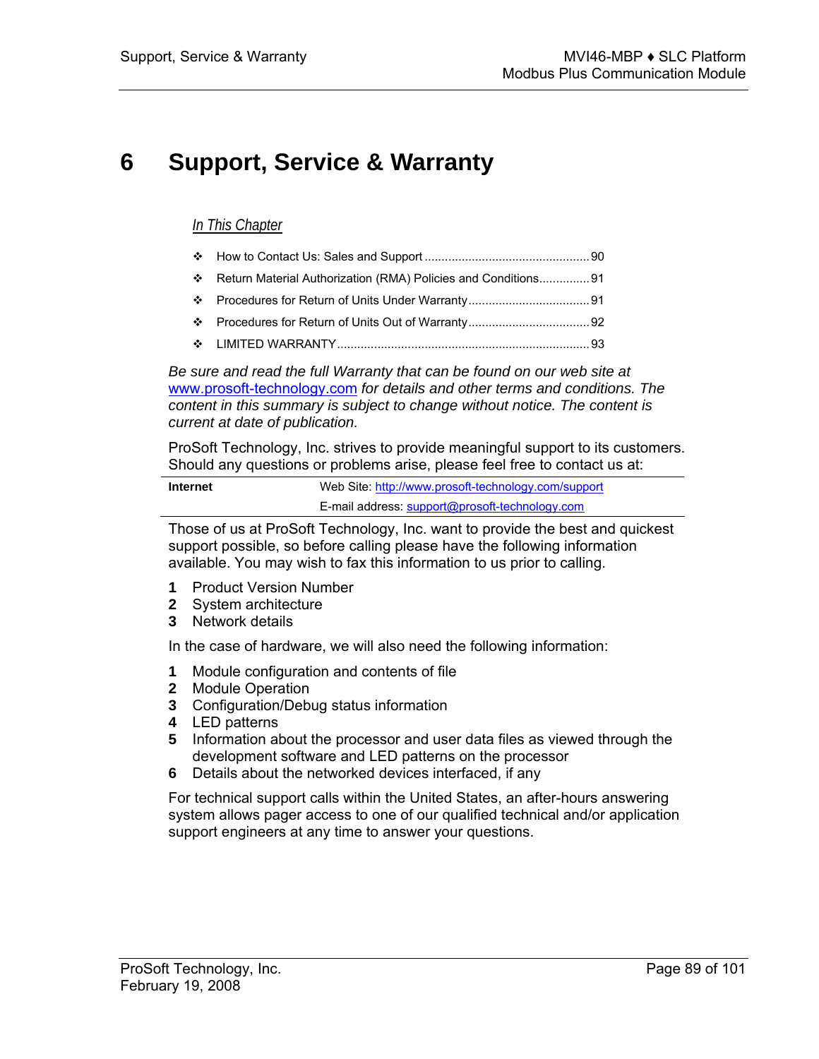# 6 Support, Service & Warranty

*In This Chapter*

- How to Contact Us: Sales and Support ................................................ 90
- Return Material Authorization (RMA) Policies and Conditions............... 91
- Procedures for Return of Units Under Warranty.................................... 91
- Procedures for Return of Units Out of Warranty.................................... 92
- LIMITED WARRANTY........................................................................... 93

*Be sure and read the full Warranty that can be found on our web site at* www.prosoft-technology.com *for details and other terms and conditions. The content in this summary is subject to change without notice. The content is current at date of publication.*

ProSoft Technology, Inc. strives to provide meaningful support to its customers. Should any questions or problems arise, please feel free to contact us at:

| | |
|---|---|
| **Internet** | Web Site: http://www.prosoft-technology.com/support |
| | E-mail address: support@prosoft-technology.com |

Those of us at ProSoft Technology, Inc. want to provide the best and quickest support possible, so before calling please have the following information available. You may wish to fax this information to us prior to calling.

1. Product Version Number
2. System architecture
3. Network details

In the case of hardware, we will also need the following information:

1. Module configuration and contents of file
2. Module Operation
3. Configuration/Debug status information
4. LED patterns
5. Information about the processor and user data files as viewed through the development software and LED patterns on the processor
6. Details about the networked devices interfaced, if any

For technical support calls within the United States, an after-hours answering system allows pager access to one of our qualified technical and/or application support engineers at any time to answer your questions.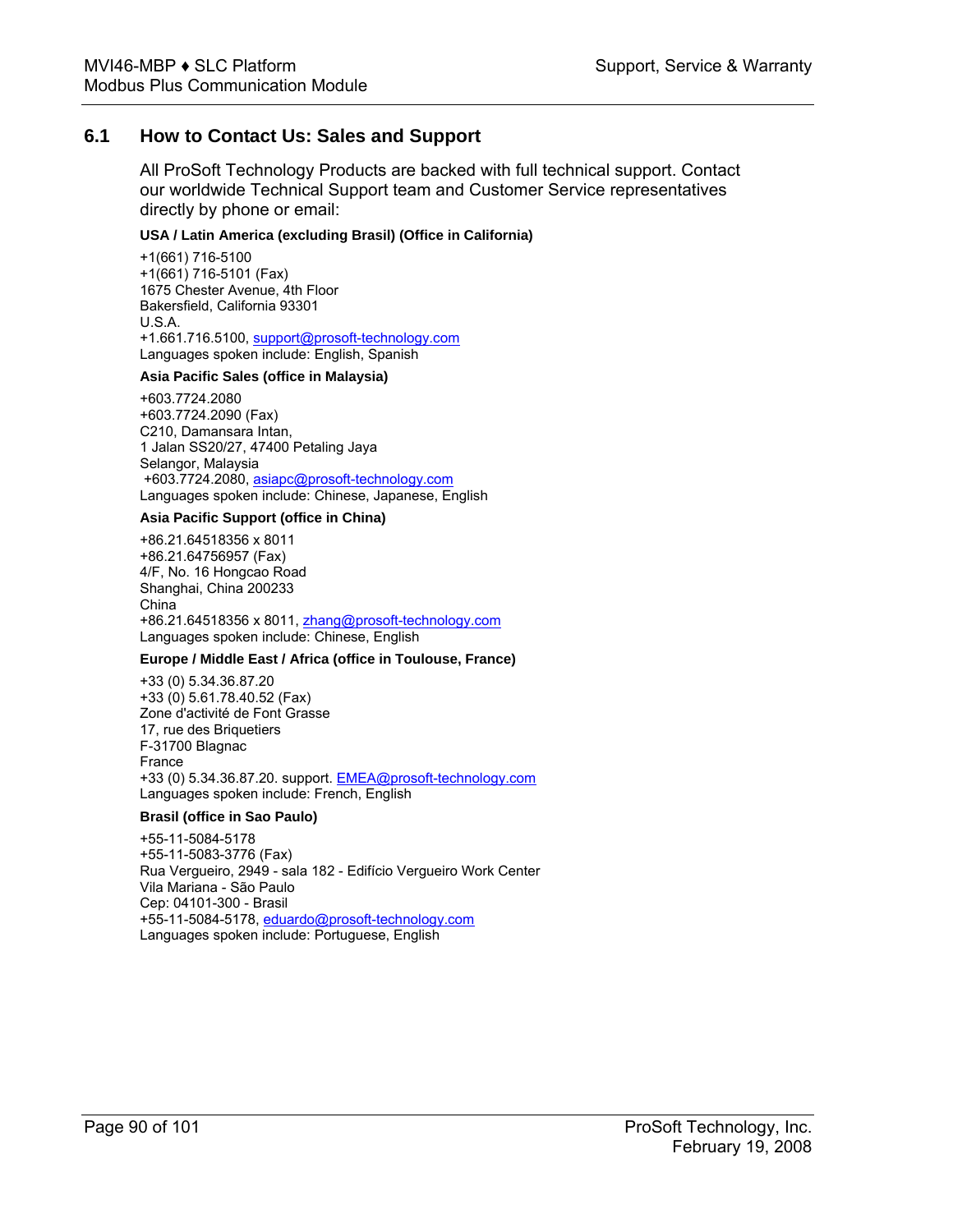## 6.1 How to Contact Us: Sales and Support

All ProSoft Technology Products are backed with full technical support. Contact our worldwide Technical Support team and Customer Service representatives directly by phone or email:

**USA / Latin America (excluding Brasil) (Office in California)**

+1(661) 716-5100
+1(661) 716-5101 (Fax)
1675 Chester Avenue, 4th Floor
Bakersfield, California 93301
U.S.A.
+1.661.716.5100, support@prosoft-technology.com
Languages spoken include: English, Spanish

**Asia Pacific Sales (office in Malaysia)**

+603.7724.2080
+603.7724.2090 (Fax)
C210, Damansara Intan,
1 Jalan SS20/27, 47400 Petaling Jaya
Selangor, Malaysia
+603.7724.2080, asiapc@prosoft-technology.com
Languages spoken include: Chinese, Japanese, English

**Asia Pacific Support (office in China)**

+86.21.64518356 x 8011
+86.21.64756957 (Fax)
4/F, No. 16 Hongcao Road
Shanghai, China 200233
China
+86.21.64518356 x 8011, zhang@prosoft-technology.com
Languages spoken include: Chinese, English

**Europe / Middle East / Africa (office in Toulouse, France)**

+33 (0) 5.34.36.87.20
+33 (0) 5.61.78.40.52 (Fax)
Zone d'activité de Font Grasse
17, rue des Briquetiers
F-31700 Blagnac
France
+33 (0) 5.34.36.87.20. support. EMEA@prosoft-technology.com
Languages spoken include: French, English

**Brasil (office in Sao Paulo)**

+55-11-5084-5178
+55-11-5083-3776 (Fax)
Rua Vergueiro, 2949 - sala 182 - Edifício Vergueiro Work Center
Vila Mariana - São Paulo
Cep: 04101-300 - Brasil
+55-11-5084-5178, eduardo@prosoft-technology.com
Languages spoken include: Portuguese, English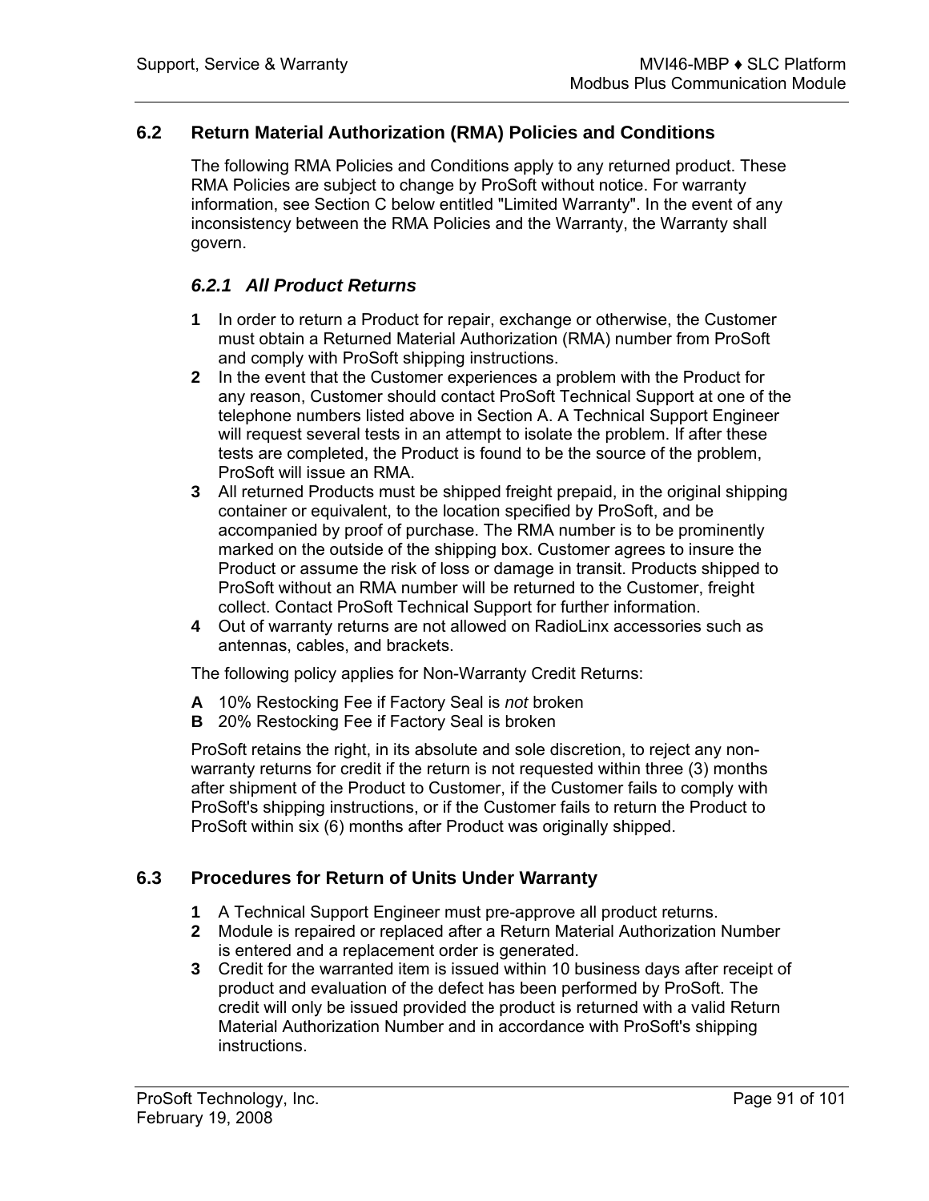## 6.2 Return Material Authorization (RMA) Policies and Conditions

The following RMA Policies and Conditions apply to any returned product. These RMA Policies are subject to change by ProSoft without notice. For warranty information, see Section C below entitled "Limited Warranty". In the event of any inconsistency between the RMA Policies and the Warranty, the Warranty shall govern.

### *6.2.1 All Product Returns*

1. In order to return a Product for repair, exchange or otherwise, the Customer must obtain a Returned Material Authorization (RMA) number from ProSoft and comply with ProSoft shipping instructions.
2. In the event that the Customer experiences a problem with the Product for any reason, Customer should contact ProSoft Technical Support at one of the telephone numbers listed above in Section A. A Technical Support Engineer will request several tests in an attempt to isolate the problem. If after these tests are completed, the Product is found to be the source of the problem, ProSoft will issue an RMA.
3. All returned Products must be shipped freight prepaid, in the original shipping container or equivalent, to the location specified by ProSoft, and be accompanied by proof of purchase. The RMA number is to be prominently marked on the outside of the shipping box. Customer agrees to insure the Product or assume the risk of loss or damage in transit. Products shipped to ProSoft without an RMA number will be returned to the Customer, freight collect. Contact ProSoft Technical Support for further information.
4. Out of warranty returns are not allowed on RadioLinx accessories such as antennas, cables, and brackets.

The following policy applies for Non-Warranty Credit Returns:

**A** 10% Restocking Fee if Factory Seal is *not* broken
**B** 20% Restocking Fee if Factory Seal is broken

ProSoft retains the right, in its absolute and sole discretion, to reject any non-warranty returns for credit if the return is not requested within three (3) months after shipment of the Product to Customer, if the Customer fails to comply with ProSoft's shipping instructions, or if the Customer fails to return the Product to ProSoft within six (6) months after Product was originally shipped.

## 6.3 Procedures for Return of Units Under Warranty

1. A Technical Support Engineer must pre-approve all product returns.
2. Module is repaired or replaced after a Return Material Authorization Number is entered and a replacement order is generated.
3. Credit for the warranted item is issued within 10 business days after receipt of product and evaluation of the defect has been performed by ProSoft. The credit will only be issued provided the product is returned with a valid Return Material Authorization Number and in accordance with ProSoft's shipping instructions.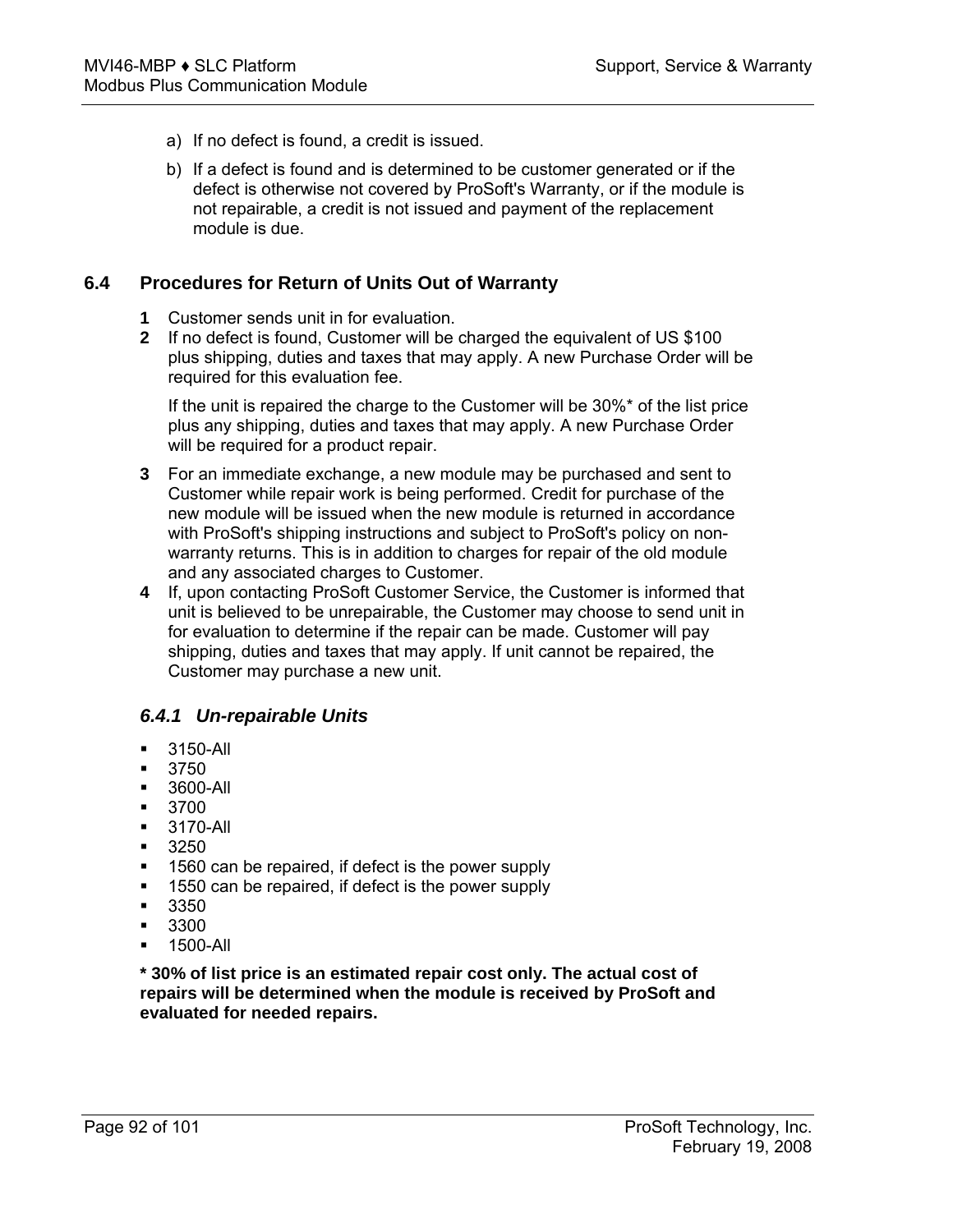a) If no defect is found, a credit is issued.

b) If a defect is found and is determined to be customer generated or if the defect is otherwise not covered by ProSoft's Warranty, or if the module is not repairable, a credit is not issued and payment of the replacement module is due.

## 6.4 Procedures for Return of Units Out of Warranty

**1** Customer sends unit in for evaluation.

**2** If no defect is found, Customer will be charged the equivalent of US $100 plus shipping, duties and taxes that may apply. A new Purchase Order will be required for this evaluation fee.

If the unit is repaired the charge to the Customer will be 30%* of the list price plus any shipping, duties and taxes that may apply. A new Purchase Order will be required for a product repair.

**3** For an immediate exchange, a new module may be purchased and sent to Customer while repair work is being performed. Credit for purchase of the new module will be issued when the new module is returned in accordance with ProSoft's shipping instructions and subject to ProSoft's policy on non-warranty returns. This is in addition to charges for repair of the old module and any associated charges to Customer.

**4** If, upon contacting ProSoft Customer Service, the Customer is informed that unit is believed to be unrepairable, the Customer may choose to send unit in for evaluation to determine if the repair can be made. Customer will pay shipping, duties and taxes that may apply. If unit cannot be repaired, the Customer may purchase a new unit.

### *6.4.1 Un-repairable Units*

- 3150-All
- 3750
- 3600-All
- 3700
- 3170-All
- 3250
- 1560 can be repaired, if defect is the power supply
- 1550 can be repaired, if defect is the power supply
- 3350
- 3300
- 1500-All

**\* 30% of list price is an estimated repair cost only. The actual cost of repairs will be determined when the module is received by ProSoft and evaluated for needed repairs.**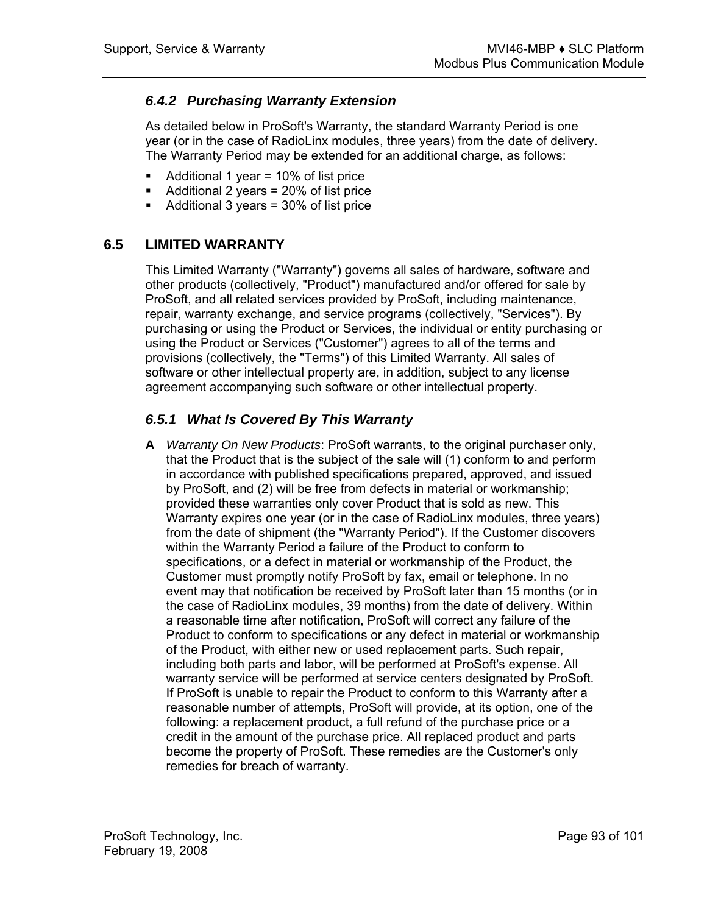### 6.4.2 Purchasing Warranty Extension

As detailed below in ProSoft's Warranty, the standard Warranty Period is one year (or in the case of RadioLinx modules, three years) from the date of delivery. The Warranty Period may be extended for an additional charge, as follows:

- Additional 1 year = 10% of list price
- Additional 2 years = 20% of list price
- Additional 3 years = 30% of list price

## 6.5 LIMITED WARRANTY

This Limited Warranty ("Warranty") governs all sales of hardware, software and other products (collectively, "Product") manufactured and/or offered for sale by ProSoft, and all related services provided by ProSoft, including maintenance, repair, warranty exchange, and service programs (collectively, "Services"). By purchasing or using the Product or Services, the individual or entity purchasing or using the Product or Services ("Customer") agrees to all of the terms and provisions (collectively, the "Terms") of this Limited Warranty. All sales of software or other intellectual property are, in addition, subject to any license agreement accompanying such software or other intellectual property.

### 6.5.1 What Is Covered By This Warranty

**A** *Warranty On New Products*: ProSoft warrants, to the original purchaser only, that the Product that is the subject of the sale will (1) conform to and perform in accordance with published specifications prepared, approved, and issued by ProSoft, and (2) will be free from defects in material or workmanship; provided these warranties only cover Product that is sold as new. This Warranty expires one year (or in the case of RadioLinx modules, three years) from the date of shipment (the "Warranty Period"). If the Customer discovers within the Warranty Period a failure of the Product to conform to specifications, or a defect in material or workmanship of the Product, the Customer must promptly notify ProSoft by fax, email or telephone. In no event may that notification be received by ProSoft later than 15 months (or in the case of RadioLinx modules, 39 months) from the date of delivery. Within a reasonable time after notification, ProSoft will correct any failure of the Product to conform to specifications or any defect in material or workmanship of the Product, with either new or used replacement parts. Such repair, including both parts and labor, will be performed at ProSoft's expense. All warranty service will be performed at service centers designated by ProSoft. If ProSoft is unable to repair the Product to conform to this Warranty after a reasonable number of attempts, ProSoft will provide, at its option, one of the following: a replacement product, a full refund of the purchase price or a credit in the amount of the purchase price. All replaced product and parts become the property of ProSoft. These remedies are the Customer's only remedies for breach of warranty.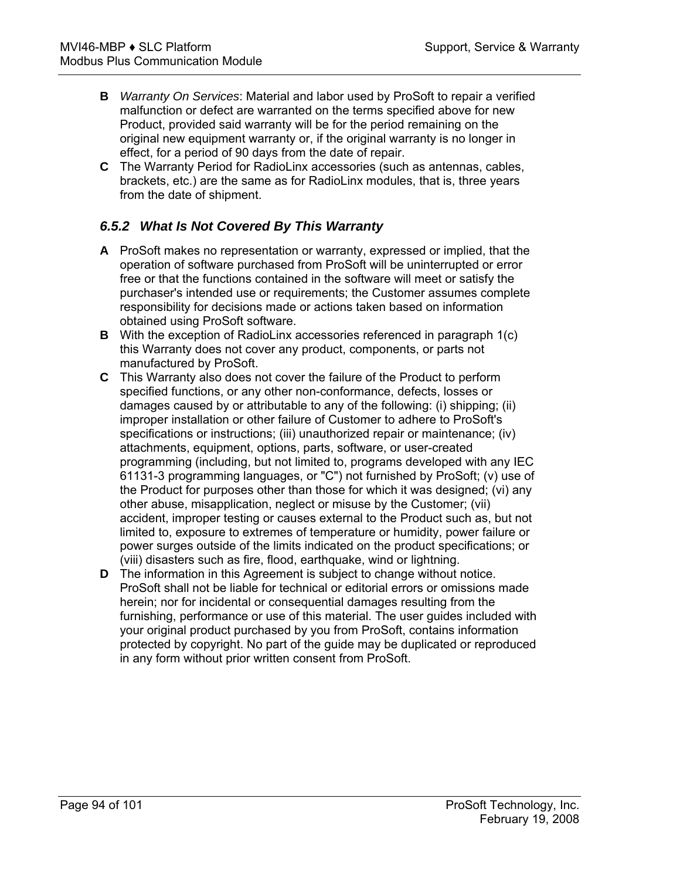**B** *Warranty On Services*: Material and labor used by ProSoft to repair a verified malfunction or defect are warranted on the terms specified above for new Product, provided said warranty will be for the period remaining on the original new equipment warranty or, if the original warranty is no longer in effect, for a period of 90 days from the date of repair.

**C** The Warranty Period for RadioLinx accessories (such as antennas, cables, brackets, etc.) are the same as for RadioLinx modules, that is, three years from the date of shipment.

### *6.5.2 What Is Not Covered By This Warranty*

**A** ProSoft makes no representation or warranty, expressed or implied, that the operation of software purchased from ProSoft will be uninterrupted or error free or that the functions contained in the software will meet or satisfy the purchaser's intended use or requirements; the Customer assumes complete responsibility for decisions made or actions taken based on information obtained using ProSoft software.

**B** With the exception of RadioLinx accessories referenced in paragraph 1(c) this Warranty does not cover any product, components, or parts not manufactured by ProSoft.

**C** This Warranty also does not cover the failure of the Product to perform specified functions, or any other non-conformance, defects, losses or damages caused by or attributable to any of the following: (i) shipping; (ii) improper installation or other failure of Customer to adhere to ProSoft's specifications or instructions; (iii) unauthorized repair or maintenance; (iv) attachments, equipment, options, parts, software, or user-created programming (including, but not limited to, programs developed with any IEC 61131-3 programming languages, or "C") not furnished by ProSoft; (v) use of the Product for purposes other than those for which it was designed; (vi) any other abuse, misapplication, neglect or misuse by the Customer; (vii) accident, improper testing or causes external to the Product such as, but not limited to, exposure to extremes of temperature or humidity, power failure or power surges outside of the limits indicated on the product specifications; or (viii) disasters such as fire, flood, earthquake, wind or lightning.

**D** The information in this Agreement is subject to change without notice. ProSoft shall not be liable for technical or editorial errors or omissions made herein; nor for incidental or consequential damages resulting from the furnishing, performance or use of this material. The user guides included with your original product purchased by you from ProSoft, contains information protected by copyright. No part of the guide may be duplicated or reproduced in any form without prior written consent from ProSoft.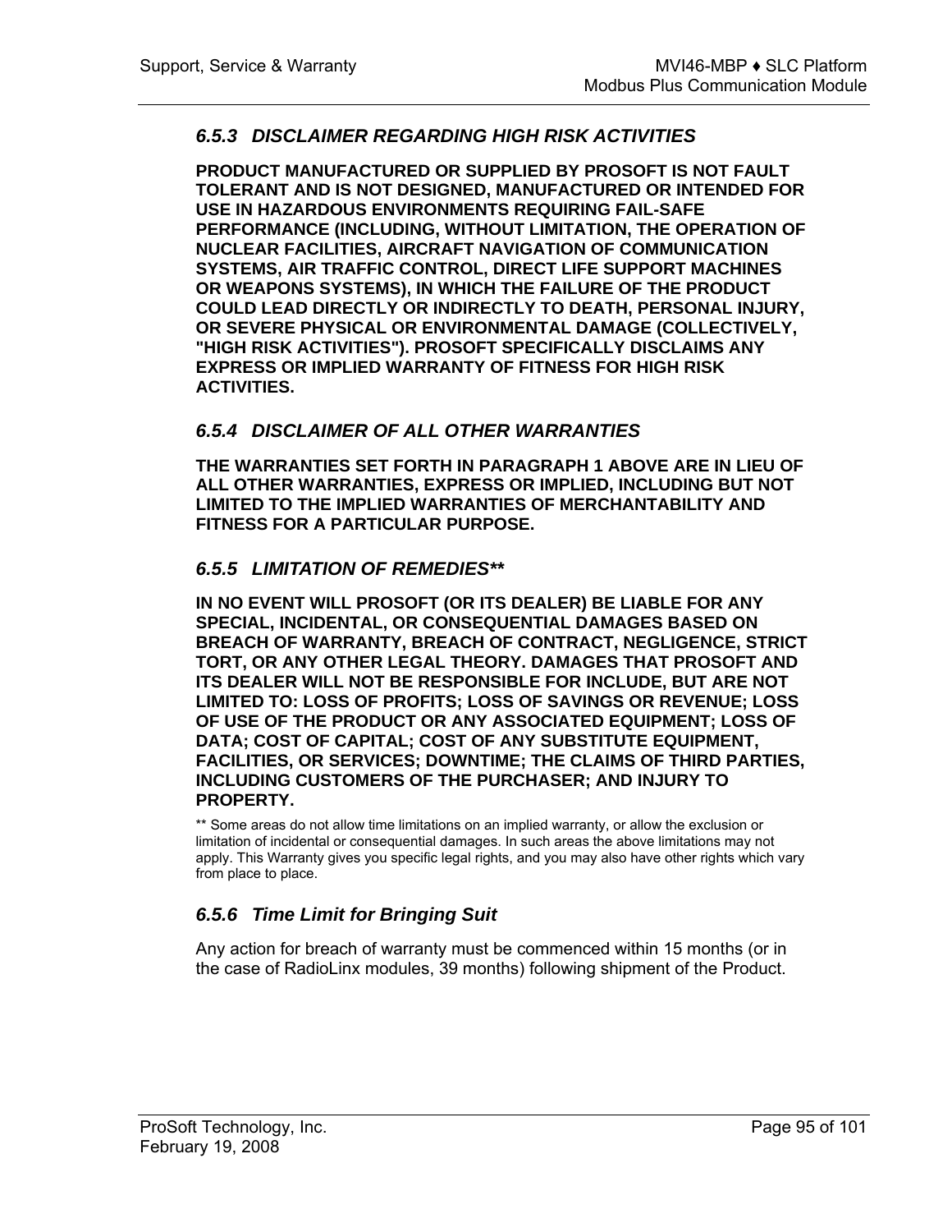### *6.5.3 DISCLAIMER REGARDING HIGH RISK ACTIVITIES*

**PRODUCT MANUFACTURED OR SUPPLIED BY PROSOFT IS NOT FAULT TOLERANT AND IS NOT DESIGNED, MANUFACTURED OR INTENDED FOR USE IN HAZARDOUS ENVIRONMENTS REQUIRING FAIL-SAFE PERFORMANCE (INCLUDING, WITHOUT LIMITATION, THE OPERATION OF NUCLEAR FACILITIES, AIRCRAFT NAVIGATION OF COMMUNICATION SYSTEMS, AIR TRAFFIC CONTROL, DIRECT LIFE SUPPORT MACHINES OR WEAPONS SYSTEMS), IN WHICH THE FAILURE OF THE PRODUCT COULD LEAD DIRECTLY OR INDIRECTLY TO DEATH, PERSONAL INJURY, OR SEVERE PHYSICAL OR ENVIRONMENTAL DAMAGE (COLLECTIVELY, "HIGH RISK ACTIVITIES"). PROSOFT SPECIFICALLY DISCLAIMS ANY EXPRESS OR IMPLIED WARRANTY OF FITNESS FOR HIGH RISK ACTIVITIES.**

### *6.5.4 DISCLAIMER OF ALL OTHER WARRANTIES*

**THE WARRANTIES SET FORTH IN PARAGRAPH 1 ABOVE ARE IN LIEU OF ALL OTHER WARRANTIES, EXPRESS OR IMPLIED, INCLUDING BUT NOT LIMITED TO THE IMPLIED WARRANTIES OF MERCHANTABILITY AND FITNESS FOR A PARTICULAR PURPOSE.**

### *6.5.5 LIMITATION OF REMEDIES***

**IN NO EVENT WILL PROSOFT (OR ITS DEALER) BE LIABLE FOR ANY SPECIAL, INCIDENTAL, OR CONSEQUENTIAL DAMAGES BASED ON BREACH OF WARRANTY, BREACH OF CONTRACT, NEGLIGENCE, STRICT TORT, OR ANY OTHER LEGAL THEORY. DAMAGES THAT PROSOFT AND ITS DEALER WILL NOT BE RESPONSIBLE FOR INCLUDE, BUT ARE NOT LIMITED TO: LOSS OF PROFITS; LOSS OF SAVINGS OR REVENUE; LOSS OF USE OF THE PRODUCT OR ANY ASSOCIATED EQUIPMENT; LOSS OF DATA; COST OF CAPITAL; COST OF ANY SUBSTITUTE EQUIPMENT, FACILITIES, OR SERVICES; DOWNTIME; THE CLAIMS OF THIRD PARTIES, INCLUDING CUSTOMERS OF THE PURCHASER; AND INJURY TO PROPERTY.**

** Some areas do not allow time limitations on an implied warranty, or allow the exclusion or limitation of incidental or consequential damages. In such areas the above limitations may not apply. This Warranty gives you specific legal rights, and you may also have other rights which vary from place to place.

### *6.5.6 Time Limit for Bringing Suit*

Any action for breach of warranty must be commenced within 15 months (or in the case of RadioLinx modules, 39 months) following shipment of the Product.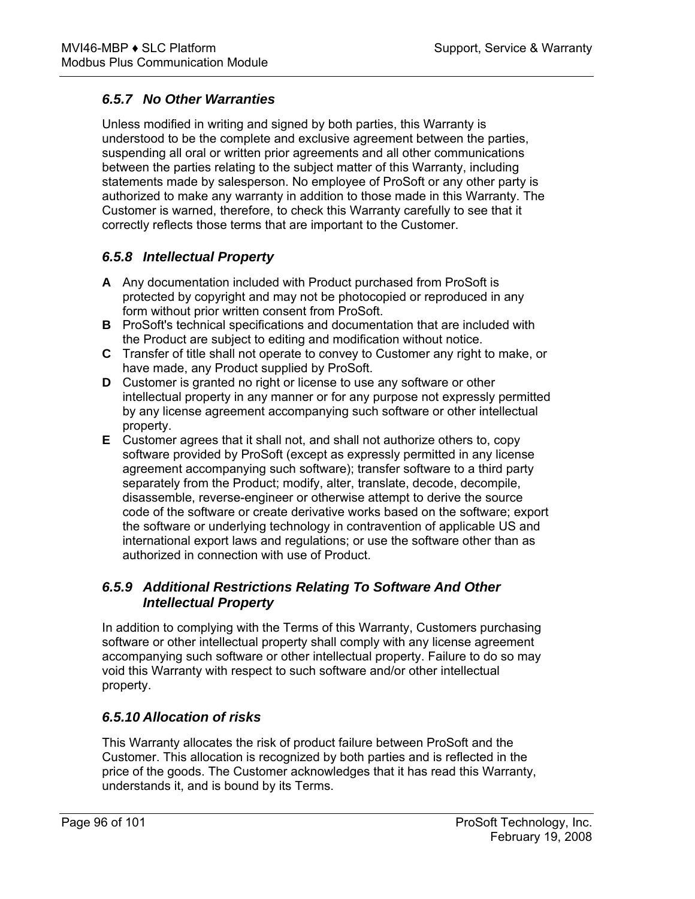### 6.5.7 No Other Warranties

Unless modified in writing and signed by both parties, this Warranty is understood to be the complete and exclusive agreement between the parties, suspending all oral or written prior agreements and all other communications between the parties relating to the subject matter of this Warranty, including statements made by salesperson. No employee of ProSoft or any other party is authorized to make any warranty in addition to those made in this Warranty. The Customer is warned, therefore, to check this Warranty carefully to see that it correctly reflects those terms that are important to the Customer.

### 6.5.8 Intellectual Property

**A** Any documentation included with Product purchased from ProSoft is protected by copyright and may not be photocopied or reproduced in any form without prior written consent from ProSoft.

**B** ProSoft's technical specifications and documentation that are included with the Product are subject to editing and modification without notice.

**C** Transfer of title shall not operate to convey to Customer any right to make, or have made, any Product supplied by ProSoft.

**D** Customer is granted no right or license to use any software or other intellectual property in any manner or for any purpose not expressly permitted by any license agreement accompanying such software or other intellectual property.

**E** Customer agrees that it shall not, and shall not authorize others to, copy software provided by ProSoft (except as expressly permitted in any license agreement accompanying such software); transfer software to a third party separately from the Product; modify, alter, translate, decode, decompile, disassemble, reverse-engineer or otherwise attempt to derive the source code of the software or create derivative works based on the software; export the software or underlying technology in contravention of applicable US and international export laws and regulations; or use the software other than as authorized in connection with use of Product.

### 6.5.9 Additional Restrictions Relating To Software And Other Intellectual Property

In addition to complying with the Terms of this Warranty, Customers purchasing software or other intellectual property shall comply with any license agreement accompanying such software or other intellectual property. Failure to do so may void this Warranty with respect to such software and/or other intellectual property.

### 6.5.10 Allocation of risks

This Warranty allocates the risk of product failure between ProSoft and the Customer. This allocation is recognized by both parties and is reflected in the price of the goods. The Customer acknowledges that it has read this Warranty, understands it, and is bound by its Terms.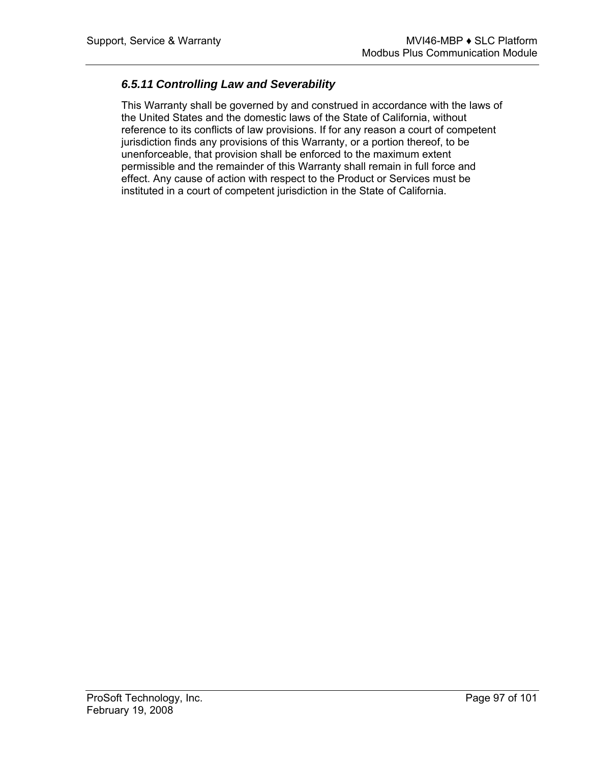### *6.5.11 Controlling Law and Severability*

This Warranty shall be governed by and construed in accordance with the laws of the United States and the domestic laws of the State of California, without reference to its conflicts of law provisions. If for any reason a court of competent jurisdiction finds any provisions of this Warranty, or a portion thereof, to be unenforceable, that provision shall be enforced to the maximum extent permissible and the remainder of this Warranty shall remain in full force and effect. Any cause of action with respect to the Product or Services must be instituted in a court of competent jurisdiction in the State of California.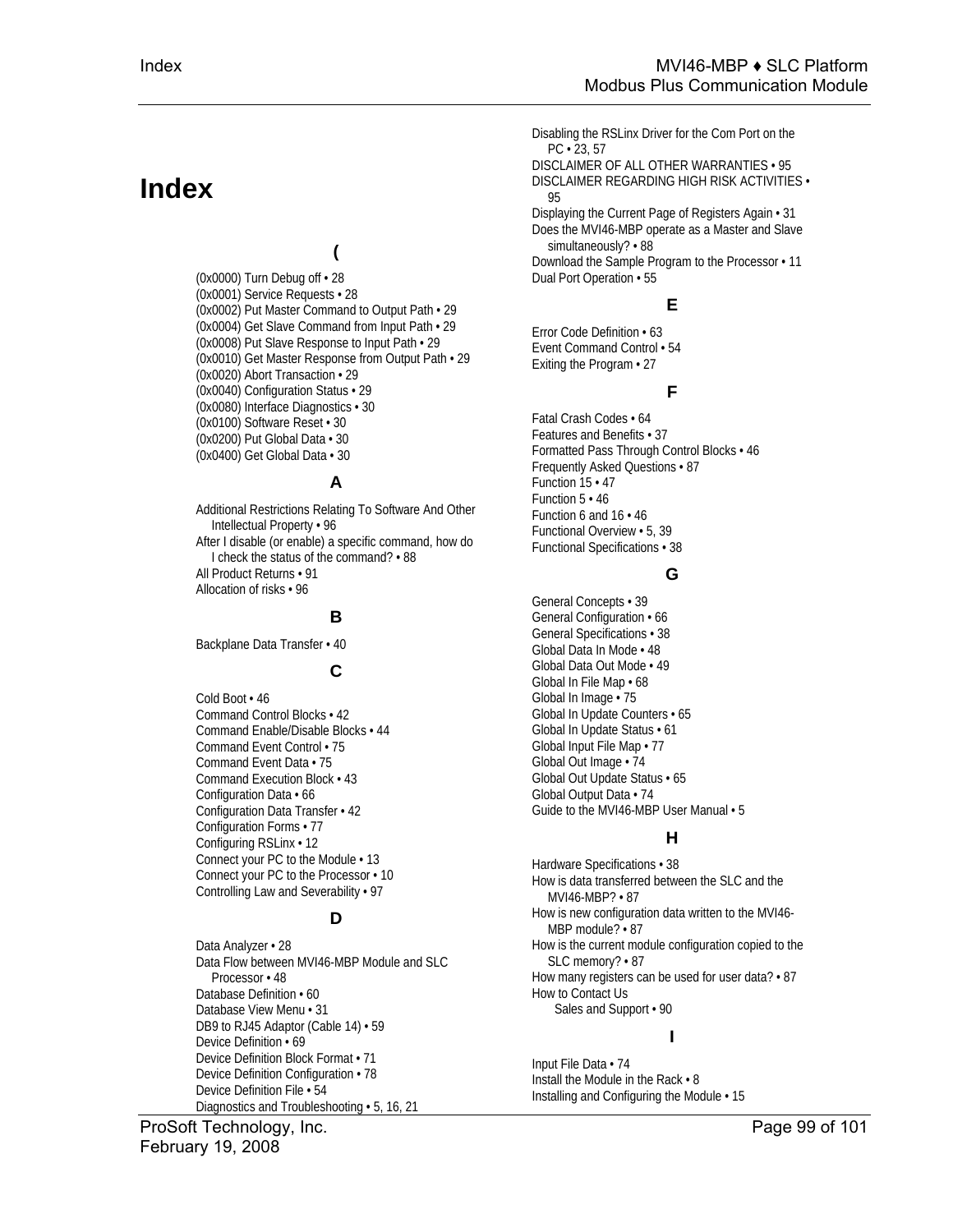# Index

## (

(0x0000) Turn Debug off • 28
(0x0001) Service Requests • 28
(0x0002) Put Master Command to Output Path • 29
(0x0004) Get Slave Command from Input Path • 29
(0x0008) Put Slave Response to Input Path • 29
(0x0010) Get Master Response from Output Path • 29
(0x0020) Abort Transaction • 29
(0x0040) Configuration Status • 29
(0x0080) Interface Diagnostics • 30
(0x0100) Software Reset • 30
(0x0200) Put Global Data • 30
(0x0400) Get Global Data • 30

## A

Additional Restrictions Relating To Software And Other Intellectual Property • 96
After I disable (or enable) a specific command, how do I check the status of the command? • 88
All Product Returns • 91
Allocation of risks • 96

## B

Backplane Data Transfer • 40

## C

Cold Boot • 46
Command Control Blocks • 42
Command Enable/Disable Blocks • 44
Command Event Control • 75
Command Event Data • 75
Command Execution Block • 43
Configuration Data • 66
Configuration Data Transfer • 42
Configuration Forms • 77
Configuring RSLinx • 12
Connect your PC to the Module • 13
Connect your PC to the Processor • 10
Controlling Law and Severability • 97

## D

Data Analyzer • 28
Data Flow between MVI46-MBP Module and SLC Processor • 48
Database Definition • 60
Database View Menu • 31
DB9 to RJ45 Adaptor (Cable 14) • 59
Device Definition • 69
Device Definition Block Format • 71
Device Definition Configuration • 78
Device Definition File • 54
Diagnostics and Troubleshooting • 5, 16, 21
Disabling the RSLinx Driver for the Com Port on the PC • 23, 57
DISCLAIMER OF ALL OTHER WARRANTIES • 95
DISCLAIMER REGARDING HIGH RISK ACTIVITIES • 95
Displaying the Current Page of Registers Again • 31
Does the MVI46-MBP operate as a Master and Slave simultaneously? • 88
Download the Sample Program to the Processor • 11
Dual Port Operation • 55

## E

Error Code Definition • 63
Event Command Control • 54
Exiting the Program • 27

## F

Fatal Crash Codes • 64
Features and Benefits • 37
Formatted Pass Through Control Blocks • 46
Frequently Asked Questions • 87
Function 15 • 47
Function 5 • 46
Function 6 and 16 • 46
Functional Overview • 5, 39
Functional Specifications • 38

## G

General Concepts • 39
General Configuration • 66
General Specifications • 38
Global Data In Mode • 48
Global Data Out Mode • 49
Global In File Map • 68
Global In Image • 75
Global In Update Counters • 65
Global In Update Status • 61
Global Input File Map • 77
Global Out Image • 74
Global Out Update Status • 65
Global Output Data • 74
Guide to the MVI46-MBP User Manual • 5

## H

Hardware Specifications • 38
How is data transferred between the SLC and the MVI46-MBP? • 87
How is new configuration data written to the MVI46-MBP module? • 87
How is the current module configuration copied to the SLC memory? • 87
How many registers can be used for user data? • 87
How to Contact Us
Sales and Support • 90

## I

Input File Data • 74
Install the Module in the Rack • 8
Installing and Configuring the Module • 15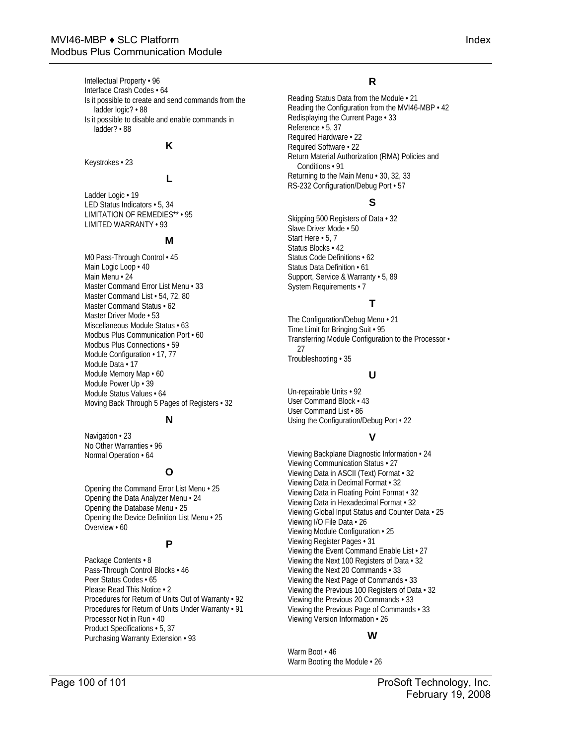Intellectual Property • 96
Interface Crash Codes • 64
Is it possible to create and send commands from the ladder logic? • 88
Is it possible to disable and enable commands in ladder? • 88

## K

Keystrokes • 23

## L

Ladder Logic • 19
LED Status Indicators • 5, 34
LIMITATION OF REMEDIES** • 95
LIMITED WARRANTY • 93

## M

M0 Pass-Through Control • 45
Main Logic Loop • 40
Main Menu • 24
Master Command Error List Menu • 33
Master Command List • 54, 72, 80
Master Command Status • 62
Master Driver Mode • 53
Miscellaneous Module Status • 63
Modbus Plus Communication Port • 60
Modbus Plus Connections • 59
Module Configuration • 17, 77
Module Data • 17
Module Memory Map • 60
Module Power Up • 39
Module Status Values • 64
Moving Back Through 5 Pages of Registers • 32

## N

Navigation • 23
No Other Warranties • 96
Normal Operation • 64

## O

Opening the Command Error List Menu • 25
Opening the Data Analyzer Menu • 24
Opening the Database Menu • 25
Opening the Device Definition List Menu • 25
Overview • 60

## P

Package Contents • 8
Pass-Through Control Blocks • 46
Peer Status Codes • 65
Please Read This Notice • 2
Procedures for Return of Units Out of Warranty • 92
Procedures for Return of Units Under Warranty • 91
Processor Not in Run • 40
Product Specifications • 5, 37
Purchasing Warranty Extension • 93

## R

Reading Status Data from the Module • 21
Reading the Configuration from the MVI46-MBP • 42
Redisplaying the Current Page • 33
Reference • 5, 37
Required Hardware • 22
Required Software • 22
Return Material Authorization (RMA) Policies and Conditions • 91
Returning to the Main Menu • 30, 32, 33
RS-232 Configuration/Debug Port • 57

## S

Skipping 500 Registers of Data • 32
Slave Driver Mode • 50
Start Here • 5, 7
Status Blocks • 42
Status Code Definitions • 62
Status Data Definition • 61
Support, Service & Warranty • 5, 89
System Requirements • 7

## T

The Configuration/Debug Menu • 21
Time Limit for Bringing Suit • 95
Transferring Module Configuration to the Processor • 27
Troubleshooting • 35

## U

Un-repairable Units • 92
User Command Block • 43
User Command List • 86
Using the Configuration/Debug Port • 22

## V

Viewing Backplane Diagnostic Information • 24
Viewing Communication Status • 27
Viewing Data in ASCII (Text) Format • 32
Viewing Data in Decimal Format • 32
Viewing Data in Floating Point Format • 32
Viewing Data in Hexadecimal Format • 32
Viewing Global Input Status and Counter Data • 25
Viewing I/O File Data • 26
Viewing Module Configuration • 25
Viewing Register Pages • 31
Viewing the Event Command Enable List • 27
Viewing the Next 100 Registers of Data • 32
Viewing the Next 20 Commands • 33
Viewing the Next Page of Commands • 33
Viewing the Previous 100 Registers of Data • 32
Viewing the Previous 20 Commands • 33
Viewing the Previous Page of Commands • 33
Viewing Version Information • 26

## W

Warm Boot • 46
Warm Booting the Module • 26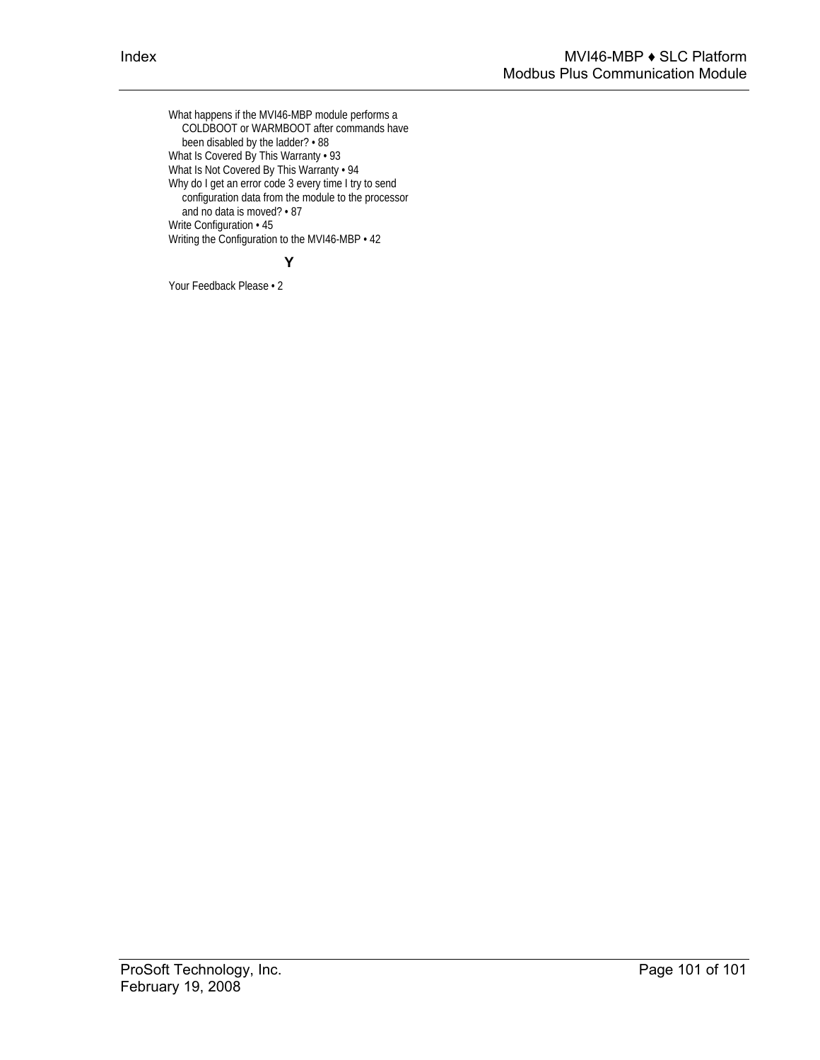What happens if the MVI46-MBP module performs a COLDBOOT or WARMBOOT after commands have been disabled by the ladder? • 88
What Is Covered By This Warranty • 93
What Is Not Covered By This Warranty • 94
Why do I get an error code 3 every time I try to send configuration data from the module to the processor and no data is moved? • 87
Write Configuration • 45
Writing the Configuration to the MVI46-MBP • 42

## Y

Your Feedback Please • 2